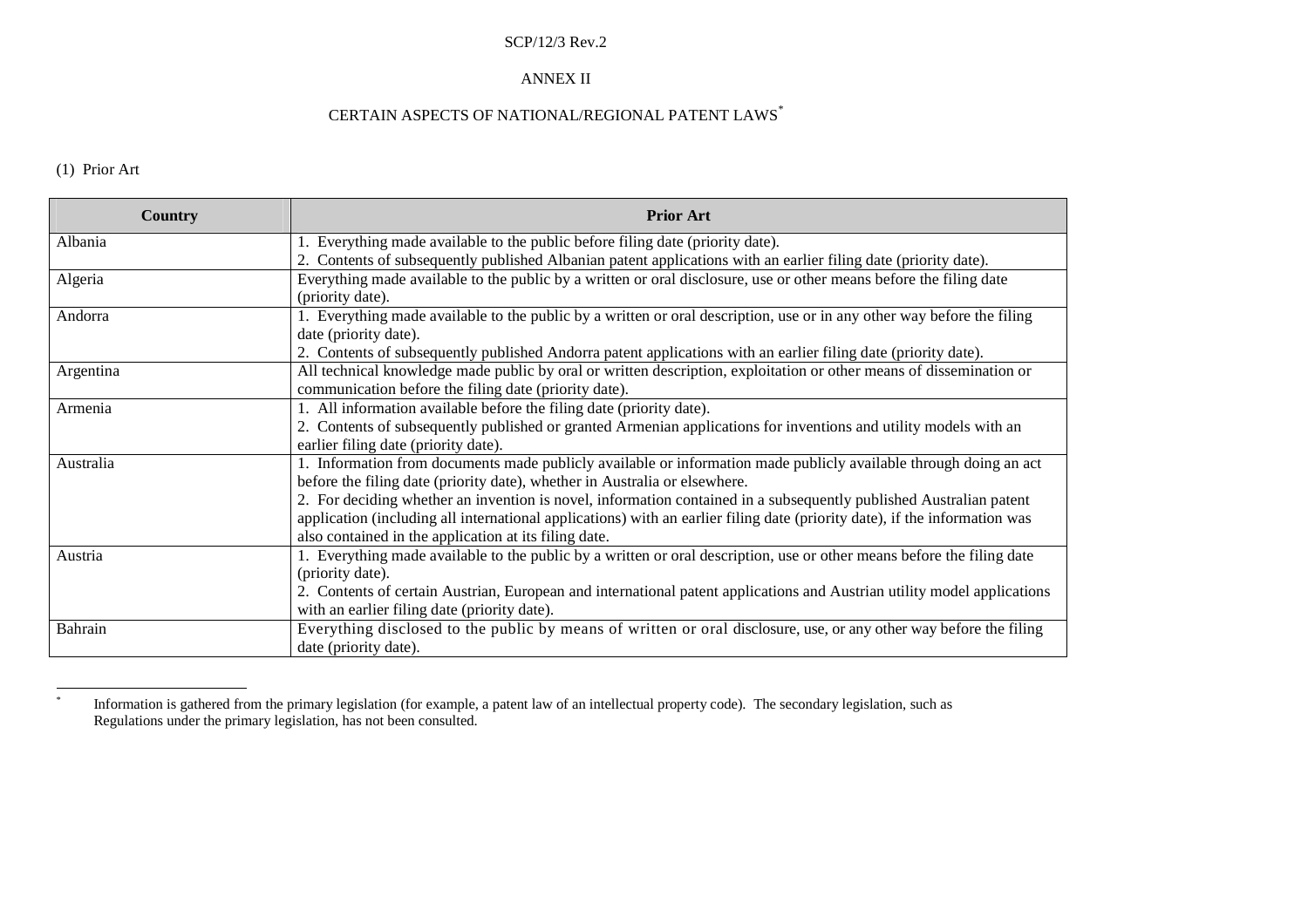SCP/12/3 Rev.2

ANNEX II

# CERTAIN ASPECTS OF NATIONAL/REGIONAL PATENT LAWS*

## (1) Prior Art

| Country | Prior Art |
|---|---|
| Albania | 1. Everything made available to the public before filing date (priority date).<br>2. Contents of subsequently published Albanian patent applications with an earlier filing date (priority date). |
| Algeria | Everything made available to the public by a written or oral disclosure, use or other means before the filing date (priority date). |
| Andorra | 1. Everything made available to the public by a written or oral description, use or in any other way before the filing date (priority date).<br>2. Contents of subsequently published Andorra patent applications with an earlier filing date (priority date). |
| Argentina | All technical knowledge made public by oral or written description, exploitation or other means of dissemination or communication before the filing date (priority date). |
| Armenia | 1. All information available before the filing date (priority date).<br>2. Contents of subsequently published or granted Armenian applications for inventions and utility models with an earlier filing date (priority date). |
| Australia | 1. Information from documents made publicly available or information made publicly available through doing an act before the filing date (priority date), whether in Australia or elsewhere.<br>2. For deciding whether an invention is novel, information contained in a subsequently published Australian patent application (including all international applications) with an earlier filing date (priority date), if the information was also contained in the application at its filing date. |
| Austria | 1. Everything made available to the public by a written or oral description, use or other means before the filing date (priority date).<br>2. Contents of certain Austrian, European and international patent applications and Austrian utility model applications with an earlier filing date (priority date). |
| Bahrain | Everything disclosed to the public by means of written or oral disclosure, use, or any other way before the filing date (priority date). |

* Information is gathered from the primary legislation (for example, a patent law of an intellectual property code). The secondary legislation, such as Regulations under the primary legislation, has not been consulted.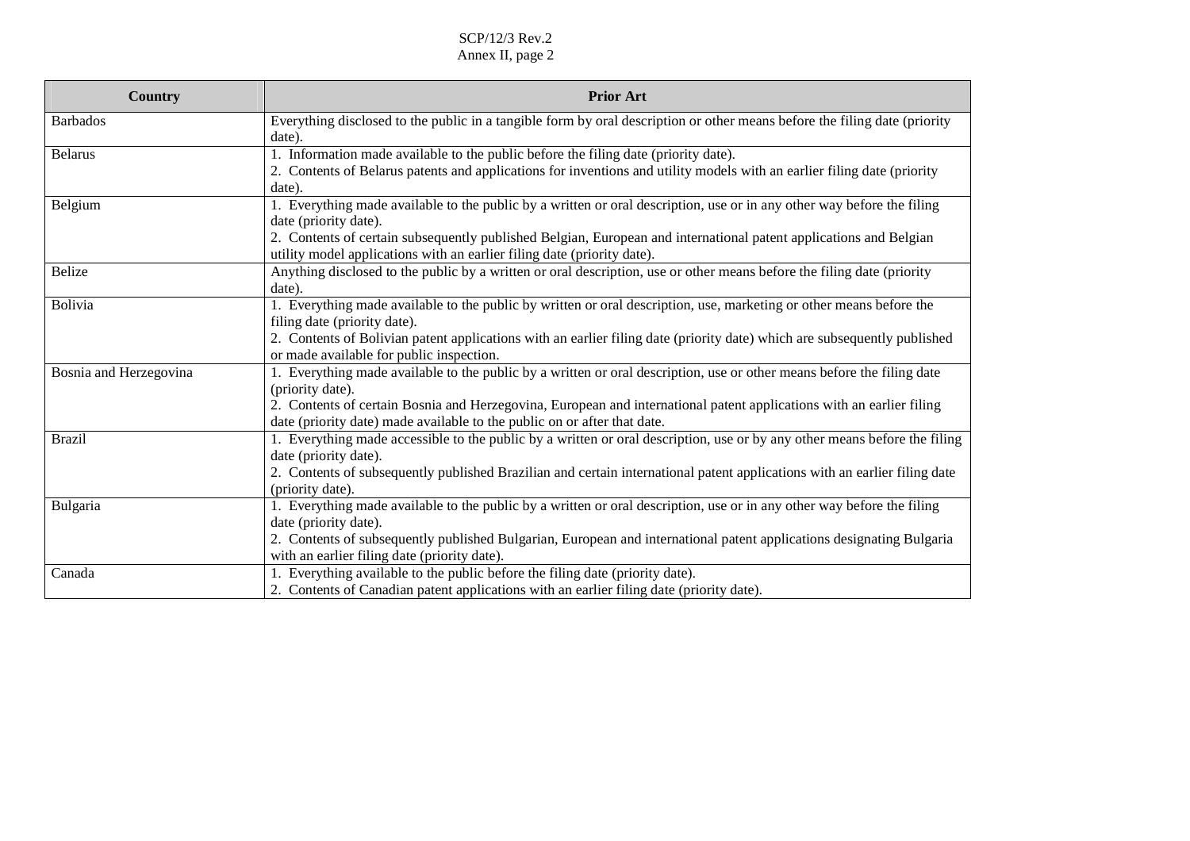| Country | Prior Art |
|---|---|
| Barbados | Everything disclosed to the public in a tangible form by oral description or other means before the filing date (priority date). |
| Belarus | 1. Information made available to the public before the filing date (priority date).<br>2. Contents of Belarus patents and applications for inventions and utility models with an earlier filing date (priority date). |
| Belgium | 1. Everything made available to the public by a written or oral description, use or in any other way before the filing date (priority date).<br>2. Contents of certain subsequently published Belgian, European and international patent applications and Belgian utility model applications with an earlier filing date (priority date). |
| Belize | Anything disclosed to the public by a written or oral description, use or other means before the filing date (priority date). |
| Bolivia | 1. Everything made available to the public by written or oral description, use, marketing or other means before the filing date (priority date).<br>2. Contents of Bolivian patent applications with an earlier filing date (priority date) which are subsequently published or made available for public inspection. |
| Bosnia and Herzegovina | 1. Everything made available to the public by a written or oral description, use or other means before the filing date (priority date).<br>2. Contents of certain Bosnia and Herzegovina, European and international patent applications with an earlier filing date (priority date) made available to the public on or after that date. |
| Brazil | 1. Everything made accessible to the public by a written or oral description, use or by any other means before the filing date (priority date).<br>2. Contents of subsequently published Brazilian and certain international patent applications with an earlier filing date (priority date). |
| Bulgaria | 1. Everything made available to the public by a written or oral description, use or in any other way before the filing date (priority date).<br>2. Contents of subsequently published Bulgarian, European and international patent applications designating Bulgaria with an earlier filing date (priority date). |
| Canada | 1. Everything available to the public before the filing date (priority date).<br>2. Contents of Canadian patent applications with an earlier filing date (priority date). |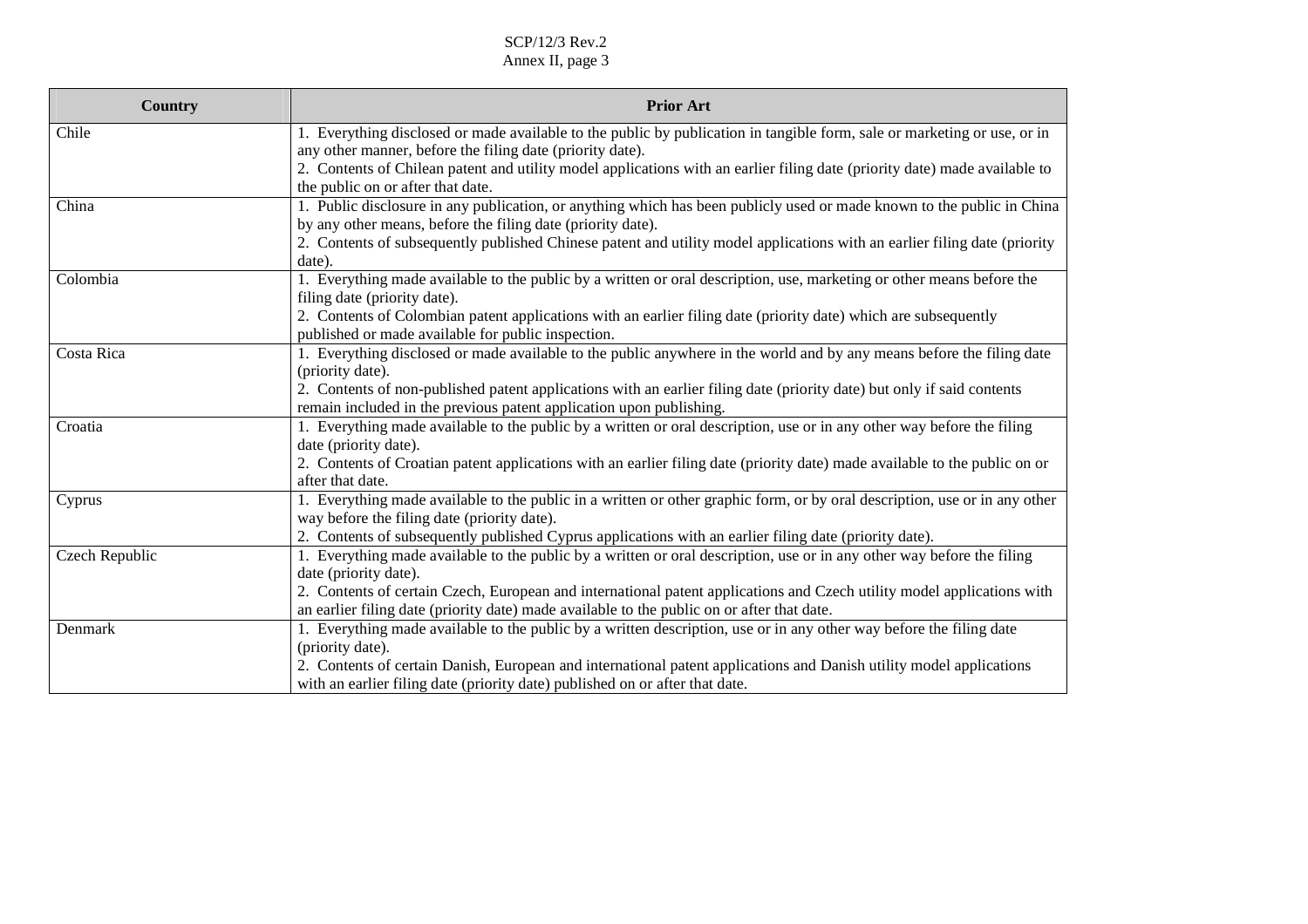| Country | Prior Art |
|---|---|
| Chile | 1. Everything disclosed or made available to the public by publication in tangible form, sale or marketing or use, or in any other manner, before the filing date (priority date).<br>2. Contents of Chilean patent and utility model applications with an earlier filing date (priority date) made available to the public on or after that date. |
| China | 1. Public disclosure in any publication, or anything which has been publicly used or made known to the public in China by any other means, before the filing date (priority date).<br>2. Contents of subsequently published Chinese patent and utility model applications with an earlier filing date (priority date). |
| Colombia | 1. Everything made available to the public by a written or oral description, use, marketing or other means before the filing date (priority date).<br>2. Contents of Colombian patent applications with an earlier filing date (priority date) which are subsequently published or made available for public inspection. |
| Costa Rica | 1. Everything disclosed or made available to the public anywhere in the world and by any means before the filing date (priority date).<br>2. Contents of non-published patent applications with an earlier filing date (priority date) but only if said contents remain included in the previous patent application upon publishing. |
| Croatia | 1. Everything made available to the public by a written or oral description, use or in any other way before the filing date (priority date).<br>2. Contents of Croatian patent applications with an earlier filing date (priority date) made available to the public on or after that date. |
| Cyprus | 1. Everything made available to the public in a written or other graphic form, or by oral description, use or in any other way before the filing date (priority date).<br>2. Contents of subsequently published Cyprus applications with an earlier filing date (priority date). |
| Czech Republic | 1. Everything made available to the public by a written or oral description, use or in any other way before the filing date (priority date).<br>2. Contents of certain Czech, European and international patent applications and Czech utility model applications with an earlier filing date (priority date) made available to the public on or after that date. |
| Denmark | 1. Everything made available to the public by a written description, use or in any other way before the filing date (priority date).<br>2. Contents of certain Danish, European and international patent applications and Danish utility model applications with an earlier filing date (priority date) published on or after that date. |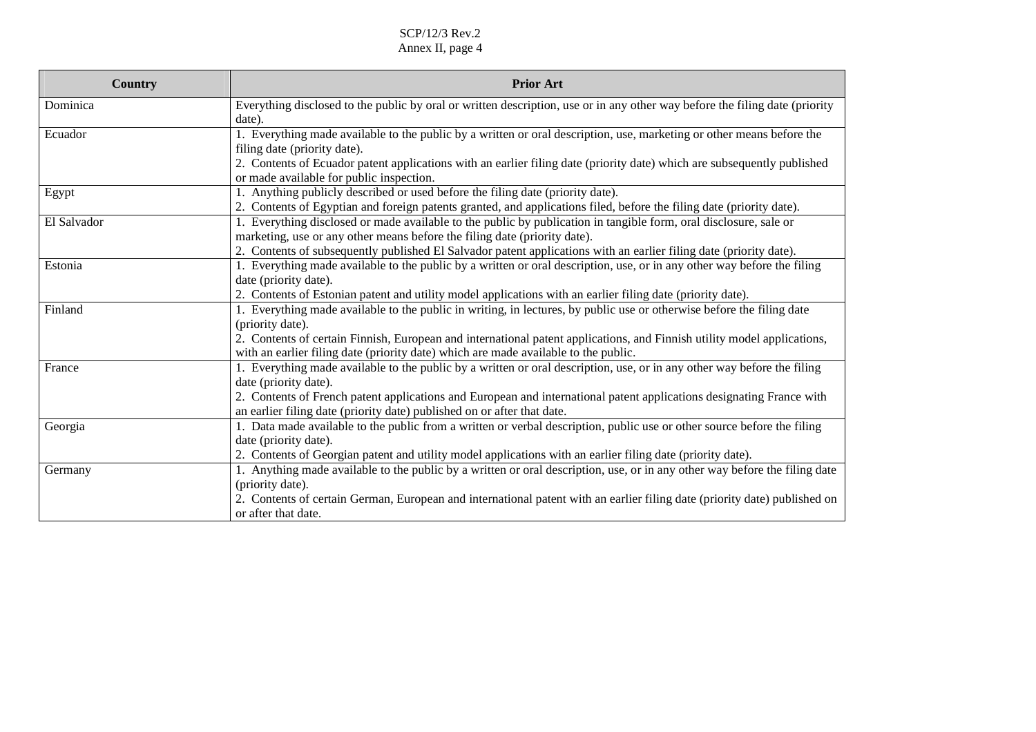| Country | Prior Art |
|---|---|
| Dominica | Everything disclosed to the public by oral or written description, use or in any other way before the filing date (priority date). |
| Ecuador | 1. Everything made available to the public by a written or oral description, use, marketing or other means before the filing date (priority date).<br>2. Contents of Ecuador patent applications with an earlier filing date (priority date) which are subsequently published or made available for public inspection. |
| Egypt | 1. Anything publicly described or used before the filing date (priority date).<br>2. Contents of Egyptian and foreign patents granted, and applications filed, before the filing date (priority date). |
| El Salvador | 1. Everything disclosed or made available to the public by publication in tangible form, oral disclosure, sale or marketing, use or any other means before the filing date (priority date).<br>2. Contents of subsequently published El Salvador patent applications with an earlier filing date (priority date). |
| Estonia | 1. Everything made available to the public by a written or oral description, use, or in any other way before the filing date (priority date).<br>2. Contents of Estonian patent and utility model applications with an earlier filing date (priority date). |
| Finland | 1. Everything made available to the public in writing, in lectures, by public use or otherwise before the filing date (priority date).<br>2. Contents of certain Finnish, European and international patent applications, and Finnish utility model applications, with an earlier filing date (priority date) which are made available to the public. |
| France | 1. Everything made available to the public by a written or oral description, use, or in any other way before the filing date (priority date).<br>2. Contents of French patent applications and European and international patent applications designating France with an earlier filing date (priority date) published on or after that date. |
| Georgia | 1. Data made available to the public from a written or verbal description, public use or other source before the filing date (priority date).<br>2. Contents of Georgian patent and utility model applications with an earlier filing date (priority date). |
| Germany | 1. Anything made available to the public by a written or oral description, use, or in any other way before the filing date (priority date).<br>2. Contents of certain German, European and international patent with an earlier filing date (priority date) published on or after that date. |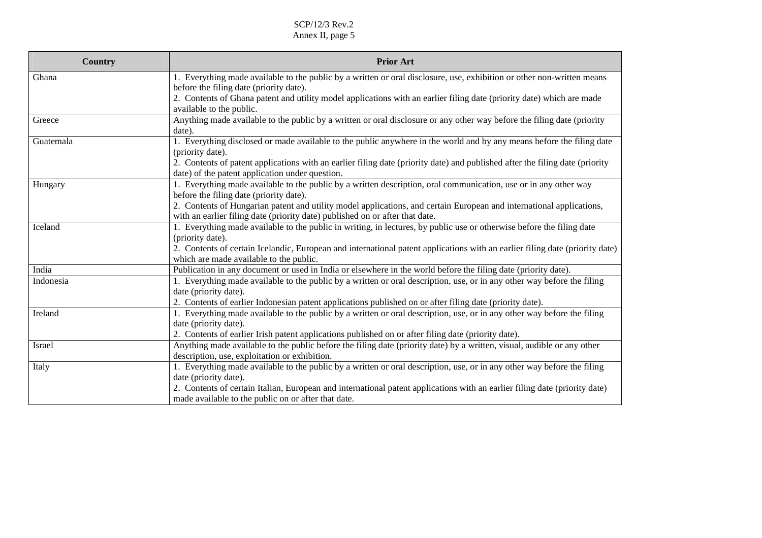| Country | Prior Art |
|---|---|
| Ghana | 1. Everything made available to the public by a written or oral disclosure, use, exhibition or other non-written means before the filing date (priority date).<br>2. Contents of Ghana patent and utility model applications with an earlier filing date (priority date) which are made available to the public. |
| Greece | Anything made available to the public by a written or oral disclosure or any other way before the filing date (priority date). |
| Guatemala | 1. Everything disclosed or made available to the public anywhere in the world and by any means before the filing date (priority date).<br>2. Contents of patent applications with an earlier filing date (priority date) and published after the filing date (priority date) of the patent application under question. |
| Hungary | 1. Everything made available to the public by a written description, oral communication, use or in any other way before the filing date (priority date).<br>2. Contents of Hungarian patent and utility model applications, and certain European and international applications, with an earlier filing date (priority date) published on or after that date. |
| Iceland | 1. Everything made available to the public in writing, in lectures, by public use or otherwise before the filing date (priority date).<br>2. Contents of certain Icelandic, European and international patent applications with an earlier filing date (priority date) which are made available to the public. |
| India | Publication in any document or used in India or elsewhere in the world before the filing date (priority date). |
| Indonesia | 1. Everything made available to the public by a written or oral description, use, or in any other way before the filing date (priority date).<br>2. Contents of earlier Indonesian patent applications published on or after filing date (priority date). |
| Ireland | 1. Everything made available to the public by a written or oral description, use, or in any other way before the filing date (priority date).<br>2. Contents of earlier Irish patent applications published on or after filing date (priority date). |
| Israel | Anything made available to the public before the filing date (priority date) by a written, visual, audible or any other description, use, exploitation or exhibition. |
| Italy | 1. Everything made available to the public by a written or oral description, use, or in any other way before the filing date (priority date).<br>2. Contents of certain Italian, European and international patent applications with an earlier filing date (priority date) made available to the public on or after that date. |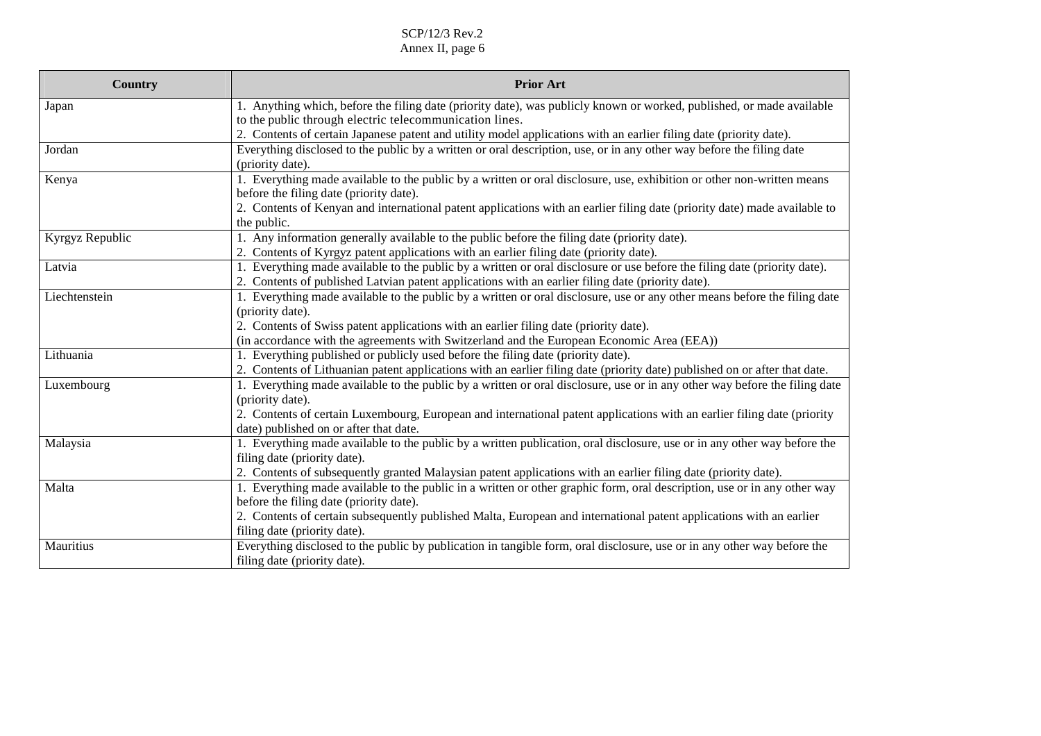| Country | Prior Art |
|---|---|
| Japan | 1. Anything which, before the filing date (priority date), was publicly known or worked, published, or made available to the public through electric telecommunication lines.<br>2. Contents of certain Japanese patent and utility model applications with an earlier filing date (priority date). |
| Jordan | Everything disclosed to the public by a written or oral description, use, or in any other way before the filing date (priority date). |
| Kenya | 1. Everything made available to the public by a written or oral disclosure, use, exhibition or other non-written means before the filing date (priority date).<br>2. Contents of Kenyan and international patent applications with an earlier filing date (priority date) made available to the public. |
| Kyrgyz Republic | 1. Any information generally available to the public before the filing date (priority date).<br>2. Contents of Kyrgyz patent applications with an earlier filing date (priority date). |
| Latvia | 1. Everything made available to the public by a written or oral disclosure or use before the filing date (priority date).<br>2. Contents of published Latvian patent applications with an earlier filing date (priority date). |
| Liechtenstein | 1. Everything made available to the public by a written or oral disclosure, use or any other means before the filing date (priority date).<br>2. Contents of Swiss patent applications with an earlier filing date (priority date).<br>(in accordance with the agreements with Switzerland and the European Economic Area (EEA)) |
| Lithuania | 1. Everything published or publicly used before the filing date (priority date).<br>2. Contents of Lithuanian patent applications with an earlier filing date (priority date) published on or after that date. |
| Luxembourg | 1. Everything made available to the public by a written or oral disclosure, use or in any other way before the filing date (priority date).<br>2. Contents of certain Luxembourg, European and international patent applications with an earlier filing date (priority date) published on or after that date. |
| Malaysia | 1. Everything made available to the public by a written publication, oral disclosure, use or in any other way before the filing date (priority date).<br>2. Contents of subsequently granted Malaysian patent applications with an earlier filing date (priority date). |
| Malta | 1. Everything made available to the public in a written or other graphic form, oral description, use or in any other way before the filing date (priority date).<br>2. Contents of certain subsequently published Malta, European and international patent applications with an earlier filing date (priority date). |
| Mauritius | Everything disclosed to the public by publication in tangible form, oral disclosure, use or in any other way before the filing date (priority date). |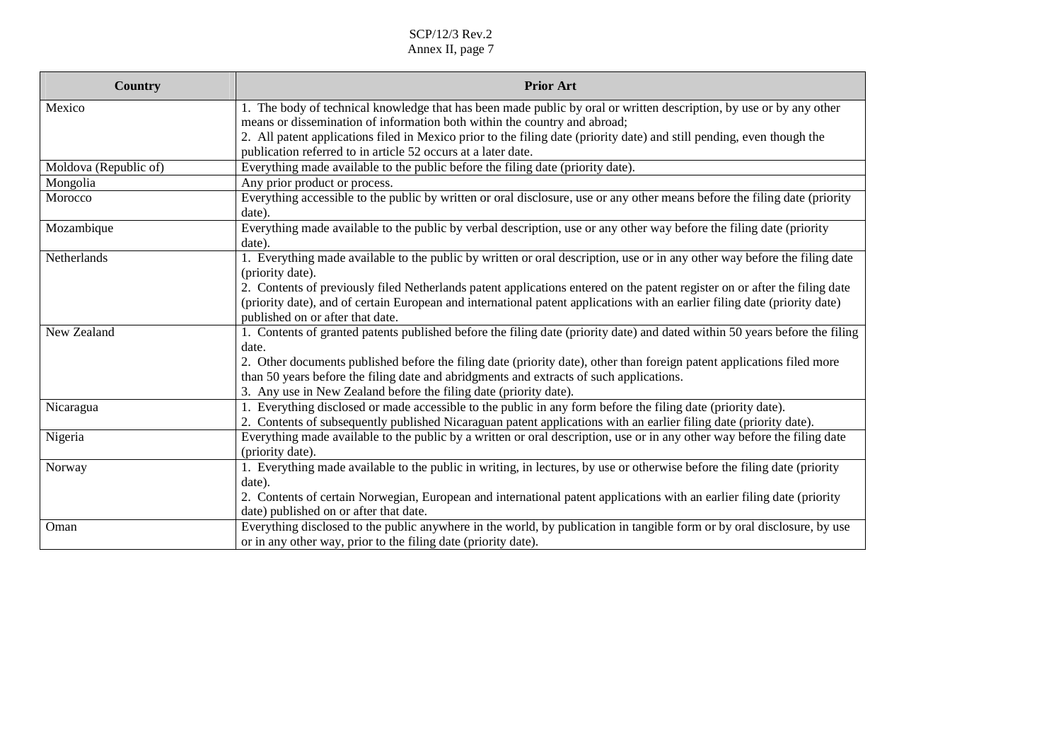| Country | Prior Art |
| --- | --- |
| Mexico | 1. The body of technical knowledge that has been made public by oral or written description, by use or by any other means or dissemination of information both within the country and abroad;<br>2. All patent applications filed in Mexico prior to the filing date (priority date) and still pending, even though the publication referred to in article 52 occurs at a later date. |
| Moldova (Republic of) | Everything made available to the public before the filing date (priority date). |
| Mongolia | Any prior product or process. |
| Morocco | Everything accessible to the public by written or oral disclosure, use or any other means before the filing date (priority date). |
| Mozambique | Everything made available to the public by verbal description, use or any other way before the filing date (priority date). |
| Netherlands | 1. Everything made available to the public by written or oral description, use or in any other way before the filing date (priority date).<br>2. Contents of previously filed Netherlands patent applications entered on the patent register on or after the filing date (priority date), and of certain European and international patent applications with an earlier filing date (priority date) published on or after that date. |
| New Zealand | 1. Contents of granted patents published before the filing date (priority date) and dated within 50 years before the filing date.<br>2. Other documents published before the filing date (priority date), other than foreign patent applications filed more than 50 years before the filing date and abridgments and extracts of such applications.<br>3. Any use in New Zealand before the filing date (priority date). |
| Nicaragua | 1. Everything disclosed or made accessible to the public in any form before the filing date (priority date).<br>2. Contents of subsequently published Nicaraguan patent applications with an earlier filing date (priority date). |
| Nigeria | Everything made available to the public by a written or oral description, use or in any other way before the filing date (priority date). |
| Norway | 1. Everything made available to the public in writing, in lectures, by use or otherwise before the filing date (priority date).<br>2. Contents of certain Norwegian, European and international patent applications with an earlier filing date (priority date) published on or after that date. |
| Oman | Everything disclosed to the public anywhere in the world, by publication in tangible form or by oral disclosure, by use or in any other way, prior to the filing date (priority date). |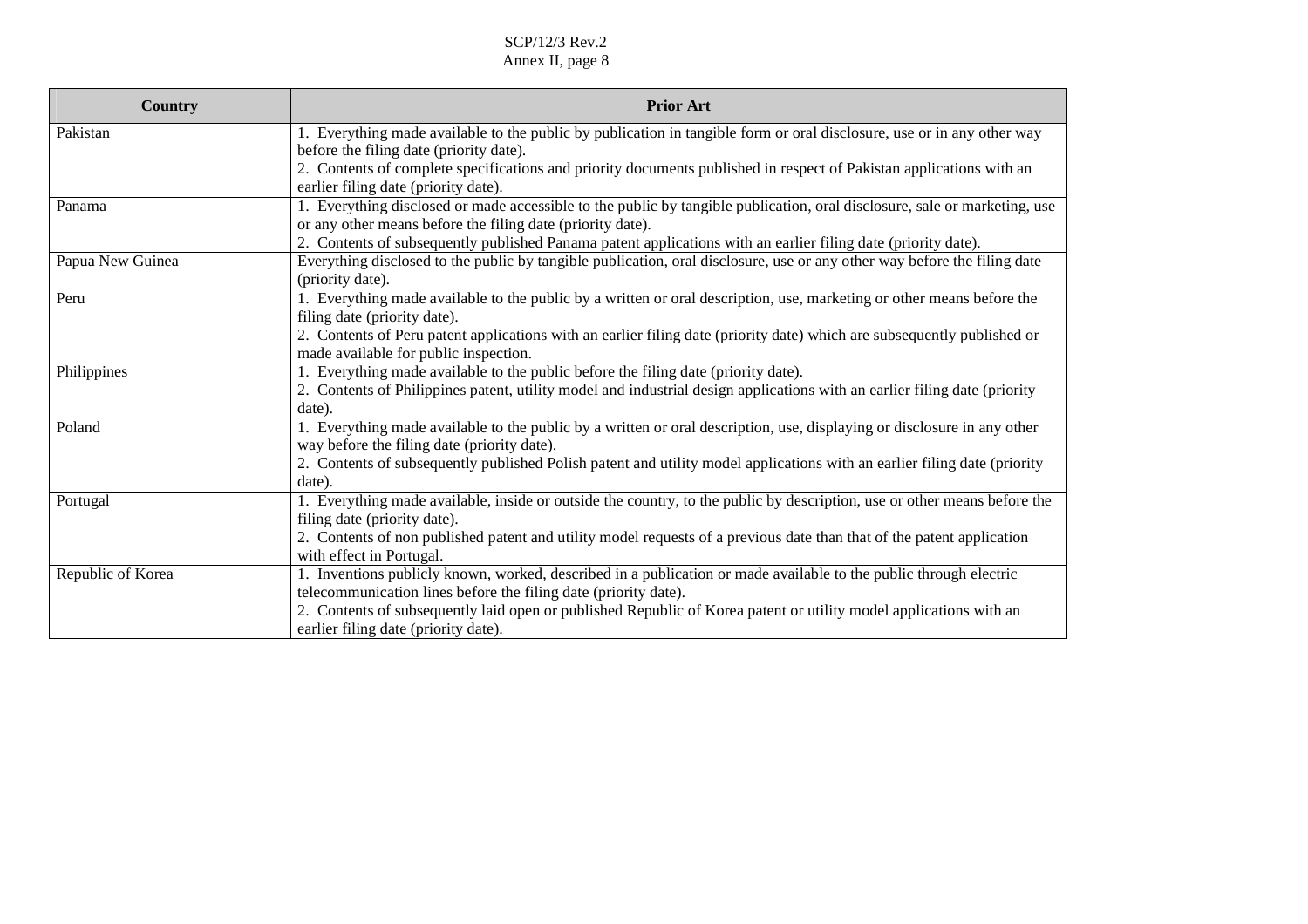| Country | Prior Art |
|---|---|
| Pakistan | 1. Everything made available to the public by publication in tangible form or oral disclosure, use or in any other way before the filing date (priority date).<br>2. Contents of complete specifications and priority documents published in respect of Pakistan applications with an earlier filing date (priority date). |
| Panama | 1. Everything disclosed or made accessible to the public by tangible publication, oral disclosure, sale or marketing, use or any other means before the filing date (priority date).<br>2. Contents of subsequently published Panama patent applications with an earlier filing date (priority date). |
| Papua New Guinea | Everything disclosed to the public by tangible publication, oral disclosure, use or any other way before the filing date (priority date). |
| Peru | 1. Everything made available to the public by a written or oral description, use, marketing or other means before the filing date (priority date).<br>2. Contents of Peru patent applications with an earlier filing date (priority date) which are subsequently published or made available for public inspection. |
| Philippines | 1. Everything made available to the public before the filing date (priority date).<br>2. Contents of Philippines patent, utility model and industrial design applications with an earlier filing date (priority date). |
| Poland | 1. Everything made available to the public by a written or oral description, use, displaying or disclosure in any other way before the filing date (priority date).<br>2. Contents of subsequently published Polish patent and utility model applications with an earlier filing date (priority date). |
| Portugal | 1. Everything made available, inside or outside the country, to the public by description, use or other means before the filing date (priority date).<br>2. Contents of non published patent and utility model requests of a previous date than that of the patent application with effect in Portugal. |
| Republic of Korea | 1. Inventions publicly known, worked, described in a publication or made available to the public through electric telecommunication lines before the filing date (priority date).<br>2. Contents of subsequently laid open or published Republic of Korea patent or utility model applications with an earlier filing date (priority date). |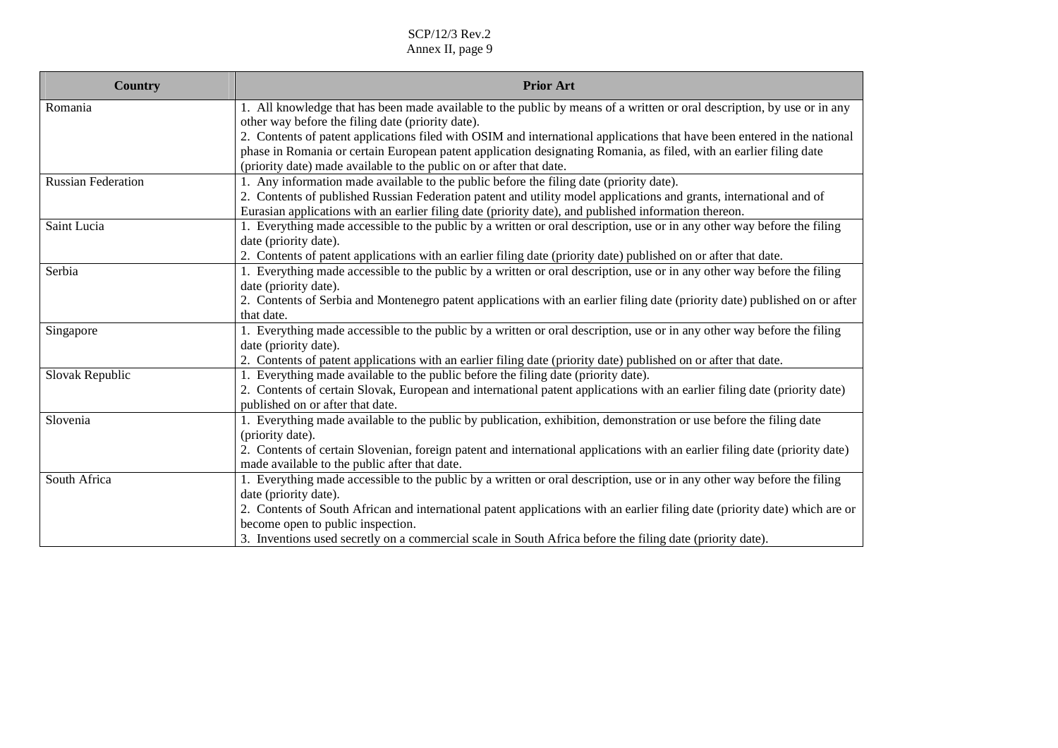| Country | Prior Art |
| --- | --- |
| Romania | 1. All knowledge that has been made available to the public by means of a written or oral description, by use or in any other way before the filing date (priority date).<br>2. Contents of patent applications filed with OSIM and international applications that have been entered in the national phase in Romania or certain European patent application designating Romania, as filed, with an earlier filing date (priority date) made available to the public on or after that date. |
| Russian Federation | 1. Any information made available to the public before the filing date (priority date).<br>2. Contents of published Russian Federation patent and utility model applications and grants, international and of Eurasian applications with an earlier filing date (priority date), and published information thereon. |
| Saint Lucia | 1. Everything made accessible to the public by a written or oral description, use or in any other way before the filing date (priority date).<br>2. Contents of patent applications with an earlier filing date (priority date) published on or after that date. |
| Serbia | 1. Everything made accessible to the public by a written or oral description, use or in any other way before the filing date (priority date).<br>2. Contents of Serbia and Montenegro patent applications with an earlier filing date (priority date) published on or after that date. |
| Singapore | 1. Everything made accessible to the public by a written or oral description, use or in any other way before the filing date (priority date).<br>2. Contents of patent applications with an earlier filing date (priority date) published on or after that date. |
| Slovak Republic | 1. Everything made available to the public before the filing date (priority date).<br>2. Contents of certain Slovak, European and international patent applications with an earlier filing date (priority date) published on or after that date. |
| Slovenia | 1. Everything made available to the public by publication, exhibition, demonstration or use before the filing date (priority date).<br>2. Contents of certain Slovenian, foreign patent and international applications with an earlier filing date (priority date) made available to the public after that date. |
| South Africa | 1. Everything made accessible to the public by a written or oral description, use or in any other way before the filing date (priority date).<br>2. Contents of South African and international patent applications with an earlier filing date (priority date) which are or become open to public inspection.<br>3. Inventions used secretly on a commercial scale in South Africa before the filing date (priority date). |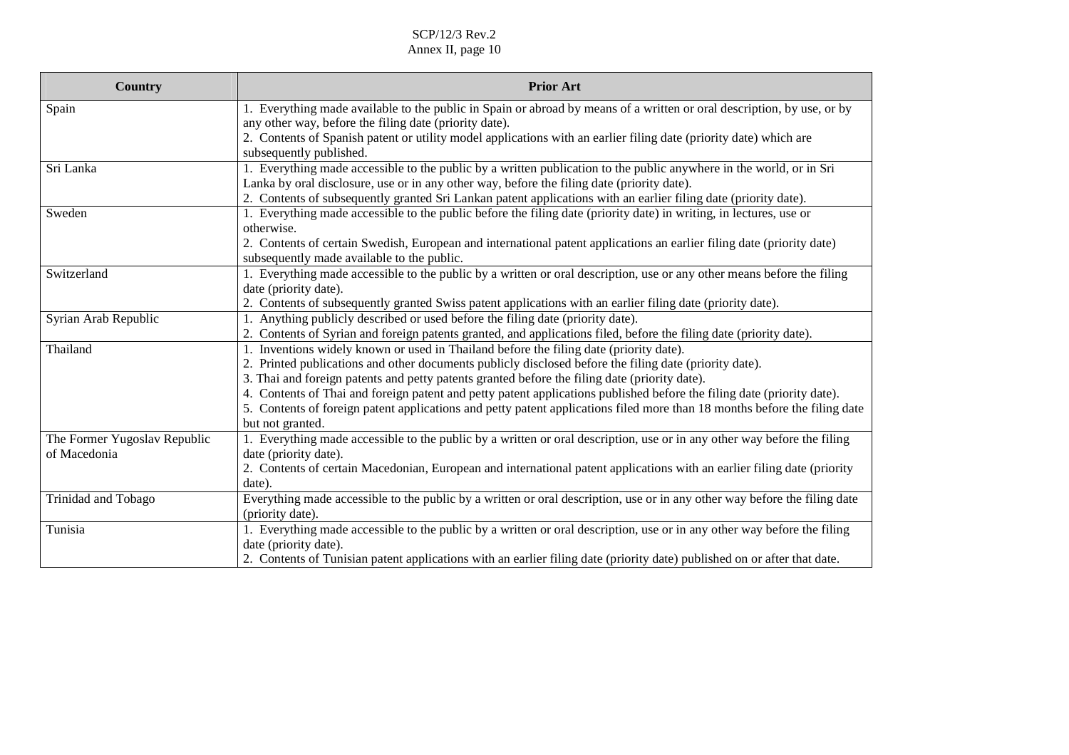| Country | Prior Art |
| --- | --- |
| Spain | 1. Everything made available to the public in Spain or abroad by means of a written or oral description, by use, or by any other way, before the filing date (priority date).<br>2. Contents of Spanish patent or utility model applications with an earlier filing date (priority date) which are subsequently published. |
| Sri Lanka | 1. Everything made accessible to the public by a written publication to the public anywhere in the world, or in Sri Lanka by oral disclosure, use or in any other way, before the filing date (priority date).<br>2. Contents of subsequently granted Sri Lankan patent applications with an earlier filing date (priority date). |
| Sweden | 1. Everything made accessible to the public before the filing date (priority date) in writing, in lectures, use or otherwise.<br>2. Contents of certain Swedish, European and international patent applications an earlier filing date (priority date) subsequently made available to the public. |
| Switzerland | 1. Everything made accessible to the public by a written or oral description, use or any other means before the filing date (priority date).<br>2. Contents of subsequently granted Swiss patent applications with an earlier filing date (priority date). |
| Syrian Arab Republic | 1. Anything publicly described or used before the filing date (priority date).<br>2. Contents of Syrian and foreign patents granted, and applications filed, before the filing date (priority date). |
| Thailand | 1. Inventions widely known or used in Thailand before the filing date (priority date).<br>2. Printed publications and other documents publicly disclosed before the filing date (priority date).<br>3. Thai and foreign patents and petty patents granted before the filing date (priority date).<br>4. Contents of Thai and foreign patent and petty patent applications published before the filing date (priority date).<br>5. Contents of foreign patent applications and petty patent applications filed more than 18 months before the filing date but not granted. |
| The Former Yugoslav Republic of Macedonia | 1. Everything made accessible to the public by a written or oral description, use or in any other way before the filing date (priority date).<br>2. Contents of certain Macedonian, European and international patent applications with an earlier filing date (priority date). |
| Trinidad and Tobago | Everything made accessible to the public by a written or oral description, use or in any other way before the filing date (priority date). |
| Tunisia | 1. Everything made accessible to the public by a written or oral description, use or in any other way before the filing date (priority date).<br>2. Contents of Tunisian patent applications with an earlier filing date (priority date) published on or after that date. |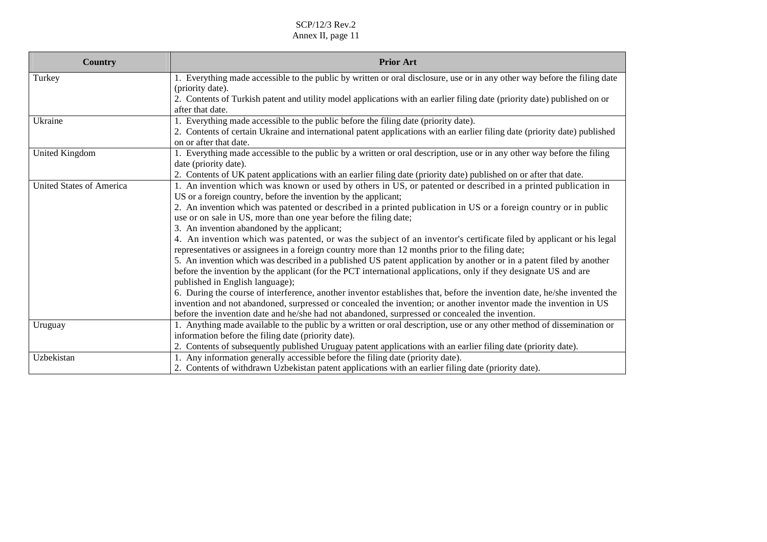| Country | Prior Art |
|---|---|
| Turkey | 1. Everything made accessible to the public by written or oral disclosure, use or in any other way before the filing date (priority date).<br>2. Contents of Turkish patent and utility model applications with an earlier filing date (priority date) published on or after that date. |
| Ukraine | 1. Everything made accessible to the public before the filing date (priority date).<br>2. Contents of certain Ukraine and international patent applications with an earlier filing date (priority date) published on or after that date. |
| United Kingdom | 1. Everything made accessible to the public by a written or oral description, use or in any other way before the filing date (priority date).<br>2. Contents of UK patent applications with an earlier filing date (priority date) published on or after that date. |
| United States of America | 1. An invention which was known or used by others in US, or patented or described in a printed publication in US or a foreign country, before the invention by the applicant;<br>2. An invention which was patented or described in a printed publication in US or a foreign country or in public use or on sale in US, more than one year before the filing date;<br>3. An invention abandoned by the applicant;<br>4. An invention which was patented, or was the subject of an inventor's certificate filed by applicant or his legal representatives or assignees in a foreign country more than 12 months prior to the filing date;<br>5. An invention which was described in a published US patent application by another or in a patent filed by another before the invention by the applicant (for the PCT international applications, only if they designate US and are published in English language);<br>6. During the course of interference, another inventor establishes that, before the invention date, he/she invented the invention and not abandoned, surpressed or concealed the invention; or another inventor made the invention in US before the invention date and he/she had not abandoned, surpressed or concealed the invention. |
| Uruguay | 1. Anything made available to the public by a written or oral description, use or any other method of dissemination or information before the filing date (priority date).<br>2. Contents of subsequently published Uruguay patent applications with an earlier filing date (priority date). |
| Uzbekistan | 1. Any information generally accessible before the filing date (priority date).<br>2. Contents of withdrawn Uzbekistan patent applications with an earlier filing date (priority date). |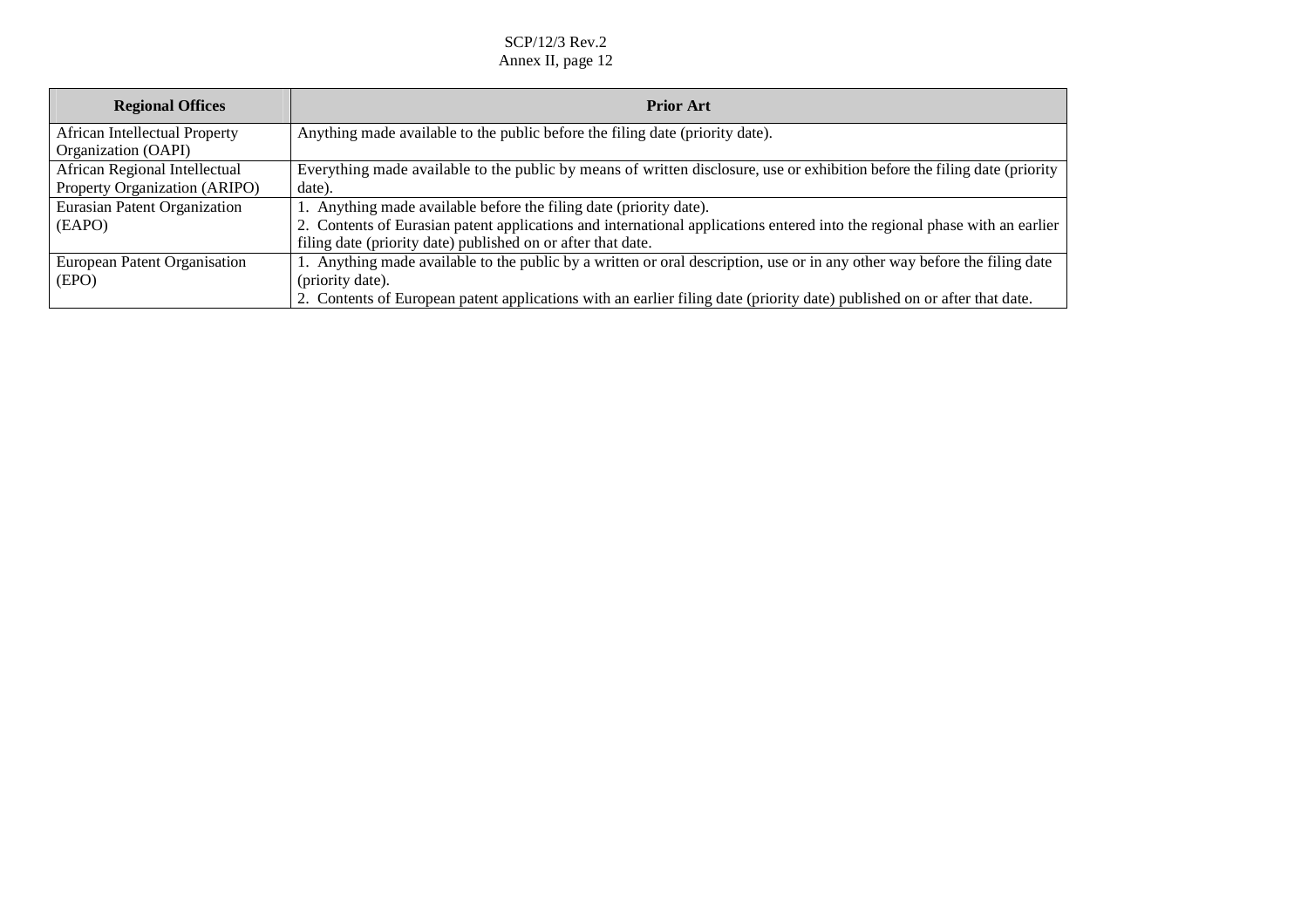| Regional Offices | Prior Art |
|---|---|
| African Intellectual Property Organization (OAPI) | Anything made available to the public before the filing date (priority date). |
| African Regional Intellectual Property Organization (ARIPO) | Everything made available to the public by means of written disclosure, use or exhibition before the filing date (priority date). |
| Eurasian Patent Organization (EAPO) | 1. Anything made available before the filing date (priority date).<br>2. Contents of Eurasian patent applications and international applications entered into the regional phase with an earlier filing date (priority date) published on or after that date. |
| European Patent Organisation (EPO) | 1. Anything made available to the public by a written or oral description, use or in any other way before the filing date (priority date).<br>2. Contents of European patent applications with an earlier filing date (priority date) published on or after that date. |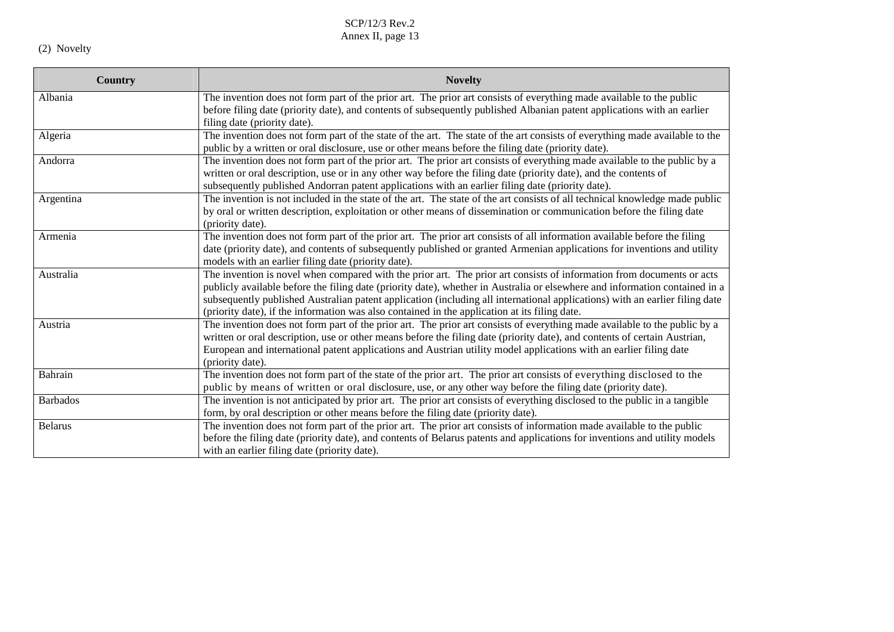(2) Novelty

| Country | Novelty |
|---|---|
| Albania | The invention does not form part of the prior art. The prior art consists of everything made available to the public before filing date (priority date), and contents of subsequently published Albanian patent applications with an earlier filing date (priority date). |
| Algeria | The invention does not form part of the state of the art. The state of the art consists of everything made available to the public by a written or oral disclosure, use or other means before the filing date (priority date). |
| Andorra | The invention does not form part of the prior art. The prior art consists of everything made available to the public by a written or oral description, use or in any other way before the filing date (priority date), and the contents of subsequently published Andorran patent applications with an earlier filing date (priority date). |
| Argentina | The invention is not included in the state of the art. The state of the art consists of all technical knowledge made public by oral or written description, exploitation or other means of dissemination or communication before the filing date (priority date). |
| Armenia | The invention does not form part of the prior art. The prior art consists of all information available before the filing date (priority date), and contents of subsequently published or granted Armenian applications for inventions and utility models with an earlier filing date (priority date). |
| Australia | The invention is novel when compared with the prior art. The prior art consists of information from documents or acts publicly available before the filing date (priority date), whether in Australia or elsewhere and information contained in a subsequently published Australian patent application (including all international applications) with an earlier filing date (priority date), if the information was also contained in the application at its filing date. |
| Austria | The invention does not form part of the prior art. The prior art consists of everything made available to the public by a written or oral description, use or other means before the filing date (priority date), and contents of certain Austrian, European and international patent applications and Austrian utility model applications with an earlier filing date (priority date). |
| Bahrain | The invention does not form part of the state of the prior art. The prior art consists of everything disclosed to the public by means of written or oral disclosure, use, or any other way before the filing date (priority date). |
| Barbados | The invention is not anticipated by prior art. The prior art consists of everything disclosed to the public in a tangible form, by oral description or other means before the filing date (priority date). |
| Belarus | The invention does not form part of the prior art. The prior art consists of information made available to the public before the filing date (priority date), and contents of Belarus patents and applications for inventions and utility models with an earlier filing date (priority date). |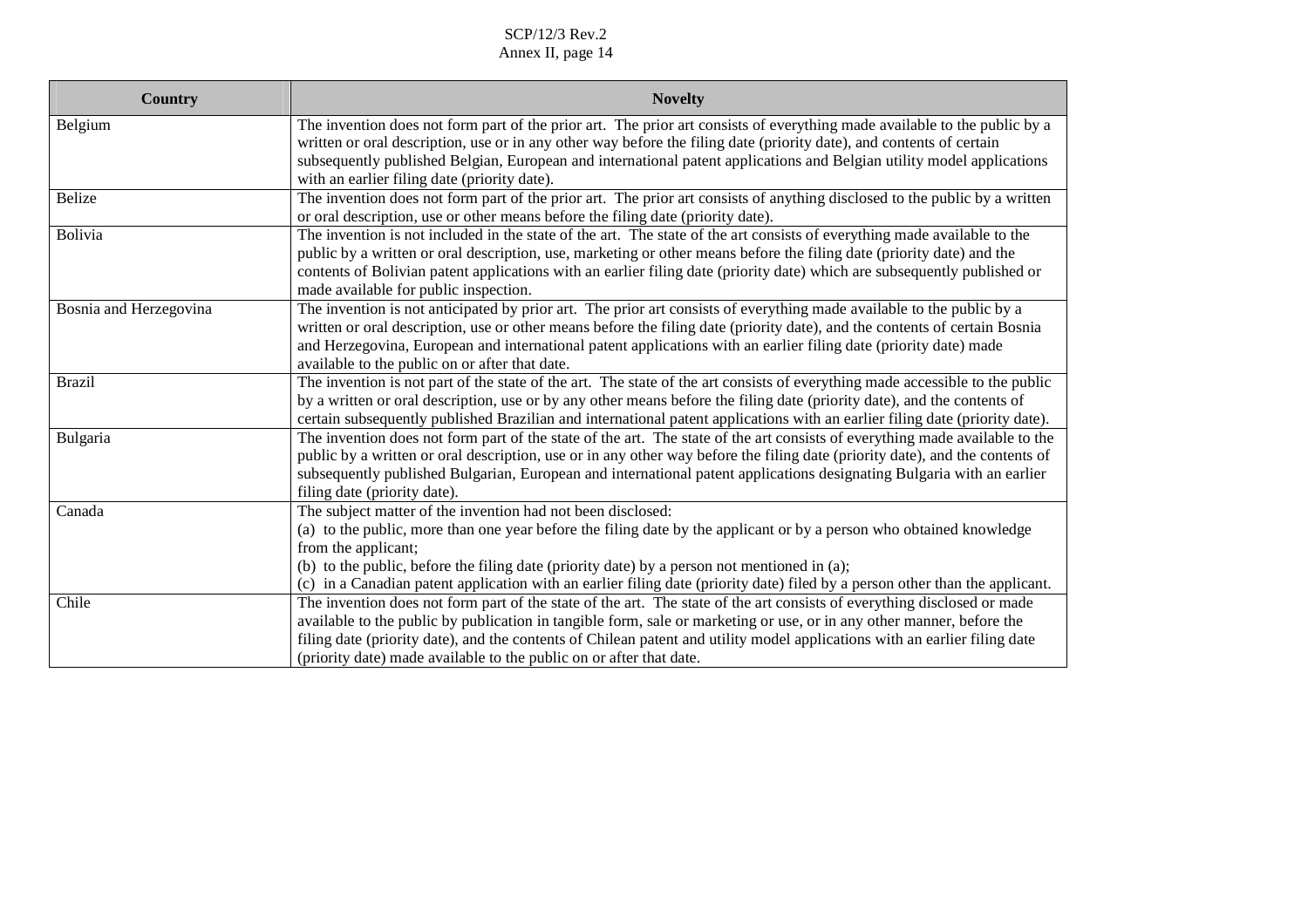| Country | Novelty |
|---|---|
| Belgium | The invention does not form part of the prior art. The prior art consists of everything made available to the public by a written or oral description, use or in any other way before the filing date (priority date), and contents of certain subsequently published Belgian, European and international patent applications and Belgian utility model applications with an earlier filing date (priority date). |
| Belize | The invention does not form part of the prior art. The prior art consists of anything disclosed to the public by a written or oral description, use or other means before the filing date (priority date). |
| Bolivia | The invention is not included in the state of the art. The state of the art consists of everything made available to the public by a written or oral description, use, marketing or other means before the filing date (priority date) and the contents of Bolivian patent applications with an earlier filing date (priority date) which are subsequently published or made available for public inspection. |
| Bosnia and Herzegovina | The invention is not anticipated by prior art. The prior art consists of everything made available to the public by a written or oral description, use or other means before the filing date (priority date), and the contents of certain Bosnia and Herzegovina, European and international patent applications with an earlier filing date (priority date) made available to the public on or after that date. |
| Brazil | The invention is not part of the state of the art. The state of the art consists of everything made accessible to the public by a written or oral description, use or by any other means before the filing date (priority date), and the contents of certain subsequently published Brazilian and international patent applications with an earlier filing date (priority date). |
| Bulgaria | The invention does not form part of the state of the art. The state of the art consists of everything made available to the public by a written or oral description, use or in any other way before the filing date (priority date), and the contents of subsequently published Bulgarian, European and international patent applications designating Bulgaria with an earlier filing date (priority date). |
| Canada | The subject matter of the invention had not been disclosed:<br>(a) to the public, more than one year before the filing date by the applicant or by a person who obtained knowledge from the applicant;<br>(b) to the public, before the filing date (priority date) by a person not mentioned in (a);<br>(c) in a Canadian patent application with an earlier filing date (priority date) filed by a person other than the applicant. |
| Chile | The invention does not form part of the state of the art. The state of the art consists of everything disclosed or made available to the public by publication in tangible form, sale or marketing or use, or in any other manner, before the filing date (priority date), and the contents of Chilean patent and utility model applications with an earlier filing date (priority date) made available to the public on or after that date. |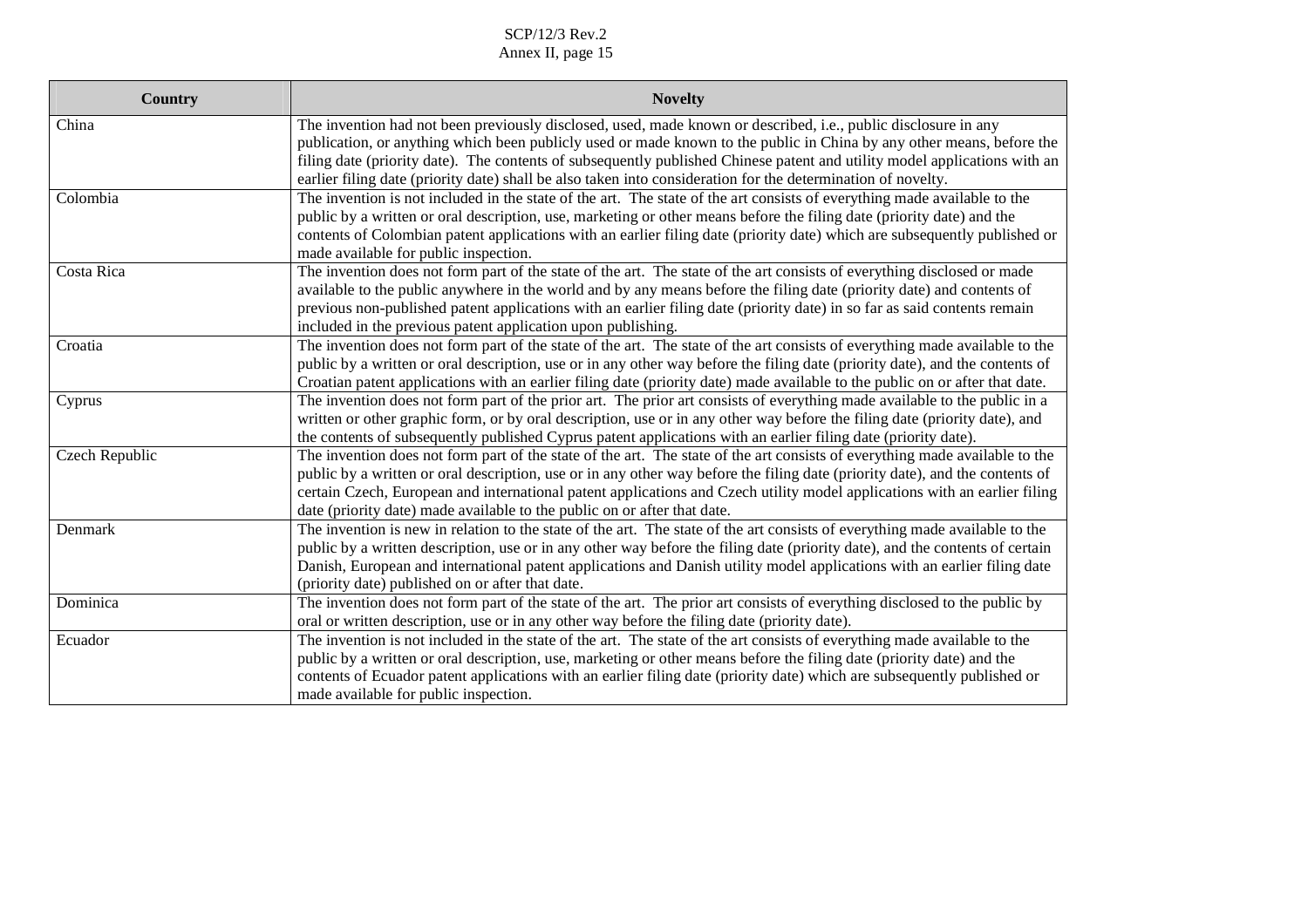| Country | Novelty |
|---|---|
| China | The invention had not been previously disclosed, used, made known or described, i.e., public disclosure in any publication, or anything which been publicly used or made known to the public in China by any other means, before the filing date (priority date). The contents of subsequently published Chinese patent and utility model applications with an earlier filing date (priority date) shall be also taken into consideration for the determination of novelty. |
| Colombia | The invention is not included in the state of the art. The state of the art consists of everything made available to the public by a written or oral description, use, marketing or other means before the filing date (priority date) and the contents of Colombian patent applications with an earlier filing date (priority date) which are subsequently published or made available for public inspection. |
| Costa Rica | The invention does not form part of the state of the art. The state of the art consists of everything disclosed or made available to the public anywhere in the world and by any means before the filing date (priority date) and contents of previous non-published patent applications with an earlier filing date (priority date) in so far as said contents remain included in the previous patent application upon publishing. |
| Croatia | The invention does not form part of the state of the art. The state of the art consists of everything made available to the public by a written or oral description, use or in any other way before the filing date (priority date), and the contents of Croatian patent applications with an earlier filing date (priority date) made available to the public on or after that date. |
| Cyprus | The invention does not form part of the prior art. The prior art consists of everything made available to the public in a written or other graphic form, or by oral description, use or in any other way before the filing date (priority date), and the contents of subsequently published Cyprus patent applications with an earlier filing date (priority date). |
| Czech Republic | The invention does not form part of the state of the art. The state of the art consists of everything made available to the public by a written or oral description, use or in any other way before the filing date (priority date), and the contents of certain Czech, European and international patent applications and Czech utility model applications with an earlier filing date (priority date) made available to the public on or after that date. |
| Denmark | The invention is new in relation to the state of the art. The state of the art consists of everything made available to the public by a written description, use or in any other way before the filing date (priority date), and the contents of certain Danish, European and international patent applications and Danish utility model applications with an earlier filing date (priority date) published on or after that date. |
| Dominica | The invention does not form part of the state of the art. The prior art consists of everything disclosed to the public by oral or written description, use or in any other way before the filing date (priority date). |
| Ecuador | The invention is not included in the state of the art. The state of the art consists of everything made available to the public by a written or oral description, use, marketing or other means before the filing date (priority date) and the contents of Ecuador patent applications with an earlier filing date (priority date) which are subsequently published or made available for public inspection. |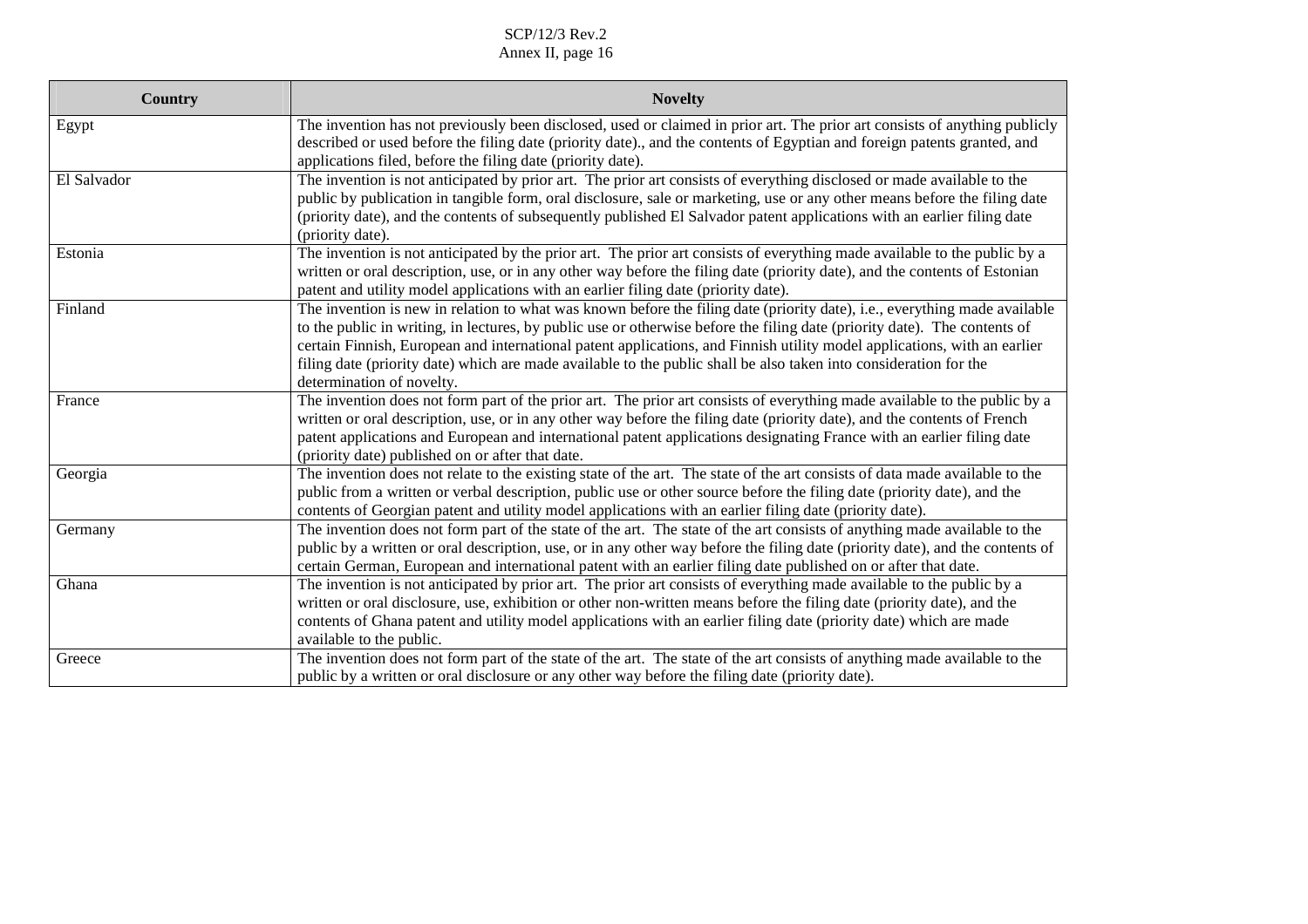| Country | Novelty |
|---|---|
| Egypt | The invention has not previously been disclosed, used or claimed in prior art. The prior art consists of anything publicly described or used before the filing date (priority date)., and the contents of Egyptian and foreign patents granted, and applications filed, before the filing date (priority date). |
| El Salvador | The invention is not anticipated by prior art. The prior art consists of everything disclosed or made available to the public by publication in tangible form, oral disclosure, sale or marketing, use or any other means before the filing date (priority date), and the contents of subsequently published El Salvador patent applications with an earlier filing date (priority date). |
| Estonia | The invention is not anticipated by the prior art. The prior art consists of everything made available to the public by a written or oral description, use, or in any other way before the filing date (priority date), and the contents of Estonian patent and utility model applications with an earlier filing date (priority date). |
| Finland | The invention is new in relation to what was known before the filing date (priority date), i.e., everything made available to the public in writing, in lectures, by public use or otherwise before the filing date (priority date). The contents of certain Finnish, European and international patent applications, and Finnish utility model applications, with an earlier filing date (priority date) which are made available to the public shall be also taken into consideration for the determination of novelty. |
| France | The invention does not form part of the prior art. The prior art consists of everything made available to the public by a written or oral description, use, or in any other way before the filing date (priority date), and the contents of French patent applications and European and international patent applications designating France with an earlier filing date (priority date) published on or after that date. |
| Georgia | The invention does not relate to the existing state of the art. The state of the art consists of data made available to the public from a written or verbal description, public use or other source before the filing date (priority date), and the contents of Georgian patent and utility model applications with an earlier filing date (priority date). |
| Germany | The invention does not form part of the state of the art. The state of the art consists of anything made available to the public by a written or oral description, use, or in any other way before the filing date (priority date), and the contents of certain German, European and international patent with an earlier filing date published on or after that date. |
| Ghana | The invention is not anticipated by prior art. The prior art consists of everything made available to the public by a written or oral disclosure, use, exhibition or other non-written means before the filing date (priority date), and the contents of Ghana patent and utility model applications with an earlier filing date (priority date) which are made available to the public. |
| Greece | The invention does not form part of the state of the art. The state of the art consists of anything made available to the public by a written or oral disclosure or any other way before the filing date (priority date). |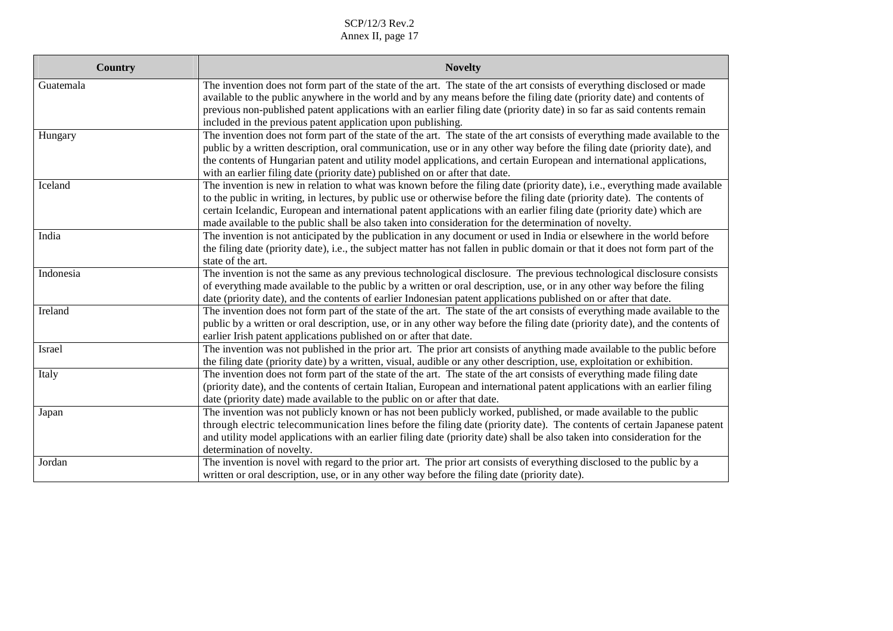| Country | Novelty |
|---|---|
| Guatemala | The invention does not form part of the state of the art. The state of the art consists of everything disclosed or made available to the public anywhere in the world and by any means before the filing date (priority date) and contents of previous non-published patent applications with an earlier filing date (priority date) in so far as said contents remain included in the previous patent application upon publishing. |
| Hungary | The invention does not form part of the state of the art. The state of the art consists of everything made available to the public by a written description, oral communication, use or in any other way before the filing date (priority date), and the contents of Hungarian patent and utility model applications, and certain European and international applications, with an earlier filing date (priority date) published on or after that date. |
| Iceland | The invention is new in relation to what was known before the filing date (priority date), i.e., everything made available to the public in writing, in lectures, by public use or otherwise before the filing date (priority date). The contents of certain Icelandic, European and international patent applications with an earlier filing date (priority date) which are made available to the public shall be also taken into consideration for the determination of novelty. |
| India | The invention is not anticipated by the publication in any document or used in India or elsewhere in the world before the filing date (priority date), i.e., the subject matter has not fallen in public domain or that it does not form part of the state of the art. |
| Indonesia | The invention is not the same as any previous technological disclosure. The previous technological disclosure consists of everything made available to the public by a written or oral description, use, or in any other way before the filing date (priority date), and the contents of earlier Indonesian patent applications published on or after that date. |
| Ireland | The invention does not form part of the state of the art. The state of the art consists of everything made available to the public by a written or oral description, use, or in any other way before the filing date (priority date), and the contents of earlier Irish patent applications published on or after that date. |
| Israel | The invention was not published in the prior art. The prior art consists of anything made available to the public before the filing date (priority date) by a written, visual, audible or any other description, use, exploitation or exhibition. |
| Italy | The invention does not form part of the state of the art. The state of the art consists of everything made filing date (priority date), and the contents of certain Italian, European and international patent applications with an earlier filing date (priority date) made available to the public on or after that date. |
| Japan | The invention was not publicly known or has not been publicly worked, published, or made available to the public through electric telecommunication lines before the filing date (priority date). The contents of certain Japanese patent and utility model applications with an earlier filing date (priority date) shall be also taken into consideration for the determination of novelty. |
| Jordan | The invention is novel with regard to the prior art. The prior art consists of everything disclosed to the public by a written or oral description, use, or in any other way before the filing date (priority date). |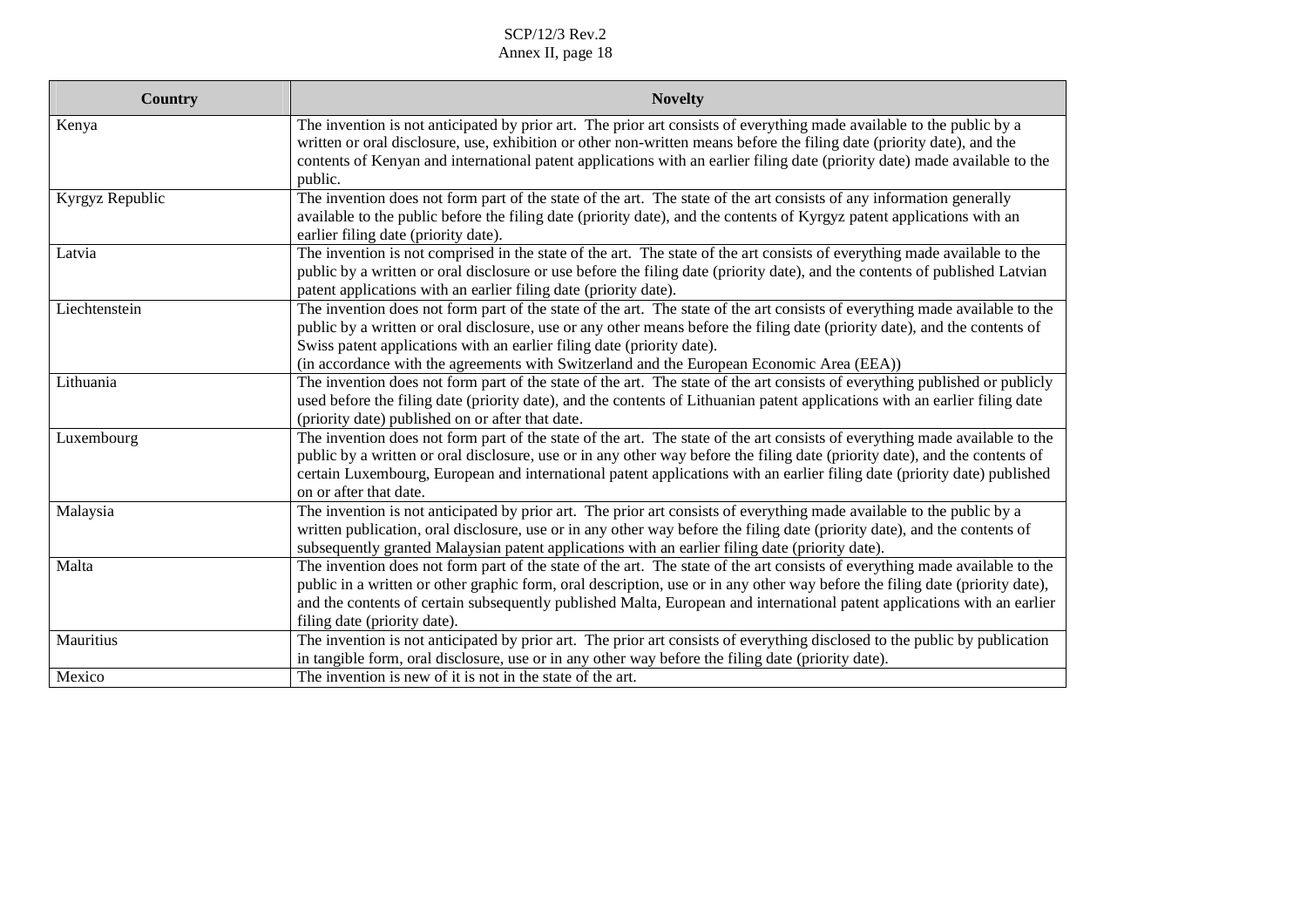| Country | Novelty |
| --- | --- |
| Kenya | The invention is not anticipated by prior art. The prior art consists of everything made available to the public by a written or oral disclosure, use, exhibition or other non-written means before the filing date (priority date), and the contents of Kenyan and international patent applications with an earlier filing date (priority date) made available to the public. |
| Kyrgyz Republic | The invention does not form part of the state of the art. The state of the art consists of any information generally available to the public before the filing date (priority date), and the contents of Kyrgyz patent applications with an earlier filing date (priority date). |
| Latvia | The invention is not comprised in the state of the art. The state of the art consists of everything made available to the public by a written or oral disclosure or use before the filing date (priority date), and the contents of published Latvian patent applications with an earlier filing date (priority date). |
| Liechtenstein | The invention does not form part of the state of the art. The state of the art consists of everything made available to the public by a written or oral disclosure, use or any other means before the filing date (priority date), and the contents of Swiss patent applications with an earlier filing date (priority date).<br>(in accordance with the agreements with Switzerland and the European Economic Area (EEA)) |
| Lithuania | The invention does not form part of the state of the art. The state of the art consists of everything published or publicly used before the filing date (priority date), and the contents of Lithuanian patent applications with an earlier filing date (priority date) published on or after that date. |
| Luxembourg | The invention does not form part of the state of the art. The state of the art consists of everything made available to the public by a written or oral disclosure, use or in any other way before the filing date (priority date), and the contents of certain Luxembourg, European and international patent applications with an earlier filing date (priority date) published on or after that date. |
| Malaysia | The invention is not anticipated by prior art. The prior art consists of everything made available to the public by a written publication, oral disclosure, use or in any other way before the filing date (priority date), and the contents of subsequently granted Malaysian patent applications with an earlier filing date (priority date). |
| Malta | The invention does not form part of the state of the art. The state of the art consists of everything made available to the public in a written or other graphic form, oral description, use or in any other way before the filing date (priority date), and the contents of certain subsequently published Malta, European and international patent applications with an earlier filing date (priority date). |
| Mauritius | The invention is not anticipated by prior art. The prior art consists of everything disclosed to the public by publication in tangible form, oral disclosure, use or in any other way before the filing date (priority date). |
| Mexico | The invention is new of it is not in the state of the art. |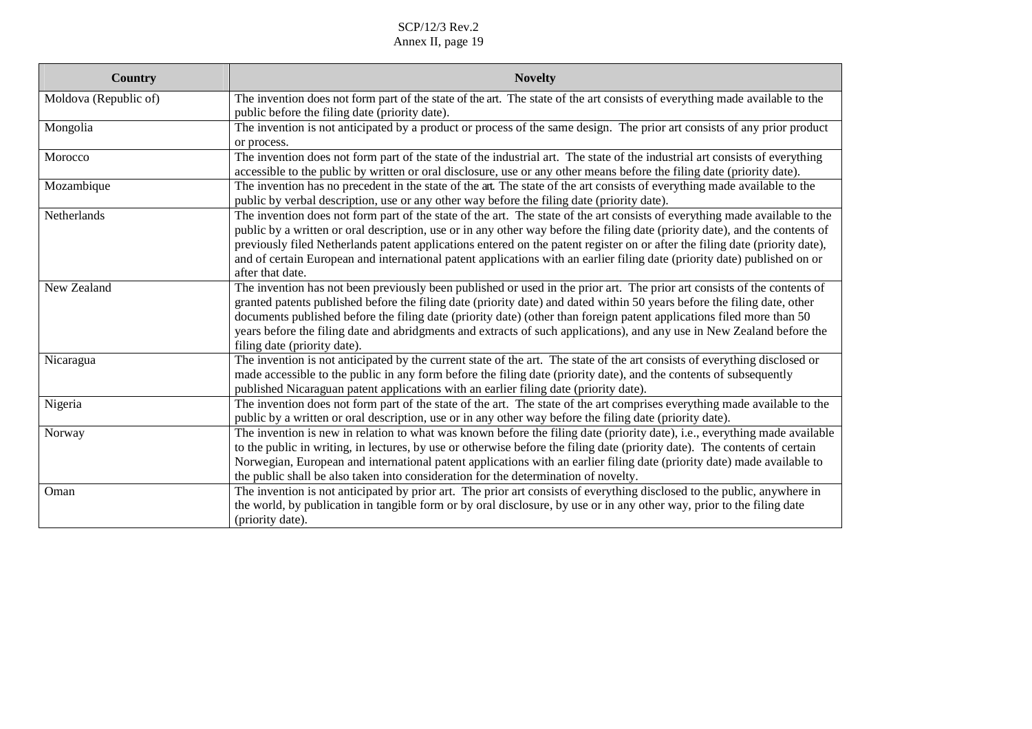| Country | Novelty |
|---|---|
| Moldova (Republic of) | The invention does not form part of the state of the art. The state of the art consists of everything made available to the public before the filing date (priority date). |
| Mongolia | The invention is not anticipated by a product or process of the same design. The prior art consists of any prior product or process. |
| Morocco | The invention does not form part of the state of the industrial art. The state of the industrial art consists of everything accessible to the public by written or oral disclosure, use or any other means before the filing date (priority date). |
| Mozambique | The invention has no precedent in the state of the art. The state of the art consists of everything made available to the public by verbal description, use or any other way before the filing date (priority date). |
| Netherlands | The invention does not form part of the state of the art. The state of the art consists of everything made available to the public by a written or oral description, use or in any other way before the filing date (priority date), and the contents of previously filed Netherlands patent applications entered on the patent register on or after the filing date (priority date), and of certain European and international patent applications with an earlier filing date (priority date) published on or after that date. |
| New Zealand | The invention has not been previously been published or used in the prior art. The prior art consists of the contents of granted patents published before the filing date (priority date) and dated within 50 years before the filing date, other documents published before the filing date (priority date) (other than foreign patent applications filed more than 50 years before the filing date and abridgments and extracts of such applications), and any use in New Zealand before the filing date (priority date). |
| Nicaragua | The invention is not anticipated by the current state of the art. The state of the art consists of everything disclosed or made accessible to the public in any form before the filing date (priority date), and the contents of subsequently published Nicaraguan patent applications with an earlier filing date (priority date). |
| Nigeria | The invention does not form part of the state of the art. The state of the art comprises everything made available to the public by a written or oral description, use or in any other way before the filing date (priority date). |
| Norway | The invention is new in relation to what was known before the filing date (priority date), i.e., everything made available to the public in writing, in lectures, by use or otherwise before the filing date (priority date). The contents of certain Norwegian, European and international patent applications with an earlier filing date (priority date) made available to the public shall be also taken into consideration for the determination of novelty. |
| Oman | The invention is not anticipated by prior art. The prior art consists of everything disclosed to the public, anywhere in the world, by publication in tangible form or by oral disclosure, by use or in any other way, prior to the filing date (priority date). |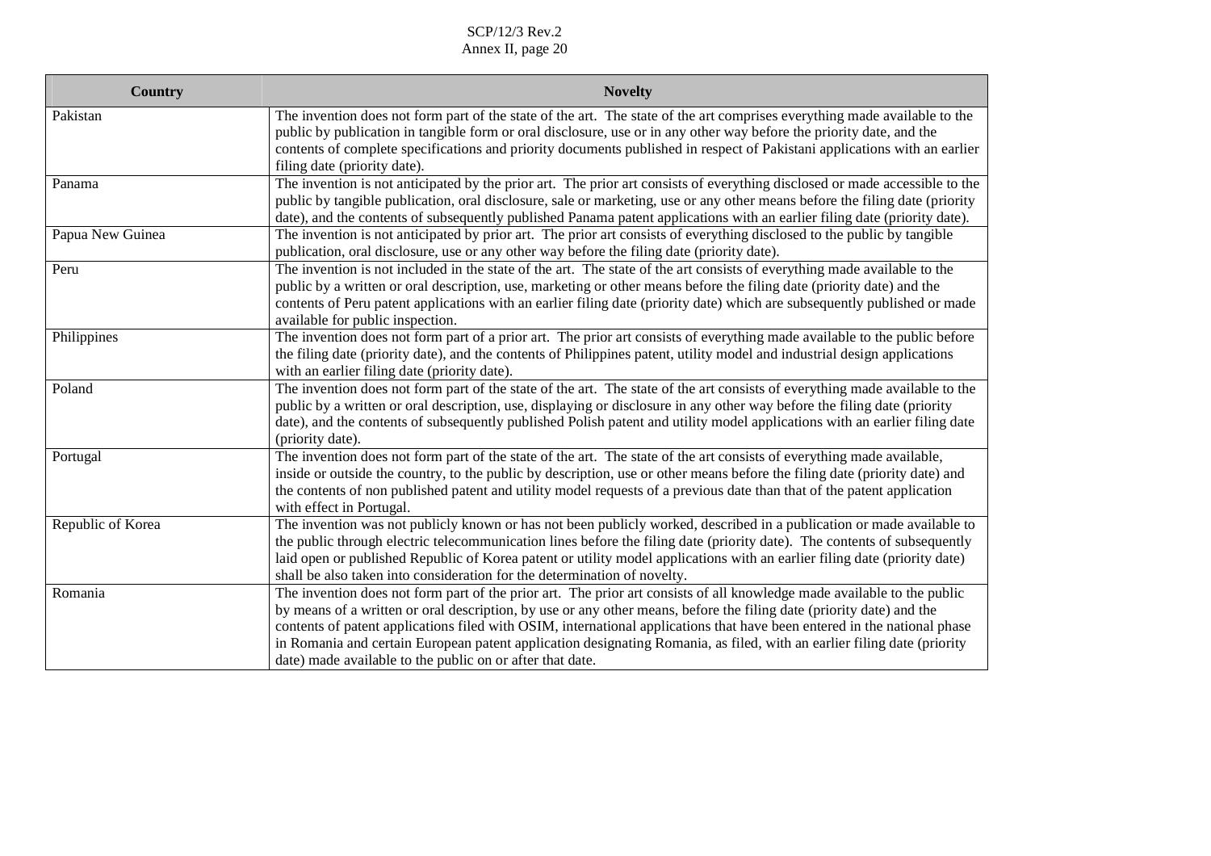| Country | Novelty |
|---|---|
| Pakistan | The invention does not form part of the state of the art. The state of the art comprises everything made available to the public by publication in tangible form or oral disclosure, use or in any other way before the priority date, and the contents of complete specifications and priority documents published in respect of Pakistani applications with an earlier filing date (priority date). |
| Panama | The invention is not anticipated by the prior art. The prior art consists of everything disclosed or made accessible to the public by tangible publication, oral disclosure, sale or marketing, use or any other means before the filing date (priority date), and the contents of subsequently published Panama patent applications with an earlier filing date (priority date). |
| Papua New Guinea | The invention is not anticipated by prior art. The prior art consists of everything disclosed to the public by tangible publication, oral disclosure, use or any other way before the filing date (priority date). |
| Peru | The invention is not included in the state of the art. The state of the art consists of everything made available to the public by a written or oral description, use, marketing or other means before the filing date (priority date) and the contents of Peru patent applications with an earlier filing date (priority date) which are subsequently published or made available for public inspection. |
| Philippines | The invention does not form part of a prior art. The prior art consists of everything made available to the public before the filing date (priority date), and the contents of Philippines patent, utility model and industrial design applications with an earlier filing date (priority date). |
| Poland | The invention does not form part of the state of the art. The state of the art consists of everything made available to the public by a written or oral description, use, displaying or disclosure in any other way before the filing date (priority date), and the contents of subsequently published Polish patent and utility model applications with an earlier filing date (priority date). |
| Portugal | The invention does not form part of the state of the art. The state of the art consists of everything made available, inside or outside the country, to the public by description, use or other means before the filing date (priority date) and the contents of non published patent and utility model requests of a previous date than that of the patent application with effect in Portugal. |
| Republic of Korea | The invention was not publicly known or has not been publicly worked, described in a publication or made available to the public through electric telecommunication lines before the filing date (priority date). The contents of subsequently laid open or published Republic of Korea patent or utility model applications with an earlier filing date (priority date) shall be also taken into consideration for the determination of novelty. |
| Romania | The invention does not form part of the prior art. The prior art consists of all knowledge made available to the public by means of a written or oral description, by use or any other means, before the filing date (priority date) and the contents of patent applications filed with OSIM, international applications that have been entered in the national phase in Romania and certain European patent application designating Romania, as filed, with an earlier filing date (priority date) made available to the public on or after that date. |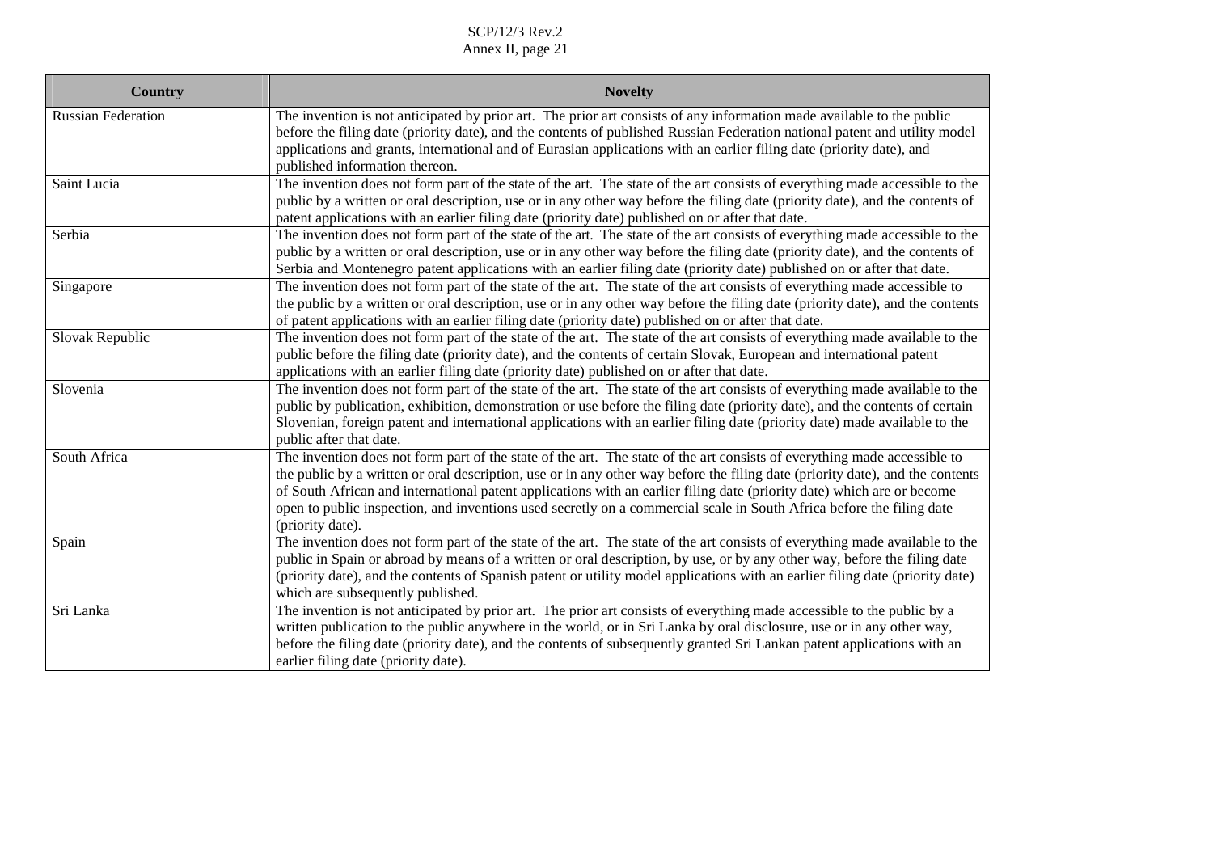| Country | Novelty |
|---|---|
| Russian Federation | The invention is not anticipated by prior art. The prior art consists of any information made available to the public before the filing date (priority date), and the contents of published Russian Federation national patent and utility model applications and grants, international and of Eurasian applications with an earlier filing date (priority date), and published information thereon. |
| Saint Lucia | The invention does not form part of the state of the art. The state of the art consists of everything made accessible to the public by a written or oral description, use or in any other way before the filing date (priority date), and the contents of patent applications with an earlier filing date (priority date) published on or after that date. |
| Serbia | The invention does not form part of the state of the art. The state of the art consists of everything made accessible to the public by a written or oral description, use or in any other way before the filing date (priority date), and the contents of Serbia and Montenegro patent applications with an earlier filing date (priority date) published on or after that date. |
| Singapore | The invention does not form part of the state of the art. The state of the art consists of everything made accessible to the public by a written or oral description, use or in any other way before the filing date (priority date), and the contents of patent applications with an earlier filing date (priority date) published on or after that date. |
| Slovak Republic | The invention does not form part of the state of the art. The state of the art consists of everything made available to the public before the filing date (priority date), and the contents of certain Slovak, European and international patent applications with an earlier filing date (priority date) published on or after that date. |
| Slovenia | The invention does not form part of the state of the art. The state of the art consists of everything made available to the public by publication, exhibition, demonstration or use before the filing date (priority date), and the contents of certain Slovenian, foreign patent and international applications with an earlier filing date (priority date) made available to the public after that date. |
| South Africa | The invention does not form part of the state of the art. The state of the art consists of everything made accessible to the public by a written or oral description, use or in any other way before the filing date (priority date), and the contents of South African and international patent applications with an earlier filing date (priority date) which are or become open to public inspection, and inventions used secretly on a commercial scale in South Africa before the filing date (priority date). |
| Spain | The invention does not form part of the state of the art. The state of the art consists of everything made available to the public in Spain or abroad by means of a written or oral description, by use, or by any other way, before the filing date (priority date), and the contents of Spanish patent or utility model applications with an earlier filing date (priority date) which are subsequently published. |
| Sri Lanka | The invention is not anticipated by prior art. The prior art consists of everything made accessible to the public by a written publication to the public anywhere in the world, or in Sri Lanka by oral disclosure, use or in any other way, before the filing date (priority date), and the contents of subsequently granted Sri Lankan patent applications with an earlier filing date (priority date). |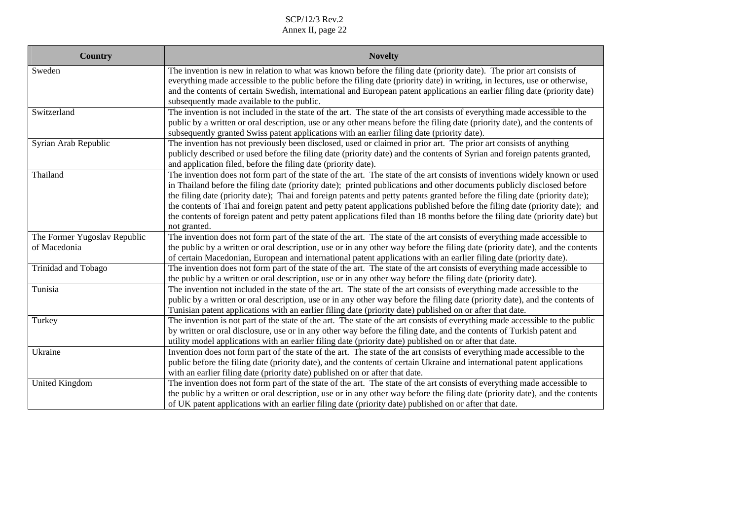| Country | Novelty |
|---|---|
| Sweden | The invention is new in relation to what was known before the filing date (priority date). The prior art consists of everything made accessible to the public before the filing date (priority date) in writing, in lectures, use or otherwise, and the contents of certain Swedish, international and European patent applications an earlier filing date (priority date) subsequently made available to the public. |
| Switzerland | The invention is not included in the state of the art. The state of the art consists of everything made accessible to the public by a written or oral description, use or any other means before the filing date (priority date), and the contents of subsequently granted Swiss patent applications with an earlier filing date (priority date). |
| Syrian Arab Republic | The invention has not previously been disclosed, used or claimed in prior art. The prior art consists of anything publicly described or used before the filing date (priority date) and the contents of Syrian and foreign patents granted, and application filed, before the filing date (priority date). |
| Thailand | The invention does not form part of the state of the art. The state of the art consists of inventions widely known or used in Thailand before the filing date (priority date); printed publications and other documents publicly disclosed before the filing date (priority date); Thai and foreign patents and petty patents granted before the filing date (priority date); the contents of Thai and foreign patent and petty patent applications published before the filing date (priority date); and the contents of foreign patent and petty patent applications filed than 18 months before the filing date (priority date) but not granted. |
| The Former Yugoslav Republic of Macedonia | The invention does not form part of the state of the art. The state of the art consists of everything made accessible to the public by a written or oral description, use or in any other way before the filing date (priority date), and the contents of certain Macedonian, European and international patent applications with an earlier filing date (priority date). |
| Trinidad and Tobago | The invention does not form part of the state of the art. The state of the art consists of everything made accessible to the public by a written or oral description, use or in any other way before the filing date (priority date). |
| Tunisia | The invention not included in the state of the art. The state of the art consists of everything made accessible to the public by a written or oral description, use or in any other way before the filing date (priority date), and the contents of Tunisian patent applications with an earlier filing date (priority date) published on or after that date. |
| Turkey | The invention is not part of the state of the art. The state of the art consists of everything made accessible to the public by written or oral disclosure, use or in any other way before the filing date, and the contents of Turkish patent and utility model applications with an earlier filing date (priority date) published on or after that date. |
| Ukraine | Invention does not form part of the state of the art. The state of the art consists of everything made accessible to the public before the filing date (priority date), and the contents of certain Ukraine and international patent applications with an earlier filing date (priority date) published on or after that date. |
| United Kingdom | The invention does not form part of the state of the art. The state of the art consists of everything made accessible to the public by a written or oral description, use or in any other way before the filing date (priority date), and the contents of UK patent applications with an earlier filing date (priority date) published on or after that date. |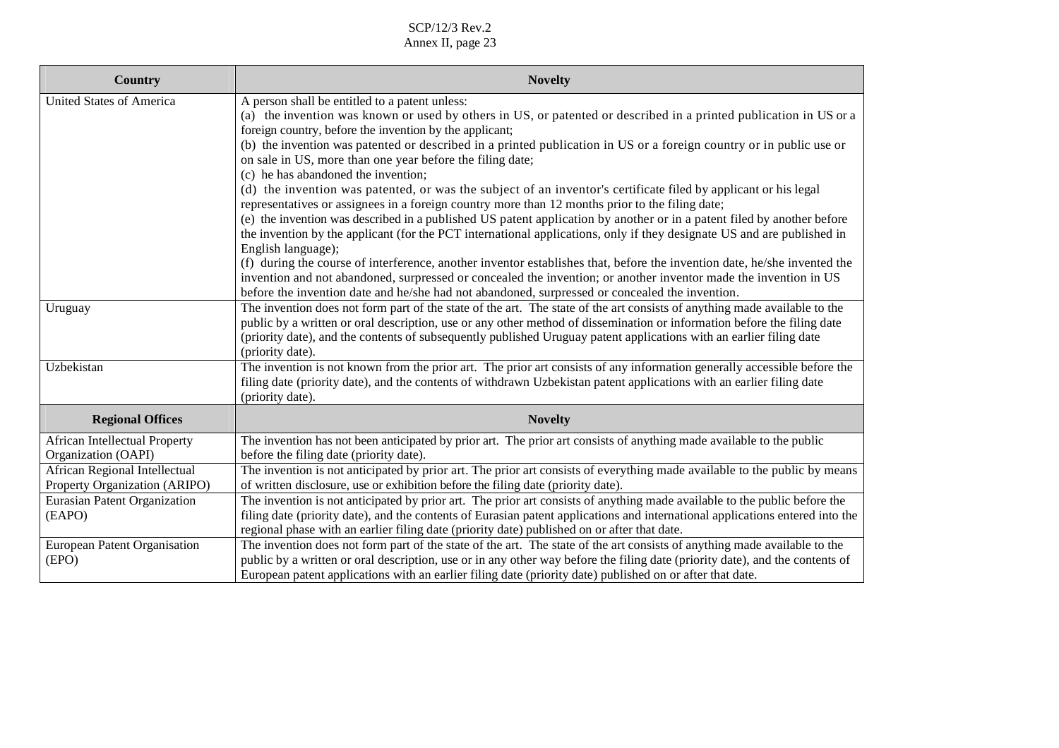| Country | Novelty |
|---|---|
| United States of America | A person shall be entitled to a patent unless:<br>(a) the invention was known or used by others in US, or patented or described in a printed publication in US or a foreign country, before the invention by the applicant;<br>(b) the invention was patented or described in a printed publication in US or a foreign country or in public use or on sale in US, more than one year before the filing date;<br>(c) he has abandoned the invention;<br>(d) the invention was patented, or was the subject of an inventor's certificate filed by applicant or his legal representatives or assignees in a foreign country more than 12 months prior to the filing date;<br>(e) the invention was described in a published US patent application by another or in a patent filed by another before the invention by the applicant (for the PCT international applications, only if they designate US and are published in English language);<br>(f) during the course of interference, another inventor establishes that, before the invention date, he/she invented the invention and not abandoned, surpressed or concealed the invention; or another inventor made the invention in US before the invention date and he/she had not abandoned, surpressed or concealed the invention. |
| Uruguay | The invention does not form part of the state of the art. The state of the art consists of anything made available to the public by a written or oral description, use or any other method of dissemination or information before the filing date (priority date), and the contents of subsequently published Uruguay patent applications with an earlier filing date (priority date). |
| Uzbekistan | The invention is not known from the prior art. The prior art consists of any information generally accessible before the filing date (priority date), and the contents of withdrawn Uzbekistan patent applications with an earlier filing date (priority date). |
| **Regional Offices** | **Novelty** |
| African Intellectual Property Organization (OAPI) | The invention has not been anticipated by prior art. The prior art consists of anything made available to the public before the filing date (priority date). |
| African Regional Intellectual Property Organization (ARIPO) | The invention is not anticipated by prior art. The prior art consists of everything made available to the public by means of written disclosure, use or exhibition before the filing date (priority date). |
| Eurasian Patent Organization (EAPO) | The invention is not anticipated by prior art. The prior art consists of anything made available to the public before the filing date (priority date), and the contents of Eurasian patent applications and international applications entered into the regional phase with an earlier filing date (priority date) published on or after that date. |
| European Patent Organisation (EPO) | The invention does not form part of the state of the art. The state of the art consists of anything made available to the public by a written or oral description, use or in any other way before the filing date (priority date), and the contents of European patent applications with an earlier filing date (priority date) published on or after that date. |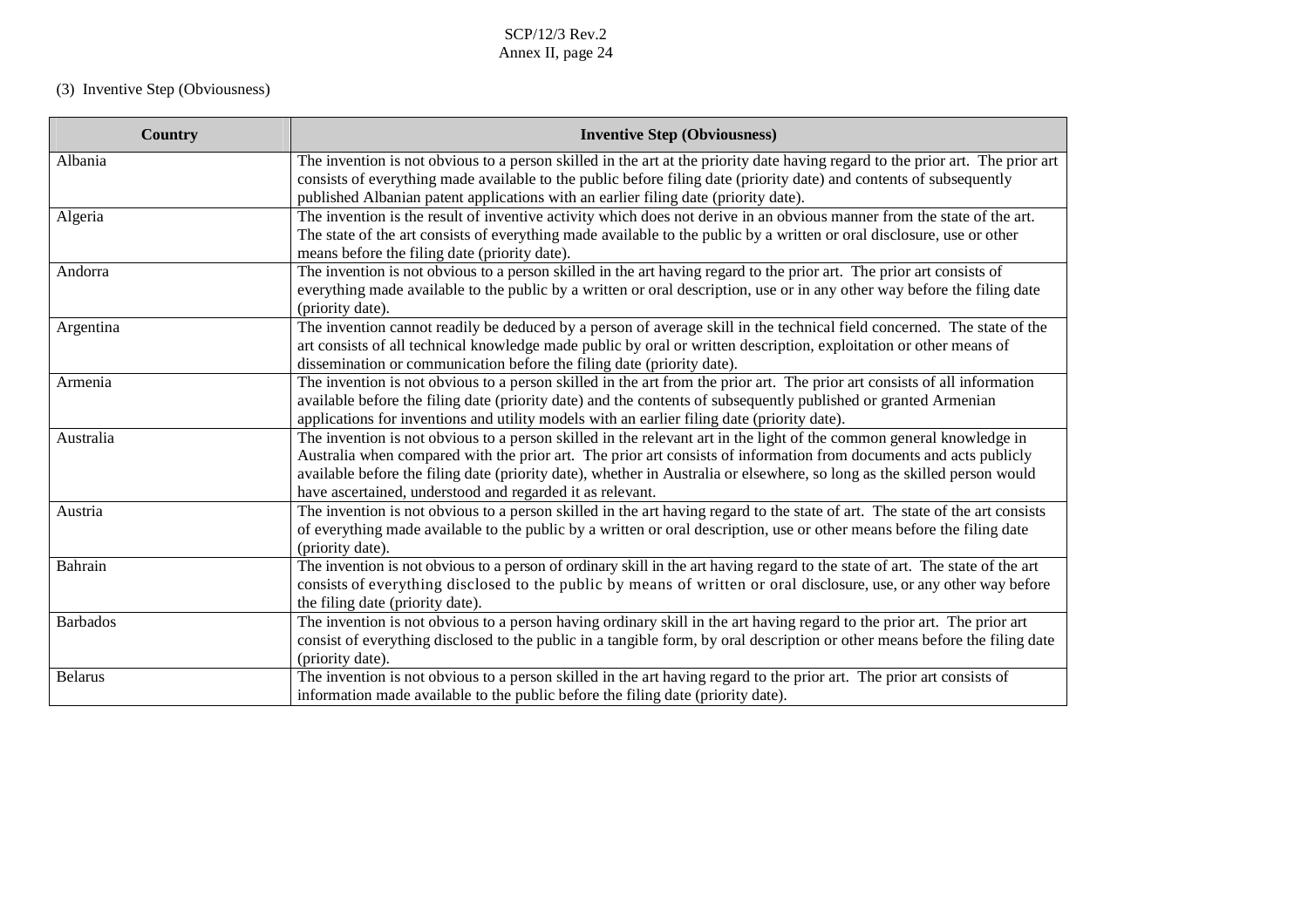(3) Inventive Step (Obviousness)

| Country | Inventive Step (Obviousness) |
|---|---|
| Albania | The invention is not obvious to a person skilled in the art at the priority date having regard to the prior art. The prior art consists of everything made available to the public before filing date (priority date) and contents of subsequently published Albanian patent applications with an earlier filing date (priority date). |
| Algeria | The invention is the result of inventive activity which does not derive in an obvious manner from the state of the art. The state of the art consists of everything made available to the public by a written or oral disclosure, use or other means before the filing date (priority date). |
| Andorra | The invention is not obvious to a person skilled in the art having regard to the prior art. The prior art consists of everything made available to the public by a written or oral description, use or in any other way before the filing date (priority date). |
| Argentina | The invention cannot readily be deduced by a person of average skill in the technical field concerned. The state of the art consists of all technical knowledge made public by oral or written description, exploitation or other means of dissemination or communication before the filing date (priority date). |
| Armenia | The invention is not obvious to a person skilled in the art from the prior art. The prior art consists of all information available before the filing date (priority date) and the contents of subsequently published or granted Armenian applications for inventions and utility models with an earlier filing date (priority date). |
| Australia | The invention is not obvious to a person skilled in the relevant art in the light of the common general knowledge in Australia when compared with the prior art. The prior art consists of information from documents and acts publicly available before the filing date (priority date), whether in Australia or elsewhere, so long as the skilled person would have ascertained, understood and regarded it as relevant. |
| Austria | The invention is not obvious to a person skilled in the art having regard to the state of art. The state of the art consists of everything made available to the public by a written or oral description, use or other means before the filing date (priority date). |
| Bahrain | The invention is not obvious to a person of ordinary skill in the art having regard to the state of art. The state of the art consists of everything disclosed to the public by means of written or oral disclosure, use, or any other way before the filing date (priority date). |
| Barbados | The invention is not obvious to a person having ordinary skill in the art having regard to the prior art. The prior art consist of everything disclosed to the public in a tangible form, by oral description or other means before the filing date (priority date). |
| Belarus | The invention is not obvious to a person skilled in the art having regard to the prior art. The prior art consists of information made available to the public before the filing date (priority date). |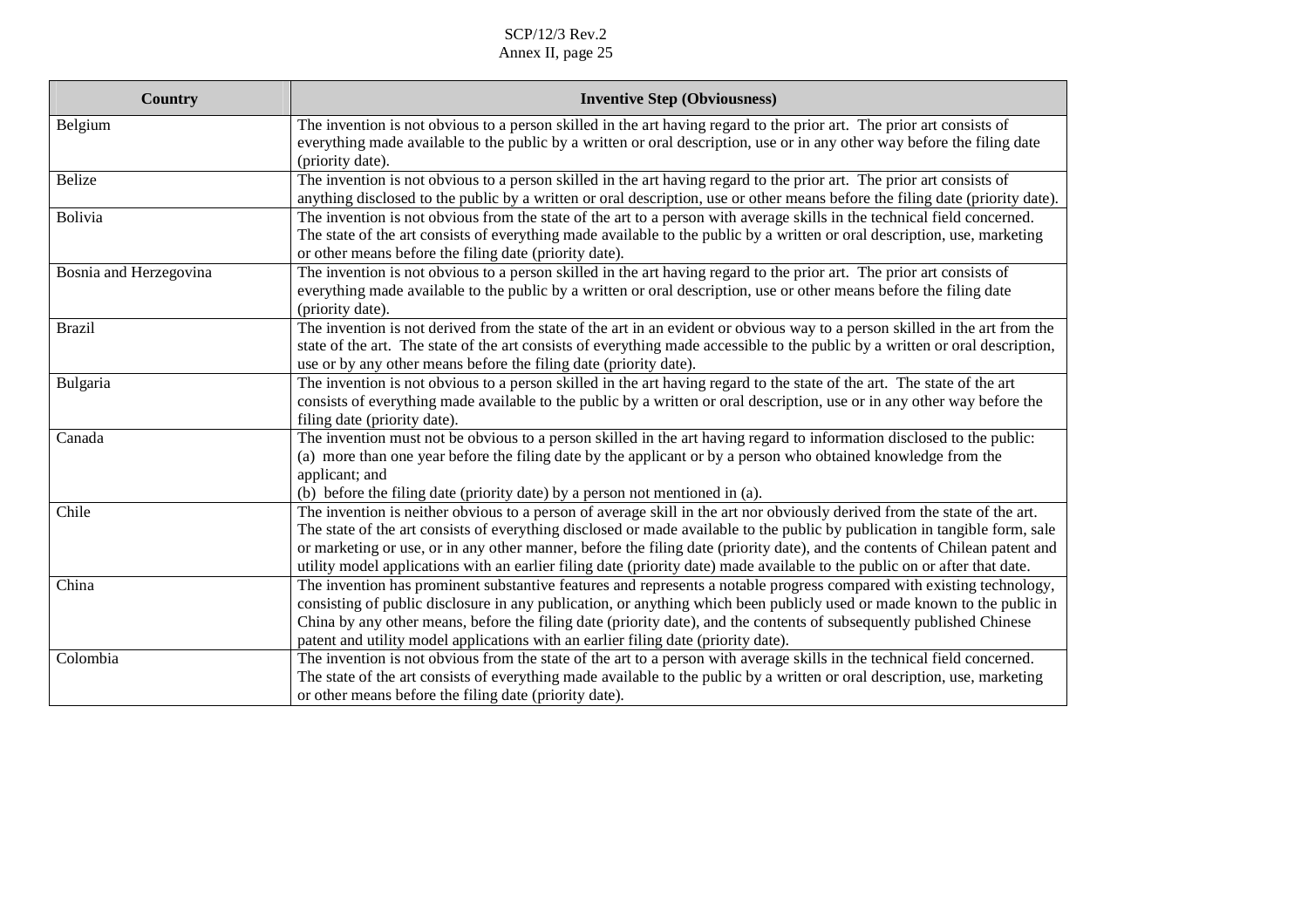| Country | Inventive Step (Obviousness) |
|---|---|
| Belgium | The invention is not obvious to a person skilled in the art having regard to the prior art. The prior art consists of everything made available to the public by a written or oral description, use or in any other way before the filing date (priority date). |
| Belize | The invention is not obvious to a person skilled in the art having regard to the prior art. The prior art consists of anything disclosed to the public by a written or oral description, use or other means before the filing date (priority date). |
| Bolivia | The invention is not obvious from the state of the art to a person with average skills in the technical field concerned. The state of the art consists of everything made available to the public by a written or oral description, use, marketing or other means before the filing date (priority date). |
| Bosnia and Herzegovina | The invention is not obvious to a person skilled in the art having regard to the prior art. The prior art consists of everything made available to the public by a written or oral description, use or other means before the filing date (priority date). |
| Brazil | The invention is not derived from the state of the art in an evident or obvious way to a person skilled in the art from the state of the art. The state of the art consists of everything made accessible to the public by a written or oral description, use or by any other means before the filing date (priority date). |
| Bulgaria | The invention is not obvious to a person skilled in the art having regard to the state of the art. The state of the art consists of everything made available to the public by a written or oral description, use or in any other way before the filing date (priority date). |
| Canada | The invention must not be obvious to a person skilled in the art having regard to information disclosed to the public:<br>(a) more than one year before the filing date by the applicant or by a person who obtained knowledge from the applicant; and<br>(b) before the filing date (priority date) by a person not mentioned in (a). |
| Chile | The invention is neither obvious to a person of average skill in the art nor obviously derived from the state of the art. The state of the art consists of everything disclosed or made available to the public by publication in tangible form, sale or marketing or use, or in any other manner, before the filing date (priority date), and the contents of Chilean patent and utility model applications with an earlier filing date (priority date) made available to the public on or after that date. |
| China | The invention has prominent substantive features and represents a notable progress compared with existing technology, consisting of public disclosure in any publication, or anything which been publicly used or made known to the public in China by any other means, before the filing date (priority date), and the contents of subsequently published Chinese patent and utility model applications with an earlier filing date (priority date). |
| Colombia | The invention is not obvious from the state of the art to a person with average skills in the technical field concerned. The state of the art consists of everything made available to the public by a written or oral description, use, marketing or other means before the filing date (priority date). |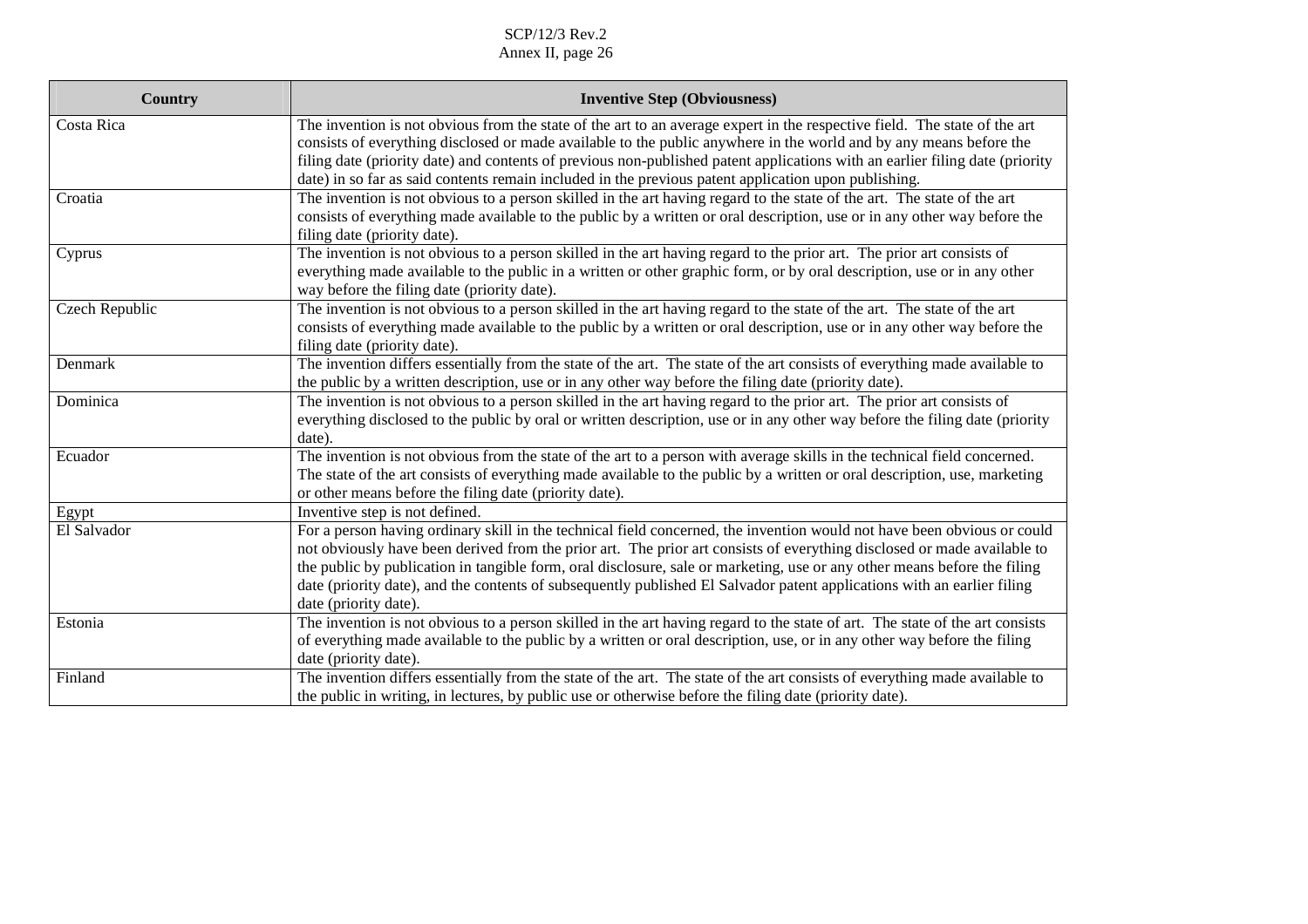| Country | Inventive Step (Obviousness) |
|---|---|
| Costa Rica | The invention is not obvious from the state of the art to an average expert in the respective field. The state of the art consists of everything disclosed or made available to the public anywhere in the world and by any means before the filing date (priority date) and contents of previous non-published patent applications with an earlier filing date (priority date) in so far as said contents remain included in the previous patent application upon publishing. |
| Croatia | The invention is not obvious to a person skilled in the art having regard to the state of the art. The state of the art consists of everything made available to the public by a written or oral description, use or in any other way before the filing date (priority date). |
| Cyprus | The invention is not obvious to a person skilled in the art having regard to the prior art. The prior art consists of everything made available to the public in a written or other graphic form, or by oral description, use or in any other way before the filing date (priority date). |
| Czech Republic | The invention is not obvious to a person skilled in the art having regard to the state of the art. The state of the art consists of everything made available to the public by a written or oral description, use or in any other way before the filing date (priority date). |
| Denmark | The invention differs essentially from the state of the art. The state of the art consists of everything made available to the public by a written description, use or in any other way before the filing date (priority date). |
| Dominica | The invention is not obvious to a person skilled in the art having regard to the prior art. The prior art consists of everything disclosed to the public by oral or written description, use or in any other way before the filing date (priority date). |
| Ecuador | The invention is not obvious from the state of the art to a person with average skills in the technical field concerned. The state of the art consists of everything made available to the public by a written or oral description, use, marketing or other means before the filing date (priority date). |
| Egypt | Inventive step is not defined. |
| El Salvador | For a person having ordinary skill in the technical field concerned, the invention would not have been obvious or could not obviously have been derived from the prior art. The prior art consists of everything disclosed or made available to the public by publication in tangible form, oral disclosure, sale or marketing, use or any other means before the filing date (priority date), and the contents of subsequently published El Salvador patent applications with an earlier filing date (priority date). |
| Estonia | The invention is not obvious to a person skilled in the art having regard to the state of art. The state of the art consists of everything made available to the public by a written or oral description, use, or in any other way before the filing date (priority date). |
| Finland | The invention differs essentially from the state of the art. The state of the art consists of everything made available to the public in writing, in lectures, by public use or otherwise before the filing date (priority date). |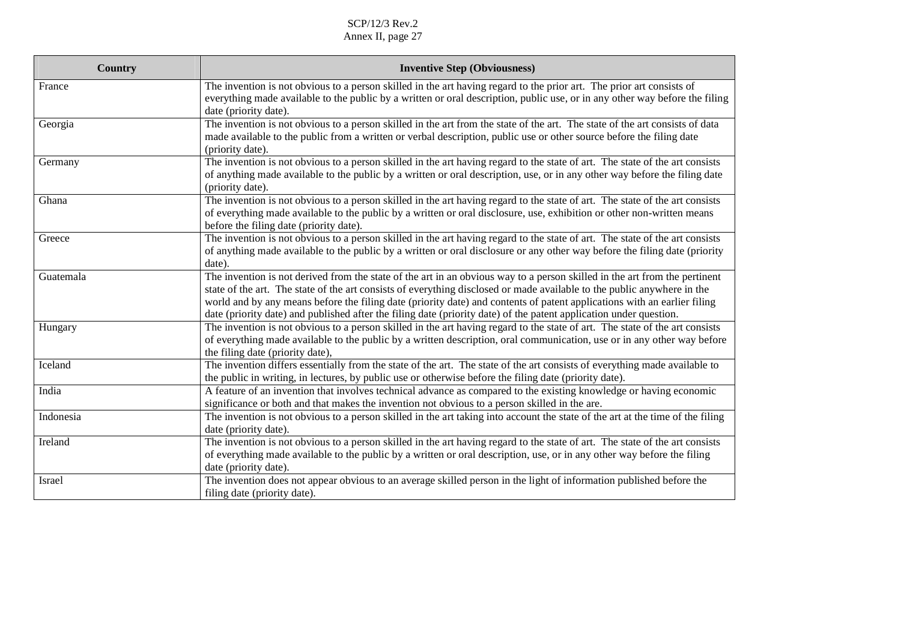| Country | Inventive Step (Obviousness) |
|---|---|
| France | The invention is not obvious to a person skilled in the art having regard to the prior art. The prior art consists of everything made available to the public by a written or oral description, public use, or in any other way before the filing date (priority date). |
| Georgia | The invention is not obvious to a person skilled in the art from the state of the art. The state of the art consists of data made available to the public from a written or verbal description, public use or other source before the filing date (priority date). |
| Germany | The invention is not obvious to a person skilled in the art having regard to the state of art. The state of the art consists of anything made available to the public by a written or oral description, use, or in any other way before the filing date (priority date). |
| Ghana | The invention is not obvious to a person skilled in the art having regard to the state of art. The state of the art consists of everything made available to the public by a written or oral disclosure, use, exhibition or other non-written means before the filing date (priority date). |
| Greece | The invention is not obvious to a person skilled in the art having regard to the state of art. The state of the art consists of anything made available to the public by a written or oral disclosure or any other way before the filing date (priority date). |
| Guatemala | The invention is not derived from the state of the art in an obvious way to a person skilled in the art from the pertinent state of the art. The state of the art consists of everything disclosed or made available to the public anywhere in the world and by any means before the filing date (priority date) and contents of patent applications with an earlier filing date (priority date) and published after the filing date (priority date) of the patent application under question. |
| Hungary | The invention is not obvious to a person skilled in the art having regard to the state of art. The state of the art consists of everything made available to the public by a written description, oral communication, use or in any other way before the filing date (priority date), |
| Iceland | The invention differs essentially from the state of the art. The state of the art consists of everything made available to the public in writing, in lectures, by public use or otherwise before the filing date (priority date). |
| India | A feature of an invention that involves technical advance as compared to the existing knowledge or having economic significance or both and that makes the invention not obvious to a person skilled in the are. |
| Indonesia | The invention is not obvious to a person skilled in the art taking into account the state of the art at the time of the filing date (priority date). |
| Ireland | The invention is not obvious to a person skilled in the art having regard to the state of art. The state of the art consists of everything made available to the public by a written or oral description, use, or in any other way before the filing date (priority date). |
| Israel | The invention does not appear obvious to an average skilled person in the light of information published before the filing date (priority date). |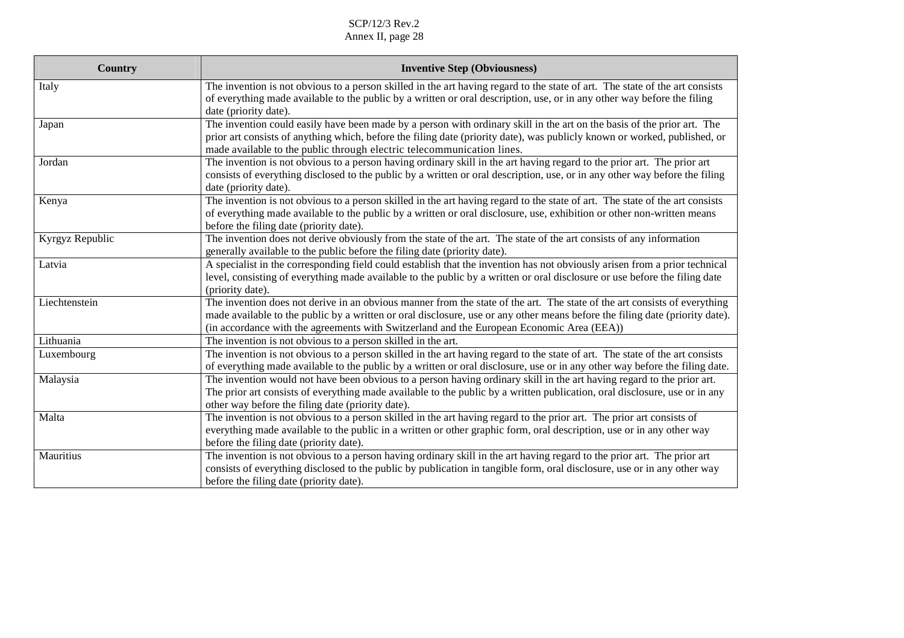| Country | Inventive Step (Obviousness) |
|---|---|
| Italy | The invention is not obvious to a person skilled in the art having regard to the state of art. The state of the art consists of everything made available to the public by a written or oral description, use, or in any other way before the filing date (priority date). |
| Japan | The invention could easily have been made by a person with ordinary skill in the art on the basis of the prior art. The prior art consists of anything which, before the filing date (priority date), was publicly known or worked, published, or made available to the public through electric telecommunication lines. |
| Jordan | The invention is not obvious to a person having ordinary skill in the art having regard to the prior art. The prior art consists of everything disclosed to the public by a written or oral description, use, or in any other way before the filing date (priority date). |
| Kenya | The invention is not obvious to a person skilled in the art having regard to the state of art. The state of the art consists of everything made available to the public by a written or oral disclosure, use, exhibition or other non-written means before the filing date (priority date). |
| Kyrgyz Republic | The invention does not derive obviously from the state of the art. The state of the art consists of any information generally available to the public before the filing date (priority date). |
| Latvia | A specialist in the corresponding field could establish that the invention has not obviously arisen from a prior technical level, consisting of everything made available to the public by a written or oral disclosure or use before the filing date (priority date). |
| Liechtenstein | The invention does not derive in an obvious manner from the state of the art. The state of the art consists of everything made available to the public by a written or oral disclosure, use or any other means before the filing date (priority date). (in accordance with the agreements with Switzerland and the European Economic Area (EEA)) |
| Lithuania | The invention is not obvious to a person skilled in the art. |
| Luxembourg | The invention is not obvious to a person skilled in the art having regard to the state of art. The state of the art consists of everything made available to the public by a written or oral disclosure, use or in any other way before the filing date. |
| Malaysia | The invention would not have been obvious to a person having ordinary skill in the art having regard to the prior art. The prior art consists of everything made available to the public by a written publication, oral disclosure, use or in any other way before the filing date (priority date). |
| Malta | The invention is not obvious to a person skilled in the art having regard to the prior art. The prior art consists of everything made available to the public in a written or other graphic form, oral description, use or in any other way before the filing date (priority date). |
| Mauritius | The invention is not obvious to a person having ordinary skill in the art having regard to the prior art. The prior art consists of everything disclosed to the public by publication in tangible form, oral disclosure, use or in any other way before the filing date (priority date). |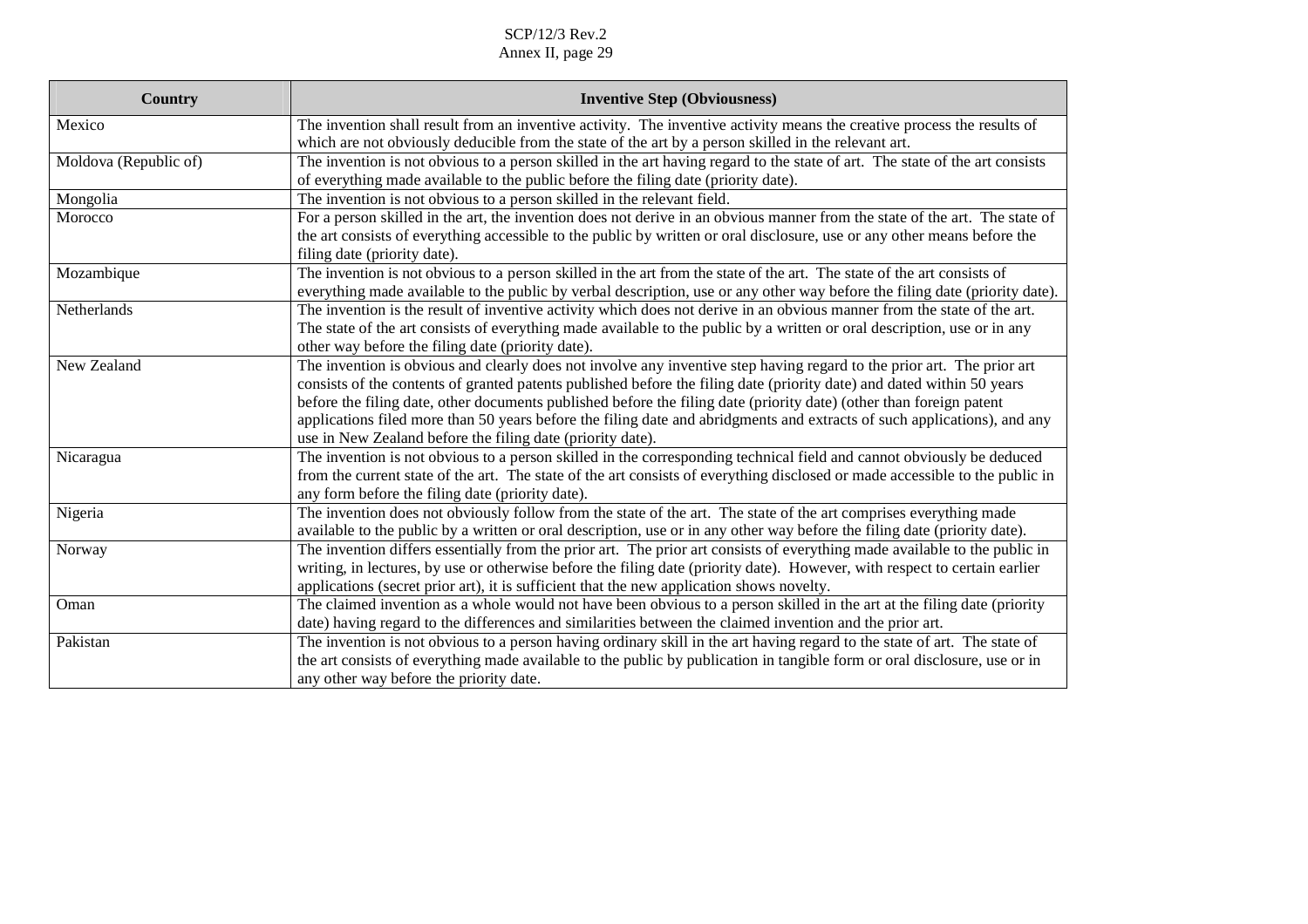| Country | Inventive Step (Obviousness) |
| --- | --- |
| Mexico | The invention shall result from an inventive activity. The inventive activity means the creative process the results of which are not obviously deducible from the state of the art by a person skilled in the relevant art. |
| Moldova (Republic of) | The invention is not obvious to a person skilled in the art having regard to the state of art. The state of the art consists of everything made available to the public before the filing date (priority date). |
| Mongolia | The invention is not obvious to a person skilled in the relevant field. |
| Morocco | For a person skilled in the art, the invention does not derive in an obvious manner from the state of the art. The state of the art consists of everything accessible to the public by written or oral disclosure, use or any other means before the filing date (priority date). |
| Mozambique | The invention is not obvious to a person skilled in the art from the state of the art. The state of the art consists of everything made available to the public by verbal description, use or any other way before the filing date (priority date). |
| Netherlands | The invention is the result of inventive activity which does not derive in an obvious manner from the state of the art. The state of the art consists of everything made available to the public by a written or oral description, use or in any other way before the filing date (priority date). |
| New Zealand | The invention is obvious and clearly does not involve any inventive step having regard to the prior art. The prior art consists of the contents of granted patents published before the filing date (priority date) and dated within 50 years before the filing date, other documents published before the filing date (priority date) (other than foreign patent applications filed more than 50 years before the filing date and abridgments and extracts of such applications), and any use in New Zealand before the filing date (priority date). |
| Nicaragua | The invention is not obvious to a person skilled in the corresponding technical field and cannot obviously be deduced from the current state of the art. The state of the art consists of everything disclosed or made accessible to the public in any form before the filing date (priority date). |
| Nigeria | The invention does not obviously follow from the state of the art. The state of the art comprises everything made available to the public by a written or oral description, use or in any other way before the filing date (priority date). |
| Norway | The invention differs essentially from the prior art. The prior art consists of everything made available to the public in writing, in lectures, by use or otherwise before the filing date (priority date). However, with respect to certain earlier applications (secret prior art), it is sufficient that the new application shows novelty. |
| Oman | The claimed invention as a whole would not have been obvious to a person skilled in the art at the filing date (priority date) having regard to the differences and similarities between the claimed invention and the prior art. |
| Pakistan | The invention is not obvious to a person having ordinary skill in the art having regard to the state of art. The state of the art consists of everything made available to the public by publication in tangible form or oral disclosure, use or in any other way before the priority date. |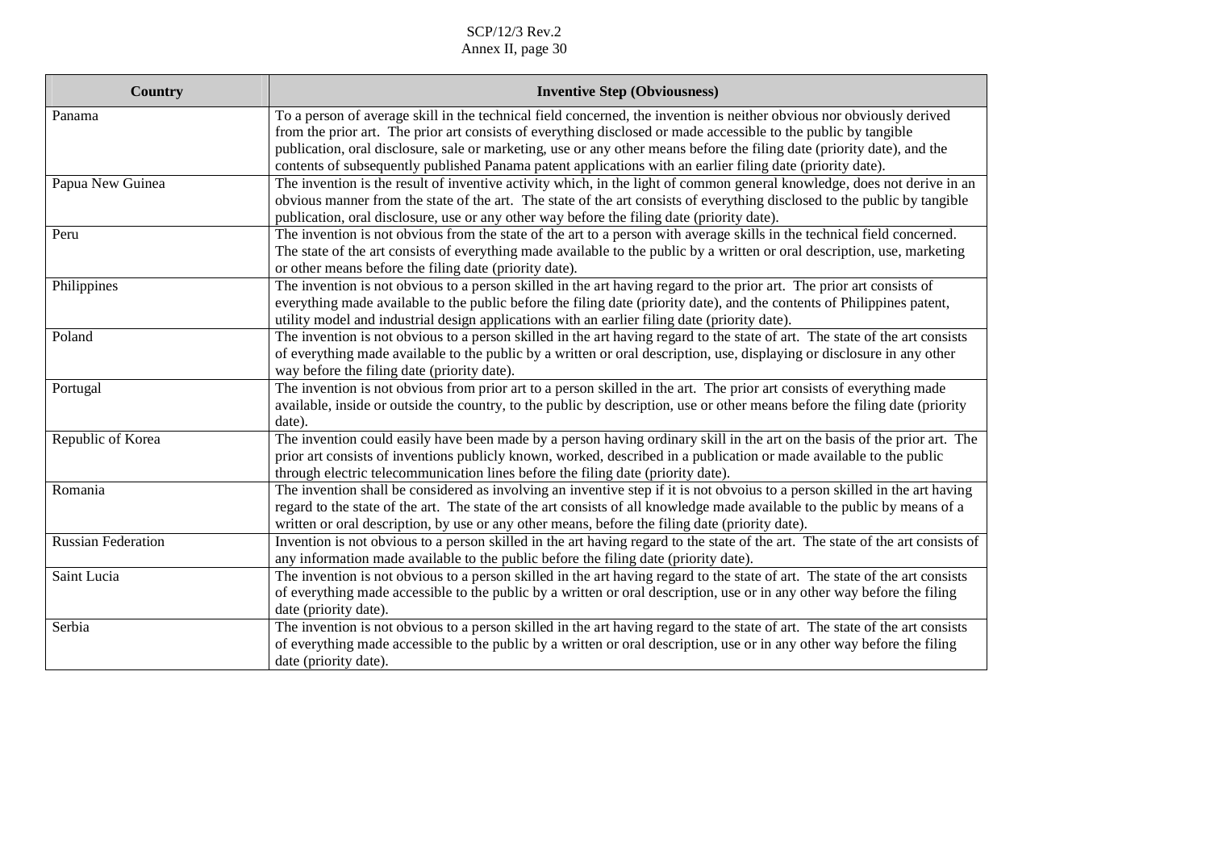| Country | Inventive Step (Obviousness) |
|---|---|
| Panama | To a person of average skill in the technical field concerned, the invention is neither obvious nor obviously derived from the prior art. The prior art consists of everything disclosed or made accessible to the public by tangible publication, oral disclosure, sale or marketing, use or any other means before the filing date (priority date), and the contents of subsequently published Panama patent applications with an earlier filing date (priority date). |
| Papua New Guinea | The invention is the result of inventive activity which, in the light of common general knowledge, does not derive in an obvious manner from the state of the art. The state of the art consists of everything disclosed to the public by tangible publication, oral disclosure, use or any other way before the filing date (priority date). |
| Peru | The invention is not obvious from the state of the art to a person with average skills in the technical field concerned. The state of the art consists of everything made available to the public by a written or oral description, use, marketing or other means before the filing date (priority date). |
| Philippines | The invention is not obvious to a person skilled in the art having regard to the prior art. The prior art consists of everything made available to the public before the filing date (priority date), and the contents of Philippines patent, utility model and industrial design applications with an earlier filing date (priority date). |
| Poland | The invention is not obvious to a person skilled in the art having regard to the state of art. The state of the art consists of everything made available to the public by a written or oral description, use, displaying or disclosure in any other way before the filing date (priority date). |
| Portugal | The invention is not obvious from prior art to a person skilled in the art. The prior art consists of everything made available, inside or outside the country, to the public by description, use or other means before the filing date (priority date). |
| Republic of Korea | The invention could easily have been made by a person having ordinary skill in the art on the basis of the prior art. The prior art consists of inventions publicly known, worked, described in a publication or made available to the public through electric telecommunication lines before the filing date (priority date). |
| Romania | The invention shall be considered as involving an inventive step if it is not obvoius to a person skilled in the art having regard to the state of the art. The state of the art consists of all knowledge made available to the public by means of a written or oral description, by use or any other means, before the filing date (priority date). |
| Russian Federation | Invention is not obvious to a person skilled in the art having regard to the state of the art. The state of the art consists of any information made available to the public before the filing date (priority date). |
| Saint Lucia | The invention is not obvious to a person skilled in the art having regard to the state of art. The state of the art consists of everything made accessible to the public by a written or oral description, use or in any other way before the filing date (priority date). |
| Serbia | The invention is not obvious to a person skilled in the art having regard to the state of art. The state of the art consists of everything made accessible to the public by a written or oral description, use or in any other way before the filing date (priority date). |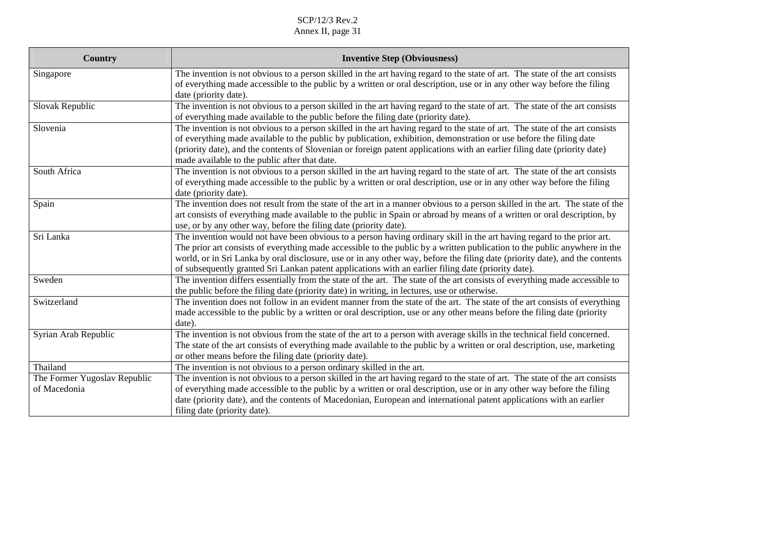| Country | Inventive Step (Obviousness) |
|---|---|
| Singapore | The invention is not obvious to a person skilled in the art having regard to the state of art. The state of the art consists of everything made accessible to the public by a written or oral description, use or in any other way before the filing date (priority date). |
| Slovak Republic | The invention is not obvious to a person skilled in the art having regard to the state of art. The state of the art consists of everything made available to the public before the filing date (priority date). |
| Slovenia | The invention is not obvious to a person skilled in the art having regard to the state of art. The state of the art consists of everything made available to the public by publication, exhibition, demonstration or use before the filing date (priority date), and the contents of Slovenian or foreign patent applications with an earlier filing date (priority date) made available to the public after that date. |
| South Africa | The invention is not obvious to a person skilled in the art having regard to the state of art. The state of the art consists of everything made accessible to the public by a written or oral description, use or in any other way before the filing date (priority date). |
| Spain | The invention does not result from the state of the art in a manner obvious to a person skilled in the art. The state of the art consists of everything made available to the public in Spain or abroad by means of a written or oral description, by use, or by any other way, before the filing date (priority date). |
| Sri Lanka | The invention would not have been obvious to a person having ordinary skill in the art having regard to the prior art. The prior art consists of everything made accessible to the public by a written publication to the public anywhere in the world, or in Sri Lanka by oral disclosure, use or in any other way, before the filing date (priority date), and the contents of subsequently granted Sri Lankan patent applications with an earlier filing date (priority date). |
| Sweden | The invention differs essentially from the state of the art. The state of the art consists of everything made accessible to the public before the filing date (priority date) in writing, in lectures, use or otherwise. |
| Switzerland | The invention does not follow in an evident manner from the state of the art. The state of the art consists of everything made accessible to the public by a written or oral description, use or any other means before the filing date (priority date). |
| Syrian Arab Republic | The invention is not obvious from the state of the art to a person with average skills in the technical field concerned. The state of the art consists of everything made available to the public by a written or oral description, use, marketing or other means before the filing date (priority date). |
| Thailand | The invention is not obvious to a person ordinary skilled in the art. |
| The Former Yugoslav Republic of Macedonia | The invention is not obvious to a person skilled in the art having regard to the state of art. The state of the art consists of everything made accessible to the public by a written or oral description, use or in any other way before the filing date (priority date), and the contents of Macedonian, European and international patent applications with an earlier filing date (priority date). |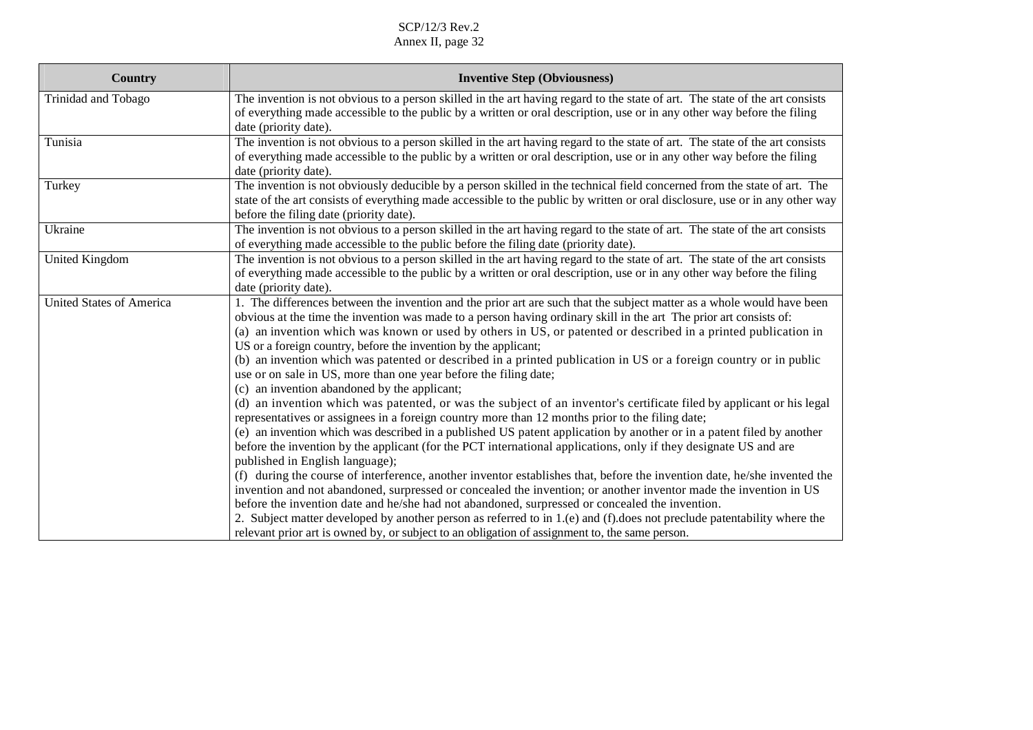| Country | Inventive Step (Obviousness) |
|---|---|
| Trinidad and Tobago | The invention is not obvious to a person skilled in the art having regard to the state of art. The state of the art consists of everything made accessible to the public by a written or oral description, use or in any other way before the filing date (priority date). |
| Tunisia | The invention is not obvious to a person skilled in the art having regard to the state of art. The state of the art consists of everything made accessible to the public by a written or oral description, use or in any other way before the filing date (priority date). |
| Turkey | The invention is not obviously deducible by a person skilled in the technical field concerned from the state of art. The state of the art consists of everything made accessible to the public by written or oral disclosure, use or in any other way before the filing date (priority date). |
| Ukraine | The invention is not obvious to a person skilled in the art having regard to the state of art. The state of the art consists of everything made accessible to the public before the filing date (priority date). |
| United Kingdom | The invention is not obvious to a person skilled in the art having regard to the state of art. The state of the art consists of everything made accessible to the public by a written or oral description, use or in any other way before the filing date (priority date). |
| United States of America | 1. The differences between the invention and the prior art are such that the subject matter as a whole would have been obvious at the time the invention was made to a person having ordinary skill in the art The prior art consists of:<br>(a) an invention which was known or used by others in US, or patented or described in a printed publication in US or a foreign country, before the invention by the applicant;<br>(b) an invention which was patented or described in a printed publication in US or a foreign country or in public use or on sale in US, more than one year before the filing date;<br>(c) an invention abandoned by the applicant;<br>(d) an invention which was patented, or was the subject of an inventor's certificate filed by applicant or his legal representatives or assignees in a foreign country more than 12 months prior to the filing date;<br>(e) an invention which was described in a published US patent application by another or in a patent filed by another before the invention by the applicant (for the PCT international applications, only if they designate US and are published in English language);<br>(f) during the course of interference, another inventor establishes that, before the invention date, he/she invented the invention and not abandoned, surpressed or concealed the invention; or another inventor made the invention in US before the invention date and he/she had not abandoned, surpressed or concealed the invention.<br>2. Subject matter developed by another person as referred to in 1.(e) and (f).does not preclude patentability where the relevant prior art is owned by, or subject to an obligation of assignment to, the same person. |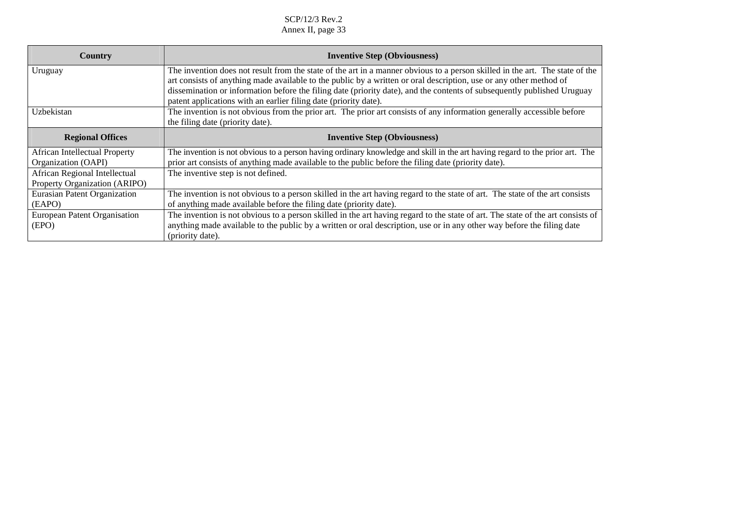| Country | Inventive Step (Obviousness) |
|---|---|
| Uruguay | The invention does not result from the state of the art in a manner obvious to a person skilled in the art. The state of the art consists of anything made available to the public by a written or oral description, use or any other method of dissemination or information before the filing date (priority date), and the contents of subsequently published Uruguay patent applications with an earlier filing date (priority date). |
| Uzbekistan | The invention is not obvious from the prior art. The prior art consists of any information generally accessible before the filing date (priority date). |
| **Regional Offices** | **Inventive Step (Obviousness)** |
| African Intellectual Property Organization (OAPI) | The invention is not obvious to a person having ordinary knowledge and skill in the art having regard to the prior art. The prior art consists of anything made available to the public before the filing date (priority date). |
| African Regional Intellectual Property Organization (ARIPO) | The inventive step is not defined. |
| Eurasian Patent Organization (EAPO) | The invention is not obvious to a person skilled in the art having regard to the state of art. The state of the art consists of anything made available before the filing date (priority date). |
| European Patent Organisation (EPO) | The invention is not obvious to a person skilled in the art having regard to the state of art. The state of the art consists of anything made available to the public by a written or oral description, use or in any other way before the filing date (priority date). |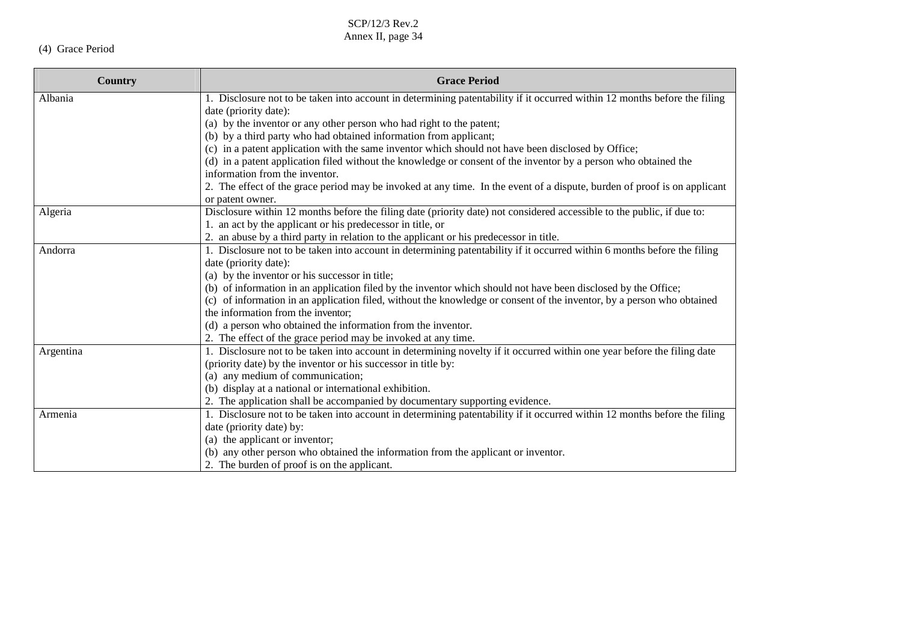(4) Grace Period

| Country | Grace Period |
|---|---|
| Albania | 1. Disclosure not to be taken into account in determining patentability if it occurred within 12 months before the filing date (priority date):<br>(a) by the inventor or any other person who had right to the patent;<br>(b) by a third party who had obtained information from applicant;<br>(c) in a patent application with the same inventor which should not have been disclosed by Office;<br>(d) in a patent application filed without the knowledge or consent of the inventor by a person who obtained the information from the inventor.<br>2. The effect of the grace period may be invoked at any time. In the event of a dispute, burden of proof is on applicant or patent owner. |
| Algeria | Disclosure within 12 months before the filing date (priority date) not considered accessible to the public, if due to:<br>1. an act by the applicant or his predecessor in title, or<br>2. an abuse by a third party in relation to the applicant or his predecessor in title. |
| Andorra | 1. Disclosure not to be taken into account in determining patentability if it occurred within 6 months before the filing date (priority date):<br>(a) by the inventor or his successor in title;<br>(b) of information in an application filed by the inventor which should not have been disclosed by the Office;<br>(c) of information in an application filed, without the knowledge or consent of the inventor, by a person who obtained the information from the inventor;<br>(d) a person who obtained the information from the inventor.<br>2. The effect of the grace period may be invoked at any time. |
| Argentina | 1. Disclosure not to be taken into account in determining novelty if it occurred within one year before the filing date (priority date) by the inventor or his successor in title by:<br>(a) any medium of communication;<br>(b) display at a national or international exhibition.<br>2. The application shall be accompanied by documentary supporting evidence. |
| Armenia | 1. Disclosure not to be taken into account in determining patentability if it occurred within 12 months before the filing date (priority date) by:<br>(a) the applicant or inventor;<br>(b) any other person who obtained the information from the applicant or inventor.<br>2. The burden of proof is on the applicant. |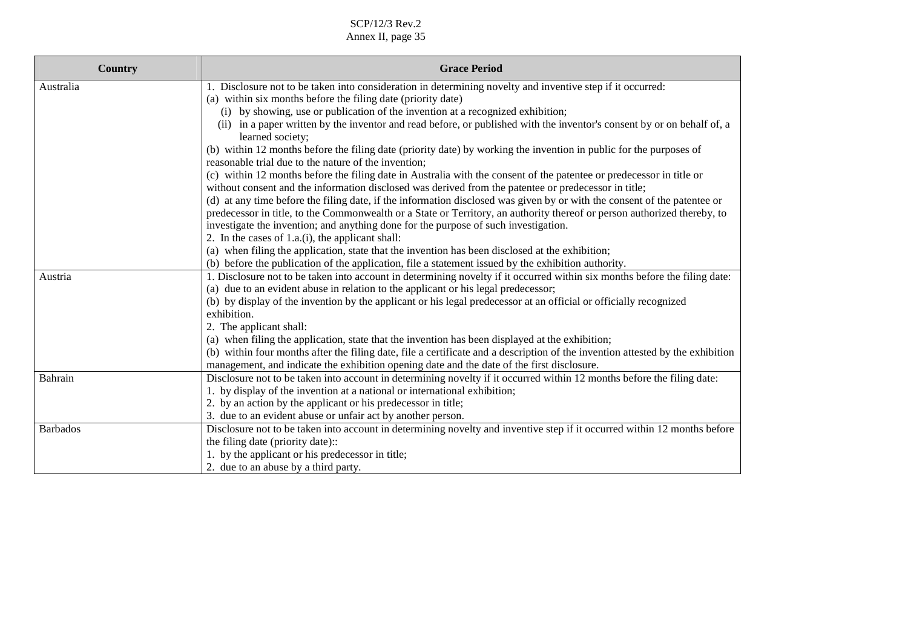| Country | Grace Period |
|---|---|
| Australia | 1. Disclosure not to be taken into consideration in determining novelty and inventive step if it occurred:<br>(a) within six months before the filing date (priority date)<br>(i) by showing, use or publication of the invention at a recognized exhibition;<br>(ii) in a paper written by the inventor and read before, or published with the inventor's consent by or on behalf of, a learned society;<br>(b) within 12 months before the filing date (priority date) by working the invention in public for the purposes of reasonable trial due to the nature of the invention;<br>(c) within 12 months before the filing date in Australia with the consent of the patentee or predecessor in title or without consent and the information disclosed was derived from the patentee or predecessor in title;<br>(d) at any time before the filing date, if the information disclosed was given by or with the consent of the patentee or predecessor in title, to the Commonwealth or a State or Territory, an authority thereof or person authorized thereby, to investigate the invention; and anything done for the purpose of such investigation.<br>2. In the cases of 1.a.(i), the applicant shall:<br>(a) when filing the application, state that the invention has been disclosed at the exhibition;<br>(b) before the publication of the application, file a statement issued by the exhibition authority. |
| Austria | 1. Disclosure not to be taken into account in determining novelty if it occurred within six months before the filing date:<br>(a) due to an evident abuse in relation to the applicant or his legal predecessor;<br>(b) by display of the invention by the applicant or his legal predecessor at an official or officially recognized exhibition.<br>2. The applicant shall:<br>(a) when filing the application, state that the invention has been displayed at the exhibition;<br>(b) within four months after the filing date, file a certificate and a description of the invention attested by the exhibition management, and indicate the exhibition opening date and the date of the first disclosure. |
| Bahrain | Disclosure not to be taken into account in determining novelty if it occurred within 12 months before the filing date:<br>1. by display of the invention at a national or international exhibition;<br>2. by an action by the applicant or his predecessor in title;<br>3. due to an evident abuse or unfair act by another person. |
| Barbados | Disclosure not to be taken into account in determining novelty and inventive step if it occurred within 12 months before the filing date (priority date)::<br>1. by the applicant or his predecessor in title;<br>2. due to an abuse by a third party. |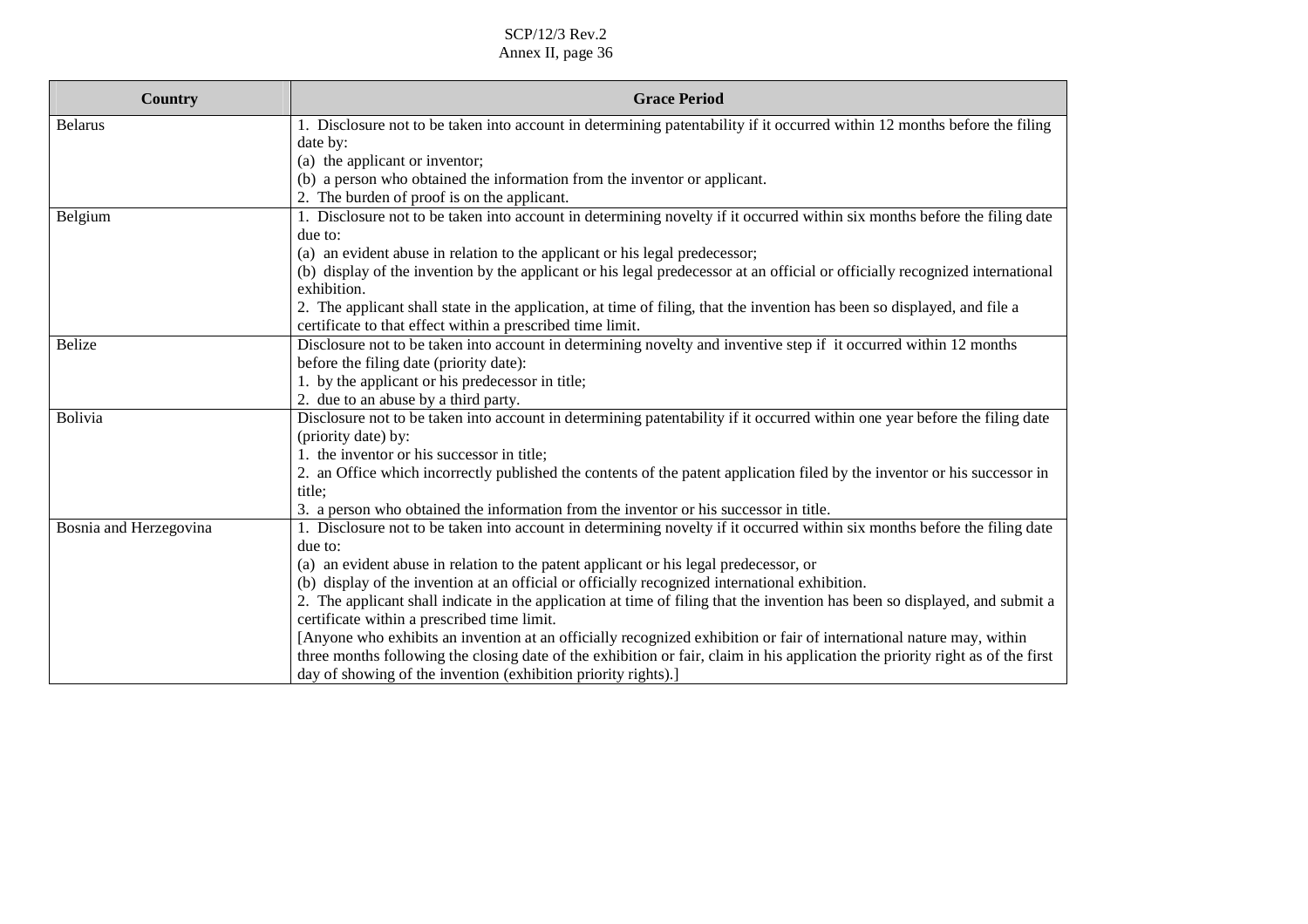| Country | Grace Period |
| --- | --- |
| Belarus | 1. Disclosure not to be taken into account in determining patentability if it occurred within 12 months before the filing date by:<br>(a) the applicant or inventor;<br>(b) a person who obtained the information from the inventor or applicant.<br>2. The burden of proof is on the applicant. |
| Belgium | 1. Disclosure not to be taken into account in determining novelty if it occurred within six months before the filing date due to:<br>(a) an evident abuse in relation to the applicant or his legal predecessor;<br>(b) display of the invention by the applicant or his legal predecessor at an official or officially recognized international exhibition.<br>2. The applicant shall state in the application, at time of filing, that the invention has been so displayed, and file a certificate to that effect within a prescribed time limit. |
| Belize | Disclosure not to be taken into account in determining novelty and inventive step if it occurred within 12 months before the filing date (priority date):<br>1. by the applicant or his predecessor in title;<br>2. due to an abuse by a third party. |
| Bolivia | Disclosure not to be taken into account in determining patentability if it occurred within one year before the filing date (priority date) by:<br>1. the inventor or his successor in title;<br>2. an Office which incorrectly published the contents of the patent application filed by the inventor or his successor in title;<br>3. a person who obtained the information from the inventor or his successor in title. |
| Bosnia and Herzegovina | 1. Disclosure not to be taken into account in determining novelty if it occurred within six months before the filing date due to:<br>(a) an evident abuse in relation to the patent applicant or his legal predecessor, or<br>(b) display of the invention at an official or officially recognized international exhibition.<br>2. The applicant shall indicate in the application at time of filing that the invention has been so displayed, and submit a certificate within a prescribed time limit.<br>[Anyone who exhibits an invention at an officially recognized exhibition or fair of international nature may, within three months following the closing date of the exhibition or fair, claim in his application the priority right as of the first day of showing of the invention (exhibition priority rights).] |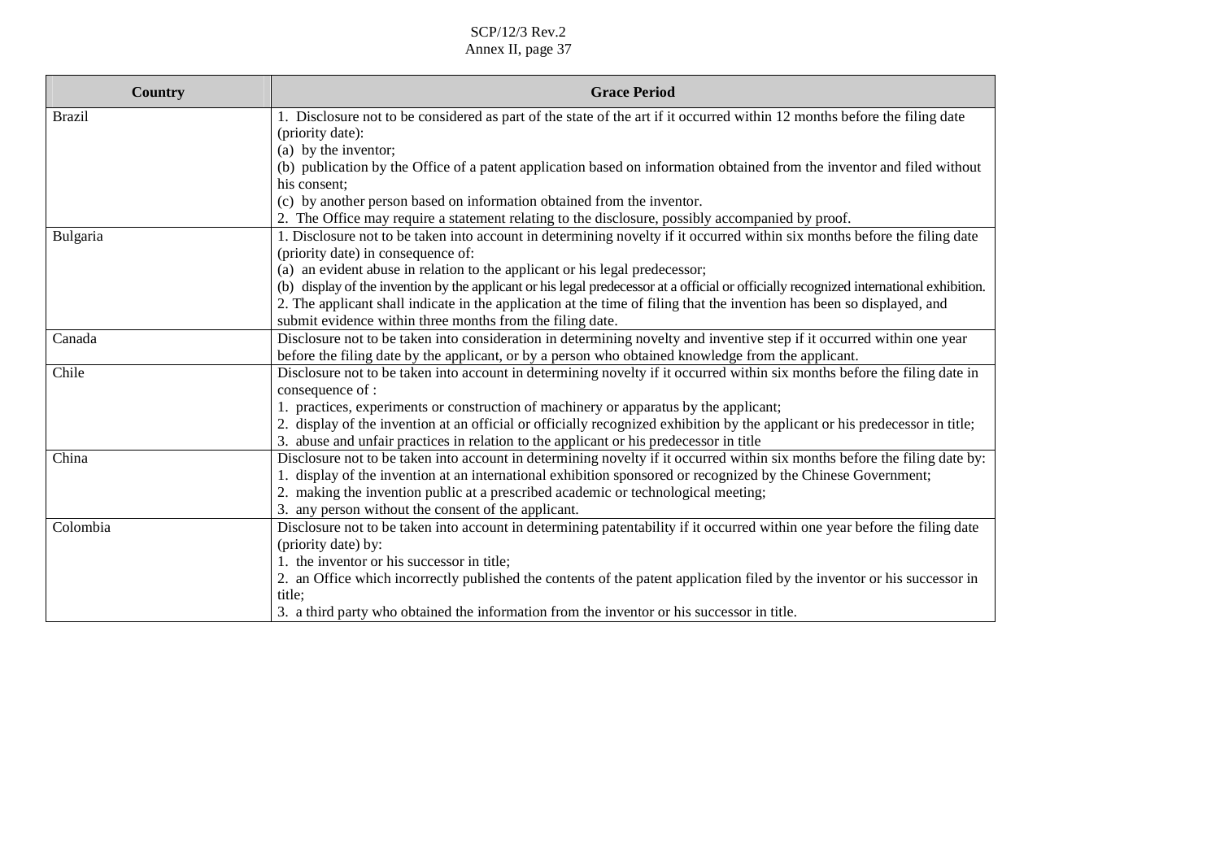| Country | Grace Period |
|---|---|
| Brazil | 1. Disclosure not to be considered as part of the state of the art if it occurred within 12 months before the filing date (priority date):<br>(a) by the inventor;<br>(b) publication by the Office of a patent application based on information obtained from the inventor and filed without his consent;<br>(c) by another person based on information obtained from the inventor.<br>2. The Office may require a statement relating to the disclosure, possibly accompanied by proof. |
| Bulgaria | 1. Disclosure not to be taken into account in determining novelty if it occurred within six months before the filing date (priority date) in consequence of:<br>(a) an evident abuse in relation to the applicant or his legal predecessor;<br>(b) display of the invention by the applicant or his legal predecessor at a official or officially recognized international exhibition.<br>2. The applicant shall indicate in the application at the time of filing that the invention has been so displayed, and submit evidence within three months from the filing date. |
| Canada | Disclosure not to be taken into consideration in determining novelty and inventive step if it occurred within one year before the filing date by the applicant, or by a person who obtained knowledge from the applicant. |
| Chile | Disclosure not to be taken into account in determining novelty if it occurred within six months before the filing date in consequence of :<br>1. practices, experiments or construction of machinery or apparatus by the applicant;<br>2. display of the invention at an official or officially recognized exhibition by the applicant or his predecessor in title;<br>3. abuse and unfair practices in relation to the applicant or his predecessor in title |
| China | Disclosure not to be taken into account in determining novelty if it occurred within six months before the filing date by:<br>1. display of the invention at an international exhibition sponsored or recognized by the Chinese Government;<br>2. making the invention public at a prescribed academic or technological meeting;<br>3. any person without the consent of the applicant. |
| Colombia | Disclosure not to be taken into account in determining patentability if it occurred within one year before the filing date (priority date) by:<br>1. the inventor or his successor in title;<br>2. an Office which incorrectly published the contents of the patent application filed by the inventor or his successor in title;<br>3. a third party who obtained the information from the inventor or his successor in title. |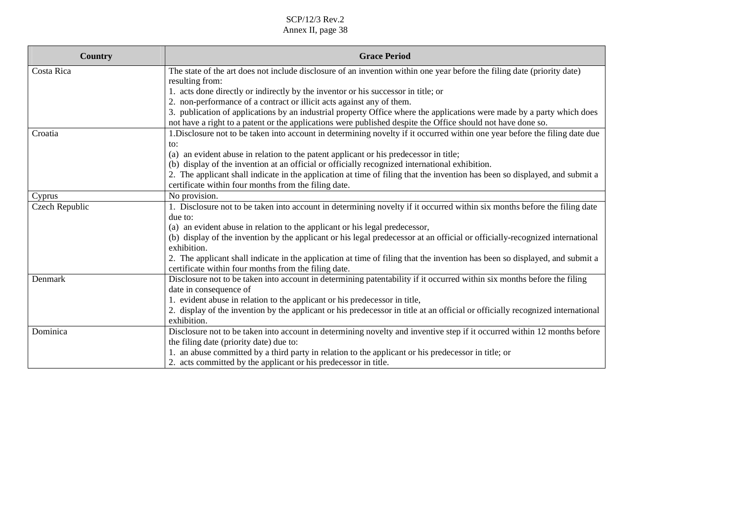| Country | Grace Period |
|---|---|
| Costa Rica | The state of the art does not include disclosure of an invention within one year before the filing date (priority date) resulting from:<br>1. acts done directly or indirectly by the inventor or his successor in title; or<br>2. non-performance of a contract or illicit acts against any of them.<br>3. publication of applications by an industrial property Office where the applications were made by a party which does not have a right to a patent or the applications were published despite the Office should not have done so. |
| Croatia | 1.Disclosure not to be taken into account in determining novelty if it occurred within one year before the filing date due to:<br>(a) an evident abuse in relation to the patent applicant or his predecessor in title;<br>(b) display of the invention at an official or officially recognized international exhibition.<br>2. The applicant shall indicate in the application at time of filing that the invention has been so displayed, and submit a certificate within four months from the filing date. |
| Cyprus | No provision. |
| Czech Republic | 1. Disclosure not to be taken into account in determining novelty if it occurred within six months before the filing date due to:<br>(a) an evident abuse in relation to the applicant or his legal predecessor,<br>(b) display of the invention by the applicant or his legal predecessor at an official or officially-recognized international exhibition.<br>2. The applicant shall indicate in the application at time of filing that the invention has been so displayed, and submit a certificate within four months from the filing date. |
| Denmark | Disclosure not to be taken into account in determining patentability if it occurred within six months before the filing date in consequence of<br>1. evident abuse in relation to the applicant or his predecessor in title,<br>2. display of the invention by the applicant or his predecessor in title at an official or officially recognized international exhibition. |
| Dominica | Disclosure not to be taken into account in determining novelty and inventive step if it occurred within 12 months before the filing date (priority date) due to:<br>1. an abuse committed by a third party in relation to the applicant or his predecessor in title; or<br>2. acts committed by the applicant or his predecessor in title. |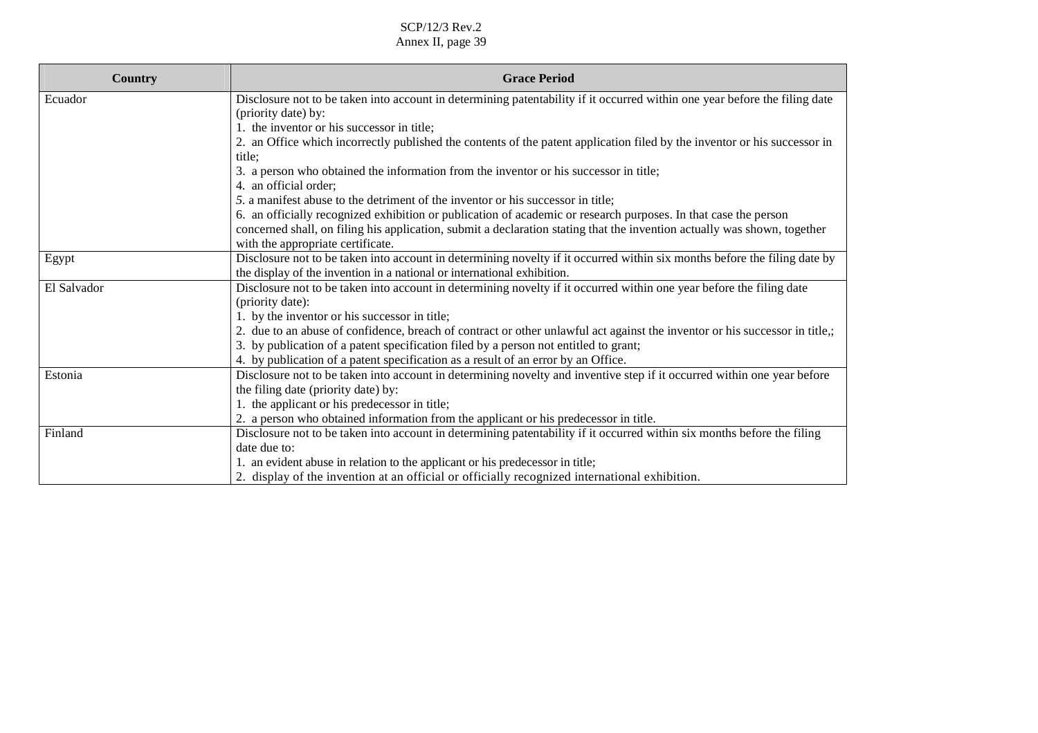| Country | Grace Period |
|---|---|
| Ecuador | Disclosure not to be taken into account in determining patentability if it occurred within one year before the filing date (priority date) by:<br>1. the inventor or his successor in title;<br>2. an Office which incorrectly published the contents of the patent application filed by the inventor or his successor in title;<br>3. a person who obtained the information from the inventor or his successor in title;<br>4. an official order;<br>5. a manifest abuse to the detriment of the inventor or his successor in title;<br>6. an officially recognized exhibition or publication of academic or research purposes. In that case the person concerned shall, on filing his application, submit a declaration stating that the invention actually was shown, together with the appropriate certificate. |
| Egypt | Disclosure not to be taken into account in determining novelty if it occurred within six months before the filing date by the display of the invention in a national or international exhibition. |
| El Salvador | Disclosure not to be taken into account in determining novelty if it occurred within one year before the filing date (priority date):<br>1. by the inventor or his successor in title;<br>2. due to an abuse of confidence, breach of contract or other unlawful act against the inventor or his successor in title,;<br>3. by publication of a patent specification filed by a person not entitled to grant;<br>4. by publication of a patent specification as a result of an error by an Office. |
| Estonia | Disclosure not to be taken into account in determining novelty and inventive step if it occurred within one year before the filing date (priority date) by:<br>1. the applicant or his predecessor in title;<br>2. a person who obtained information from the applicant or his predecessor in title. |
| Finland | Disclosure not to be taken into account in determining patentability if it occurred within six months before the filing date due to:<br>1. an evident abuse in relation to the applicant or his predecessor in title;<br>2. display of the invention at an official or officially recognized international exhibition. |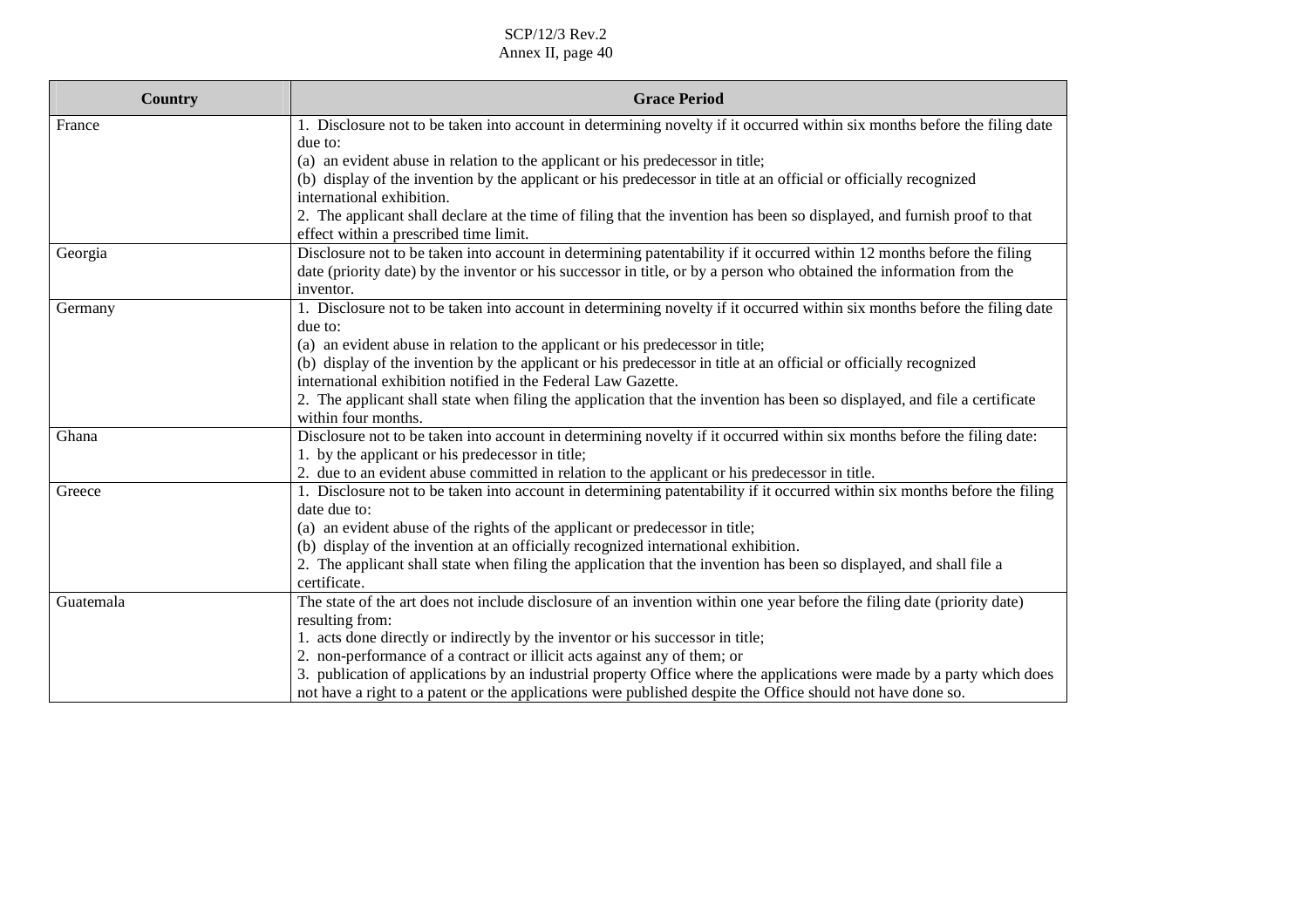| Country | Grace Period |
|---|---|
| France | 1. Disclosure not to be taken into account in determining novelty if it occurred within six months before the filing date due to:<br>(a) an evident abuse in relation to the applicant or his predecessor in title;<br>(b) display of the invention by the applicant or his predecessor in title at an official or officially recognized international exhibition.<br>2. The applicant shall declare at the time of filing that the invention has been so displayed, and furnish proof to that effect within a prescribed time limit. |
| Georgia | Disclosure not to be taken into account in determining patentability if it occurred within 12 months before the filing date (priority date) by the inventor or his successor in title, or by a person who obtained the information from the inventor. |
| Germany | 1. Disclosure not to be taken into account in determining novelty if it occurred within six months before the filing date due to:<br>(a) an evident abuse in relation to the applicant or his predecessor in title;<br>(b) display of the invention by the applicant or his predecessor in title at an official or officially recognized international exhibition notified in the Federal Law Gazette.<br>2. The applicant shall state when filing the application that the invention has been so displayed, and file a certificate within four months. |
| Ghana | Disclosure not to be taken into account in determining novelty if it occurred within six months before the filing date:<br>1. by the applicant or his predecessor in title;<br>2. due to an evident abuse committed in relation to the applicant or his predecessor in title. |
| Greece | 1. Disclosure not to be taken into account in determining patentability if it occurred within six months before the filing date due to:<br>(a) an evident abuse of the rights of the applicant or predecessor in title;<br>(b) display of the invention at an officially recognized international exhibition.<br>2. The applicant shall state when filing the application that the invention has been so displayed, and shall file a certificate. |
| Guatemala | The state of the art does not include disclosure of an invention within one year before the filing date (priority date) resulting from:<br>1. acts done directly or indirectly by the inventor or his successor in title;<br>2. non-performance of a contract or illicit acts against any of them; or<br>3. publication of applications by an industrial property Office where the applications were made by a party which does not have a right to a patent or the applications were published despite the Office should not have done so. |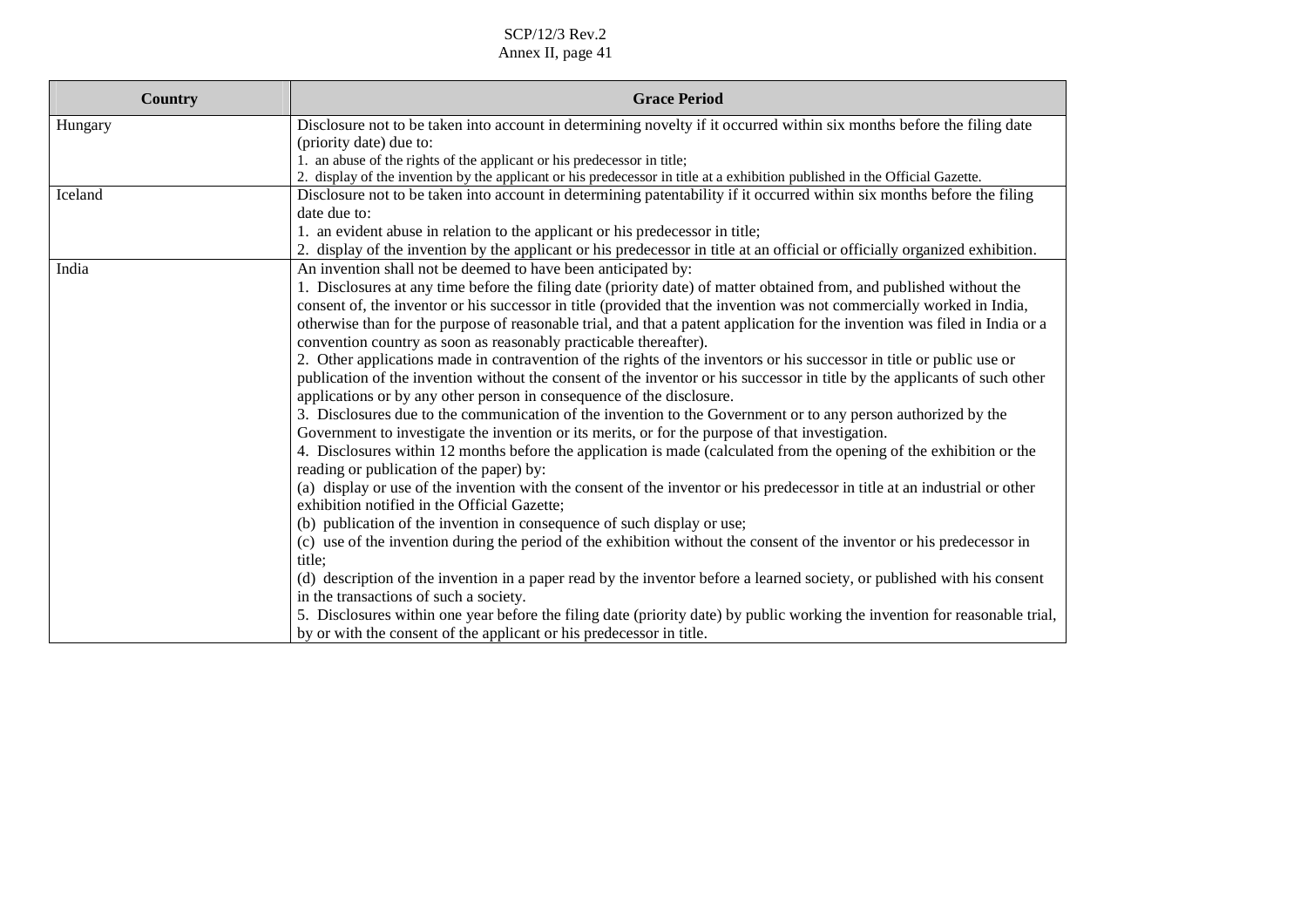| Country | Grace Period |
|---|---|
| Hungary | Disclosure not to be taken into account in determining novelty if it occurred within six months before the filing date (priority date) due to:<br>1. an abuse of the rights of the applicant or his predecessor in title;<br>2. display of the invention by the applicant or his predecessor in title at a exhibition published in the Official Gazette. |
| Iceland | Disclosure not to be taken into account in determining patentability if it occurred within six months before the filing date due to:<br>1. an evident abuse in relation to the applicant or his predecessor in title;<br>2. display of the invention by the applicant or his predecessor in title at an official or officially organized exhibition. |
| India | An invention shall not be deemed to have been anticipated by:<br>1. Disclosures at any time before the filing date (priority date) of matter obtained from, and published without the consent of, the inventor or his successor in title (provided that the invention was not commercially worked in India, otherwise than for the purpose of reasonable trial, and that a patent application for the invention was filed in India or a convention country as soon as reasonably practicable thereafter).<br>2. Other applications made in contravention of the rights of the inventors or his successor in title or public use or publication of the invention without the consent of the inventor or his successor in title by the applicants of such other applications or by any other person in consequence of the disclosure.<br>3. Disclosures due to the communication of the invention to the Government or to any person authorized by the Government to investigate the invention or its merits, or for the purpose of that investigation.<br>4. Disclosures within 12 months before the application is made (calculated from the opening of the exhibition or the reading or publication of the paper) by:<br>(a) display or use of the invention with the consent of the inventor or his predecessor in title at an industrial or other exhibition notified in the Official Gazette;<br>(b) publication of the invention in consequence of such display or use;<br>(c) use of the invention during the period of the exhibition without the consent of the inventor or his predecessor in title;<br>(d) description of the invention in a paper read by the inventor before a learned society, or published with his consent in the transactions of such a society.<br>5. Disclosures within one year before the filing date (priority date) by public working the invention for reasonable trial, by or with the consent of the applicant or his predecessor in title. |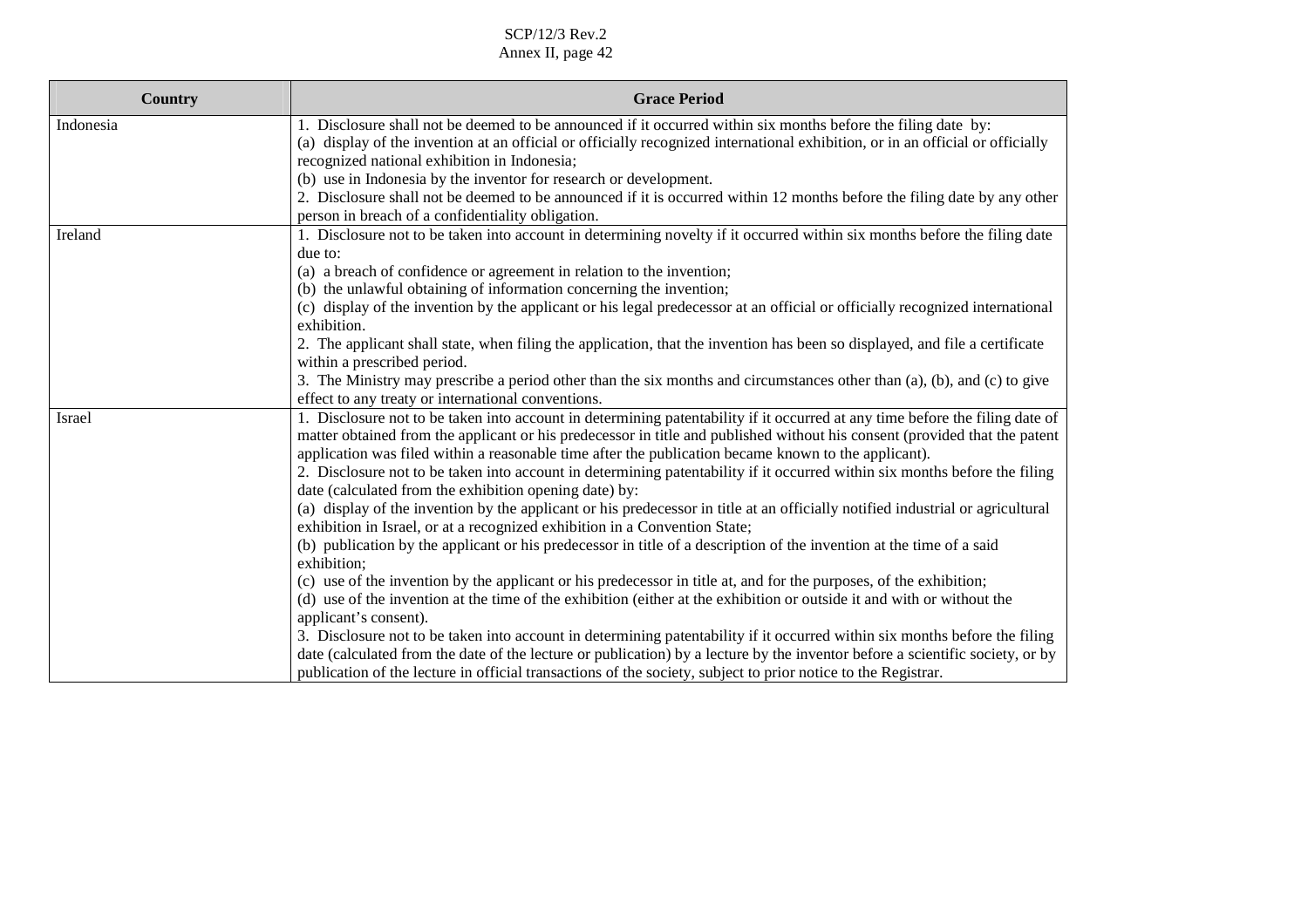| Country | Grace Period |
|---|---|
| Indonesia | 1. Disclosure shall not be deemed to be announced if it occurred within six months before the filing date by:<br>(a) display of the invention at an official or officially recognized international exhibition, or in an official or officially recognized national exhibition in Indonesia;<br>(b) use in Indonesia by the inventor for research or development.<br>2. Disclosure shall not be deemed to be announced if it is occurred within 12 months before the filing date by any other person in breach of a confidentiality obligation. |
| Ireland | 1. Disclosure not to be taken into account in determining novelty if it occurred within six months before the filing date due to:<br>(a) a breach of confidence or agreement in relation to the invention;<br>(b) the unlawful obtaining of information concerning the invention;<br>(c) display of the invention by the applicant or his legal predecessor at an official or officially recognized international exhibition.<br>2. The applicant shall state, when filing the application, that the invention has been so displayed, and file a certificate within a prescribed period.<br>3. The Ministry may prescribe a period other than the six months and circumstances other than (a), (b), and (c) to give effect to any treaty or international conventions. |
| Israel | 1. Disclosure not to be taken into account in determining patentability if it occurred at any time before the filing date of matter obtained from the applicant or his predecessor in title and published without his consent (provided that the patent application was filed within a reasonable time after the publication became known to the applicant).<br>2. Disclosure not to be taken into account in determining patentability if it occurred within six months before the filing date (calculated from the exhibition opening date) by:<br>(a) display of the invention by the applicant or his predecessor in title at an officially notified industrial or agricultural exhibition in Israel, or at a recognized exhibition in a Convention State;<br>(b) publication by the applicant or his predecessor in title of a description of the invention at the time of a said exhibition;<br>(c) use of the invention by the applicant or his predecessor in title at, and for the purposes, of the exhibition;<br>(d) use of the invention at the time of the exhibition (either at the exhibition or outside it and with or without the applicant's consent).<br>3. Disclosure not to be taken into account in determining patentability if it occurred within six months before the filing date (calculated from the date of the lecture or publication) by a lecture by the inventor before a scientific society, or by publication of the lecture in official transactions of the society, subject to prior notice to the Registrar. |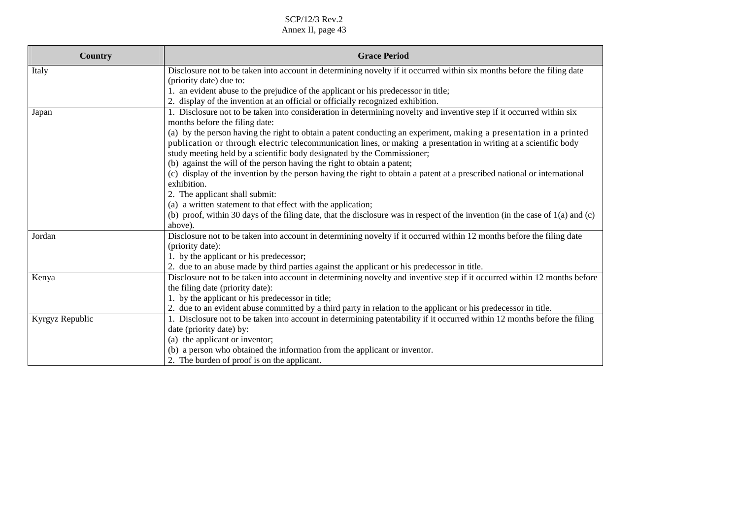| Country | Grace Period |
| --- | --- |
| Italy | Disclosure not to be taken into account in determining novelty if it occurred within six months before the filing date (priority date) due to:<br>1. an evident abuse to the prejudice of the applicant or his predecessor in title;<br>2. display of the invention at an official or officially recognized exhibition. |
| Japan | 1. Disclosure not to be taken into consideration in determining novelty and inventive step if it occurred within six months before the filing date:<br>(a) by the person having the right to obtain a patent conducting an experiment, making a presentation in a printed publication or through electric telecommunication lines, or making a presentation in writing at a scientific body study meeting held by a scientific body designated by the Commissioner;<br>(b) against the will of the person having the right to obtain a patent;<br>(c) display of the invention by the person having the right to obtain a patent at a prescribed national or international exhibition.<br>2. The applicant shall submit:<br>(a) a written statement to that effect with the application;<br>(b) proof, within 30 days of the filing date, that the disclosure was in respect of the invention (in the case of 1(a) and (c) above). |
| Jordan | Disclosure not to be taken into account in determining novelty if it occurred within 12 months before the filing date (priority date):<br>1. by the applicant or his predecessor;<br>2. due to an abuse made by third parties against the applicant or his predecessor in title. |
| Kenya | Disclosure not to be taken into account in determining novelty and inventive step if it occurred within 12 months before the filing date (priority date):<br>1. by the applicant or his predecessor in title;<br>2. due to an evident abuse committed by a third party in relation to the applicant or his predecessor in title. |
| Kyrgyz Republic | 1. Disclosure not to be taken into account in determining patentability if it occurred within 12 months before the filing date (priority date) by:<br>(a) the applicant or inventor;<br>(b) a person who obtained the information from the applicant or inventor.<br>2. The burden of proof is on the applicant. |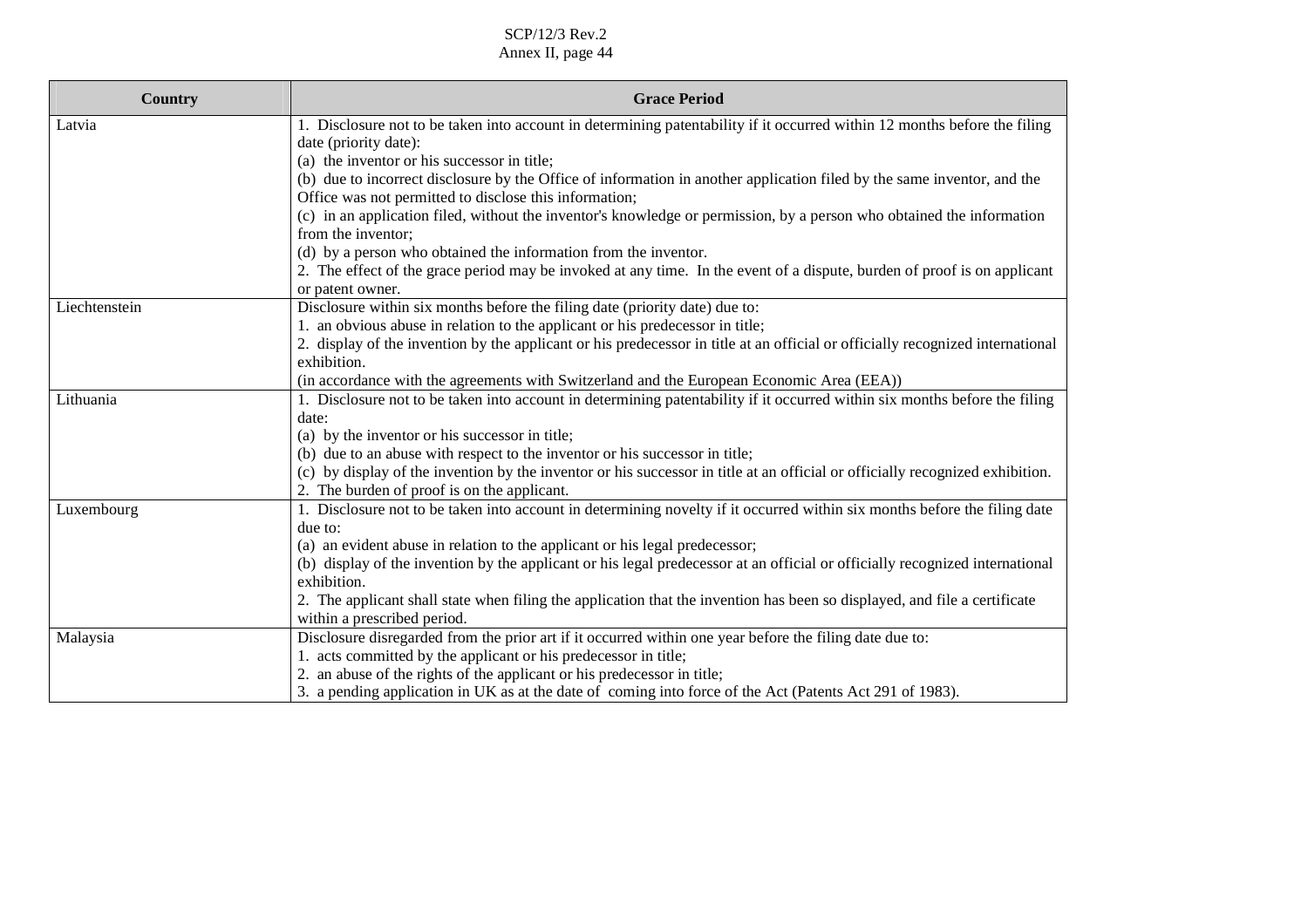| Country | Grace Period |
|---|---|
| Latvia | 1. Disclosure not to be taken into account in determining patentability if it occurred within 12 months before the filing date (priority date):<br>(a) the inventor or his successor in title;<br>(b) due to incorrect disclosure by the Office of information in another application filed by the same inventor, and the Office was not permitted to disclose this information;<br>(c) in an application filed, without the inventor's knowledge or permission, by a person who obtained the information from the inventor;<br>(d) by a person who obtained the information from the inventor.<br>2. The effect of the grace period may be invoked at any time. In the event of a dispute, burden of proof is on applicant or patent owner. |
| Liechtenstein | Disclosure within six months before the filing date (priority date) due to:<br>1. an obvious abuse in relation to the applicant or his predecessor in title;<br>2. display of the invention by the applicant or his predecessor in title at an official or officially recognized international exhibition.<br>(in accordance with the agreements with Switzerland and the European Economic Area (EEA)) |
| Lithuania | 1. Disclosure not to be taken into account in determining patentability if it occurred within six months before the filing date:<br>(a) by the inventor or his successor in title;<br>(b) due to an abuse with respect to the inventor or his successor in title;<br>(c) by display of the invention by the inventor or his successor in title at an official or officially recognized exhibition.<br>2. The burden of proof is on the applicant. |
| Luxembourg | 1. Disclosure not to be taken into account in determining novelty if it occurred within six months before the filing date due to:<br>(a) an evident abuse in relation to the applicant or his legal predecessor;<br>(b) display of the invention by the applicant or his legal predecessor at an official or officially recognized international exhibition.<br>2. The applicant shall state when filing the application that the invention has been so displayed, and file a certificate within a prescribed period. |
| Malaysia | Disclosure disregarded from the prior art if it occurred within one year before the filing date due to:<br>1. acts committed by the applicant or his predecessor in title;<br>2. an abuse of the rights of the applicant or his predecessor in title;<br>3. a pending application in UK as at the date of coming into force of the Act (Patents Act 291 of 1983). |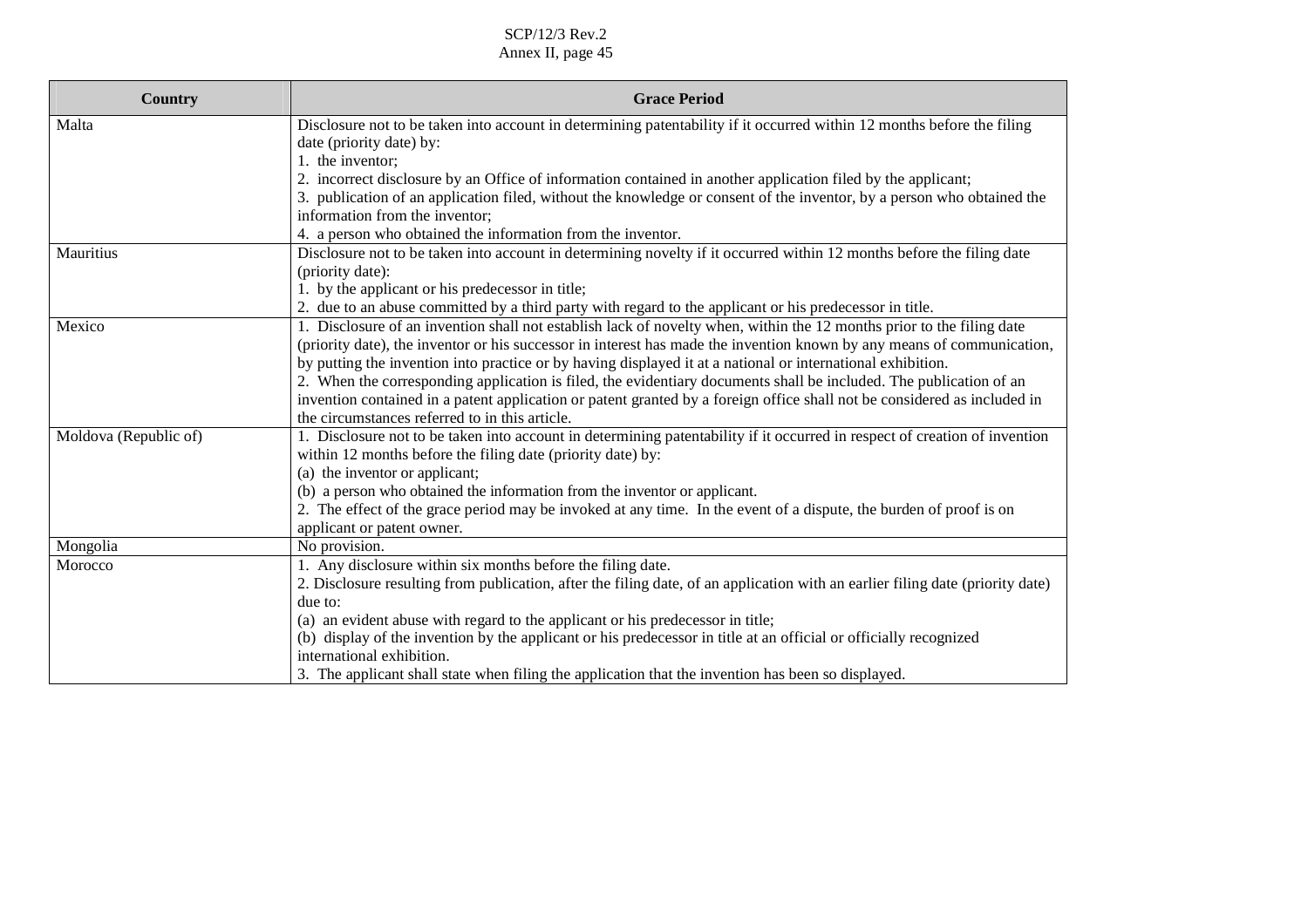| Country | Grace Period |
|---|---|
| Malta | Disclosure not to be taken into account in determining patentability if it occurred within 12 months before the filing date (priority date) by:<br>1. the inventor;<br>2. incorrect disclosure by an Office of information contained in another application filed by the applicant;<br>3. publication of an application filed, without the knowledge or consent of the inventor, by a person who obtained the information from the inventor;<br>4. a person who obtained the information from the inventor. |
| Mauritius | Disclosure not to be taken into account in determining novelty if it occurred within 12 months before the filing date (priority date):<br>1. by the applicant or his predecessor in title;<br>2. due to an abuse committed by a third party with regard to the applicant or his predecessor in title. |
| Mexico | 1. Disclosure of an invention shall not establish lack of novelty when, within the 12 months prior to the filing date (priority date), the inventor or his successor in interest has made the invention known by any means of communication, by putting the invention into practice or by having displayed it at a national or international exhibition.<br>2. When the corresponding application is filed, the evidentiary documents shall be included. The publication of an invention contained in a patent application or patent granted by a foreign office shall not be considered as included in the circumstances referred to in this article. |
| Moldova (Republic of) | 1. Disclosure not to be taken into account in determining patentability if it occurred in respect of creation of invention within 12 months before the filing date (priority date) by:<br>(a) the inventor or applicant;<br>(b) a person who obtained the information from the inventor or applicant.<br>2. The effect of the grace period may be invoked at any time. In the event of a dispute, the burden of proof is on applicant or patent owner. |
| Mongolia | No provision. |
| Morocco | 1. Any disclosure within six months before the filing date.<br>2. Disclosure resulting from publication, after the filing date, of an application with an earlier filing date (priority date) due to:<br>(a) an evident abuse with regard to the applicant or his predecessor in title;<br>(b) display of the invention by the applicant or his predecessor in title at an official or officially recognized international exhibition.<br>3. The applicant shall state when filing the application that the invention has been so displayed. |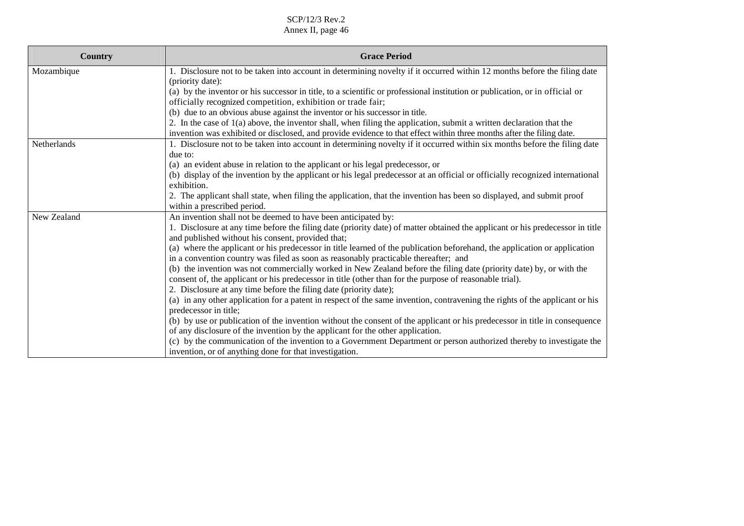| Country | Grace Period |
|---|---|
| Mozambique | 1. Disclosure not to be taken into account in determining novelty if it occurred within 12 months before the filing date (priority date):<br>(a) by the inventor or his successor in title, to a scientific or professional institution or publication, or in official or officially recognized competition, exhibition or trade fair;<br>(b) due to an obvious abuse against the inventor or his successor in title.<br>2. In the case of 1(a) above, the inventor shall, when filing the application, submit a written declaration that the invention was exhibited or disclosed, and provide evidence to that effect within three months after the filing date. |
| Netherlands | 1. Disclosure not to be taken into account in determining novelty if it occurred within six months before the filing date due to:<br>(a) an evident abuse in relation to the applicant or his legal predecessor, or<br>(b) display of the invention by the applicant or his legal predecessor at an official or officially recognized international exhibition.<br>2. The applicant shall state, when filing the application, that the invention has been so displayed, and submit proof within a prescribed period. |
| New Zealand | An invention shall not be deemed to have been anticipated by:<br>1. Disclosure at any time before the filing date (priority date) of matter obtained the applicant or his predecessor in title and published without his consent, provided that;<br>(a) where the applicant or his predecessor in title learned of the publication beforehand, the application or application in a convention country was filed as soon as reasonably practicable thereafter; and<br>(b) the invention was not commercially worked in New Zealand before the filing date (priority date) by, or with the consent of, the applicant or his predecessor in title (other than for the purpose of reasonable trial).<br>2. Disclosure at any time before the filing date (priority date);<br>(a) in any other application for a patent in respect of the same invention, contravening the rights of the applicant or his predecessor in title;<br>(b) by use or publication of the invention without the consent of the applicant or his predecessor in title in consequence of any disclosure of the invention by the applicant for the other application.<br>(c) by the communication of the invention to a Government Department or person authorized thereby to investigate the invention, or of anything done for that investigation. |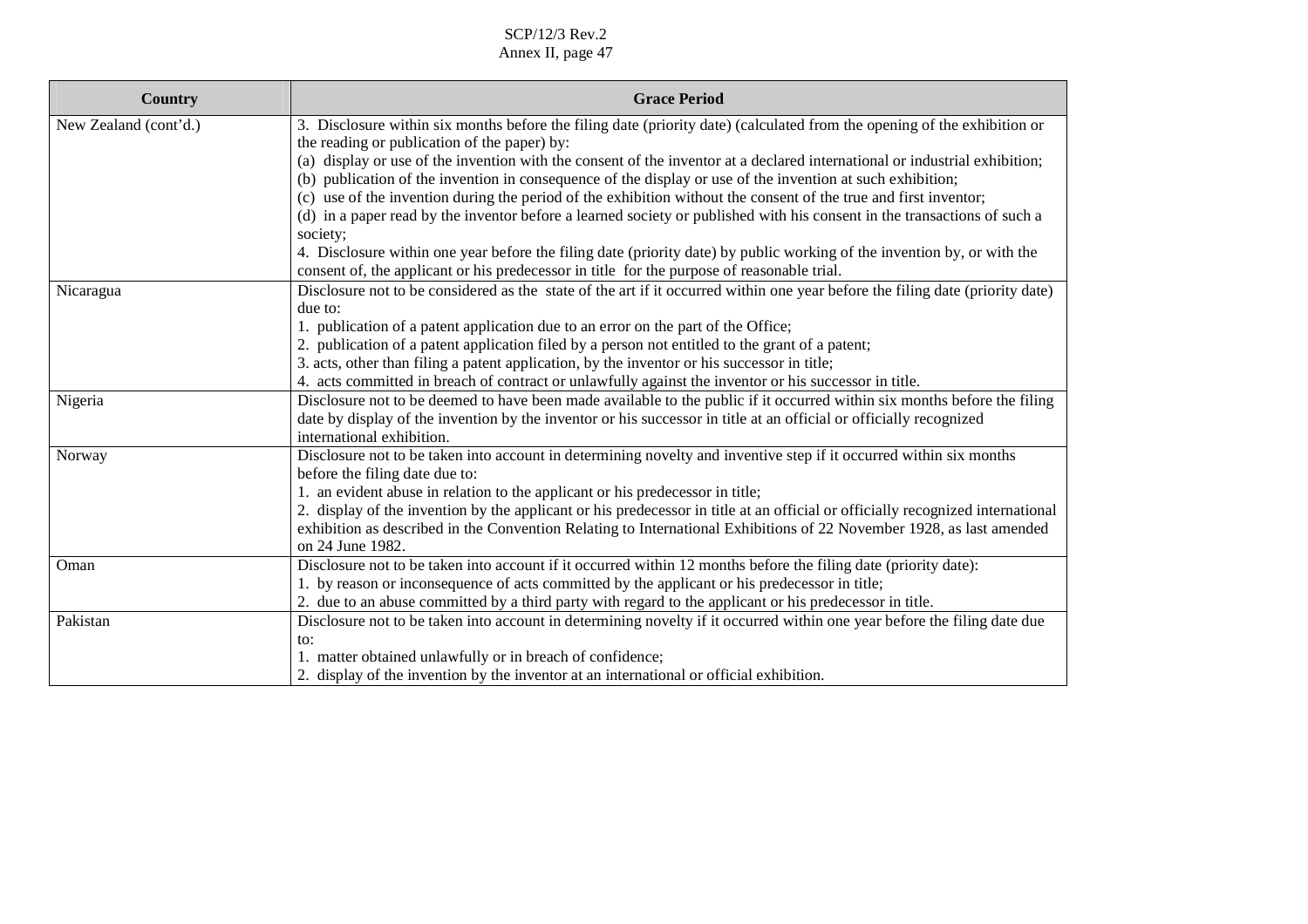| Country | Grace Period |
|---|---|
| New Zealand (cont'd.) | 3. Disclosure within six months before the filing date (priority date) (calculated from the opening of the exhibition or the reading or publication of the paper) by:<br>(a) display or use of the invention with the consent of the inventor at a declared international or industrial exhibition;<br>(b) publication of the invention in consequence of the display or use of the invention at such exhibition;<br>(c) use of the invention during the period of the exhibition without the consent of the true and first inventor;<br>(d) in a paper read by the inventor before a learned society or published with his consent in the transactions of such a society;<br>4. Disclosure within one year before the filing date (priority date) by public working of the invention by, or with the consent of, the applicant or his predecessor in title for the purpose of reasonable trial. |
| Nicaragua | Disclosure not to be considered as the state of the art if it occurred within one year before the filing date (priority date) due to:<br>1. publication of a patent application due to an error on the part of the Office;<br>2. publication of a patent application filed by a person not entitled to the grant of a patent;<br>3. acts, other than filing a patent application, by the inventor or his successor in title;<br>4. acts committed in breach of contract or unlawfully against the inventor or his successor in title. |
| Nigeria | Disclosure not to be deemed to have been made available to the public if it occurred within six months before the filing date by display of the invention by the inventor or his successor in title at an official or officially recognized international exhibition. |
| Norway | Disclosure not to be taken into account in determining novelty and inventive step if it occurred within six months before the filing date due to:<br>1. an evident abuse in relation to the applicant or his predecessor in title;<br>2. display of the invention by the applicant or his predecessor in title at an official or officially recognized international exhibition as described in the Convention Relating to International Exhibitions of 22 November 1928, as last amended on 24 June 1982. |
| Oman | Disclosure not to be taken into account if it occurred within 12 months before the filing date (priority date):<br>1. by reason or inconsequence of acts committed by the applicant or his predecessor in title;<br>2. due to an abuse committed by a third party with regard to the applicant or his predecessor in title. |
| Pakistan | Disclosure not to be taken into account in determining novelty if it occurred within one year before the filing date due to:<br>1. matter obtained unlawfully or in breach of confidence;<br>2. display of the invention by the inventor at an international or official exhibition. |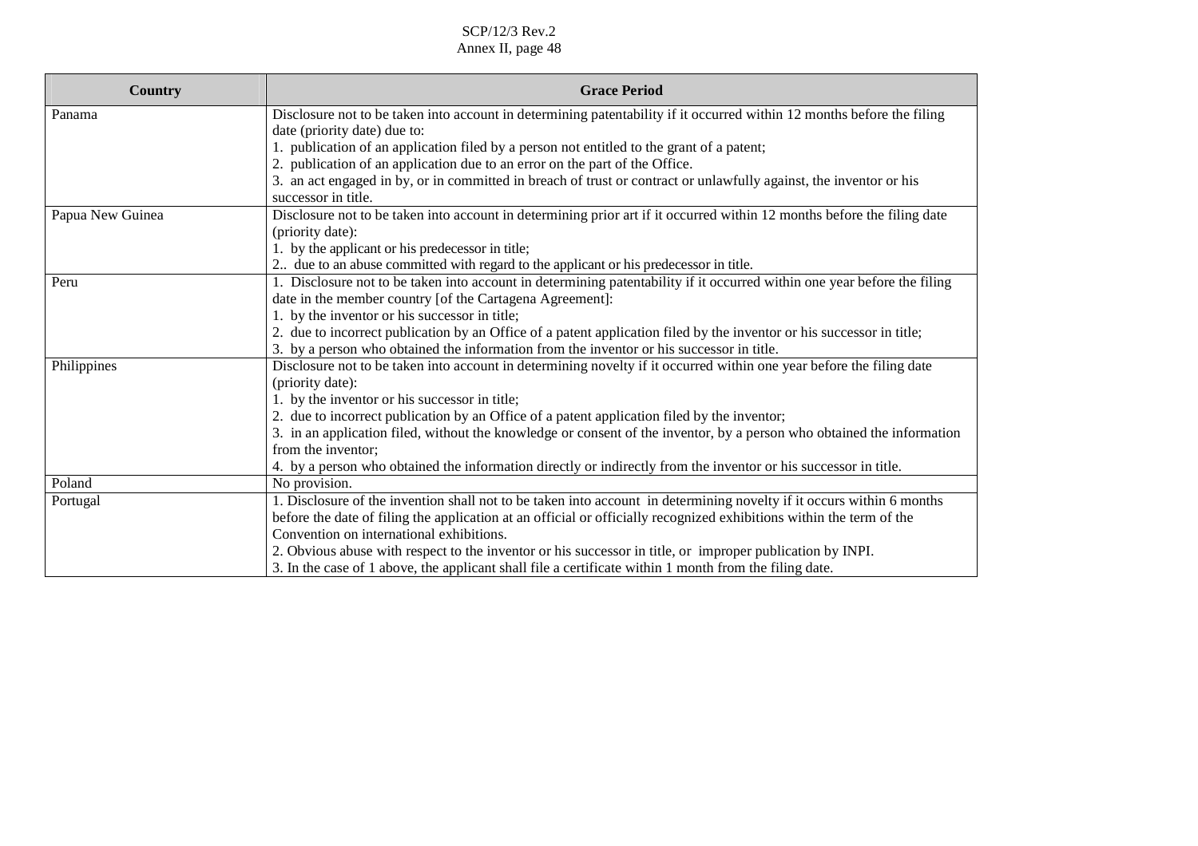| Country | Grace Period |
|---|---|
| Panama | Disclosure not to be taken into account in determining patentability if it occurred within 12 months before the filing date (priority date) due to:<br>1. publication of an application filed by a person not entitled to the grant of a patent;<br>2. publication of an application due to an error on the part of the Office.<br>3. an act engaged in by, or in committed in breach of trust or contract or unlawfully against, the inventor or his successor in title. |
| Papua New Guinea | Disclosure not to be taken into account in determining prior art if it occurred within 12 months before the filing date (priority date):<br>1. by the applicant or his predecessor in title;<br>2.. due to an abuse committed with regard to the applicant or his predecessor in title. |
| Peru | 1. Disclosure not to be taken into account in determining patentability if it occurred within one year before the filing date in the member country [of the Cartagena Agreement]:<br>1. by the inventor or his successor in title;<br>2. due to incorrect publication by an Office of a patent application filed by the inventor or his successor in title;<br>3. by a person who obtained the information from the inventor or his successor in title. |
| Philippines | Disclosure not to be taken into account in determining novelty if it occurred within one year before the filing date (priority date):<br>1. by the inventor or his successor in title;<br>2. due to incorrect publication by an Office of a patent application filed by the inventor;<br>3. in an application filed, without the knowledge or consent of the inventor, by a person who obtained the information from the inventor;<br>4. by a person who obtained the information directly or indirectly from the inventor or his successor in title. |
| Poland | No provision. |
| Portugal | 1. Disclosure of the invention shall not to be taken into account in determining novelty if it occurs within 6 months before the date of filing the application at an official or officially recognized exhibitions within the term of the Convention on international exhibitions.<br>2. Obvious abuse with respect to the inventor or his successor in title, or improper publication by INPI.<br>3. In the case of 1 above, the applicant shall file a certificate within 1 month from the filing date. |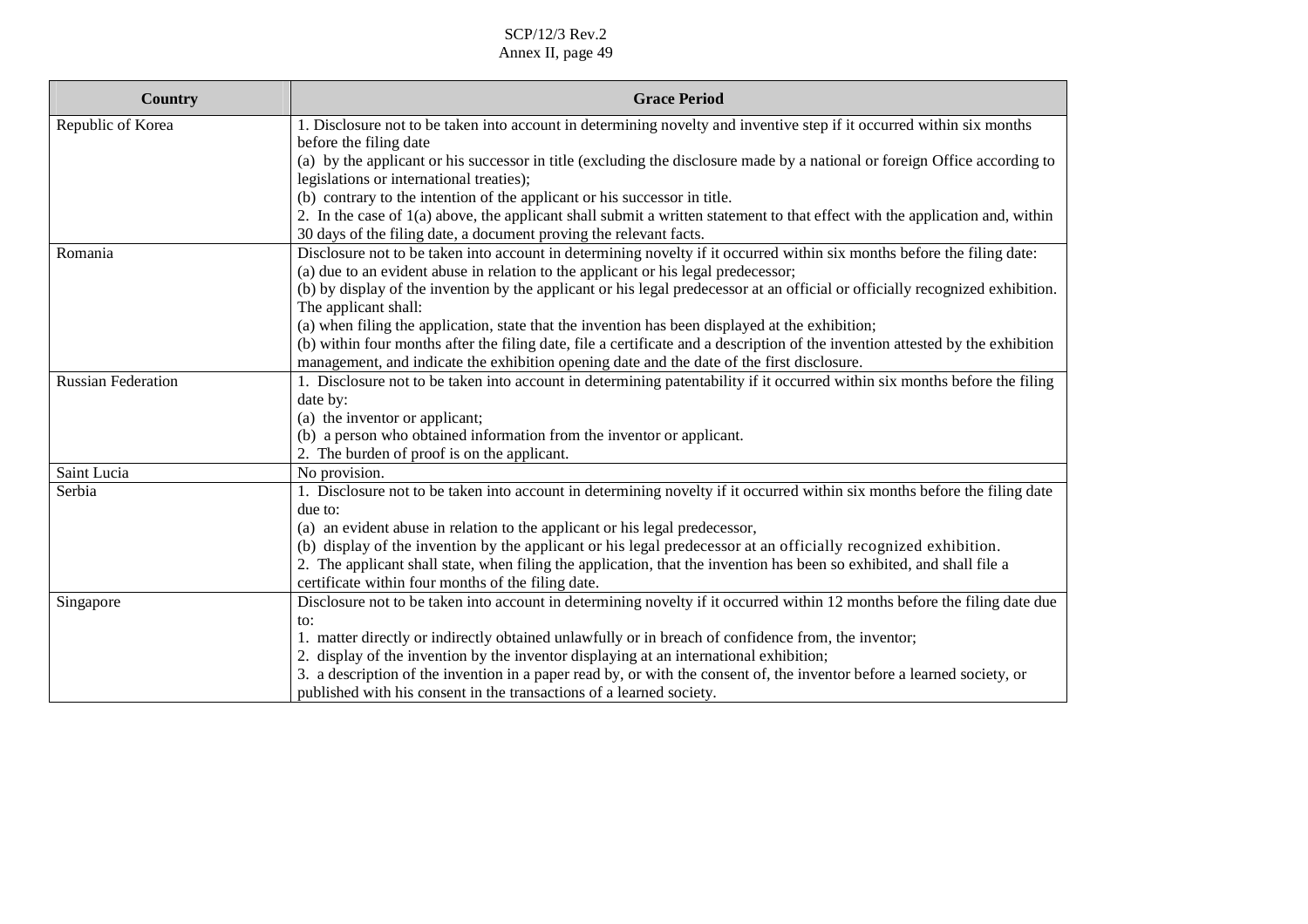| Country | Grace Period |
| --- | --- |
| Republic of Korea | 1. Disclosure not to be taken into account in determining novelty and inventive step if it occurred within six months before the filing date<br>(a) by the applicant or his successor in title (excluding the disclosure made by a national or foreign Office according to legislations or international treaties);<br>(b) contrary to the intention of the applicant or his successor in title.<br>2. In the case of 1(a) above, the applicant shall submit a written statement to that effect with the application and, within 30 days of the filing date, a document proving the relevant facts. |
| Romania | Disclosure not to be taken into account in determining novelty if it occurred within six months before the filing date:<br>(a) due to an evident abuse in relation to the applicant or his legal predecessor;<br>(b) by display of the invention by the applicant or his legal predecessor at an official or officially recognized exhibition.<br>The applicant shall:<br>(a) when filing the application, state that the invention has been displayed at the exhibition;<br>(b) within four months after the filing date, file a certificate and a description of the invention attested by the exhibition management, and indicate the exhibition opening date and the date of the first disclosure. |
| Russian Federation | 1. Disclosure not to be taken into account in determining patentability if it occurred within six months before the filing date by:<br>(a) the inventor or applicant;<br>(b) a person who obtained information from the inventor or applicant.<br>2. The burden of proof is on the applicant. |
| Saint Lucia | No provision. |
| Serbia | 1. Disclosure not to be taken into account in determining novelty if it occurred within six months before the filing date due to:<br>(a) an evident abuse in relation to the applicant or his legal predecessor,<br>(b) display of the invention by the applicant or his legal predecessor at an officially recognized exhibition.<br>2. The applicant shall state, when filing the application, that the invention has been so exhibited, and shall file a certificate within four months of the filing date. |
| Singapore | Disclosure not to be taken into account in determining novelty if it occurred within 12 months before the filing date due to:<br>1. matter directly or indirectly obtained unlawfully or in breach of confidence from, the inventor;<br>2. display of the invention by the inventor displaying at an international exhibition;<br>3. a description of the invention in a paper read by, or with the consent of, the inventor before a learned society, or published with his consent in the transactions of a learned society. |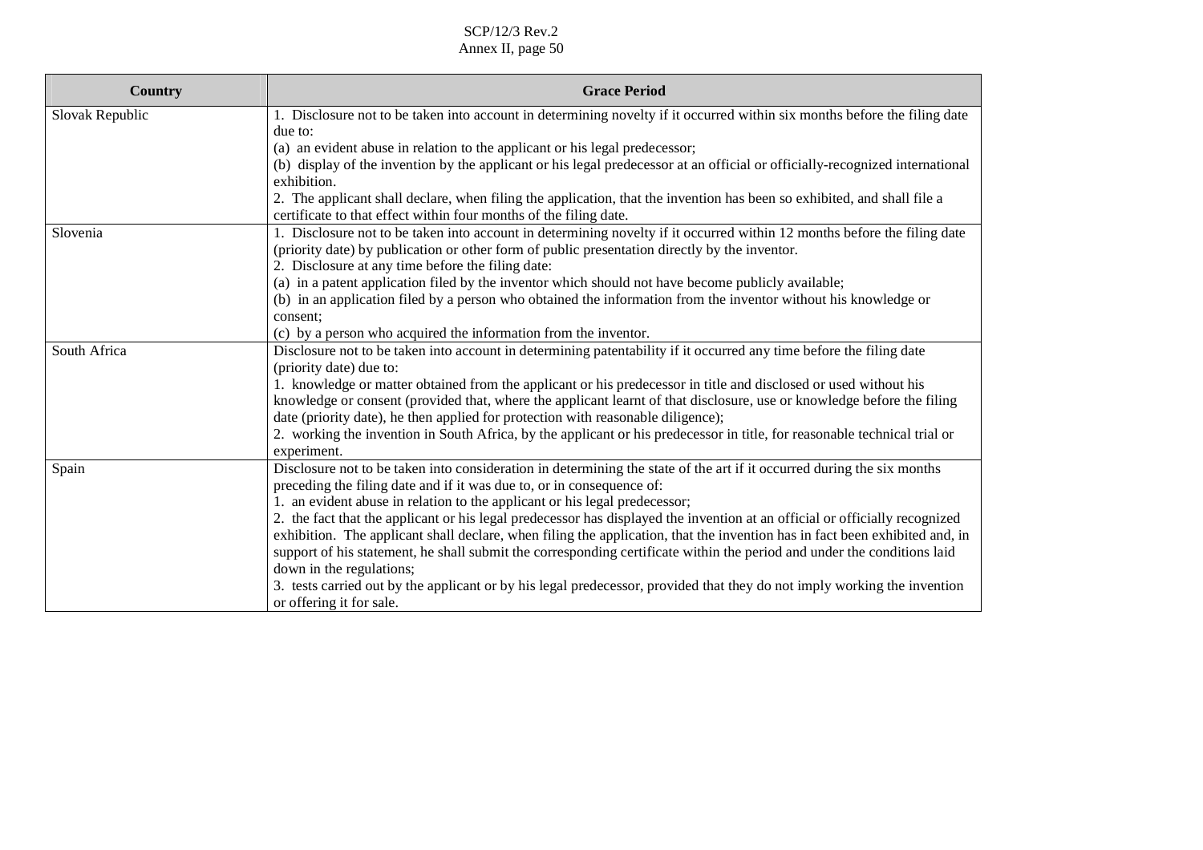| Country | Grace Period |
|---|---|
| Slovak Republic | 1. Disclosure not to be taken into account in determining novelty if it occurred within six months before the filing date due to:<br>(a) an evident abuse in relation to the applicant or his legal predecessor;<br>(b) display of the invention by the applicant or his legal predecessor at an official or officially-recognized international exhibition.<br>2. The applicant shall declare, when filing the application, that the invention has been so exhibited, and shall file a certificate to that effect within four months of the filing date. |
| Slovenia | 1. Disclosure not to be taken into account in determining novelty if it occurred within 12 months before the filing date (priority date) by publication or other form of public presentation directly by the inventor.<br>2. Disclosure at any time before the filing date:<br>(a) in a patent application filed by the inventor which should not have become publicly available;<br>(b) in an application filed by a person who obtained the information from the inventor without his knowledge or consent;<br>(c) by a person who acquired the information from the inventor. |
| South Africa | Disclosure not to be taken into account in determining patentability if it occurred any time before the filing date (priority date) due to:<br>1. knowledge or matter obtained from the applicant or his predecessor in title and disclosed or used without his knowledge or consent (provided that, where the applicant learnt of that disclosure, use or knowledge before the filing date (priority date), he then applied for protection with reasonable diligence);<br>2. working the invention in South Africa, by the applicant or his predecessor in title, for reasonable technical trial or experiment. |
| Spain | Disclosure not to be taken into consideration in determining the state of the art if it occurred during the six months preceding the filing date and if it was due to, or in consequence of:<br>1. an evident abuse in relation to the applicant or his legal predecessor;<br>2. the fact that the applicant or his legal predecessor has displayed the invention at an official or officially recognized exhibition. The applicant shall declare, when filing the application, that the invention has in fact been exhibited and, in support of his statement, he shall submit the corresponding certificate within the period and under the conditions laid down in the regulations;<br>3. tests carried out by the applicant or by his legal predecessor, provided that they do not imply working the invention or offering it for sale. |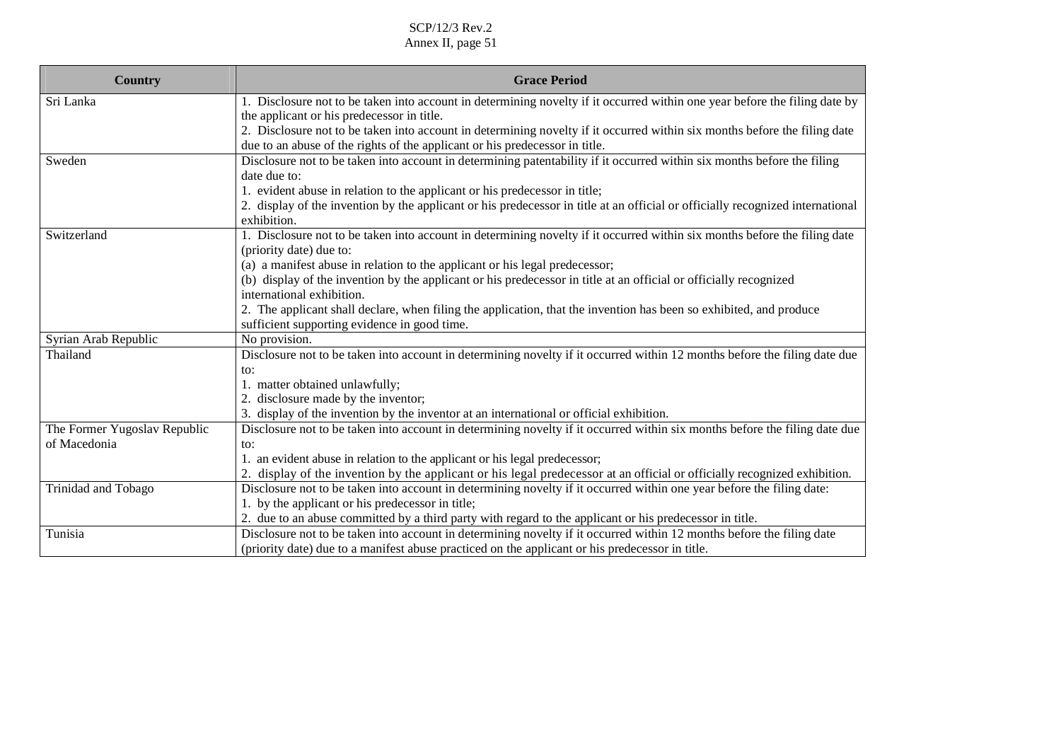| Country | Grace Period |
|---|---|
| Sri Lanka | 1. Disclosure not to be taken into account in determining novelty if it occurred within one year before the filing date by the applicant or his predecessor in title.<br>2. Disclosure not to be taken into account in determining novelty if it occurred within six months before the filing date due to an abuse of the rights of the applicant or his predecessor in title. |
| Sweden | Disclosure not to be taken into account in determining patentability if it occurred within six months before the filing date due to:<br>1. evident abuse in relation to the applicant or his predecessor in title;<br>2. display of the invention by the applicant or his predecessor in title at an official or officially recognized international exhibition. |
| Switzerland | 1. Disclosure not to be taken into account in determining novelty if it occurred within six months before the filing date (priority date) due to:<br>(a) a manifest abuse in relation to the applicant or his legal predecessor;<br>(b) display of the invention by the applicant or his predecessor in title at an official or officially recognized international exhibition.<br>2. The applicant shall declare, when filing the application, that the invention has been so exhibited, and produce sufficient supporting evidence in good time. |
| Syrian Arab Republic | No provision. |
| Thailand | Disclosure not to be taken into account in determining novelty if it occurred within 12 months before the filing date due to:<br>1. matter obtained unlawfully;<br>2. disclosure made by the inventor;<br>3. display of the invention by the inventor at an international or official exhibition. |
| The Former Yugoslav Republic of Macedonia | Disclosure not to be taken into account in determining novelty if it occurred within six months before the filing date due to:<br>1. an evident abuse in relation to the applicant or his legal predecessor;<br>2. display of the invention by the applicant or his legal predecessor at an official or officially recognized exhibition. |
| Trinidad and Tobago | Disclosure not to be taken into account in determining novelty if it occurred within one year before the filing date:<br>1. by the applicant or his predecessor in title;<br>2. due to an abuse committed by a third party with regard to the applicant or his predecessor in title. |
| Tunisia | Disclosure not to be taken into account in determining novelty if it occurred within 12 months before the filing date (priority date) due to a manifest abuse practiced on the applicant or his predecessor in title. |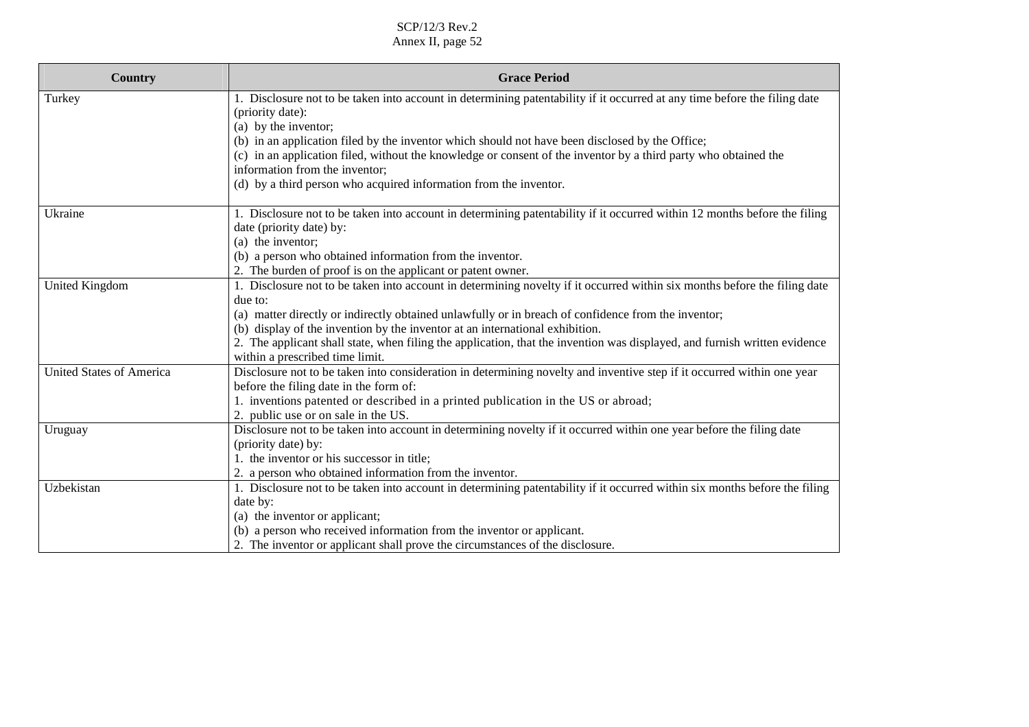| Country | Grace Period |
|---|---|
| Turkey | 1. Disclosure not to be taken into account in determining patentability if it occurred at any time before the filing date (priority date):<br>(a) by the inventor;<br>(b) in an application filed by the inventor which should not have been disclosed by the Office;<br>(c) in an application filed, without the knowledge or consent of the inventor by a third party who obtained the information from the inventor;<br>(d) by a third person who acquired information from the inventor. |
| Ukraine | 1. Disclosure not to be taken into account in determining patentability if it occurred within 12 months before the filing date (priority date) by:<br>(a) the inventor;<br>(b) a person who obtained information from the inventor.<br>2. The burden of proof is on the applicant or patent owner. |
| United Kingdom | 1. Disclosure not to be taken into account in determining novelty if it occurred within six months before the filing date due to:<br>(a) matter directly or indirectly obtained unlawfully or in breach of confidence from the inventor;<br>(b) display of the invention by the inventor at an international exhibition.<br>2. The applicant shall state, when filing the application, that the invention was displayed, and furnish written evidence within a prescribed time limit. |
| United States of America | Disclosure not to be taken into consideration in determining novelty and inventive step if it occurred within one year before the filing date in the form of:<br>1. inventions patented or described in a printed publication in the US or abroad;<br>2. public use or on sale in the US. |
| Uruguay | Disclosure not to be taken into account in determining novelty if it occurred within one year before the filing date (priority date) by:<br>1. the inventor or his successor in title;<br>2. a person who obtained information from the inventor. |
| Uzbekistan | 1. Disclosure not to be taken into account in determining patentability if it occurred within six months before the filing date by:<br>(a) the inventor or applicant;<br>(b) a person who received information from the inventor or applicant.<br>2. The inventor or applicant shall prove the circumstances of the disclosure. |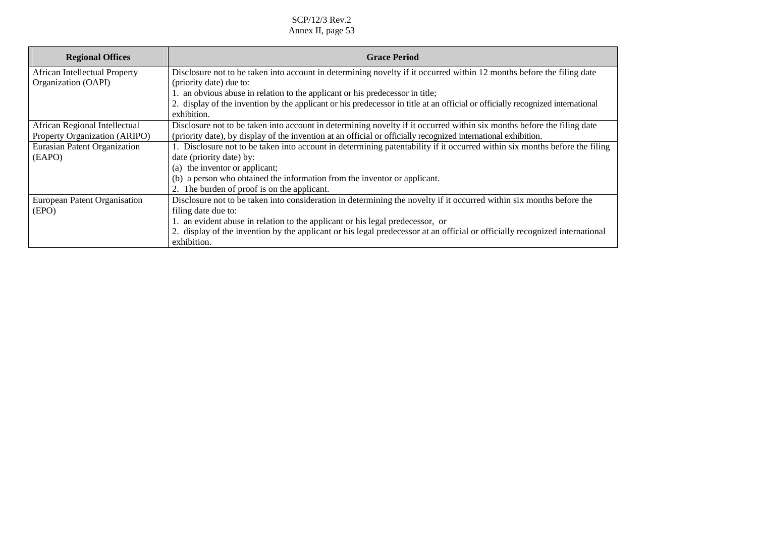| Regional Offices | Grace Period |
|---|---|
| African Intellectual Property Organization (OAPI) | Disclosure not to be taken into account in determining novelty if it occurred within 12 months before the filing date (priority date) due to:<br>1. an obvious abuse in relation to the applicant or his predecessor in title;<br>2. display of the invention by the applicant or his predecessor in title at an official or officially recognized international exhibition. |
| African Regional Intellectual Property Organization (ARIPO) | Disclosure not to be taken into account in determining novelty if it occurred within six months before the filing date (priority date), by display of the invention at an official or officially recognized international exhibition. |
| Eurasian Patent Organization (EAPO) | 1. Disclosure not to be taken into account in determining patentability if it occurred within six months before the filing date (priority date) by:<br>(a) the inventor or applicant;<br>(b) a person who obtained the information from the inventor or applicant.<br>2. The burden of proof is on the applicant. |
| European Patent Organisation (EPO) | Disclosure not to be taken into consideration in determining the novelty if it occurred within six months before the filing date due to:<br>1. an evident abuse in relation to the applicant or his legal predecessor, or<br>2. display of the invention by the applicant or his legal predecessor at an official or officially recognized international exhibition. |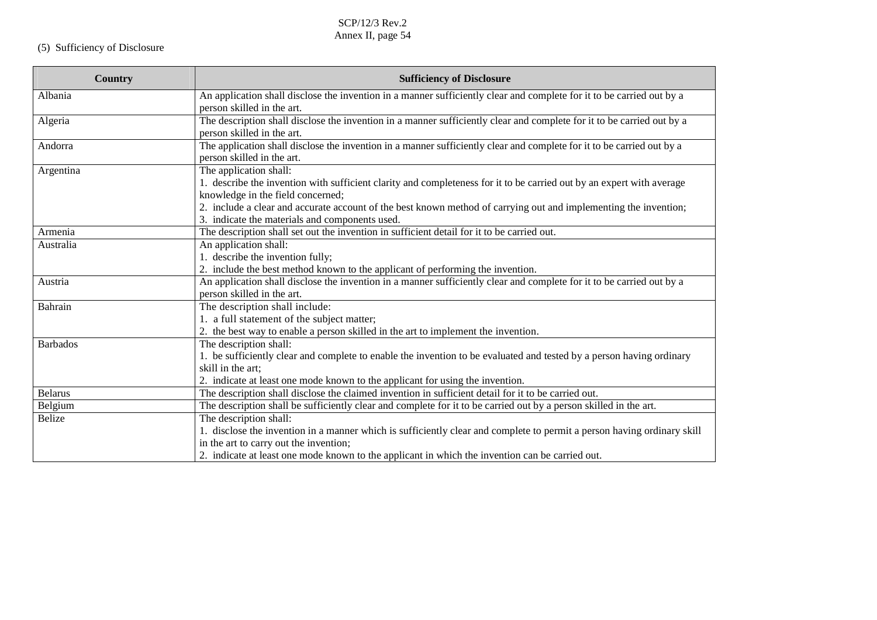(5) Sufficiency of Disclosure

| Country | Sufficiency of Disclosure |
|---|---|
| Albania | An application shall disclose the invention in a manner sufficiently clear and complete for it to be carried out by a person skilled in the art. |
| Algeria | The description shall disclose the invention in a manner sufficiently clear and complete for it to be carried out by a person skilled in the art. |
| Andorra | The application shall disclose the invention in a manner sufficiently clear and complete for it to be carried out by a person skilled in the art. |
| Argentina | The application shall:<br>1. describe the invention with sufficient clarity and completeness for it to be carried out by an expert with average knowledge in the field concerned;<br>2. include a clear and accurate account of the best known method of carrying out and implementing the invention;<br>3. indicate the materials and components used. |
| Armenia | The description shall set out the invention in sufficient detail for it to be carried out. |
| Australia | An application shall:<br>1. describe the invention fully;<br>2. include the best method known to the applicant of performing the invention. |
| Austria | An application shall disclose the invention in a manner sufficiently clear and complete for it to be carried out by a person skilled in the art. |
| Bahrain | The description shall include:<br>1. a full statement of the subject matter;<br>2. the best way to enable a person skilled in the art to implement the invention. |
| Barbados | The description shall:<br>1. be sufficiently clear and complete to enable the invention to be evaluated and tested by a person having ordinary skill in the art;<br>2. indicate at least one mode known to the applicant for using the invention. |
| Belarus | The description shall disclose the claimed invention in sufficient detail for it to be carried out. |
| Belgium | The description shall be sufficiently clear and complete for it to be carried out by a person skilled in the art. |
| Belize | The description shall:<br>1. disclose the invention in a manner which is sufficiently clear and complete to permit a person having ordinary skill in the art to carry out the invention;<br>2. indicate at least one mode known to the applicant in which the invention can be carried out. |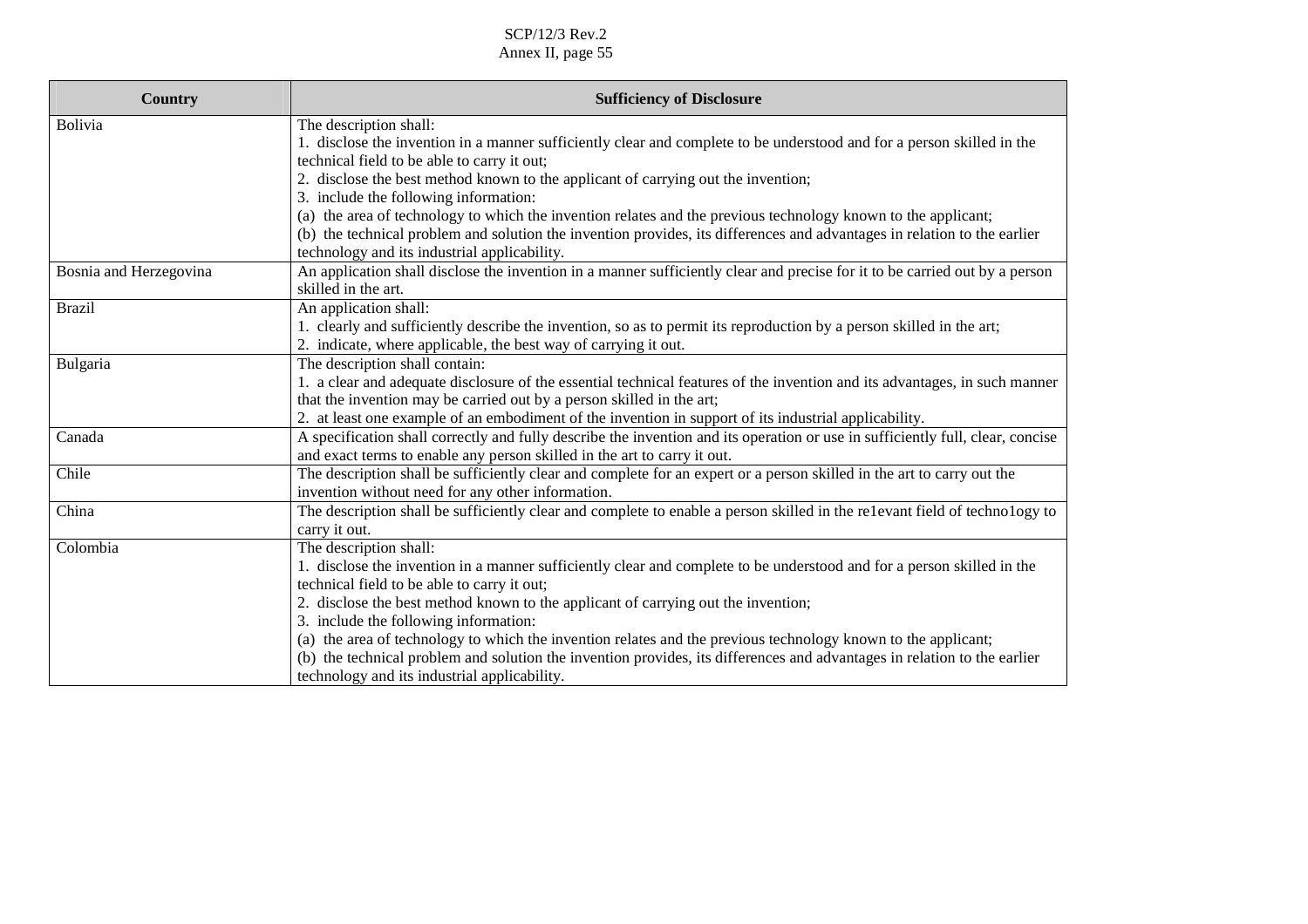| Country | Sufficiency of Disclosure |
|---|---|
| Bolivia | The description shall:<br>1. disclose the invention in a manner sufficiently clear and complete to be understood and for a person skilled in the technical field to be able to carry it out;<br>2. disclose the best method known to the applicant of carrying out the invention;<br>3. include the following information:<br>(a) the area of technology to which the invention relates and the previous technology known to the applicant;<br>(b) the technical problem and solution the invention provides, its differences and advantages in relation to the earlier technology and its industrial applicability. |
| Bosnia and Herzegovina | An application shall disclose the invention in a manner sufficiently clear and precise for it to be carried out by a person skilled in the art. |
| Brazil | An application shall:<br>1. clearly and sufficiently describe the invention, so as to permit its reproduction by a person skilled in the art;<br>2. indicate, where applicable, the best way of carrying it out. |
| Bulgaria | The description shall contain:<br>1. a clear and adequate disclosure of the essential technical features of the invention and its advantages, in such manner that the invention may be carried out by a person skilled in the art;<br>2. at least one example of an embodiment of the invention in support of its industrial applicability. |
| Canada | A specification shall correctly and fully describe the invention and its operation or use in sufficiently full, clear, concise and exact terms to enable any person skilled in the art to carry it out. |
| Chile | The description shall be sufficiently clear and complete for an expert or a person skilled in the art to carry out the invention without need for any other information. |
| China | The description shall be sufficiently clear and complete to enable a person skilled in the re1evant field of techno1ogy to carry it out. |
| Colombia | The description shall:<br>1. disclose the invention in a manner sufficiently clear and complete to be understood and for a person skilled in the technical field to be able to carry it out;<br>2. disclose the best method known to the applicant of carrying out the invention;<br>3. include the following information:<br>(a) the area of technology to which the invention relates and the previous technology known to the applicant;<br>(b) the technical problem and solution the invention provides, its differences and advantages in relation to the earlier technology and its industrial applicability. |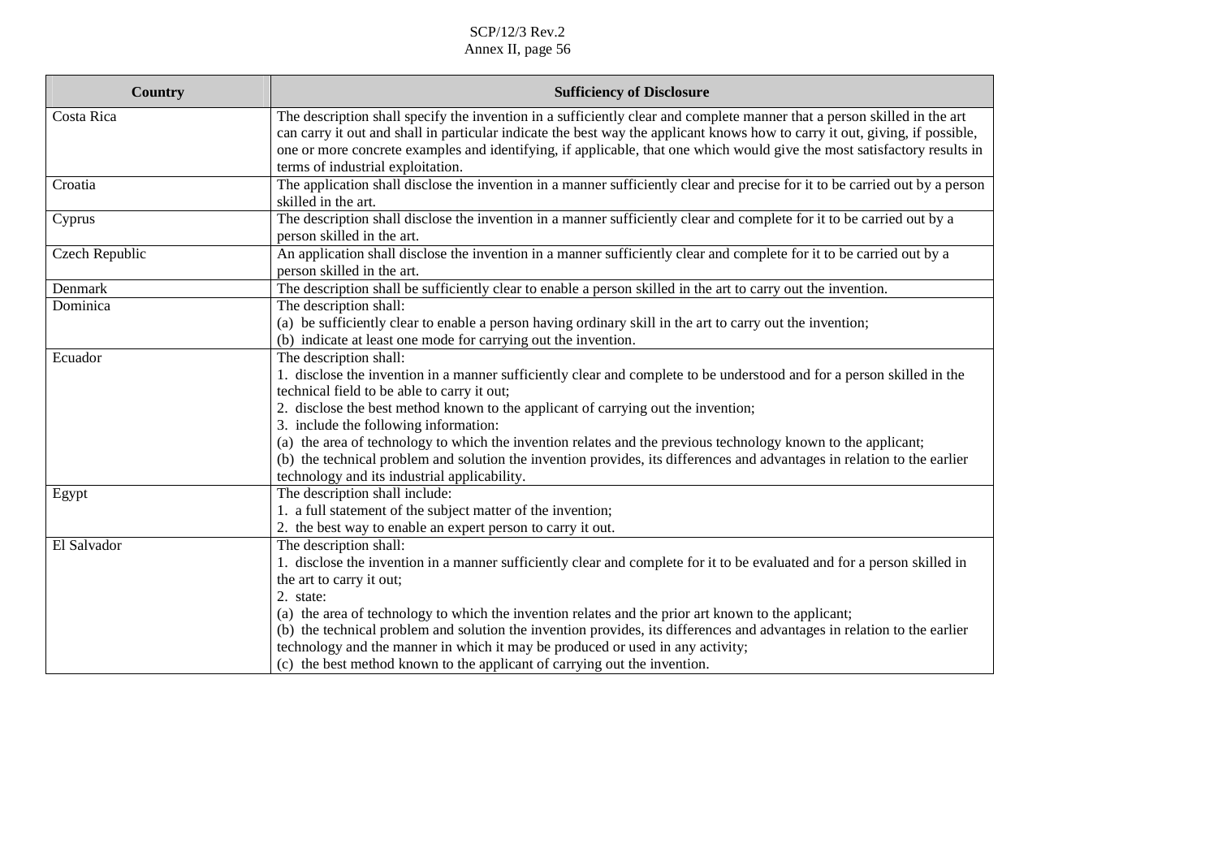| Country | Sufficiency of Disclosure |
|---|---|
| Costa Rica | The description shall specify the invention in a sufficiently clear and complete manner that a person skilled in the art can carry it out and shall in particular indicate the best way the applicant knows how to carry it out, giving, if possible, one or more concrete examples and identifying, if applicable, that one which would give the most satisfactory results in terms of industrial exploitation. |
| Croatia | The application shall disclose the invention in a manner sufficiently clear and precise for it to be carried out by a person skilled in the art. |
| Cyprus | The description shall disclose the invention in a manner sufficiently clear and complete for it to be carried out by a person skilled in the art. |
| Czech Republic | An application shall disclose the invention in a manner sufficiently clear and complete for it to be carried out by a person skilled in the art. |
| Denmark | The description shall be sufficiently clear to enable a person skilled in the art to carry out the invention. |
| Dominica | The description shall:<br>(a) be sufficiently clear to enable a person having ordinary skill in the art to carry out the invention;<br>(b) indicate at least one mode for carrying out the invention. |
| Ecuador | The description shall:<br>1. disclose the invention in a manner sufficiently clear and complete to be understood and for a person skilled in the technical field to be able to carry it out;<br>2. disclose the best method known to the applicant of carrying out the invention;<br>3. include the following information:<br>(a) the area of technology to which the invention relates and the previous technology known to the applicant;<br>(b) the technical problem and solution the invention provides, its differences and advantages in relation to the earlier technology and its industrial applicability. |
| Egypt | The description shall include:<br>1. a full statement of the subject matter of the invention;<br>2. the best way to enable an expert person to carry it out. |
| El Salvador | The description shall:<br>1. disclose the invention in a manner sufficiently clear and complete for it to be evaluated and for a person skilled in the art to carry it out;<br>2. state:<br>(a) the area of technology to which the invention relates and the prior art known to the applicant;<br>(b) the technical problem and solution the invention provides, its differences and advantages in relation to the earlier technology and the manner in which it may be produced or used in any activity;<br>(c) the best method known to the applicant of carrying out the invention. |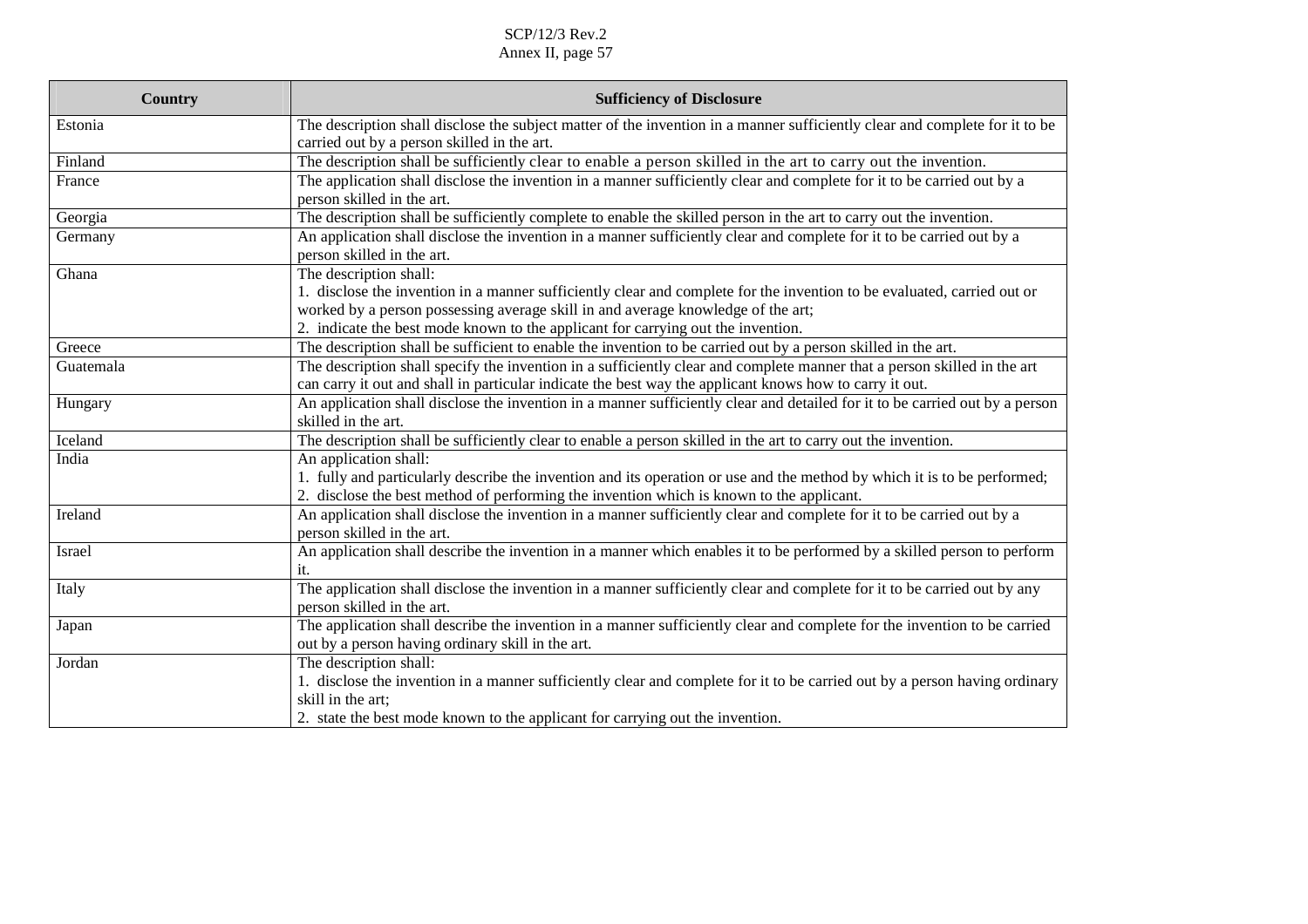| Country | Sufficiency of Disclosure |
|---|---|
| Estonia | The description shall disclose the subject matter of the invention in a manner sufficiently clear and complete for it to be carried out by a person skilled in the art. |
| Finland | The description shall be sufficiently clear to enable a person skilled in the art to carry out the invention. |
| France | The application shall disclose the invention in a manner sufficiently clear and complete for it to be carried out by a person skilled in the art. |
| Georgia | The description shall be sufficiently complete to enable the skilled person in the art to carry out the invention. |
| Germany | An application shall disclose the invention in a manner sufficiently clear and complete for it to be carried out by a person skilled in the art. |
| Ghana | The description shall:<br>1. disclose the invention in a manner sufficiently clear and complete for the invention to be evaluated, carried out or worked by a person possessing average skill in and average knowledge of the art;<br>2. indicate the best mode known to the applicant for carrying out the invention. |
| Greece | The description shall be sufficient to enable the invention to be carried out by a person skilled in the art. |
| Guatemala | The description shall specify the invention in a sufficiently clear and complete manner that a person skilled in the art can carry it out and shall in particular indicate the best way the applicant knows how to carry it out. |
| Hungary | An application shall disclose the invention in a manner sufficiently clear and detailed for it to be carried out by a person skilled in the art. |
| Iceland | The description shall be sufficiently clear to enable a person skilled in the art to carry out the invention. |
| India | An application shall:<br>1. fully and particularly describe the invention and its operation or use and the method by which it is to be performed;<br>2. disclose the best method of performing the invention which is known to the applicant. |
| Ireland | An application shall disclose the invention in a manner sufficiently clear and complete for it to be carried out by a person skilled in the art. |
| Israel | An application shall describe the invention in a manner which enables it to be performed by a skilled person to perform it. |
| Italy | The application shall disclose the invention in a manner sufficiently clear and complete for it to be carried out by any person skilled in the art. |
| Japan | The application shall describe the invention in a manner sufficiently clear and complete for the invention to be carried out by a person having ordinary skill in the art. |
| Jordan | The description shall:<br>1. disclose the invention in a manner sufficiently clear and complete for it to be carried out by a person having ordinary skill in the art;<br>2. state the best mode known to the applicant for carrying out the invention. |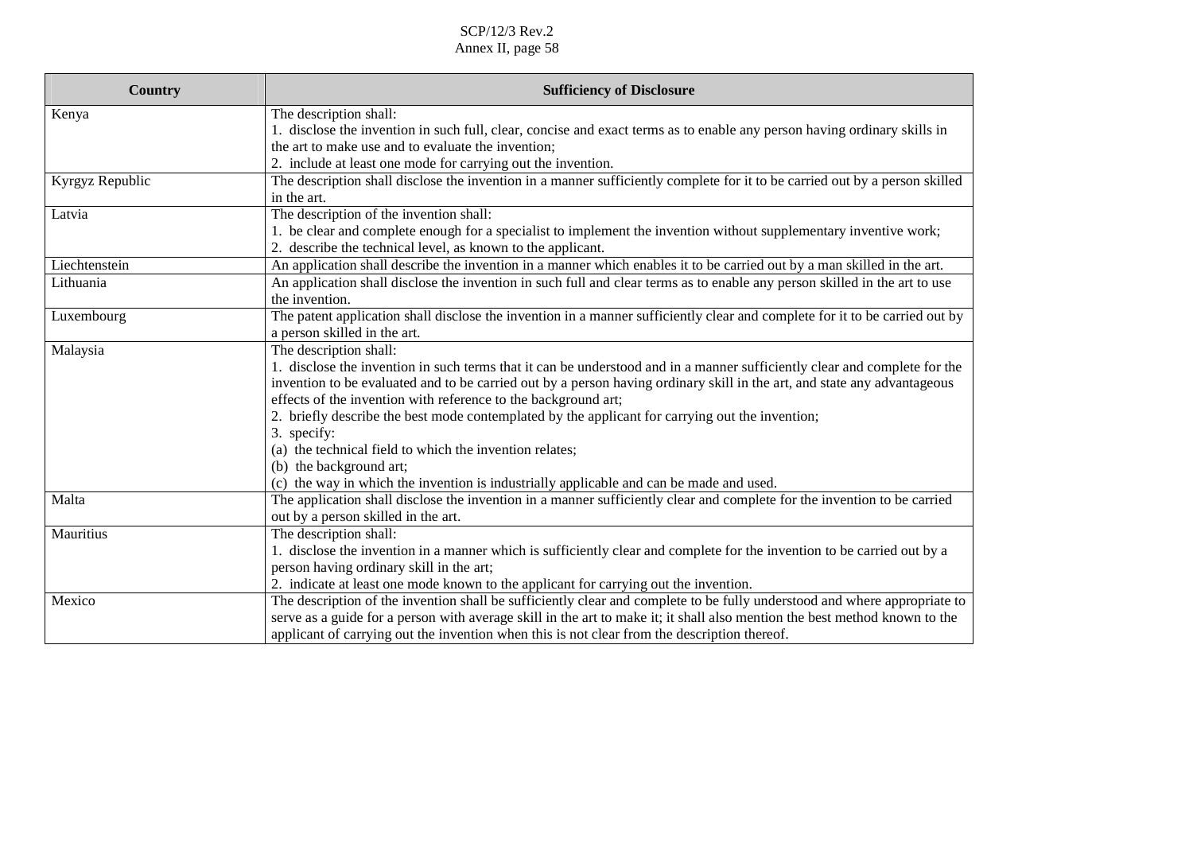| Country | Sufficiency of Disclosure |
|---|---|
| Kenya | The description shall:<br>1. disclose the invention in such full, clear, concise and exact terms as to enable any person having ordinary skills in the art to make use and to evaluate the invention;<br>2. include at least one mode for carrying out the invention. |
| Kyrgyz Republic | The description shall disclose the invention in a manner sufficiently complete for it to be carried out by a person skilled in the art. |
| Latvia | The description of the invention shall:<br>1. be clear and complete enough for a specialist to implement the invention without supplementary inventive work;<br>2. describe the technical level, as known to the applicant. |
| Liechtenstein | An application shall describe the invention in a manner which enables it to be carried out by a man skilled in the art. |
| Lithuania | An application shall disclose the invention in such full and clear terms as to enable any person skilled in the art to use the invention. |
| Luxembourg | The patent application shall disclose the invention in a manner sufficiently clear and complete for it to be carried out by a person skilled in the art. |
| Malaysia | The description shall:<br>1. disclose the invention in such terms that it can be understood and in a manner sufficiently clear and complete for the invention to be evaluated and to be carried out by a person having ordinary skill in the art, and state any advantageous effects of the invention with reference to the background art;<br>2. briefly describe the best mode contemplated by the applicant for carrying out the invention;<br>3. specify:<br>(a) the technical field to which the invention relates;<br>(b) the background art;<br>(c) the way in which the invention is industrially applicable and can be made and used. |
| Malta | The application shall disclose the invention in a manner sufficiently clear and complete for the invention to be carried out by a person skilled in the art. |
| Mauritius | The description shall:<br>1. disclose the invention in a manner which is sufficiently clear and complete for the invention to be carried out by a person having ordinary skill in the art;<br>2. indicate at least one mode known to the applicant for carrying out the invention. |
| Mexico | The description of the invention shall be sufficiently clear and complete to be fully understood and where appropriate to serve as a guide for a person with average skill in the art to make it; it shall also mention the best method known to the applicant of carrying out the invention when this is not clear from the description thereof. |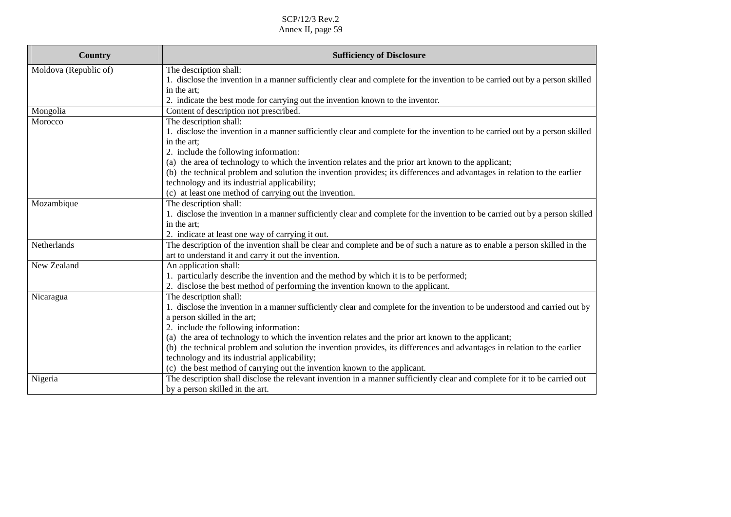| Country | Sufficiency of Disclosure |
|---|---|
| Moldova (Republic of) | The description shall:<br>1. disclose the invention in a manner sufficiently clear and complete for the invention to be carried out by a person skilled in the art;<br>2. indicate the best mode for carrying out the invention known to the inventor. |
| Mongolia | Content of description not prescribed. |
| Morocco | The description shall:<br>1. disclose the invention in a manner sufficiently clear and complete for the invention to be carried out by a person skilled in the art;<br>2. include the following information:<br>(a) the area of technology to which the invention relates and the prior art known to the applicant;<br>(b) the technical problem and solution the invention provides; its differences and advantages in relation to the earlier technology and its industrial applicability;<br>(c) at least one method of carrying out the invention. |
| Mozambique | The description shall:<br>1. disclose the invention in a manner sufficiently clear and complete for the invention to be carried out by a person skilled in the art;<br>2. indicate at least one way of carrying it out. |
| Netherlands | The description of the invention shall be clear and complete and be of such a nature as to enable a person skilled in the art to understand it and carry it out the invention. |
| New Zealand | An application shall:<br>1. particularly describe the invention and the method by which it is to be performed;<br>2. disclose the best method of performing the invention known to the applicant. |
| Nicaragua | The description shall:<br>1. disclose the invention in a manner sufficiently clear and complete for the invention to be understood and carried out by a person skilled in the art;<br>2. include the following information:<br>(a) the area of technology to which the invention relates and the prior art known to the applicant;<br>(b) the technical problem and solution the invention provides, its differences and advantages in relation to the earlier technology and its industrial applicability;<br>(c) the best method of carrying out the invention known to the applicant. |
| Nigeria | The description shall disclose the relevant invention in a manner sufficiently clear and complete for it to be carried out by a person skilled in the art. |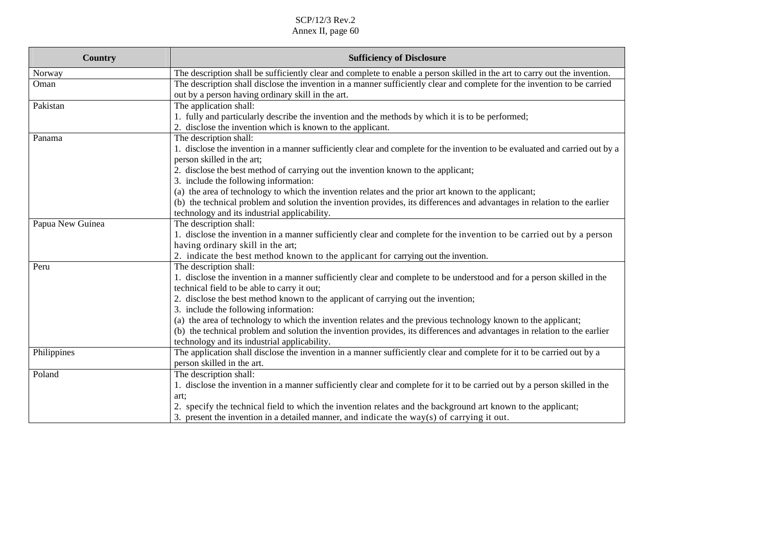| Country | Sufficiency of Disclosure |
| --- | --- |
| Norway | The description shall be sufficiently clear and complete to enable a person skilled in the art to carry out the invention. |
| Oman | The description shall disclose the invention in a manner sufficiently clear and complete for the invention to be carried out by a person having ordinary skill in the art. |
| Pakistan | The application shall:<br>1. fully and particularly describe the invention and the methods by which it is to be performed;<br>2. disclose the invention which is known to the applicant. |
| Panama | The description shall:<br>1. disclose the invention in a manner sufficiently clear and complete for the invention to be evaluated and carried out by a person skilled in the art;<br>2. disclose the best method of carrying out the invention known to the applicant;<br>3. include the following information:<br>(a) the area of technology to which the invention relates and the prior art known to the applicant;<br>(b) the technical problem and solution the invention provides, its differences and advantages in relation to the earlier technology and its industrial applicability. |
| Papua New Guinea | The description shall:<br>1. disclose the invention in a manner sufficiently clear and complete for the invention to be carried out by a person having ordinary skill in the art;<br>2. indicate the best method known to the applicant for carrying out the invention. |
| Peru | The description shall:<br>1. disclose the invention in a manner sufficiently clear and complete to be understood and for a person skilled in the technical field to be able to carry it out;<br>2. disclose the best method known to the applicant of carrying out the invention;<br>3. include the following information:<br>(a) the area of technology to which the invention relates and the previous technology known to the applicant;<br>(b) the technical problem and solution the invention provides, its differences and advantages in relation to the earlier technology and its industrial applicability. |
| Philippines | The application shall disclose the invention in a manner sufficiently clear and complete for it to be carried out by a person skilled in the art. |
| Poland | The description shall:<br>1. disclose the invention in a manner sufficiently clear and complete for it to be carried out by a person skilled in the art;<br>2. specify the technical field to which the invention relates and the background art known to the applicant;<br>3. present the invention in a detailed manner, and indicate the way(s) of carrying it out. |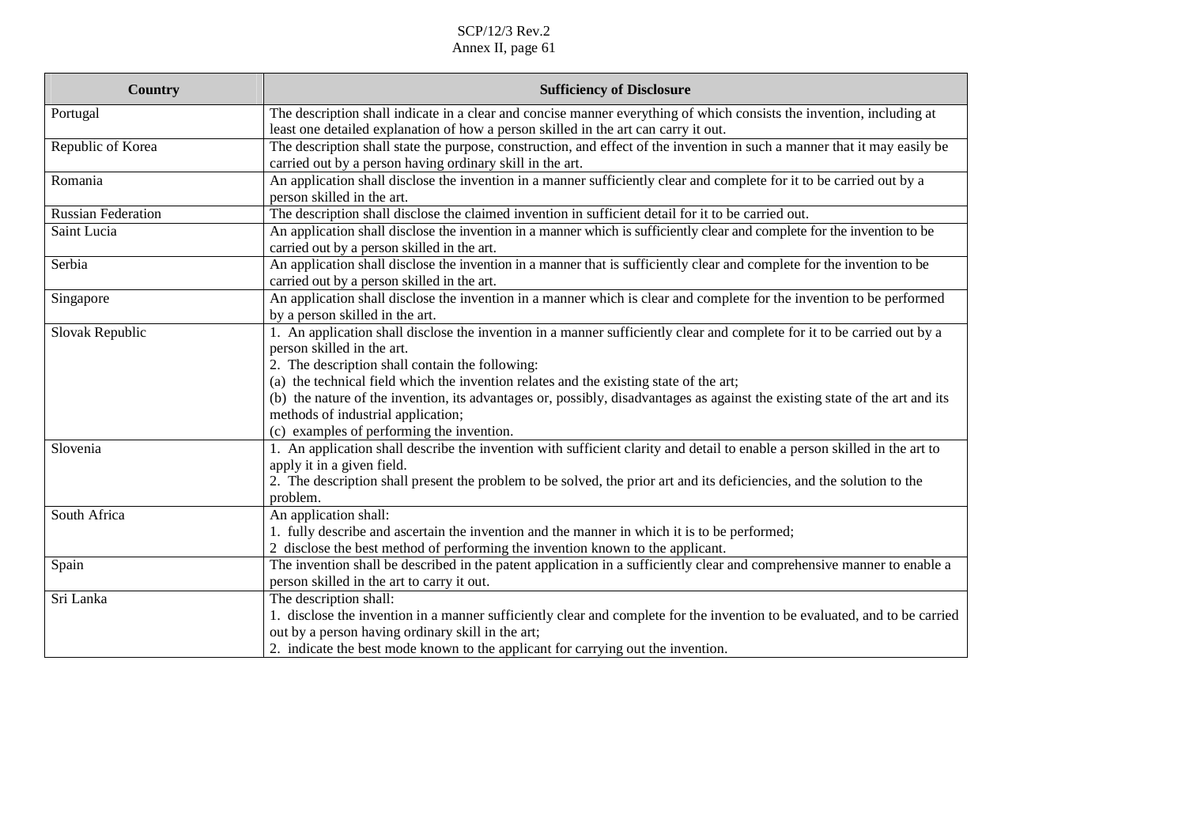| Country | Sufficiency of Disclosure |
|---|---|
| Portugal | The description shall indicate in a clear and concise manner everything of which consists the invention, including at least one detailed explanation of how a person skilled in the art can carry it out. |
| Republic of Korea | The description shall state the purpose, construction, and effect of the invention in such a manner that it may easily be carried out by a person having ordinary skill in the art. |
| Romania | An application shall disclose the invention in a manner sufficiently clear and complete for it to be carried out by a person skilled in the art. |
| Russian Federation | The description shall disclose the claimed invention in sufficient detail for it to be carried out. |
| Saint Lucia | An application shall disclose the invention in a manner which is sufficiently clear and complete for the invention to be carried out by a person skilled in the art. |
| Serbia | An application shall disclose the invention in a manner that is sufficiently clear and complete for the invention to be carried out by a person skilled in the art. |
| Singapore | An application shall disclose the invention in a manner which is clear and complete for the invention to be performed by a person skilled in the art. |
| Slovak Republic | 1. An application shall disclose the invention in a manner sufficiently clear and complete for it to be carried out by a person skilled in the art.<br>2. The description shall contain the following:<br>(a) the technical field which the invention relates and the existing state of the art;<br>(b) the nature of the invention, its advantages or, possibly, disadvantages as against the existing state of the art and its methods of industrial application;<br>(c) examples of performing the invention. |
| Slovenia | 1. An application shall describe the invention with sufficient clarity and detail to enable a person skilled in the art to apply it in a given field.<br>2. The description shall present the problem to be solved, the prior art and its deficiencies, and the solution to the problem. |
| South Africa | An application shall:<br>1. fully describe and ascertain the invention and the manner in which it is to be performed;<br>2 disclose the best method of performing the invention known to the applicant. |
| Spain | The invention shall be described in the patent application in a sufficiently clear and comprehensive manner to enable a person skilled in the art to carry it out. |
| Sri Lanka | The description shall:<br>1. disclose the invention in a manner sufficiently clear and complete for the invention to be evaluated, and to be carried out by a person having ordinary skill in the art;<br>2. indicate the best mode known to the applicant for carrying out the invention. |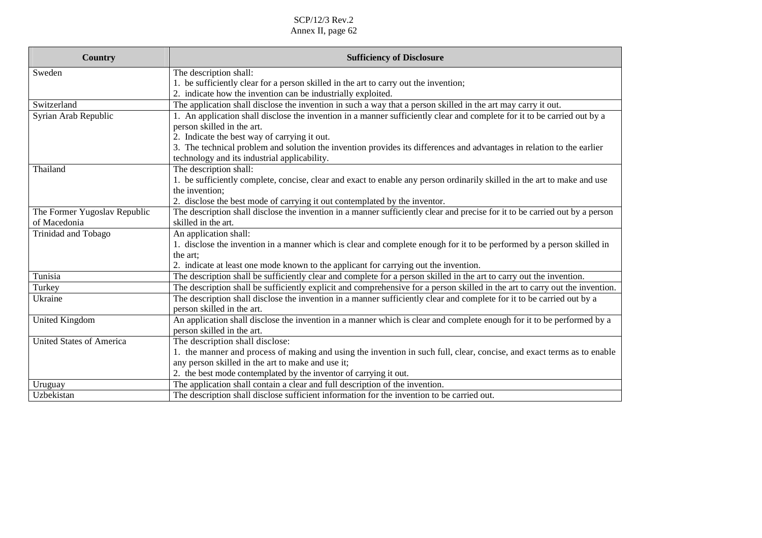| Country | Sufficiency of Disclosure |
|---|---|
| Sweden | The description shall:<br>1. be sufficiently clear for a person skilled in the art to carry out the invention;<br>2. indicate how the invention can be industrially exploited. |
| Switzerland | The application shall disclose the invention in such a way that a person skilled in the art may carry it out. |
| Syrian Arab Republic | 1. An application shall disclose the invention in a manner sufficiently clear and complete for it to be carried out by a person skilled in the art.<br>2. Indicate the best way of carrying it out.<br>3. The technical problem and solution the invention provides its differences and advantages in relation to the earlier technology and its industrial applicability. |
| Thailand | The description shall:<br>1. be sufficiently complete, concise, clear and exact to enable any person ordinarily skilled in the art to make and use the invention;<br>2. disclose the best mode of carrying it out contemplated by the inventor. |
| The Former Yugoslav Republic of Macedonia | The description shall disclose the invention in a manner sufficiently clear and precise for it to be carried out by a person skilled in the art. |
| Trinidad and Tobago | An application shall:<br>1. disclose the invention in a manner which is clear and complete enough for it to be performed by a person skilled in the art;<br>2. indicate at least one mode known to the applicant for carrying out the invention. |
| Tunisia | The description shall be sufficiently clear and complete for a person skilled in the art to carry out the invention. |
| Turkey | The description shall be sufficiently explicit and comprehensive for a person skilled in the art to carry out the invention. |
| Ukraine | The description shall disclose the invention in a manner sufficiently clear and complete for it to be carried out by a person skilled in the art. |
| United Kingdom | An application shall disclose the invention in a manner which is clear and complete enough for it to be performed by a person skilled in the art. |
| United States of America | The description shall disclose:<br>1. the manner and process of making and using the invention in such full, clear, concise, and exact terms as to enable any person skilled in the art to make and use it;<br>2. the best mode contemplated by the inventor of carrying it out. |
| Uruguay | The application shall contain a clear and full description of the invention. |
| Uzbekistan | The description shall disclose sufficient information for the invention to be carried out. |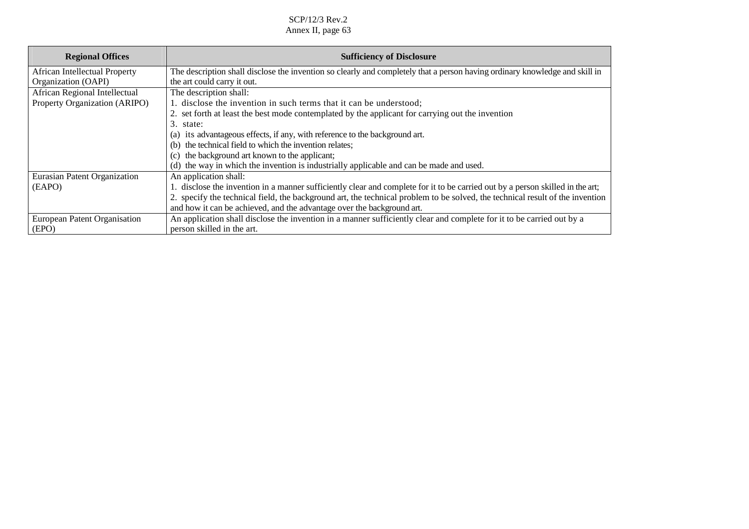| Regional Offices | Sufficiency of Disclosure |
|---|---|
| African Intellectual Property Organization (OAPI) | The description shall disclose the invention so clearly and completely that a person having ordinary knowledge and skill in the art could carry it out. |
| African Regional Intellectual Property Organization (ARIPO) | The description shall:<br>1. disclose the invention in such terms that it can be understood;<br>2. set forth at least the best mode contemplated by the applicant for carrying out the invention<br>3. state:<br>(a) its advantageous effects, if any, with reference to the background art.<br>(b) the technical field to which the invention relates;<br>(c) the background art known to the applicant;<br>(d) the way in which the invention is industrially applicable and can be made and used. |
| Eurasian Patent Organization (EAPO) | An application shall:<br>1. disclose the invention in a manner sufficiently clear and complete for it to be carried out by a person skilled in the art;<br>2. specify the technical field, the background art, the technical problem to be solved, the technical result of the invention and how it can be achieved, and the advantage over the background art. |
| European Patent Organisation (EPO) | An application shall disclose the invention in a manner sufficiently clear and complete for it to be carried out by a person skilled in the art. |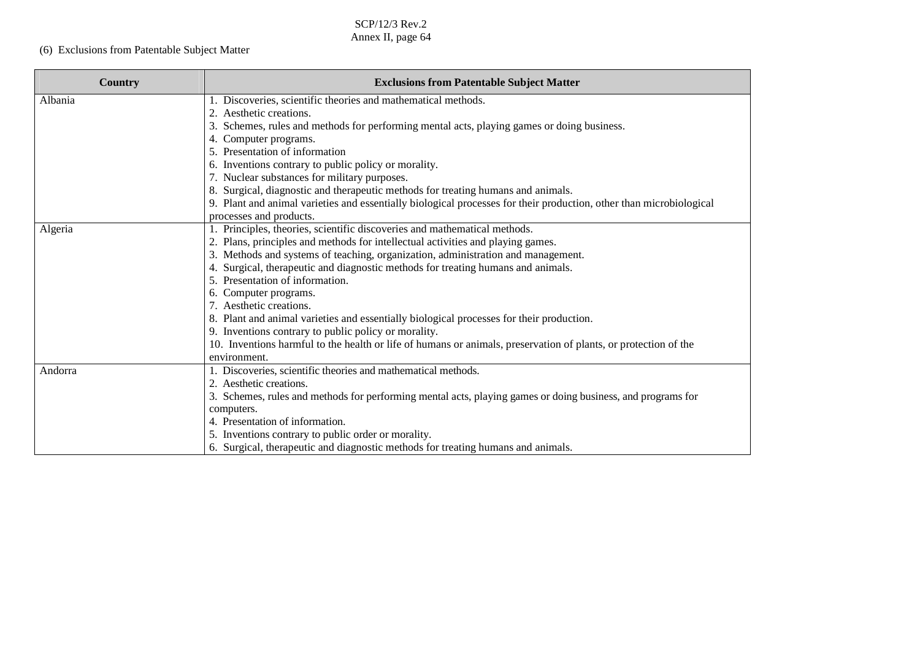(6) Exclusions from Patentable Subject Matter

| Country | Exclusions from Patentable Subject Matter |
|---|---|
| Albania | 1. Discoveries, scientific theories and mathematical methods.<br>2. Aesthetic creations.<br>3. Schemes, rules and methods for performing mental acts, playing games or doing business.<br>4. Computer programs.<br>5. Presentation of information<br>6. Inventions contrary to public policy or morality.<br>7. Nuclear substances for military purposes.<br>8. Surgical, diagnostic and therapeutic methods for treating humans and animals.<br>9. Plant and animal varieties and essentially biological processes for their production, other than microbiological processes and products. |
| Algeria | 1. Principles, theories, scientific discoveries and mathematical methods.<br>2. Plans, principles and methods for intellectual activities and playing games.<br>3. Methods and systems of teaching, organization, administration and management.<br>4. Surgical, therapeutic and diagnostic methods for treating humans and animals.<br>5. Presentation of information.<br>6. Computer programs.<br>7. Aesthetic creations.<br>8. Plant and animal varieties and essentially biological processes for their production.<br>9. Inventions contrary to public policy or morality.<br>10. Inventions harmful to the health or life of humans or animals, preservation of plants, or protection of the environment. |
| Andorra | 1. Discoveries, scientific theories and mathematical methods.<br>2. Aesthetic creations.<br>3. Schemes, rules and methods for performing mental acts, playing games or doing business, and programs for computers.<br>4. Presentation of information.<br>5. Inventions contrary to public order or morality.<br>6. Surgical, therapeutic and diagnostic methods for treating humans and animals. |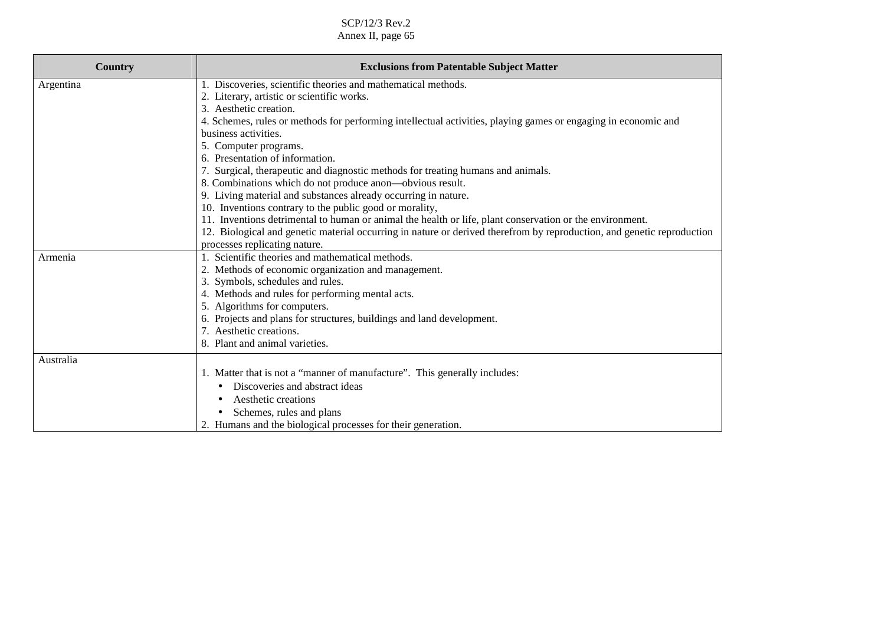| Country | Exclusions from Patentable Subject Matter |
|---|---|
| Argentina | 1. Discoveries, scientific theories and mathematical methods.<br>2. Literary, artistic or scientific works.<br>3. Aesthetic creation.<br>4. Schemes, rules or methods for performing intellectual activities, playing games or engaging in economic and business activities.<br>5. Computer programs.<br>6. Presentation of information.<br>7. Surgical, therapeutic and diagnostic methods for treating humans and animals.<br>8. Combinations which do not produce anon—obvious result.<br>9. Living material and substances already occurring in nature.<br>10. Inventions contrary to the public good or morality,<br>11. Inventions detrimental to human or animal the health or life, plant conservation or the environment.<br>12. Biological and genetic material occurring in nature or derived therefrom by reproduction, and genetic reproduction processes replicating nature. |
| Armenia | 1. Scientific theories and mathematical methods.<br>2. Methods of economic organization and management.<br>3. Symbols, schedules and rules.<br>4. Methods and rules for performing mental acts.<br>5. Algorithms for computers.<br>6. Projects and plans for structures, buildings and land development.<br>7. Aesthetic creations.<br>8. Plant and animal varieties. |
| Australia | 1. Matter that is not a "manner of manufacture". This generally includes:<br>• Discoveries and abstract ideas<br>• Aesthetic creations<br>• Schemes, rules and plans<br>2. Humans and the biological processes for their generation. |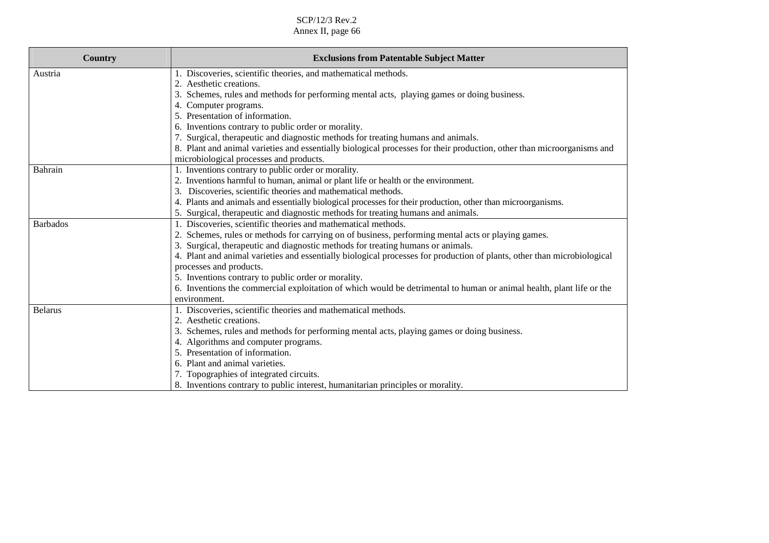| Country | Exclusions from Patentable Subject Matter |
|---|---|
| Austria | 1. Discoveries, scientific theories, and mathematical methods.<br>2. Aesthetic creations.<br>3. Schemes, rules and methods for performing mental acts, playing games or doing business.<br>4. Computer programs.<br>5. Presentation of information.<br>6. Inventions contrary to public order or morality.<br>7. Surgical, therapeutic and diagnostic methods for treating humans and animals.<br>8. Plant and animal varieties and essentially biological processes for their production, other than microorganisms and microbiological processes and products. |
| Bahrain | 1. Inventions contrary to public order or morality.<br>2. Inventions harmful to human, animal or plant life or health or the environment.<br>3. Discoveries, scientific theories and mathematical methods.<br>4. Plants and animals and essentially biological processes for their production, other than microorganisms.<br>5. Surgical, therapeutic and diagnostic methods for treating humans and animals. |
| Barbados | 1. Discoveries, scientific theories and mathematical methods.<br>2. Schemes, rules or methods for carrying on of business, performing mental acts or playing games.<br>3. Surgical, therapeutic and diagnostic methods for treating humans or animals.<br>4. Plant and animal varieties and essentially biological processes for production of plants, other than microbiological processes and products.<br>5. Inventions contrary to public order or morality.<br>6. Inventions the commercial exploitation of which would be detrimental to human or animal health, plant life or the environment. |
| Belarus | 1. Discoveries, scientific theories and mathematical methods.<br>2. Aesthetic creations.<br>3. Schemes, rules and methods for performing mental acts, playing games or doing business.<br>4. Algorithms and computer programs.<br>5. Presentation of information.<br>6. Plant and animal varieties.<br>7. Topographies of integrated circuits.<br>8. Inventions contrary to public interest, humanitarian principles or morality. |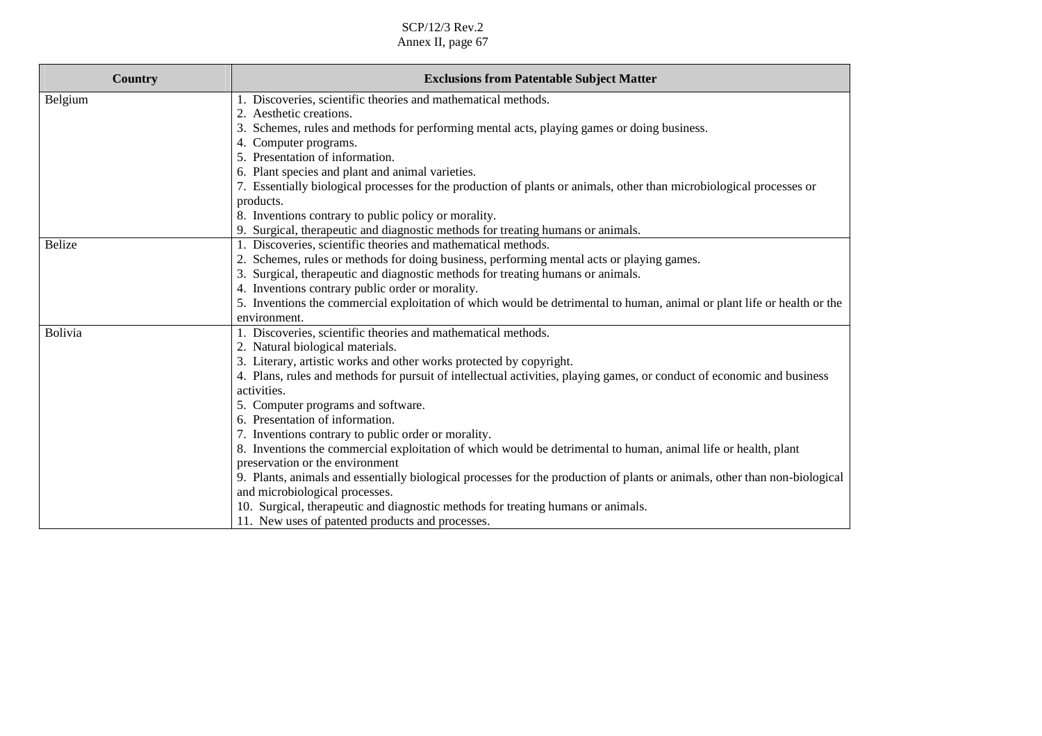| Country | Exclusions from Patentable Subject Matter |
|---|---|
| Belgium | 1. Discoveries, scientific theories and mathematical methods.<br>2. Aesthetic creations.<br>3. Schemes, rules and methods for performing mental acts, playing games or doing business.<br>4. Computer programs.<br>5. Presentation of information.<br>6. Plant species and plant and animal varieties.<br>7. Essentially biological processes for the production of plants or animals, other than microbiological processes or products.<br>8. Inventions contrary to public policy or morality.<br>9. Surgical, therapeutic and diagnostic methods for treating humans or animals. |
| Belize | 1. Discoveries, scientific theories and mathematical methods.<br>2. Schemes, rules or methods for doing business, performing mental acts or playing games.<br>3. Surgical, therapeutic and diagnostic methods for treating humans or animals.<br>4. Inventions contrary public order or morality.<br>5. Inventions the commercial exploitation of which would be detrimental to human, animal or plant life or health or the environment. |
| Bolivia | 1. Discoveries, scientific theories and mathematical methods.<br>2. Natural biological materials.<br>3. Literary, artistic works and other works protected by copyright.<br>4. Plans, rules and methods for pursuit of intellectual activities, playing games, or conduct of economic and business activities.<br>5. Computer programs and software.<br>6. Presentation of information.<br>7. Inventions contrary to public order or morality.<br>8. Inventions the commercial exploitation of which would be detrimental to human, animal life or health, plant preservation or the environment<br>9. Plants, animals and essentially biological processes for the production of plants or animals, other than non-biological and microbiological processes.<br>10. Surgical, therapeutic and diagnostic methods for treating humans or animals.<br>11. New uses of patented products and processes. |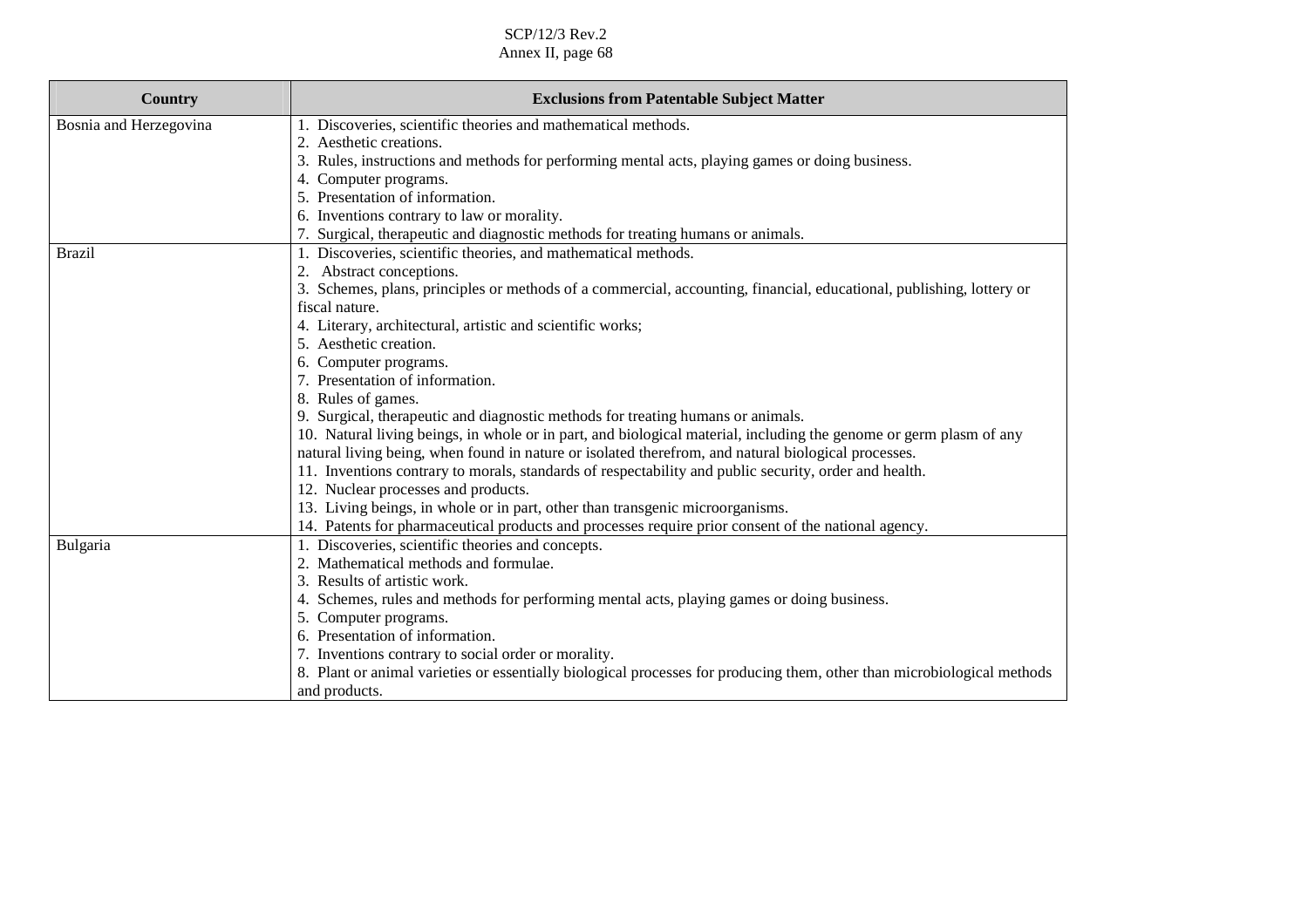| Country | Exclusions from Patentable Subject Matter |
|---|---|
| Bosnia and Herzegovina | 1. Discoveries, scientific theories and mathematical methods.<br>2. Aesthetic creations.<br>3. Rules, instructions and methods for performing mental acts, playing games or doing business.<br>4. Computer programs.<br>5. Presentation of information.<br>6. Inventions contrary to law or morality.<br>7. Surgical, therapeutic and diagnostic methods for treating humans or animals. |
| Brazil | 1. Discoveries, scientific theories, and mathematical methods.<br>2. Abstract conceptions.<br>3. Schemes, plans, principles or methods of a commercial, accounting, financial, educational, publishing, lottery or fiscal nature.<br>4. Literary, architectural, artistic and scientific works;<br>5. Aesthetic creation.<br>6. Computer programs.<br>7. Presentation of information.<br>8. Rules of games.<br>9. Surgical, therapeutic and diagnostic methods for treating humans or animals.<br>10. Natural living beings, in whole or in part, and biological material, including the genome or germ plasm of any natural living being, when found in nature or isolated therefrom, and natural biological processes.<br>11. Inventions contrary to morals, standards of respectability and public security, order and health.<br>12. Nuclear processes and products.<br>13. Living beings, in whole or in part, other than transgenic microorganisms.<br>14. Patents for pharmaceutical products and processes require prior consent of the national agency. |
| Bulgaria | 1. Discoveries, scientific theories and concepts.<br>2. Mathematical methods and formulae.<br>3. Results of artistic work.<br>4. Schemes, rules and methods for performing mental acts, playing games or doing business.<br>5. Computer programs.<br>6. Presentation of information.<br>7. Inventions contrary to social order or morality.<br>8. Plant or animal varieties or essentially biological processes for producing them, other than microbiological methods and products. |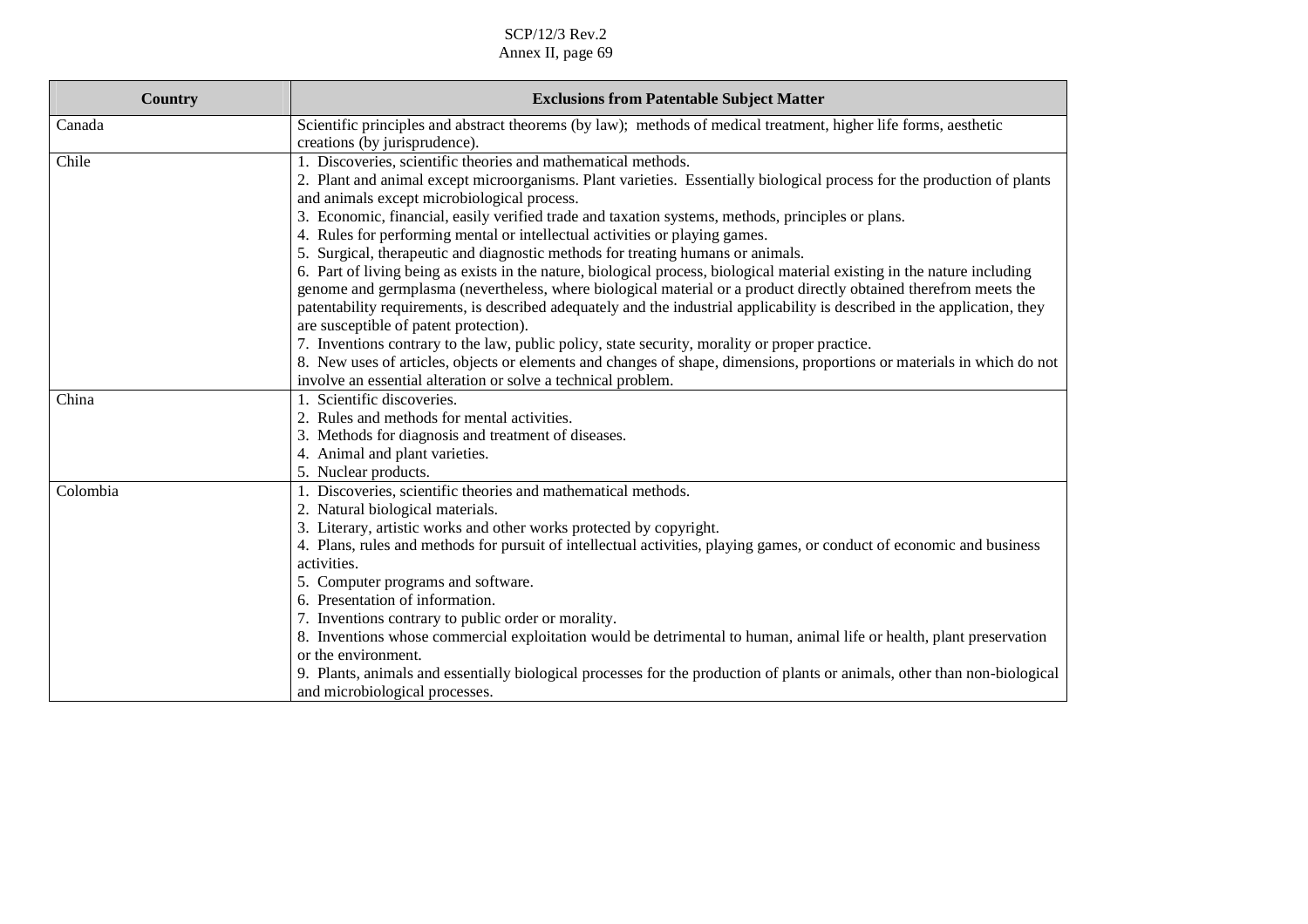| Country | Exclusions from Patentable Subject Matter |
|---|---|
| Canada | Scientific principles and abstract theorems (by law); methods of medical treatment, higher life forms, aesthetic creations (by jurisprudence). |
| Chile | 1. Discoveries, scientific theories and mathematical methods.<br>2. Plant and animal except microorganisms. Plant varieties. Essentially biological process for the production of plants and animals except microbiological process.<br>3. Economic, financial, easily verified trade and taxation systems, methods, principles or plans.<br>4. Rules for performing mental or intellectual activities or playing games.<br>5. Surgical, therapeutic and diagnostic methods for treating humans or animals.<br>6. Part of living being as exists in the nature, biological process, biological material existing in the nature including genome and germplasma (nevertheless, where biological material or a product directly obtained therefrom meets the patentability requirements, is described adequately and the industrial applicability is described in the application, they are susceptible of patent protection).<br>7. Inventions contrary to the law, public policy, state security, morality or proper practice.<br>8. New uses of articles, objects or elements and changes of shape, dimensions, proportions or materials in which do not involve an essential alteration or solve a technical problem. |
| China | 1. Scientific discoveries.<br>2. Rules and methods for mental activities.<br>3. Methods for diagnosis and treatment of diseases.<br>4. Animal and plant varieties.<br>5. Nuclear products. |
| Colombia | 1. Discoveries, scientific theories and mathematical methods.<br>2. Natural biological materials.<br>3. Literary, artistic works and other works protected by copyright.<br>4. Plans, rules and methods for pursuit of intellectual activities, playing games, or conduct of economic and business activities.<br>5. Computer programs and software.<br>6. Presentation of information.<br>7. Inventions contrary to public order or morality.<br>8. Inventions whose commercial exploitation would be detrimental to human, animal life or health, plant preservation or the environment.<br>9. Plants, animals and essentially biological processes for the production of plants or animals, other than non-biological and microbiological processes. |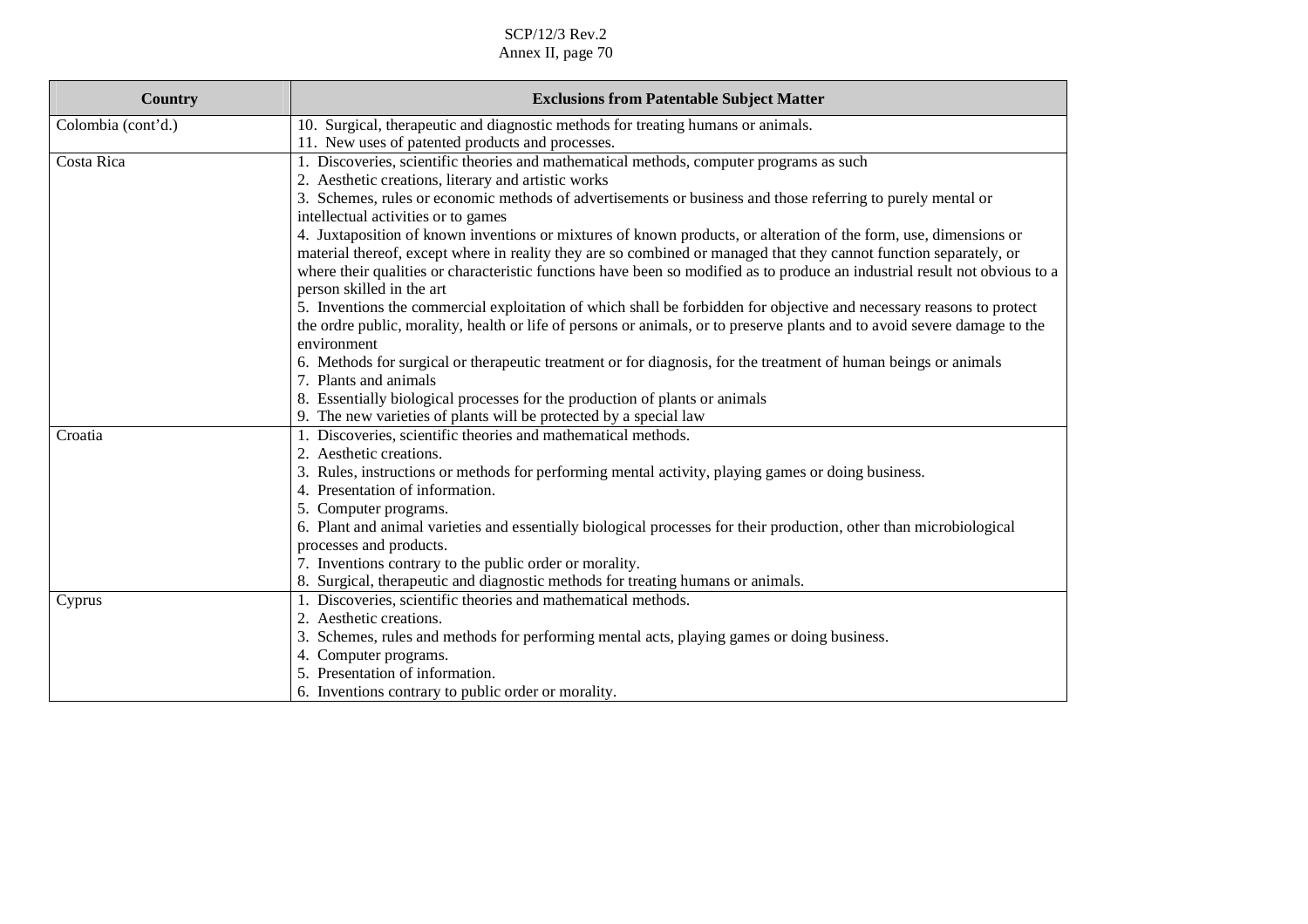| Country | Exclusions from Patentable Subject Matter |
|---|---|
| Colombia (cont'd.) | 10. Surgical, therapeutic and diagnostic methods for treating humans or animals.<br>11. New uses of patented products and processes. |
| Costa Rica | 1. Discoveries, scientific theories and mathematical methods, computer programs as such<br>2. Aesthetic creations, literary and artistic works<br>3. Schemes, rules or economic methods of advertisements or business and those referring to purely mental or intellectual activities or to games<br>4. Juxtaposition of known inventions or mixtures of known products, or alteration of the form, use, dimensions or material thereof, except where in reality they are so combined or managed that they cannot function separately, or where their qualities or characteristic functions have been so modified as to produce an industrial result not obvious to a person skilled in the art<br>5. Inventions the commercial exploitation of which shall be forbidden for objective and necessary reasons to protect the ordre public, morality, health or life of persons or animals, or to preserve plants and to avoid severe damage to the environment<br>6. Methods for surgical or therapeutic treatment or for diagnosis, for the treatment of human beings or animals<br>7. Plants and animals<br>8. Essentially biological processes for the production of plants or animals<br>9. The new varieties of plants will be protected by a special law |
| Croatia | 1. Discoveries, scientific theories and mathematical methods.<br>2. Aesthetic creations.<br>3. Rules, instructions or methods for performing mental activity, playing games or doing business.<br>4. Presentation of information.<br>5. Computer programs.<br>6. Plant and animal varieties and essentially biological processes for their production, other than microbiological processes and products.<br>7. Inventions contrary to the public order or morality.<br>8. Surgical, therapeutic and diagnostic methods for treating humans or animals. |
| Cyprus | 1. Discoveries, scientific theories and mathematical methods.<br>2. Aesthetic creations.<br>3. Schemes, rules and methods for performing mental acts, playing games or doing business.<br>4. Computer programs.<br>5. Presentation of information.<br>6. Inventions contrary to public order or morality. |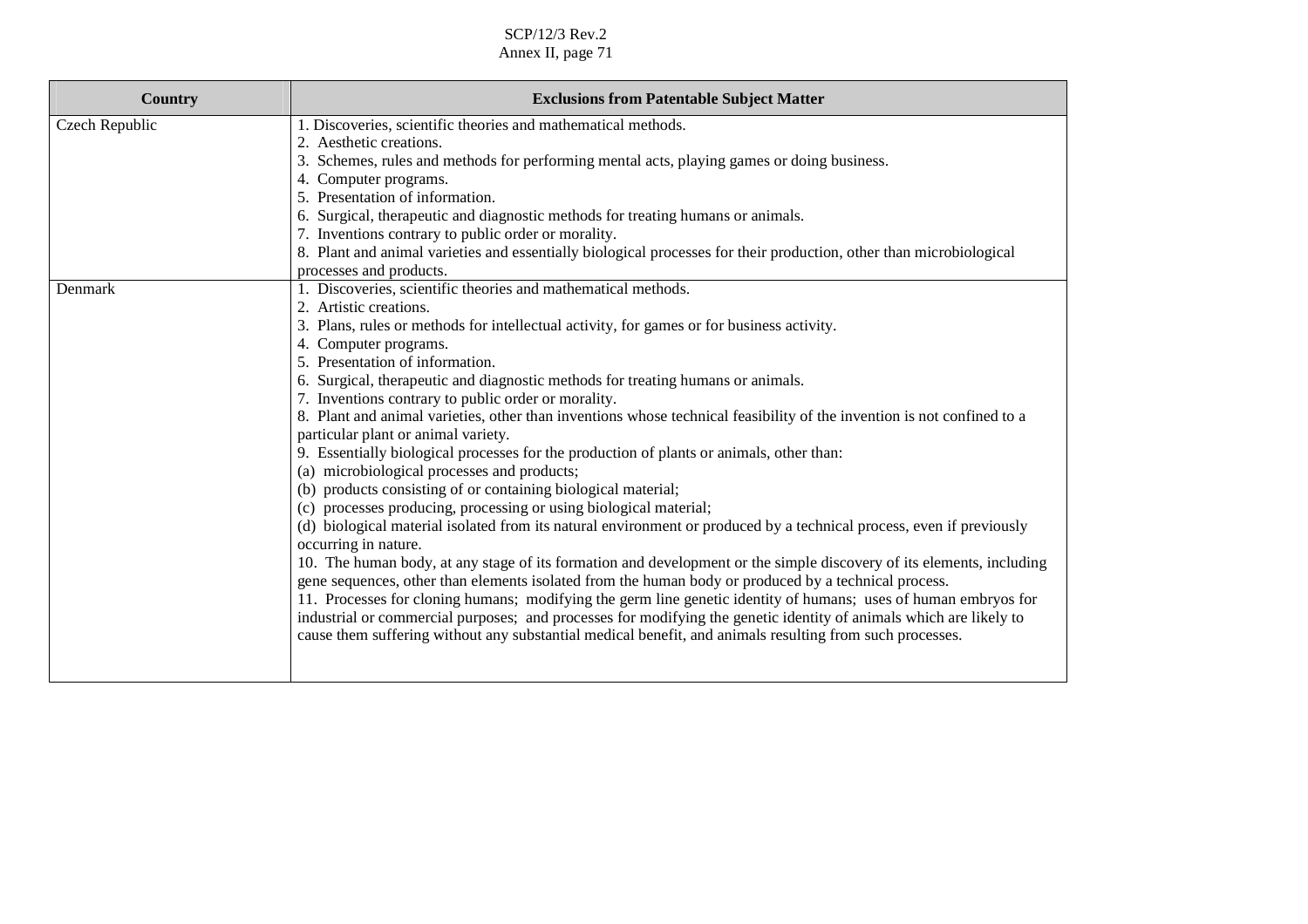| Country | Exclusions from Patentable Subject Matter |
|---|---|
| Czech Republic | 1. Discoveries, scientific theories and mathematical methods.<br>2. Aesthetic creations.<br>3. Schemes, rules and methods for performing mental acts, playing games or doing business.<br>4. Computer programs.<br>5. Presentation of information.<br>6. Surgical, therapeutic and diagnostic methods for treating humans or animals.<br>7. Inventions contrary to public order or morality.<br>8. Plant and animal varieties and essentially biological processes for their production, other than microbiological processes and products. |
| Denmark | 1. Discoveries, scientific theories and mathematical methods.<br>2. Artistic creations.<br>3. Plans, rules or methods for intellectual activity, for games or for business activity.<br>4. Computer programs.<br>5. Presentation of information.<br>6. Surgical, therapeutic and diagnostic methods for treating humans or animals.<br>7. Inventions contrary to public order or morality.<br>8. Plant and animal varieties, other than inventions whose technical feasibility of the invention is not confined to a particular plant or animal variety.<br>9. Essentially biological processes for the production of plants or animals, other than:<br>(a) microbiological processes and products;<br>(b) products consisting of or containing biological material;<br>(c) processes producing, processing or using biological material;<br>(d) biological material isolated from its natural environment or produced by a technical process, even if previously occurring in nature.<br>10. The human body, at any stage of its formation and development or the simple discovery of its elements, including gene sequences, other than elements isolated from the human body or produced by a technical process.<br>11. Processes for cloning humans; modifying the germ line genetic identity of humans; uses of human embryos for industrial or commercial purposes; and processes for modifying the genetic identity of animals which are likely to cause them suffering without any substantial medical benefit, and animals resulting from such processes. |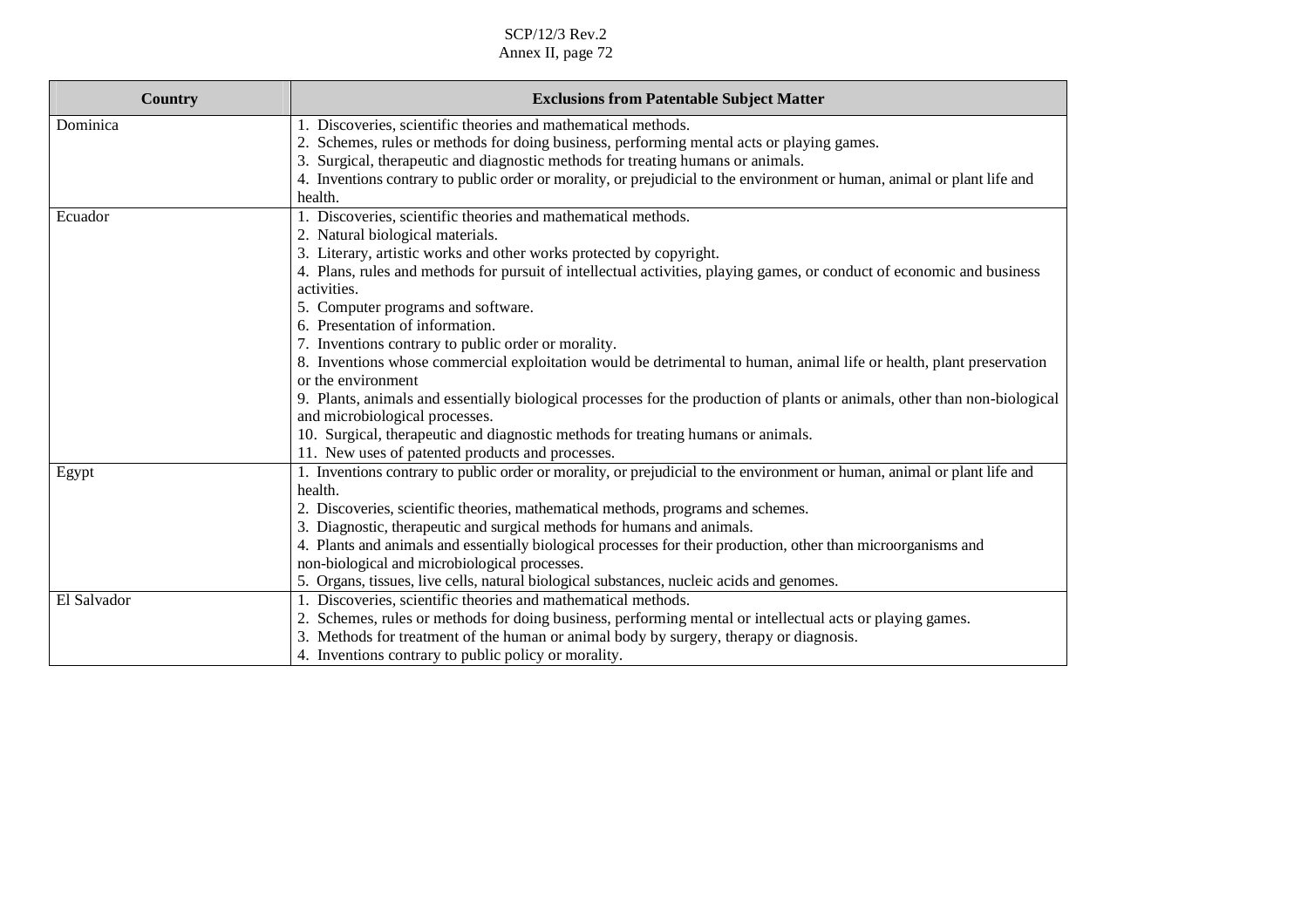| Country | Exclusions from Patentable Subject Matter |
| --- | --- |
| Dominica | 1. Discoveries, scientific theories and mathematical methods.<br>2. Schemes, rules or methods for doing business, performing mental acts or playing games.<br>3. Surgical, therapeutic and diagnostic methods for treating humans or animals.<br>4. Inventions contrary to public order or morality, or prejudicial to the environment or human, animal or plant life and health. |
| Ecuador | 1. Discoveries, scientific theories and mathematical methods.<br>2. Natural biological materials.<br>3. Literary, artistic works and other works protected by copyright.<br>4. Plans, rules and methods for pursuit of intellectual activities, playing games, or conduct of economic and business activities.<br>5. Computer programs and software.<br>6. Presentation of information.<br>7. Inventions contrary to public order or morality.<br>8. Inventions whose commercial exploitation would be detrimental to human, animal life or health, plant preservation or the environment<br>9. Plants, animals and essentially biological processes for the production of plants or animals, other than non-biological and microbiological processes.<br>10. Surgical, therapeutic and diagnostic methods for treating humans or animals.<br>11. New uses of patented products and processes. |
| Egypt | 1. Inventions contrary to public order or morality, or prejudicial to the environment or human, animal or plant life and health.<br>2. Discoveries, scientific theories, mathematical methods, programs and schemes.<br>3. Diagnostic, therapeutic and surgical methods for humans and animals.<br>4. Plants and animals and essentially biological processes for their production, other than microorganisms and non-biological and microbiological processes.<br>5. Organs, tissues, live cells, natural biological substances, nucleic acids and genomes. |
| El Salvador | 1. Discoveries, scientific theories and mathematical methods.<br>2. Schemes, rules or methods for doing business, performing mental or intellectual acts or playing games.<br>3. Methods for treatment of the human or animal body by surgery, therapy or diagnosis.<br>4. Inventions contrary to public policy or morality. |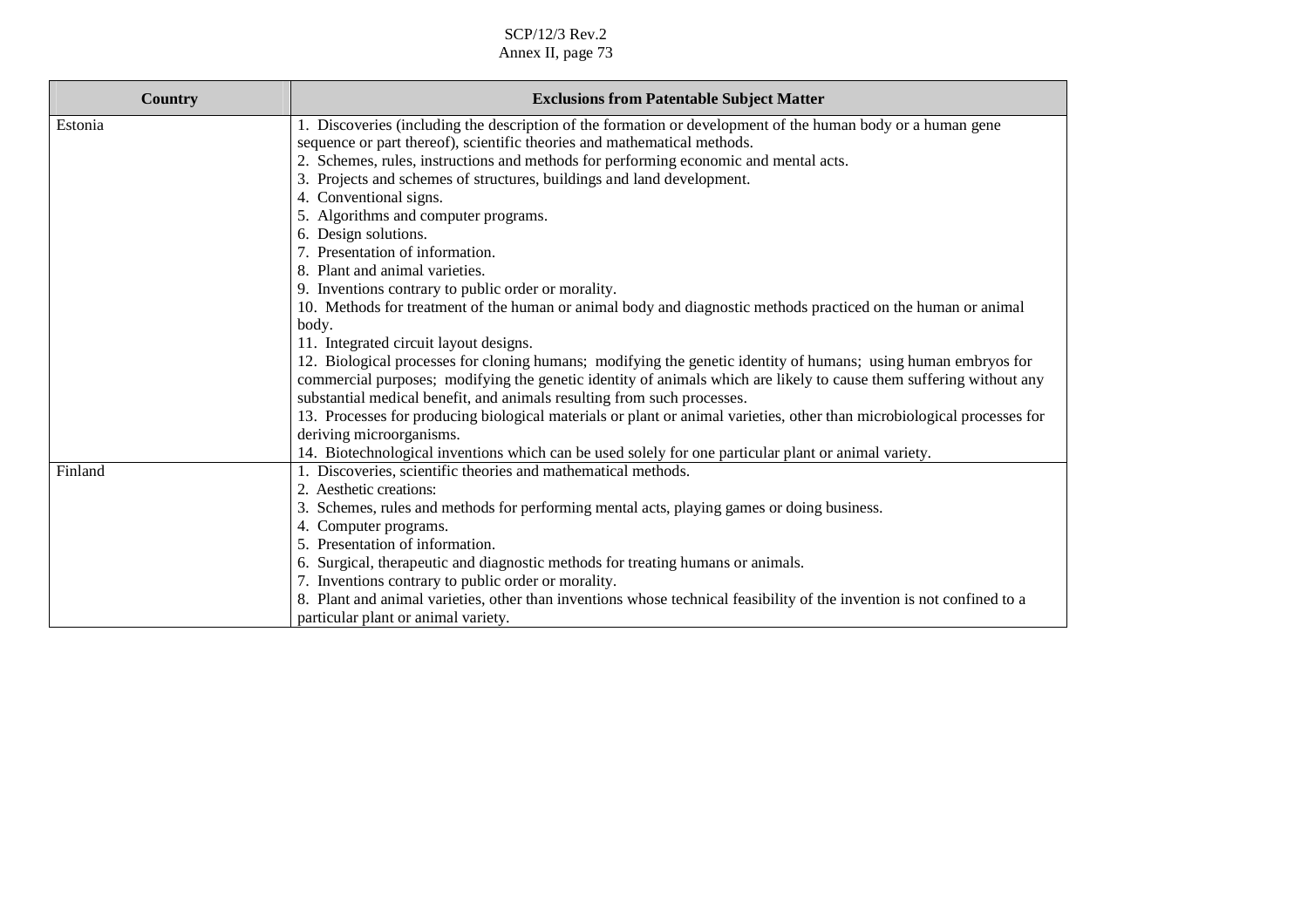| Country | Exclusions from Patentable Subject Matter |
|---|---|
| Estonia | 1. Discoveries (including the description of the formation or development of the human body or a human gene sequence or part thereof), scientific theories and mathematical methods.<br>2. Schemes, rules, instructions and methods for performing economic and mental acts.<br>3. Projects and schemes of structures, buildings and land development.<br>4. Conventional signs.<br>5. Algorithms and computer programs.<br>6. Design solutions.<br>7. Presentation of information.<br>8. Plant and animal varieties.<br>9. Inventions contrary to public order or morality.<br>10. Methods for treatment of the human or animal body and diagnostic methods practiced on the human or animal body.<br>11. Integrated circuit layout designs.<br>12. Biological processes for cloning humans; modifying the genetic identity of humans; using human embryos for commercial purposes; modifying the genetic identity of animals which are likely to cause them suffering without any substantial medical benefit, and animals resulting from such processes.<br>13. Processes for producing biological materials or plant or animal varieties, other than microbiological processes for deriving microorganisms.<br>14. Biotechnological inventions which can be used solely for one particular plant or animal variety. |
| Finland | 1. Discoveries, scientific theories and mathematical methods.<br>2. Aesthetic creations:<br>3. Schemes, rules and methods for performing mental acts, playing games or doing business.<br>4. Computer programs.<br>5. Presentation of information.<br>6. Surgical, therapeutic and diagnostic methods for treating humans or animals.<br>7. Inventions contrary to public order or morality.<br>8. Plant and animal varieties, other than inventions whose technical feasibility of the invention is not confined to a particular plant or animal variety. |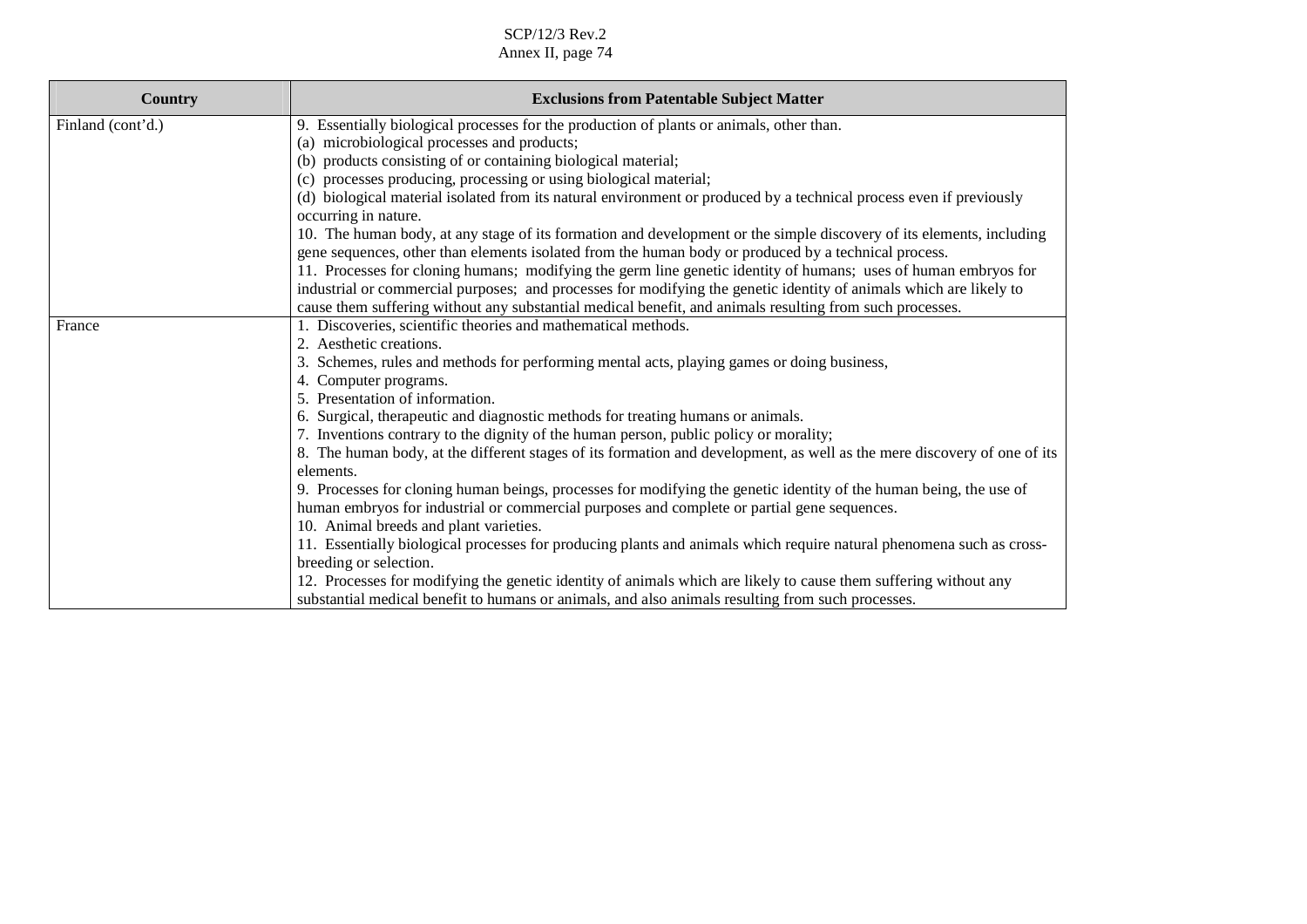| Country | Exclusions from Patentable Subject Matter |
|---|---|
| Finland (cont'd.) | 9. Essentially biological processes for the production of plants or animals, other than.<br>(a) microbiological processes and products;<br>(b) products consisting of or containing biological material;<br>(c) processes producing, processing or using biological material;<br>(d) biological material isolated from its natural environment or produced by a technical process even if previously occurring in nature.<br>10. The human body, at any stage of its formation and development or the simple discovery of its elements, including gene sequences, other than elements isolated from the human body or produced by a technical process.<br>11. Processes for cloning humans; modifying the germ line genetic identity of humans; uses of human embryos for industrial or commercial purposes; and processes for modifying the genetic identity of animals which are likely to cause them suffering without any substantial medical benefit, and animals resulting from such processes. |
| France | 1. Discoveries, scientific theories and mathematical methods.<br>2. Aesthetic creations.<br>3. Schemes, rules and methods for performing mental acts, playing games or doing business,<br>4. Computer programs.<br>5. Presentation of information.<br>6. Surgical, therapeutic and diagnostic methods for treating humans or animals.<br>7. Inventions contrary to the dignity of the human person, public policy or morality;<br>8. The human body, at the different stages of its formation and development, as well as the mere discovery of one of its elements.<br>9. Processes for cloning human beings, processes for modifying the genetic identity of the human being, the use of human embryos for industrial or commercial purposes and complete or partial gene sequences.<br>10. Animal breeds and plant varieties.<br>11. Essentially biological processes for producing plants and animals which require natural phenomena such as cross-breeding or selection.<br>12. Processes for modifying the genetic identity of animals which are likely to cause them suffering without any substantial medical benefit to humans or animals, and also animals resulting from such processes. |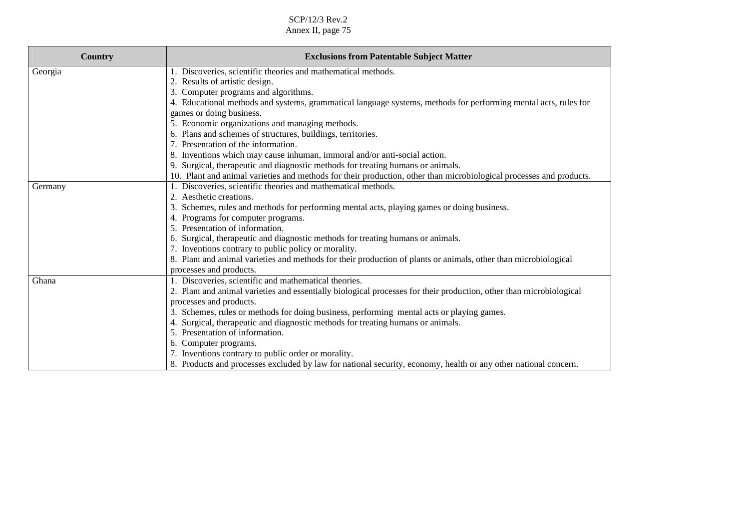| Country | Exclusions from Patentable Subject Matter |
| --- | --- |
| Georgia | 1. Discoveries, scientific theories and mathematical methods.<br>2. Results of artistic design.<br>3. Computer programs and algorithms.<br>4. Educational methods and systems, grammatical language systems, methods for performing mental acts, rules for games or doing business.<br>5. Economic organizations and managing methods.<br>6. Plans and schemes of structures, buildings, territories.<br>7. Presentation of the information.<br>8. Inventions which may cause inhuman, immoral and/or anti-social action.<br>9. Surgical, therapeutic and diagnostic methods for treating humans or animals.<br>10. Plant and animal varieties and methods for their production, other than microbiological processes and products. |
| Germany | 1. Discoveries, scientific theories and mathematical methods.<br>2. Aesthetic creations.<br>3. Schemes, rules and methods for performing mental acts, playing games or doing business.<br>4. Programs for computer programs.<br>5. Presentation of information.<br>6. Surgical, therapeutic and diagnostic methods for treating humans or animals.<br>7. Inventions contrary to public policy or morality.<br>8. Plant and animal varieties and methods for their production of plants or animals, other than microbiological processes and products. |
| Ghana | 1. Discoveries, scientific and mathematical theories.<br>2. Plant and animal varieties and essentially biological processes for their production, other than microbiological processes and products.<br>3. Schemes, rules or methods for doing business, performing mental acts or playing games.<br>4. Surgical, therapeutic and diagnostic methods for treating humans or animals.<br>5. Presentation of information.<br>6. Computer programs.<br>7. Inventions contrary to public order or morality.<br>8. Products and processes excluded by law for national security, economy, health or any other national concern. |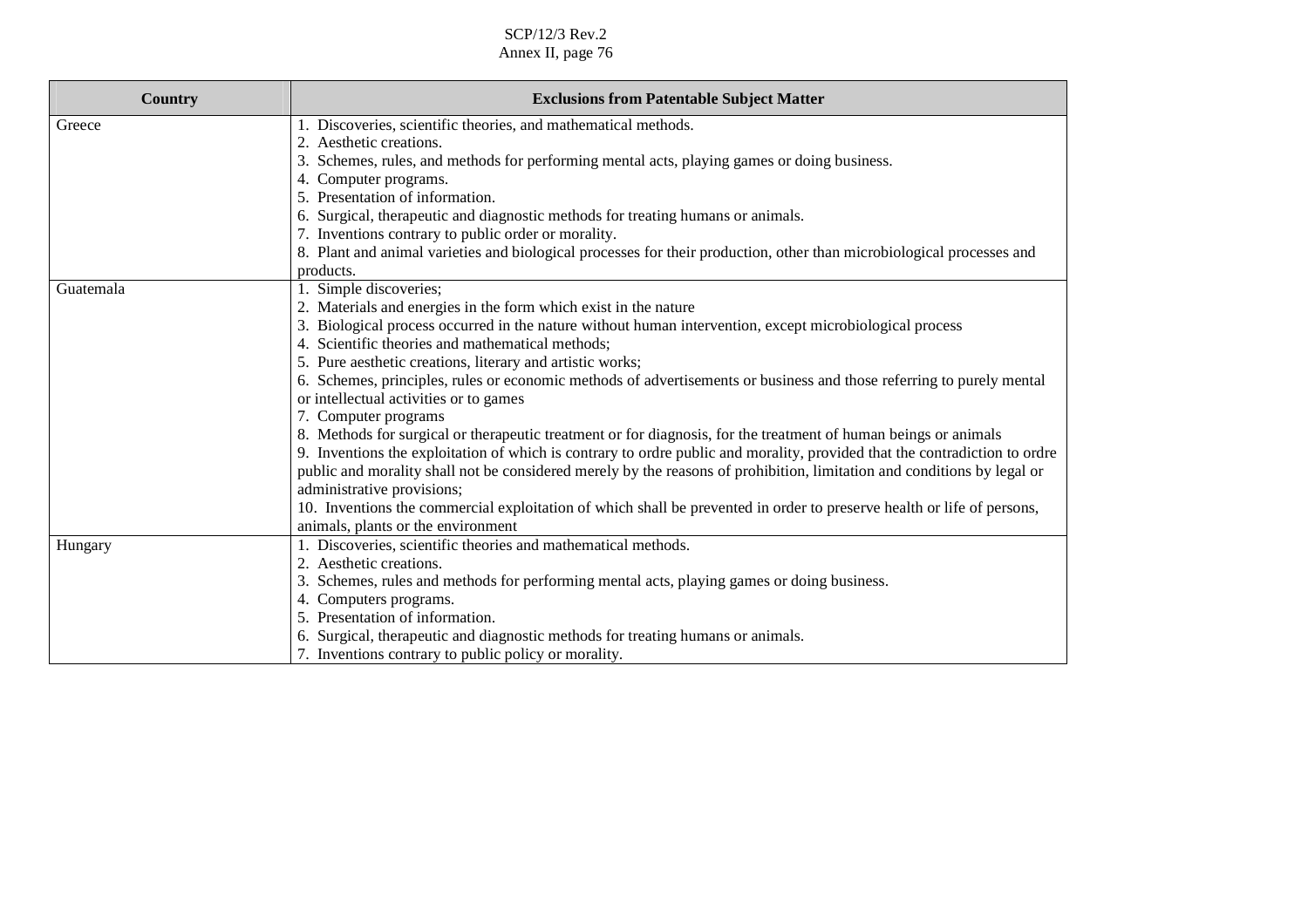| Country | Exclusions from Patentable Subject Matter |
|---|---|
| Greece | 1. Discoveries, scientific theories, and mathematical methods.<br>2. Aesthetic creations.<br>3. Schemes, rules, and methods for performing mental acts, playing games or doing business.<br>4. Computer programs.<br>5. Presentation of information.<br>6. Surgical, therapeutic and diagnostic methods for treating humans or animals.<br>7. Inventions contrary to public order or morality.<br>8. Plant and animal varieties and biological processes for their production, other than microbiological processes and products. |
| Guatemala | 1. Simple discoveries;<br>2. Materials and energies in the form which exist in the nature<br>3. Biological process occurred in the nature without human intervention, except microbiological process<br>4. Scientific theories and mathematical methods;<br>5. Pure aesthetic creations, literary and artistic works;<br>6. Schemes, principles, rules or economic methods of advertisements or business and those referring to purely mental or intellectual activities or to games<br>7. Computer programs<br>8. Methods for surgical or therapeutic treatment or for diagnosis, for the treatment of human beings or animals<br>9. Inventions the exploitation of which is contrary to ordre public and morality, provided that the contradiction to ordre public and morality shall not be considered merely by the reasons of prohibition, limitation and conditions by legal or administrative provisions;<br>10. Inventions the commercial exploitation of which shall be prevented in order to preserve health or life of persons, animals, plants or the environment |
| Hungary | 1. Discoveries, scientific theories and mathematical methods.<br>2. Aesthetic creations.<br>3. Schemes, rules and methods for performing mental acts, playing games or doing business.<br>4. Computers programs.<br>5. Presentation of information.<br>6. Surgical, therapeutic and diagnostic methods for treating humans or animals.<br>7. Inventions contrary to public policy or morality. |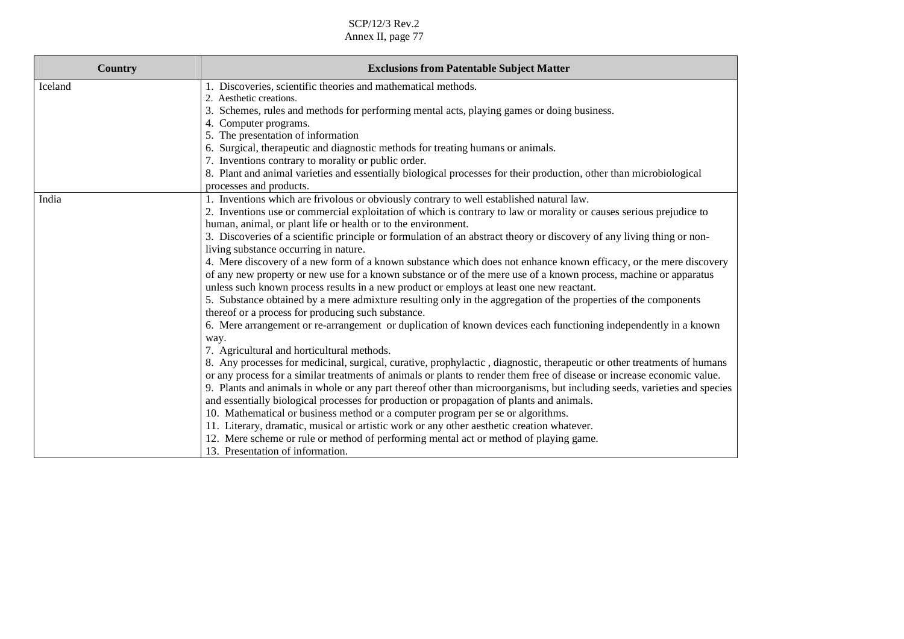| Country | Exclusions from Patentable Subject Matter |
| --- | --- |
| Iceland | 1. Discoveries, scientific theories and mathematical methods.<br>2. Aesthetic creations.<br>3. Schemes, rules and methods for performing mental acts, playing games or doing business.<br>4. Computer programs.<br>5. The presentation of information<br>6. Surgical, therapeutic and diagnostic methods for treating humans or animals.<br>7. Inventions contrary to morality or public order.<br>8. Plant and animal varieties and essentially biological processes for their production, other than microbiological processes and products. |
| India | 1. Inventions which are frivolous or obviously contrary to well established natural law.<br>2. Inventions use or commercial exploitation of which is contrary to law or morality or causes serious prejudice to human, animal, or plant life or health or to the environment.<br>3. Discoveries of a scientific principle or formulation of an abstract theory or discovery of any living thing or non-living substance occurring in nature.<br>4. Mere discovery of a new form of a known substance which does not enhance known efficacy, or the mere discovery of any new property or new use for a known substance or of the mere use of a known process, machine or apparatus unless such known process results in a new product or employs at least one new reactant.<br>5. Substance obtained by a mere admixture resulting only in the aggregation of the properties of the components thereof or a process for producing such substance.<br>6. Mere arrangement or re-arrangement or duplication of known devices each functioning independently in a known way.<br>7. Agricultural and horticultural methods.<br>8. Any processes for medicinal, surgical, curative, prophylactic , diagnostic, therapeutic or other treatments of humans or any process for a similar treatments of animals or plants to render them free of disease or increase economic value.<br>9. Plants and animals in whole or any part thereof other than microorganisms, but including seeds, varieties and species and essentially biological processes for production or propagation of plants and animals.<br>10. Mathematical or business method or a computer program per se or algorithms.<br>11. Literary, dramatic, musical or artistic work or any other aesthetic creation whatever.<br>12. Mere scheme or rule or method of performing mental act or method of playing game.<br>13. Presentation of information. |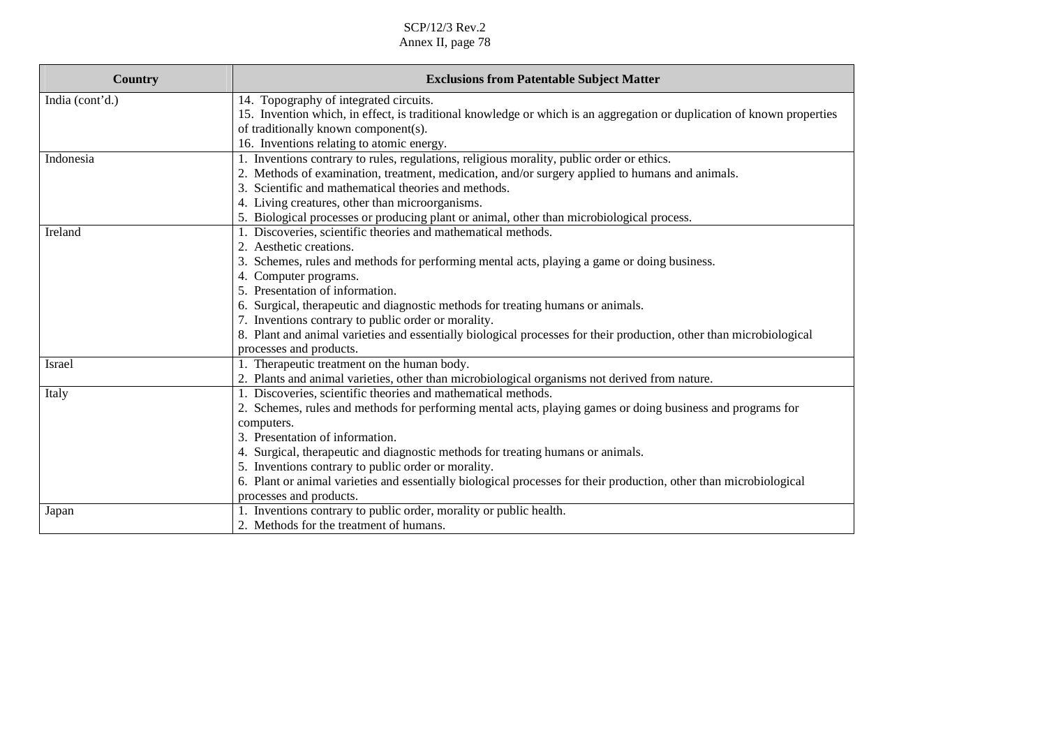| Country | Exclusions from Patentable Subject Matter |
|---|---|
| India (cont'd.) | 14. Topography of integrated circuits.<br>15. Invention which, in effect, is traditional knowledge or which is an aggregation or duplication of known properties of traditionally known component(s).<br>16. Inventions relating to atomic energy. |
| Indonesia | 1. Inventions contrary to rules, regulations, religious morality, public order or ethics.<br>2. Methods of examination, treatment, medication, and/or surgery applied to humans and animals.<br>3. Scientific and mathematical theories and methods.<br>4. Living creatures, other than microorganisms.<br>5. Biological processes or producing plant or animal, other than microbiological process. |
| Ireland | 1. Discoveries, scientific theories and mathematical methods.<br>2. Aesthetic creations.<br>3. Schemes, rules and methods for performing mental acts, playing a game or doing business.<br>4. Computer programs.<br>5. Presentation of information.<br>6. Surgical, therapeutic and diagnostic methods for treating humans or animals.<br>7. Inventions contrary to public order or morality.<br>8. Plant and animal varieties and essentially biological processes for their production, other than microbiological processes and products. |
| Israel | 1. Therapeutic treatment on the human body.<br>2. Plants and animal varieties, other than microbiological organisms not derived from nature. |
| Italy | 1. Discoveries, scientific theories and mathematical methods.<br>2. Schemes, rules and methods for performing mental acts, playing games or doing business and programs for computers.<br>3. Presentation of information.<br>4. Surgical, therapeutic and diagnostic methods for treating humans or animals.<br>5. Inventions contrary to public order or morality.<br>6. Plant or animal varieties and essentially biological processes for their production, other than microbiological processes and products. |
| Japan | 1. Inventions contrary to public order, morality or public health.<br>2. Methods for the treatment of humans. |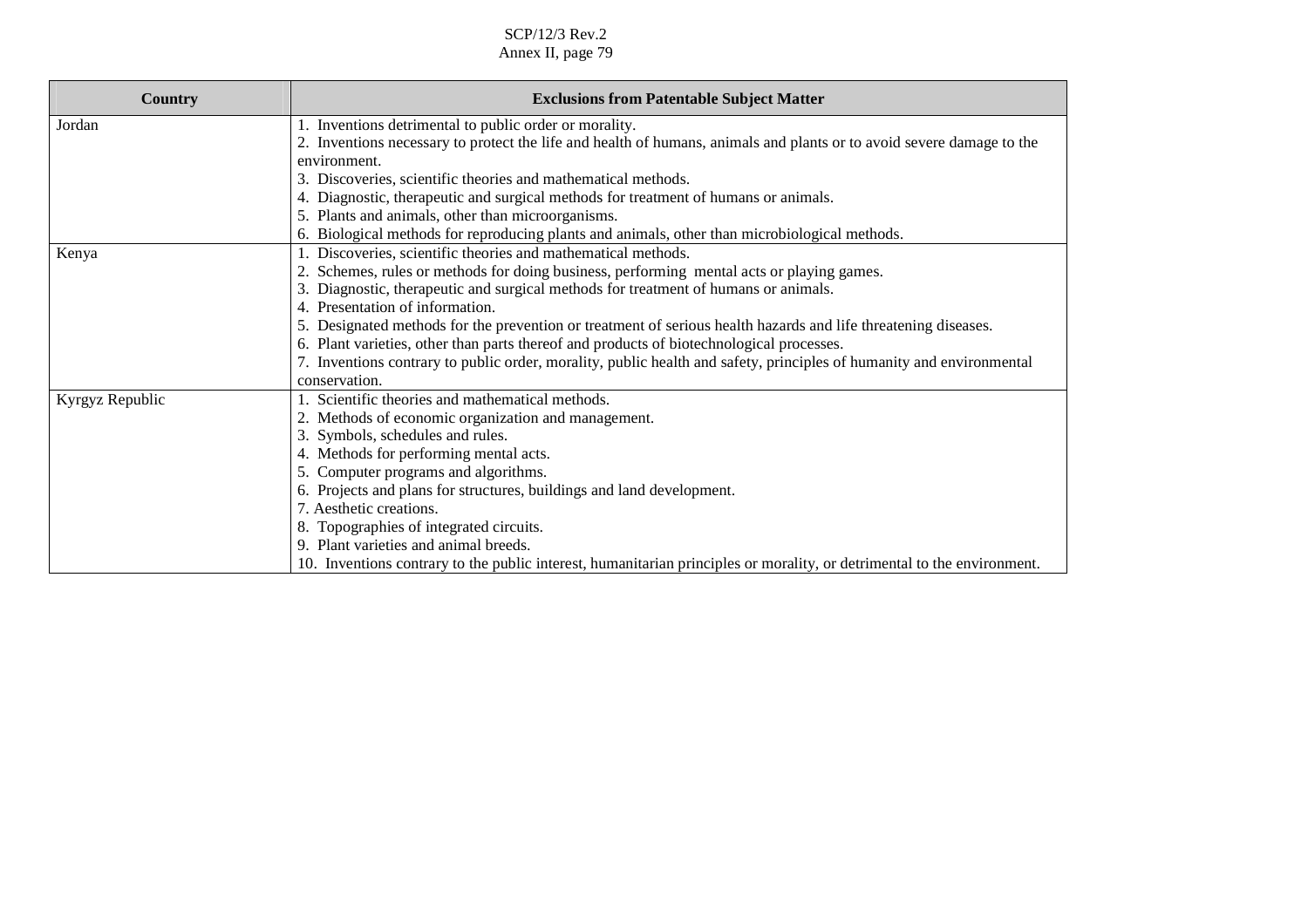| Country | Exclusions from Patentable Subject Matter |
|---|---|
| Jordan | 1. Inventions detrimental to public order or morality.<br>2. Inventions necessary to protect the life and health of humans, animals and plants or to avoid severe damage to the environment.<br>3. Discoveries, scientific theories and mathematical methods.<br>4. Diagnostic, therapeutic and surgical methods for treatment of humans or animals.<br>5. Plants and animals, other than microorganisms.<br>6. Biological methods for reproducing plants and animals, other than microbiological methods. |
| Kenya | 1. Discoveries, scientific theories and mathematical methods.<br>2. Schemes, rules or methods for doing business, performing mental acts or playing games.<br>3. Diagnostic, therapeutic and surgical methods for treatment of humans or animals.<br>4. Presentation of information.<br>5. Designated methods for the prevention or treatment of serious health hazards and life threatening diseases.<br>6. Plant varieties, other than parts thereof and products of biotechnological processes.<br>7. Inventions contrary to public order, morality, public health and safety, principles of humanity and environmental conservation. |
| Kyrgyz Republic | 1. Scientific theories and mathematical methods.<br>2. Methods of economic organization and management.<br>3. Symbols, schedules and rules.<br>4. Methods for performing mental acts.<br>5. Computer programs and algorithms.<br>6. Projects and plans for structures, buildings and land development.<br>7. Aesthetic creations.<br>8. Topographies of integrated circuits.<br>9. Plant varieties and animal breeds.<br>10. Inventions contrary to the public interest, humanitarian principles or morality, or detrimental to the environment. |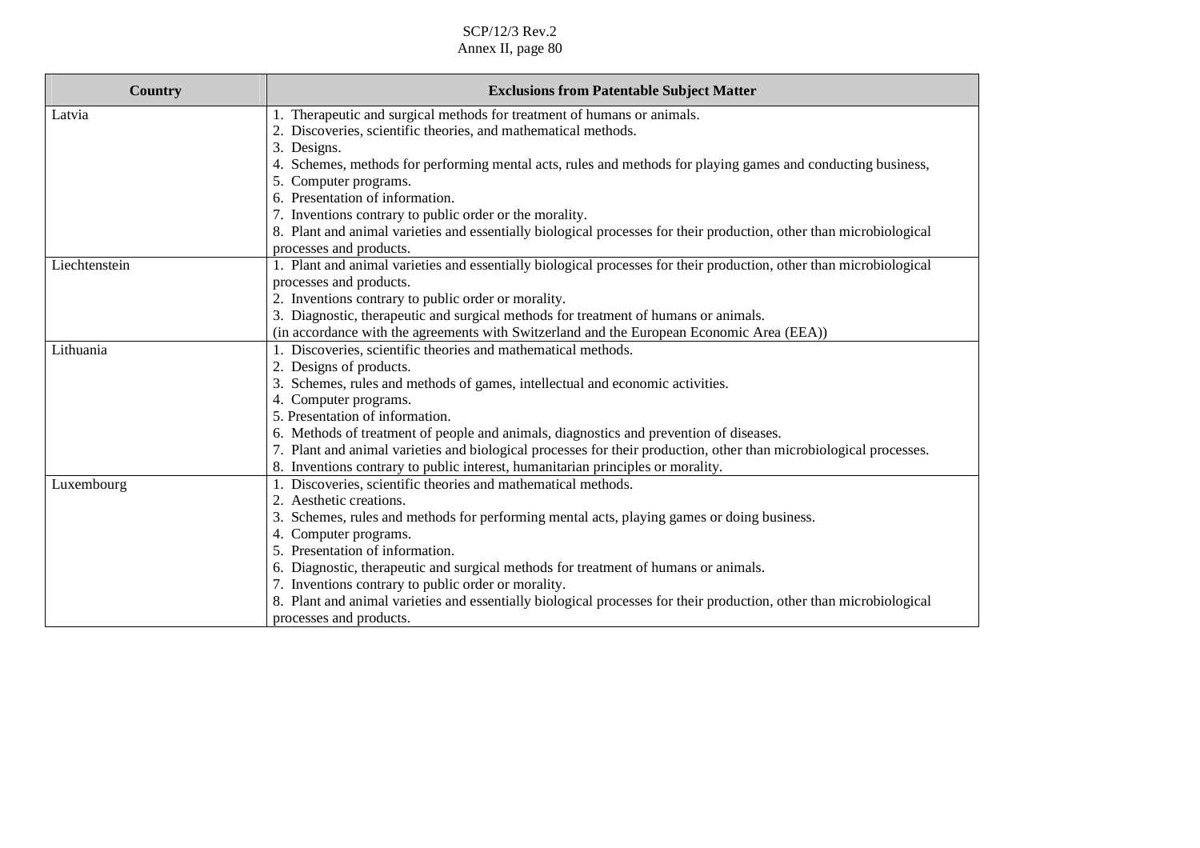| Country | Exclusions from Patentable Subject Matter |
|---|---|
| Latvia | 1. Therapeutic and surgical methods for treatment of humans or animals.<br>2. Discoveries, scientific theories, and mathematical methods.<br>3. Designs.<br>4. Schemes, methods for performing mental acts, rules and methods for playing games and conducting business,<br>5. Computer programs.<br>6. Presentation of information.<br>7. Inventions contrary to public order or the morality.<br>8. Plant and animal varieties and essentially biological processes for their production, other than microbiological processes and products. |
| Liechtenstein | 1. Plant and animal varieties and essentially biological processes for their production, other than microbiological processes and products.<br>2. Inventions contrary to public order or morality.<br>3. Diagnostic, therapeutic and surgical methods for treatment of humans or animals.<br>(in accordance with the agreements with Switzerland and the European Economic Area (EEA)) |
| Lithuania | 1. Discoveries, scientific theories and mathematical methods.<br>2. Designs of products.<br>3. Schemes, rules and methods of games, intellectual and economic activities.<br>4. Computer programs.<br>5. Presentation of information.<br>6. Methods of treatment of people and animals, diagnostics and prevention of diseases.<br>7. Plant and animal varieties and biological processes for their production, other than microbiological processes.<br>8. Inventions contrary to public interest, humanitarian principles or morality. |
| Luxembourg | 1. Discoveries, scientific theories and mathematical methods.<br>2. Aesthetic creations.<br>3. Schemes, rules and methods for performing mental acts, playing games or doing business.<br>4. Computer programs.<br>5. Presentation of information.<br>6. Diagnostic, therapeutic and surgical methods for treatment of humans or animals.<br>7. Inventions contrary to public order or morality.<br>8. Plant and animal varieties and essentially biological processes for their production, other than microbiological processes and products. |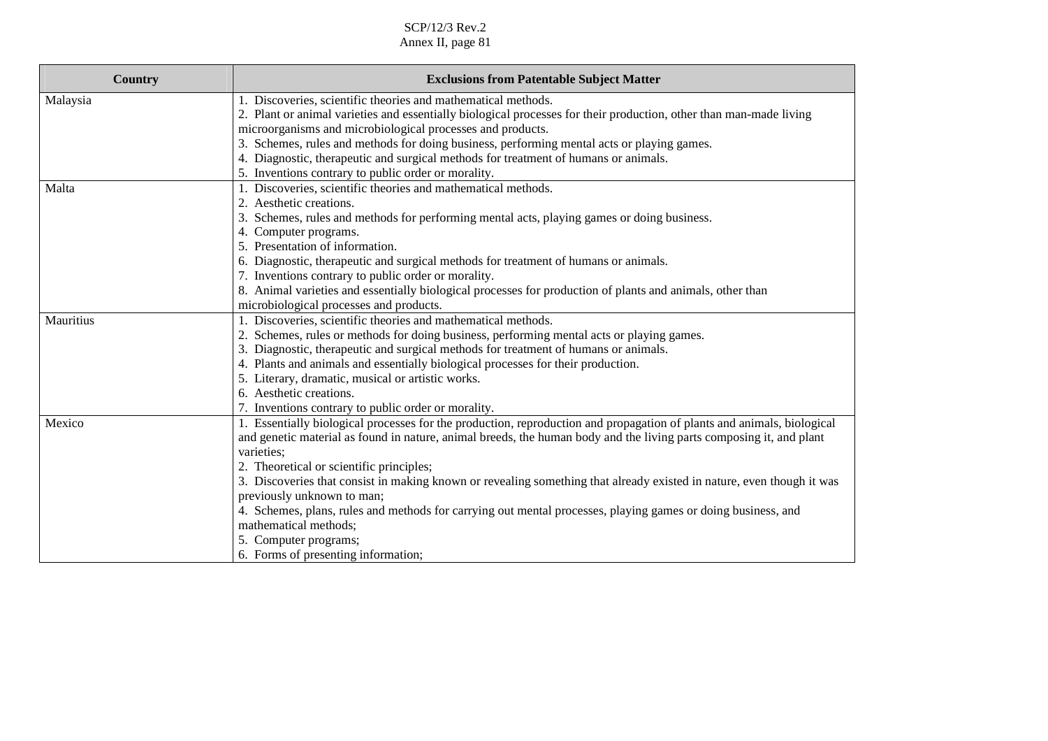| Country | Exclusions from Patentable Subject Matter |
| --- | --- |
| Malaysia | 1. Discoveries, scientific theories and mathematical methods.<br>2. Plant or animal varieties and essentially biological processes for their production, other than man-made living microorganisms and microbiological processes and products.<br>3. Schemes, rules and methods for doing business, performing mental acts or playing games.<br>4. Diagnostic, therapeutic and surgical methods for treatment of humans or animals.<br>5. Inventions contrary to public order or morality. |
| Malta | 1. Discoveries, scientific theories and mathematical methods.<br>2. Aesthetic creations.<br>3. Schemes, rules and methods for performing mental acts, playing games or doing business.<br>4. Computer programs.<br>5. Presentation of information.<br>6. Diagnostic, therapeutic and surgical methods for treatment of humans or animals.<br>7. Inventions contrary to public order or morality.<br>8. Animal varieties and essentially biological processes for production of plants and animals, other than microbiological processes and products. |
| Mauritius | 1. Discoveries, scientific theories and mathematical methods.<br>2. Schemes, rules or methods for doing business, performing mental acts or playing games.<br>3. Diagnostic, therapeutic and surgical methods for treatment of humans or animals.<br>4. Plants and animals and essentially biological processes for their production.<br>5. Literary, dramatic, musical or artistic works.<br>6. Aesthetic creations.<br>7. Inventions contrary to public order or morality. |
| Mexico | 1. Essentially biological processes for the production, reproduction and propagation of plants and animals, biological and genetic material as found in nature, animal breeds, the human body and the living parts composing it, and plant varieties;<br>2. Theoretical or scientific principles;<br>3. Discoveries that consist in making known or revealing something that already existed in nature, even though it was previously unknown to man;<br>4. Schemes, plans, rules and methods for carrying out mental processes, playing games or doing business, and mathematical methods;<br>5. Computer programs;<br>6. Forms of presenting information; |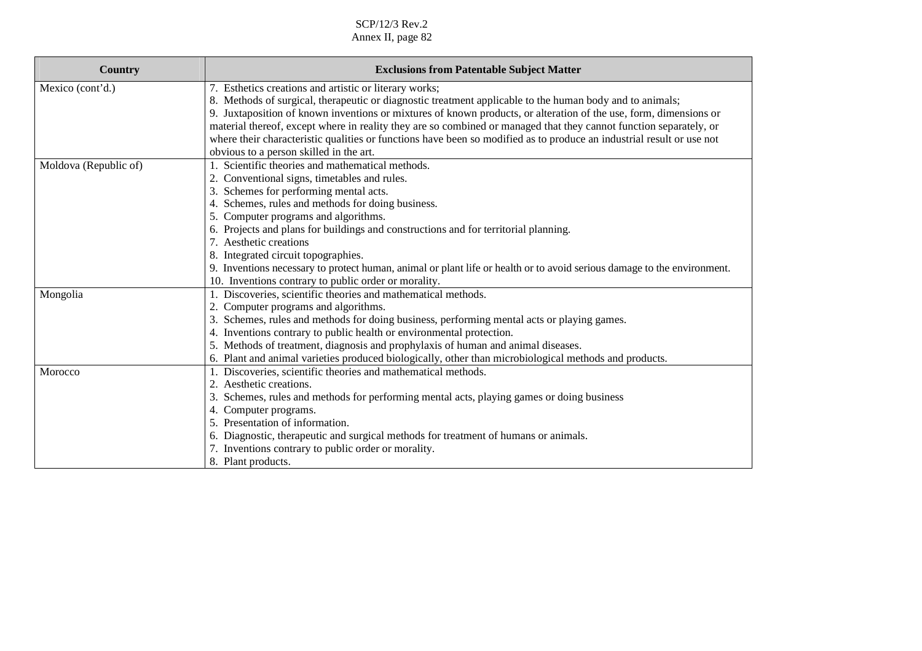| Country | Exclusions from Patentable Subject Matter |
|---|---|
| Mexico (cont'd.) | 7. Esthetics creations and artistic or literary works;<br>8. Methods of surgical, therapeutic or diagnostic treatment applicable to the human body and to animals;<br>9. Juxtaposition of known inventions or mixtures of known products, or alteration of the use, form, dimensions or material thereof, except where in reality they are so combined or managed that they cannot function separately, or where their characteristic qualities or functions have been so modified as to produce an industrial result or use not obvious to a person skilled in the art. |
| Moldova (Republic of) | 1. Scientific theories and mathematical methods.<br>2. Conventional signs, timetables and rules.<br>3. Schemes for performing mental acts.<br>4. Schemes, rules and methods for doing business.<br>5. Computer programs and algorithms.<br>6. Projects and plans for buildings and constructions and for territorial planning.<br>7. Aesthetic creations<br>8. Integrated circuit topographies.<br>9. Inventions necessary to protect human, animal or plant life or health or to avoid serious damage to the environment.<br>10. Inventions contrary to public order or morality. |
| Mongolia | 1. Discoveries, scientific theories and mathematical methods.<br>2. Computer programs and algorithms.<br>3. Schemes, rules and methods for doing business, performing mental acts or playing games.<br>4. Inventions contrary to public health or environmental protection.<br>5. Methods of treatment, diagnosis and prophylaxis of human and animal diseases.<br>6. Plant and animal varieties produced biologically, other than microbiological methods and products. |
| Morocco | 1. Discoveries, scientific theories and mathematical methods.<br>2. Aesthetic creations.<br>3. Schemes, rules and methods for performing mental acts, playing games or doing business<br>4. Computer programs.<br>5. Presentation of information.<br>6. Diagnostic, therapeutic and surgical methods for treatment of humans or animals.<br>7. Inventions contrary to public order or morality.<br>8. Plant products. |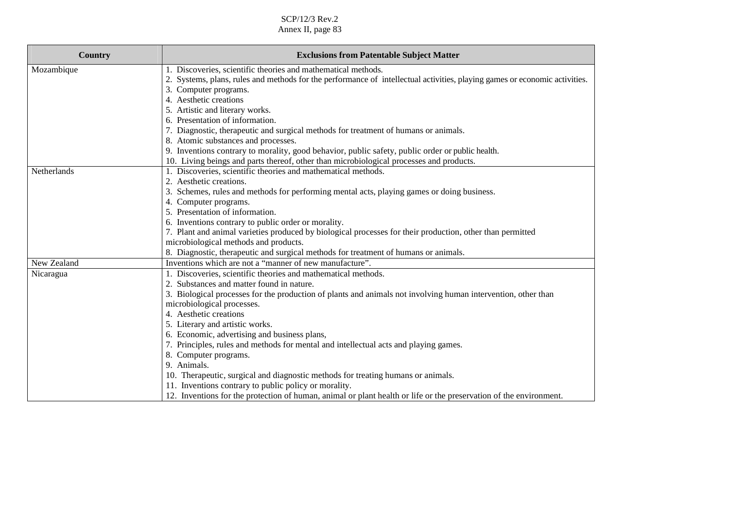| Country | Exclusions from Patentable Subject Matter |
|---|---|
| Mozambique | 1. Discoveries, scientific theories and mathematical methods.<br>2. Systems, plans, rules and methods for the performance of intellectual activities, playing games or economic activities.<br>3. Computer programs.<br>4. Aesthetic creations<br>5. Artistic and literary works.<br>6. Presentation of information.<br>7. Diagnostic, therapeutic and surgical methods for treatment of humans or animals.<br>8. Atomic substances and processes.<br>9. Inventions contrary to morality, good behavior, public safety, public order or public health.<br>10. Living beings and parts thereof, other than microbiological processes and products. |
| Netherlands | 1. Discoveries, scientific theories and mathematical methods.<br>2. Aesthetic creations.<br>3. Schemes, rules and methods for performing mental acts, playing games or doing business.<br>4. Computer programs.<br>5. Presentation of information.<br>6. Inventions contrary to public order or morality.<br>7. Plant and animal varieties produced by biological processes for their production, other than permitted microbiological methods and products.<br>8. Diagnostic, therapeutic and surgical methods for treatment of humans or animals. |
| New Zealand | Inventions which are not a "manner of new manufacture". |
| Nicaragua | 1. Discoveries, scientific theories and mathematical methods.<br>2. Substances and matter found in nature.<br>3. Biological processes for the production of plants and animals not involving human intervention, other than microbiological processes.<br>4. Aesthetic creations<br>5. Literary and artistic works.<br>6. Economic, advertising and business plans,<br>7. Principles, rules and methods for mental and intellectual acts and playing games.<br>8. Computer programs.<br>9. Animals.<br>10. Therapeutic, surgical and diagnostic methods for treating humans or animals.<br>11. Inventions contrary to public policy or morality.<br>12. Inventions for the protection of human, animal or plant health or life or the preservation of the environment. |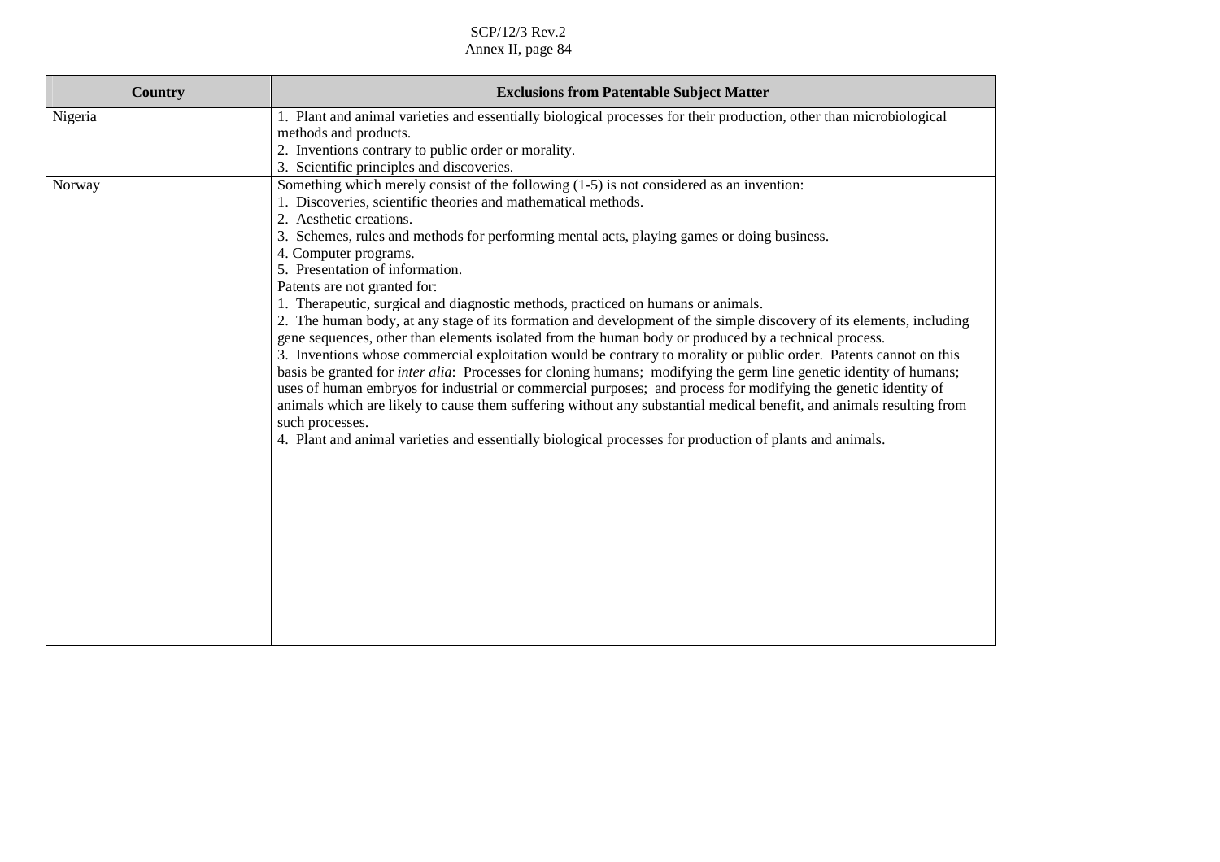| Country | Exclusions from Patentable Subject Matter |
|---|---|
| Nigeria | 1. Plant and animal varieties and essentially biological processes for their production, other than microbiological methods and products.<br>2. Inventions contrary to public order or morality.<br>3. Scientific principles and discoveries. |
| Norway | Something which merely consist of the following (1-5) is not considered as an invention:<br>1. Discoveries, scientific theories and mathematical methods.<br>2. Aesthetic creations.<br>3. Schemes, rules and methods for performing mental acts, playing games or doing business.<br>4. Computer programs.<br>5. Presentation of information.<br>Patents are not granted for:<br>1. Therapeutic, surgical and diagnostic methods, practiced on humans or animals.<br>2. The human body, at any stage of its formation and development of the simple discovery of its elements, including gene sequences, other than elements isolated from the human body or produced by a technical process.<br>3. Inventions whose commercial exploitation would be contrary to morality or public order. Patents cannot on this basis be granted for *inter alia*: Processes for cloning humans; modifying the germ line genetic identity of humans; uses of human embryos for industrial or commercial purposes; and process for modifying the genetic identity of animals which are likely to cause them suffering without any substantial medical benefit, and animals resulting from such processes.<br>4. Plant and animal varieties and essentially biological processes for production of plants and animals. |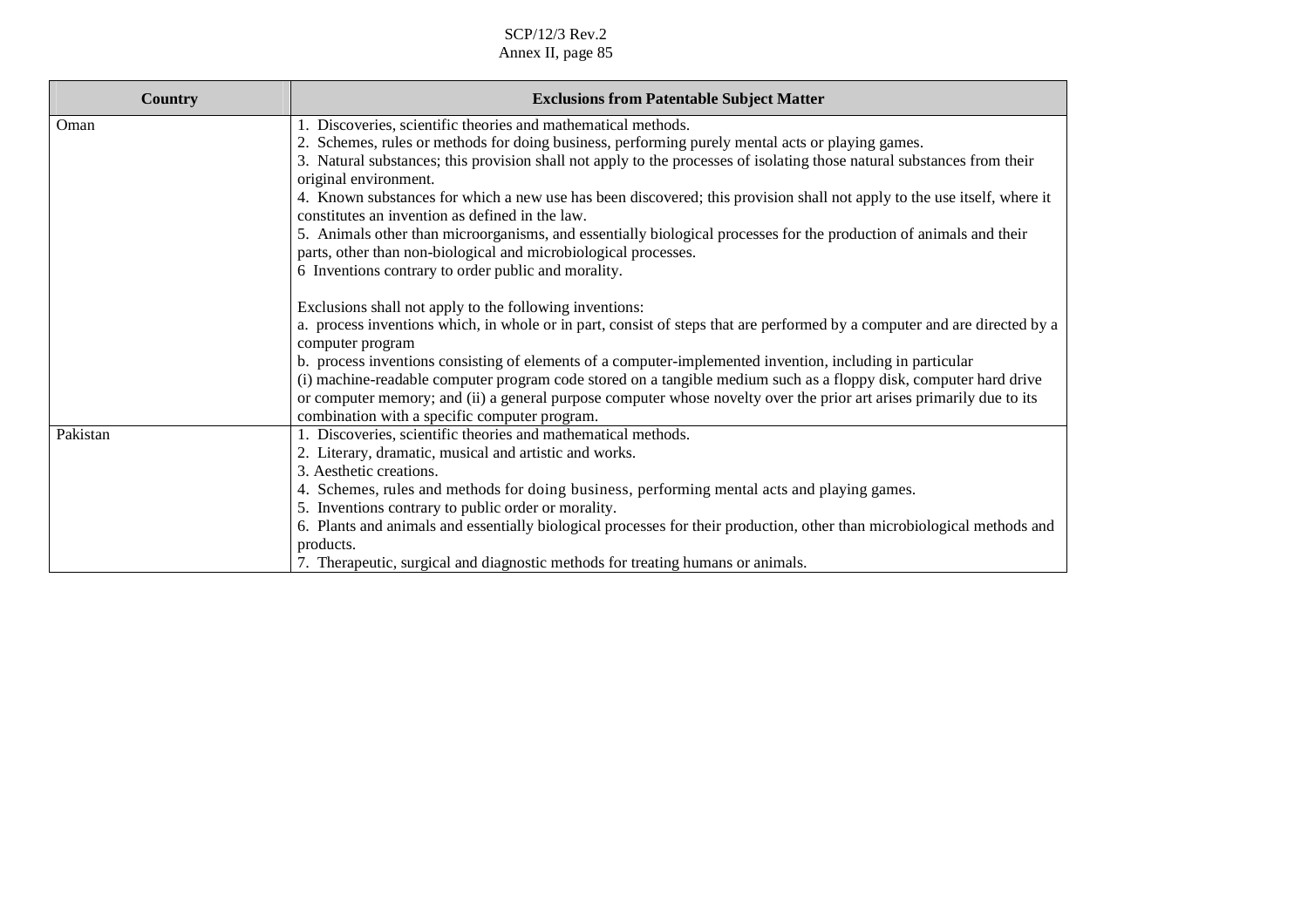| Country | Exclusions from Patentable Subject Matter |
| --- | --- |
| Oman | 1. Discoveries, scientific theories and mathematical methods.<br>2. Schemes, rules or methods for doing business, performing purely mental acts or playing games.<br>3. Natural substances; this provision shall not apply to the processes of isolating those natural substances from their original environment.<br>4. Known substances for which a new use has been discovered; this provision shall not apply to the use itself, where it constitutes an invention as defined in the law.<br>5. Animals other than microorganisms, and essentially biological processes for the production of animals and their parts, other than non-biological and microbiological processes.<br>6 Inventions contrary to order public and morality.<br><br>Exclusions shall not apply to the following inventions:<br>a. process inventions which, in whole or in part, consist of steps that are performed by a computer and are directed by a computer program<br>b. process inventions consisting of elements of a computer-implemented invention, including in particular (i) machine-readable computer program code stored on a tangible medium such as a floppy disk, computer hard drive or computer memory; and (ii) a general purpose computer whose novelty over the prior art arises primarily due to its combination with a specific computer program. |
| Pakistan | 1. Discoveries, scientific theories and mathematical methods.<br>2. Literary, dramatic, musical and artistic and works.<br>3. Aesthetic creations.<br>4. Schemes, rules and methods for doing business, performing mental acts and playing games.<br>5. Inventions contrary to public order or morality.<br>6. Plants and animals and essentially biological processes for their production, other than microbiological methods and products.<br>7. Therapeutic, surgical and diagnostic methods for treating humans or animals. |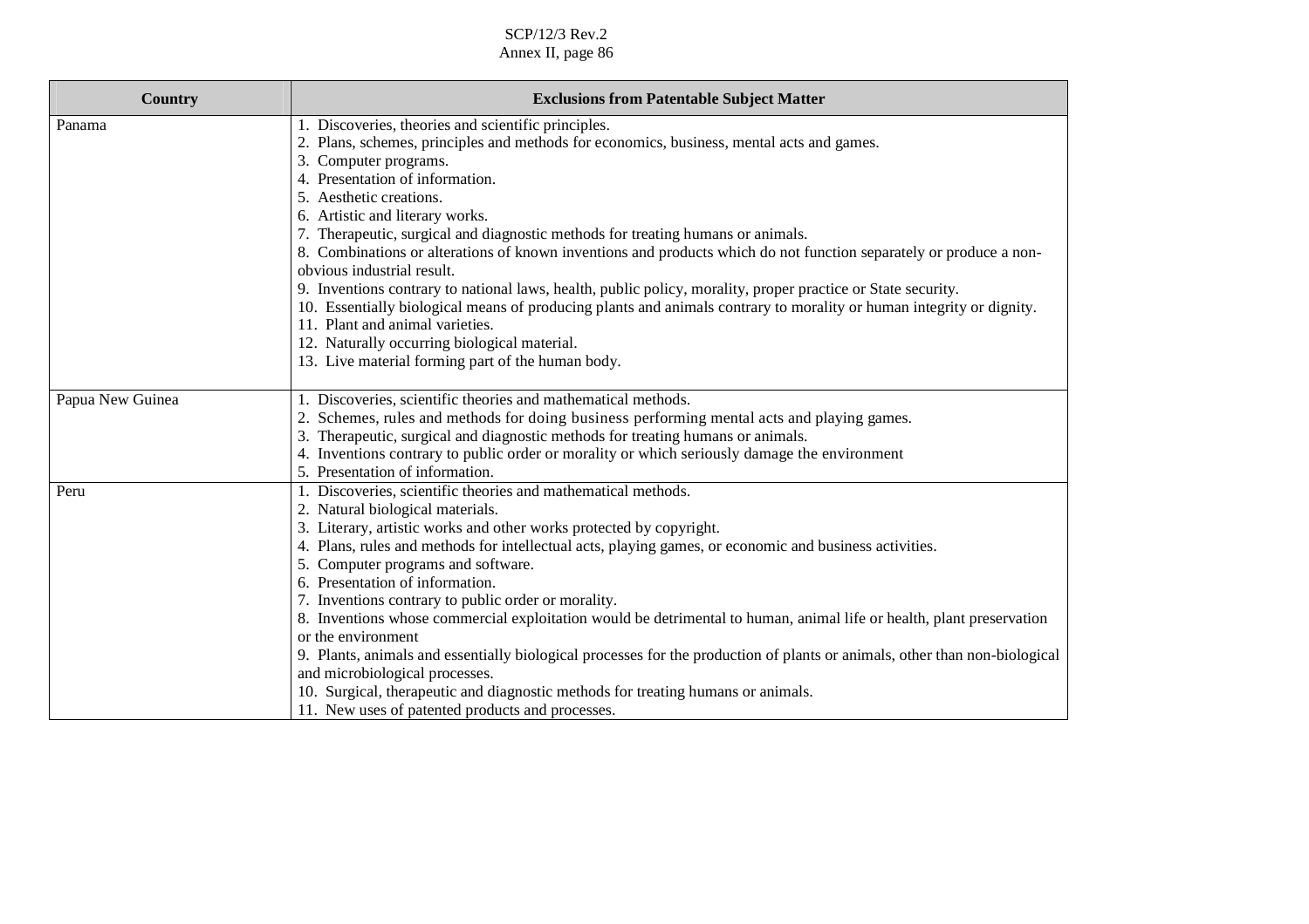| Country | Exclusions from Patentable Subject Matter |
|---|---|
| Panama | 1. Discoveries, theories and scientific principles.<br>2. Plans, schemes, principles and methods for economics, business, mental acts and games.<br>3. Computer programs.<br>4. Presentation of information.<br>5. Aesthetic creations.<br>6. Artistic and literary works.<br>7. Therapeutic, surgical and diagnostic methods for treating humans or animals.<br>8. Combinations or alterations of known inventions and products which do not function separately or produce a non-obvious industrial result.<br>9. Inventions contrary to national laws, health, public policy, morality, proper practice or State security.<br>10. Essentially biological means of producing plants and animals contrary to morality or human integrity or dignity.<br>11. Plant and animal varieties.<br>12. Naturally occurring biological material.<br>13. Live material forming part of the human body. |
| Papua New Guinea | 1. Discoveries, scientific theories and mathematical methods.<br>2. Schemes, rules and methods for doing business performing mental acts and playing games.<br>3. Therapeutic, surgical and diagnostic methods for treating humans or animals.<br>4. Inventions contrary to public order or morality or which seriously damage the environment<br>5. Presentation of information. |
| Peru | 1. Discoveries, scientific theories and mathematical methods.<br>2. Natural biological materials.<br>3. Literary, artistic works and other works protected by copyright.<br>4. Plans, rules and methods for intellectual acts, playing games, or economic and business activities.<br>5. Computer programs and software.<br>6. Presentation of information.<br>7. Inventions contrary to public order or morality.<br>8. Inventions whose commercial exploitation would be detrimental to human, animal life or health, plant preservation or the environment<br>9. Plants, animals and essentially biological processes for the production of plants or animals, other than non-biological and microbiological processes.<br>10. Surgical, therapeutic and diagnostic methods for treating humans or animals.<br>11. New uses of patented products and processes. |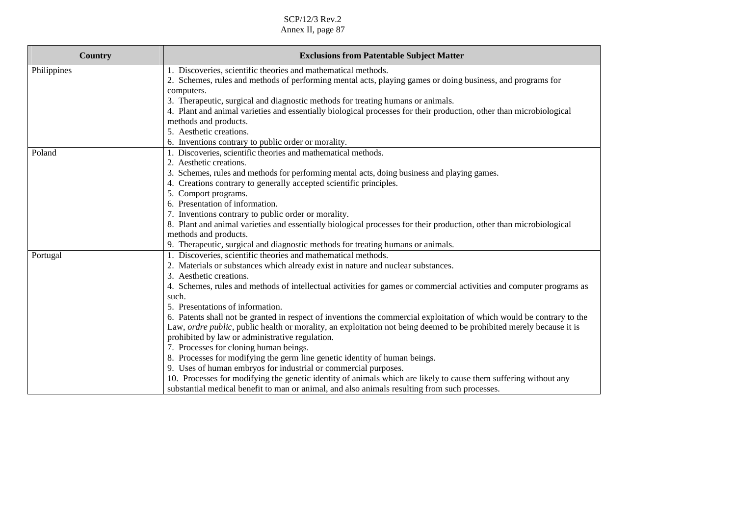| Country | Exclusions from Patentable Subject Matter |
| --- | --- |
| Philippines | 1. Discoveries, scientific theories and mathematical methods.<br>2. Schemes, rules and methods of performing mental acts, playing games or doing business, and programs for computers.<br>3. Therapeutic, surgical and diagnostic methods for treating humans or animals.<br>4. Plant and animal varieties and essentially biological processes for their production, other than microbiological methods and products.<br>5. Aesthetic creations.<br>6. Inventions contrary to public order or morality. |
| Poland | 1. Discoveries, scientific theories and mathematical methods.<br>2. Aesthetic creations.<br>3. Schemes, rules and methods for performing mental acts, doing business and playing games.<br>4. Creations contrary to generally accepted scientific principles.<br>5. Comport programs.<br>6. Presentation of information.<br>7. Inventions contrary to public order or morality.<br>8. Plant and animal varieties and essentially biological processes for their production, other than microbiological methods and products.<br>9. Therapeutic, surgical and diagnostic methods for treating humans or animals. |
| Portugal | 1. Discoveries, scientific theories and mathematical methods.<br>2. Materials or substances which already exist in nature and nuclear substances.<br>3. Aesthetic creations.<br>4. Schemes, rules and methods of intellectual activities for games or commercial activities and computer programs as such.<br>5. Presentations of information.<br>6. Patents shall not be granted in respect of inventions the commercial exploitation of which would be contrary to the Law, *ordre public*, public health or morality, an exploitation not being deemed to be prohibited merely because it is prohibited by law or administrative regulation.<br>7. Processes for cloning human beings.<br>8. Processes for modifying the germ line genetic identity of human beings.<br>9. Uses of human embryos for industrial or commercial purposes.<br>10. Processes for modifying the genetic identity of animals which are likely to cause them suffering without any substantial medical benefit to man or animal, and also animals resulting from such processes. |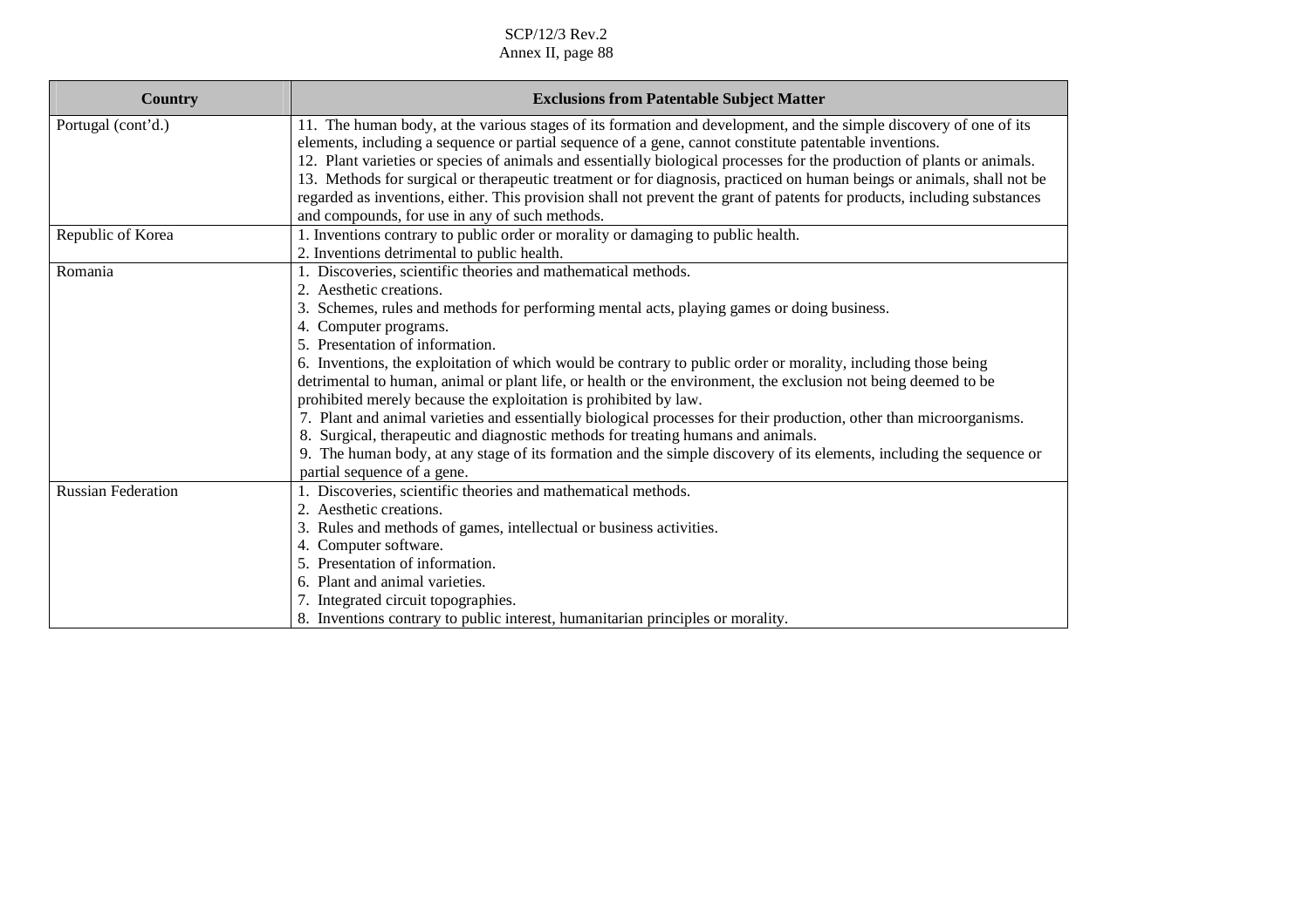| Country | Exclusions from Patentable Subject Matter |
|---|---|
| Portugal (cont'd.) | 11. The human body, at the various stages of its formation and development, and the simple discovery of one of its elements, including a sequence or partial sequence of a gene, cannot constitute patentable inventions.<br>12. Plant varieties or species of animals and essentially biological processes for the production of plants or animals.<br>13. Methods for surgical or therapeutic treatment or for diagnosis, practiced on human beings or animals, shall not be regarded as inventions, either. This provision shall not prevent the grant of patents for products, including substances and compounds, for use in any of such methods. |
| Republic of Korea | 1. Inventions contrary to public order or morality or damaging to public health.<br>2. Inventions detrimental to public health. |
| Romania | 1. Discoveries, scientific theories and mathematical methods.<br>2. Aesthetic creations.<br>3. Schemes, rules and methods for performing mental acts, playing games or doing business.<br>4. Computer programs.<br>5. Presentation of information.<br>6. Inventions, the exploitation of which would be contrary to public order or morality, including those being detrimental to human, animal or plant life, or health or the environment, the exclusion not being deemed to be prohibited merely because the exploitation is prohibited by law.<br>7. Plant and animal varieties and essentially biological processes for their production, other than microorganisms.<br>8. Surgical, therapeutic and diagnostic methods for treating humans and animals.<br>9. The human body, at any stage of its formation and the simple discovery of its elements, including the sequence or partial sequence of a gene. |
| Russian Federation | 1. Discoveries, scientific theories and mathematical methods.<br>2. Aesthetic creations.<br>3. Rules and methods of games, intellectual or business activities.<br>4. Computer software.<br>5. Presentation of information.<br>6. Plant and animal varieties.<br>7. Integrated circuit topographies.<br>8. Inventions contrary to public interest, humanitarian principles or morality. |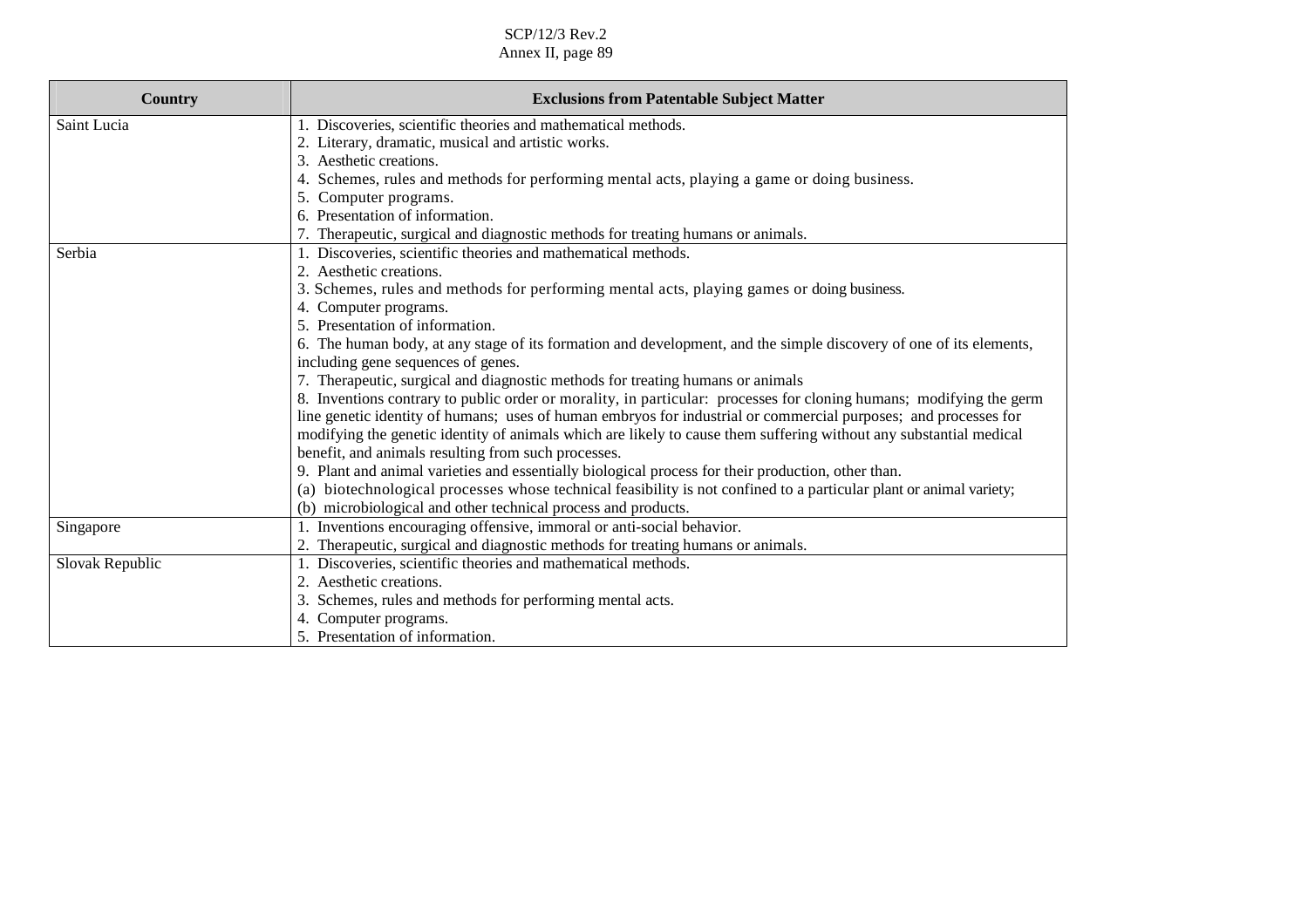| Country | Exclusions from Patentable Subject Matter |
| --- | --- |
| Saint Lucia | 1. Discoveries, scientific theories and mathematical methods.<br>2. Literary, dramatic, musical and artistic works.<br>3. Aesthetic creations.<br>4. Schemes, rules and methods for performing mental acts, playing a game or doing business.<br>5. Computer programs.<br>6. Presentation of information.<br>7. Therapeutic, surgical and diagnostic methods for treating humans or animals. |
| Serbia | 1. Discoveries, scientific theories and mathematical methods.<br>2. Aesthetic creations.<br>3. Schemes, rules and methods for performing mental acts, playing games or doing business.<br>4. Computer programs.<br>5. Presentation of information.<br>6. The human body, at any stage of its formation and development, and the simple discovery of one of its elements, including gene sequences of genes.<br>7. Therapeutic, surgical and diagnostic methods for treating humans or animals<br>8. Inventions contrary to public order or morality, in particular: processes for cloning humans; modifying the germ line genetic identity of humans; uses of human embryos for industrial or commercial purposes; and processes for modifying the genetic identity of animals which are likely to cause them suffering without any substantial medical benefit, and animals resulting from such processes.<br>9. Plant and animal varieties and essentially biological process for their production, other than.<br>(a) biotechnological processes whose technical feasibility is not confined to a particular plant or animal variety;<br>(b) microbiological and other technical process and products. |
| Singapore | 1. Inventions encouraging offensive, immoral or anti-social behavior.<br>2. Therapeutic, surgical and diagnostic methods for treating humans or animals. |
| Slovak Republic | 1. Discoveries, scientific theories and mathematical methods.<br>2. Aesthetic creations.<br>3. Schemes, rules and methods for performing mental acts.<br>4. Computer programs.<br>5. Presentation of information. |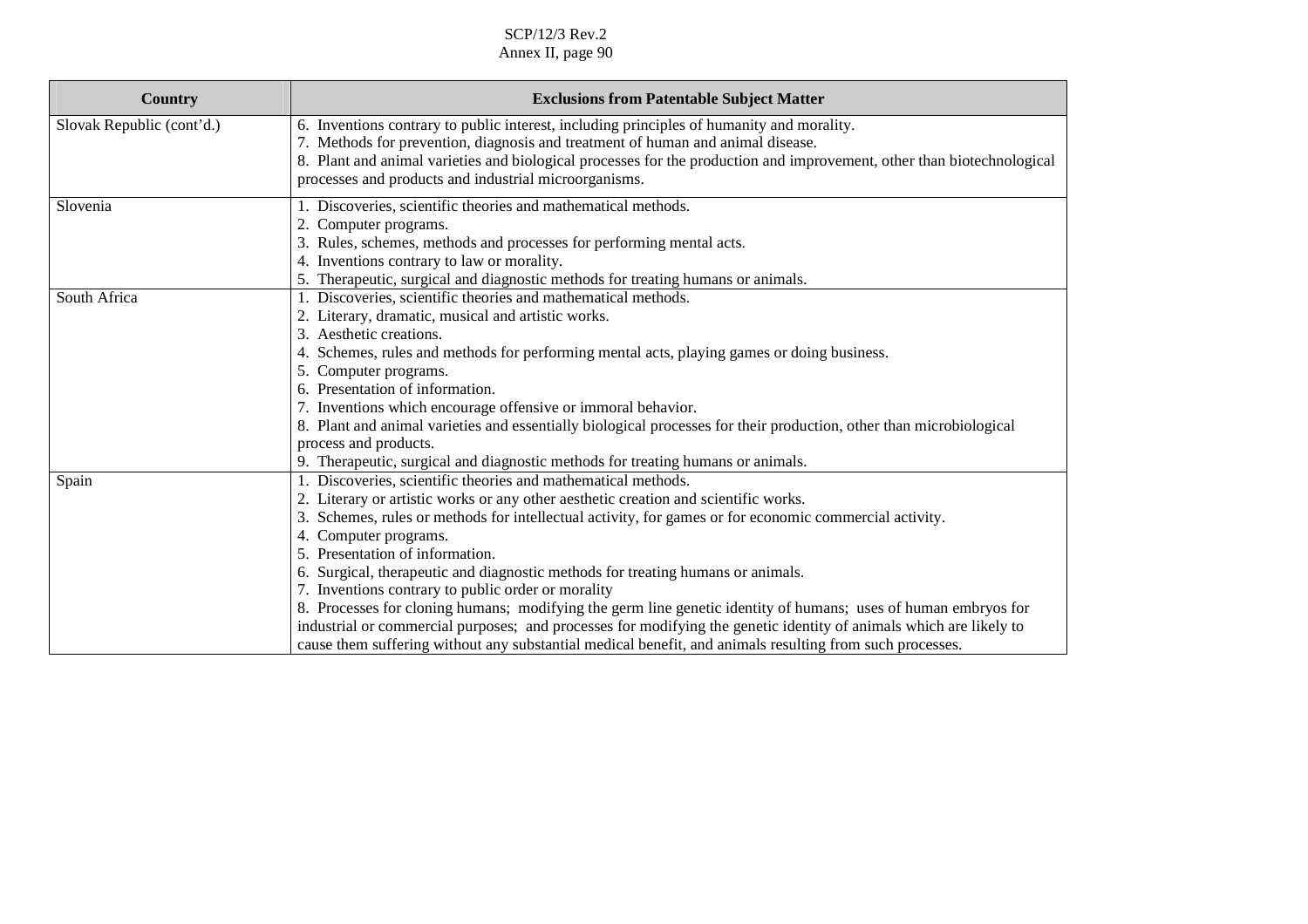| Country | Exclusions from Patentable Subject Matter |
|---|---|
| Slovak Republic (cont'd.) | 6. Inventions contrary to public interest, including principles of humanity and morality.<br>7. Methods for prevention, diagnosis and treatment of human and animal disease.<br>8. Plant and animal varieties and biological processes for the production and improvement, other than biotechnological processes and products and industrial microorganisms. |
| Slovenia | 1. Discoveries, scientific theories and mathematical methods.<br>2. Computer programs.<br>3. Rules, schemes, methods and processes for performing mental acts.<br>4. Inventions contrary to law or morality.<br>5. Therapeutic, surgical and diagnostic methods for treating humans or animals. |
| South Africa | 1. Discoveries, scientific theories and mathematical methods.<br>2. Literary, dramatic, musical and artistic works.<br>3. Aesthetic creations.<br>4. Schemes, rules and methods for performing mental acts, playing games or doing business.<br>5. Computer programs.<br>6. Presentation of information.<br>7. Inventions which encourage offensive or immoral behavior.<br>8. Plant and animal varieties and essentially biological processes for their production, other than microbiological process and products.<br>9. Therapeutic, surgical and diagnostic methods for treating humans or animals. |
| Spain | 1. Discoveries, scientific theories and mathematical methods.<br>2. Literary or artistic works or any other aesthetic creation and scientific works.<br>3. Schemes, rules or methods for intellectual activity, for games or for economic commercial activity.<br>4. Computer programs.<br>5. Presentation of information.<br>6. Surgical, therapeutic and diagnostic methods for treating humans or animals.<br>7. Inventions contrary to public order or morality<br>8. Processes for cloning humans; modifying the germ line genetic identity of humans; uses of human embryos for industrial or commercial purposes; and processes for modifying the genetic identity of animals which are likely to cause them suffering without any substantial medical benefit, and animals resulting from such processes. |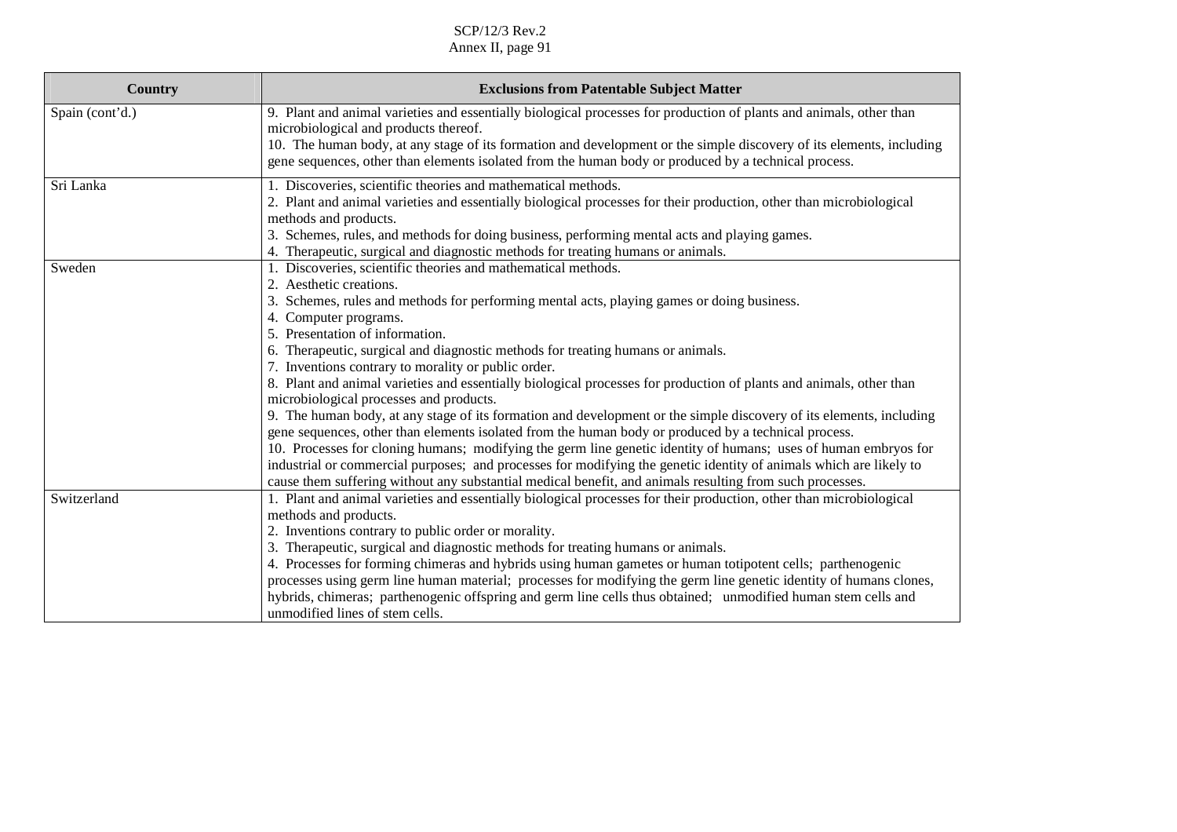| Country | Exclusions from Patentable Subject Matter |
|---|---|
| Spain (cont'd.) | 9. Plant and animal varieties and essentially biological processes for production of plants and animals, other than microbiological and products thereof.<br>10. The human body, at any stage of its formation and development or the simple discovery of its elements, including gene sequences, other than elements isolated from the human body or produced by a technical process. |
| Sri Lanka | 1. Discoveries, scientific theories and mathematical methods.<br>2. Plant and animal varieties and essentially biological processes for their production, other than microbiological methods and products.<br>3. Schemes, rules, and methods for doing business, performing mental acts and playing games.<br>4. Therapeutic, surgical and diagnostic methods for treating humans or animals. |
| Sweden | 1. Discoveries, scientific theories and mathematical methods.<br>2. Aesthetic creations.<br>3. Schemes, rules and methods for performing mental acts, playing games or doing business.<br>4. Computer programs.<br>5. Presentation of information.<br>6. Therapeutic, surgical and diagnostic methods for treating humans or animals.<br>7. Inventions contrary to morality or public order.<br>8. Plant and animal varieties and essentially biological processes for production of plants and animals, other than microbiological processes and products.<br>9. The human body, at any stage of its formation and development or the simple discovery of its elements, including gene sequences, other than elements isolated from the human body or produced by a technical process.<br>10. Processes for cloning humans; modifying the germ line genetic identity of humans; uses of human embryos for industrial or commercial purposes; and processes for modifying the genetic identity of animals which are likely to cause them suffering without any substantial medical benefit, and animals resulting from such processes. |
| Switzerland | 1. Plant and animal varieties and essentially biological processes for their production, other than microbiological methods and products.<br>2. Inventions contrary to public order or morality.<br>3. Therapeutic, surgical and diagnostic methods for treating humans or animals.<br>4. Processes for forming chimeras and hybrids using human gametes or human totipotent cells; parthenogenic processes using germ line human material; processes for modifying the germ line genetic identity of humans clones, hybrids, chimeras; parthenogenic offspring and germ line cells thus obtained; unmodified human stem cells and unmodified lines of stem cells. |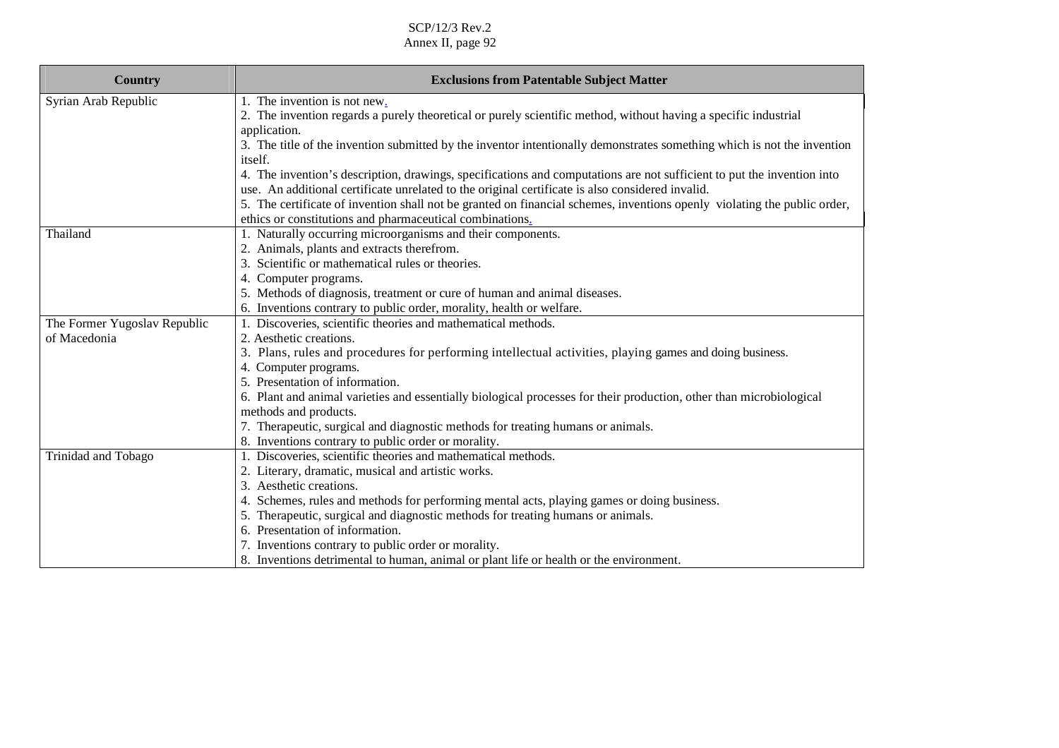| Country | Exclusions from Patentable Subject Matter |
| --- | --- |
| Syrian Arab Republic | 1. The invention is not new.<br>2. The invention regards a purely theoretical or purely scientific method, without having a specific industrial application.<br>3. The title of the invention submitted by the inventor intentionally demonstrates something which is not the invention itself.<br>4. The invention's description, drawings, specifications and computations are not sufficient to put the invention into use. An additional certificate unrelated to the original certificate is also considered invalid.<br>5. The certificate of invention shall not be granted on financial schemes, inventions openly violating the public order, ethics or constitutions and pharmaceutical combinations. |
| Thailand | 1. Naturally occurring microorganisms and their components.<br>2. Animals, plants and extracts therefrom.<br>3. Scientific or mathematical rules or theories.<br>4. Computer programs.<br>5. Methods of diagnosis, treatment or cure of human and animal diseases.<br>6. Inventions contrary to public order, morality, health or welfare. |
| The Former Yugoslav Republic of Macedonia | 1. Discoveries, scientific theories and mathematical methods.<br>2. Aesthetic creations.<br>3. Plans, rules and procedures for performing intellectual activities, playing games and doing business.<br>4. Computer programs.<br>5. Presentation of information.<br>6. Plant and animal varieties and essentially biological processes for their production, other than microbiological methods and products.<br>7. Therapeutic, surgical and diagnostic methods for treating humans or animals.<br>8. Inventions contrary to public order or morality. |
| Trinidad and Tobago | 1. Discoveries, scientific theories and mathematical methods.<br>2. Literary, dramatic, musical and artistic works.<br>3. Aesthetic creations.<br>4. Schemes, rules and methods for performing mental acts, playing games or doing business.<br>5. Therapeutic, surgical and diagnostic methods for treating humans or animals.<br>6. Presentation of information.<br>7. Inventions contrary to public order or morality.<br>8. Inventions detrimental to human, animal or plant life or health or the environment. |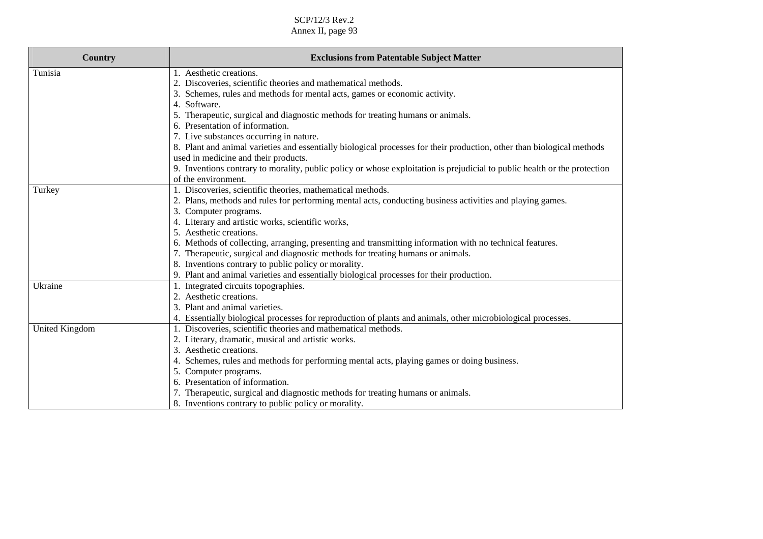| Country | Exclusions from Patentable Subject Matter |
|---|---|
| Tunisia | 1. Aesthetic creations.<br>2. Discoveries, scientific theories and mathematical methods.<br>3. Schemes, rules and methods for mental acts, games or economic activity.<br>4. Software.<br>5. Therapeutic, surgical and diagnostic methods for treating humans or animals.<br>6. Presentation of information.<br>7. Live substances occurring in nature.<br>8. Plant and animal varieties and essentially biological processes for their production, other than biological methods used in medicine and their products.<br>9. Inventions contrary to morality, public policy or whose exploitation is prejudicial to public health or the protection of the environment. |
| Turkey | 1. Discoveries, scientific theories, mathematical methods.<br>2. Plans, methods and rules for performing mental acts, conducting business activities and playing games.<br>3. Computer programs.<br>4. Literary and artistic works, scientific works,<br>5. Aesthetic creations.<br>6. Methods of collecting, arranging, presenting and transmitting information with no technical features.<br>7. Therapeutic, surgical and diagnostic methods for treating humans or animals.<br>8. Inventions contrary to public policy or morality.<br>9. Plant and animal varieties and essentially biological processes for their production. |
| Ukraine | 1. Integrated circuits topographies.<br>2. Aesthetic creations.<br>3. Plant and animal varieties.<br>4. Essentially biological processes for reproduction of plants and animals, other microbiological processes. |
| United Kingdom | 1. Discoveries, scientific theories and mathematical methods.<br>2. Literary, dramatic, musical and artistic works.<br>3. Aesthetic creations.<br>4. Schemes, rules and methods for performing mental acts, playing games or doing business.<br>5. Computer programs.<br>6. Presentation of information.<br>7. Therapeutic, surgical and diagnostic methods for treating humans or animals.<br>8. Inventions contrary to public policy or morality. |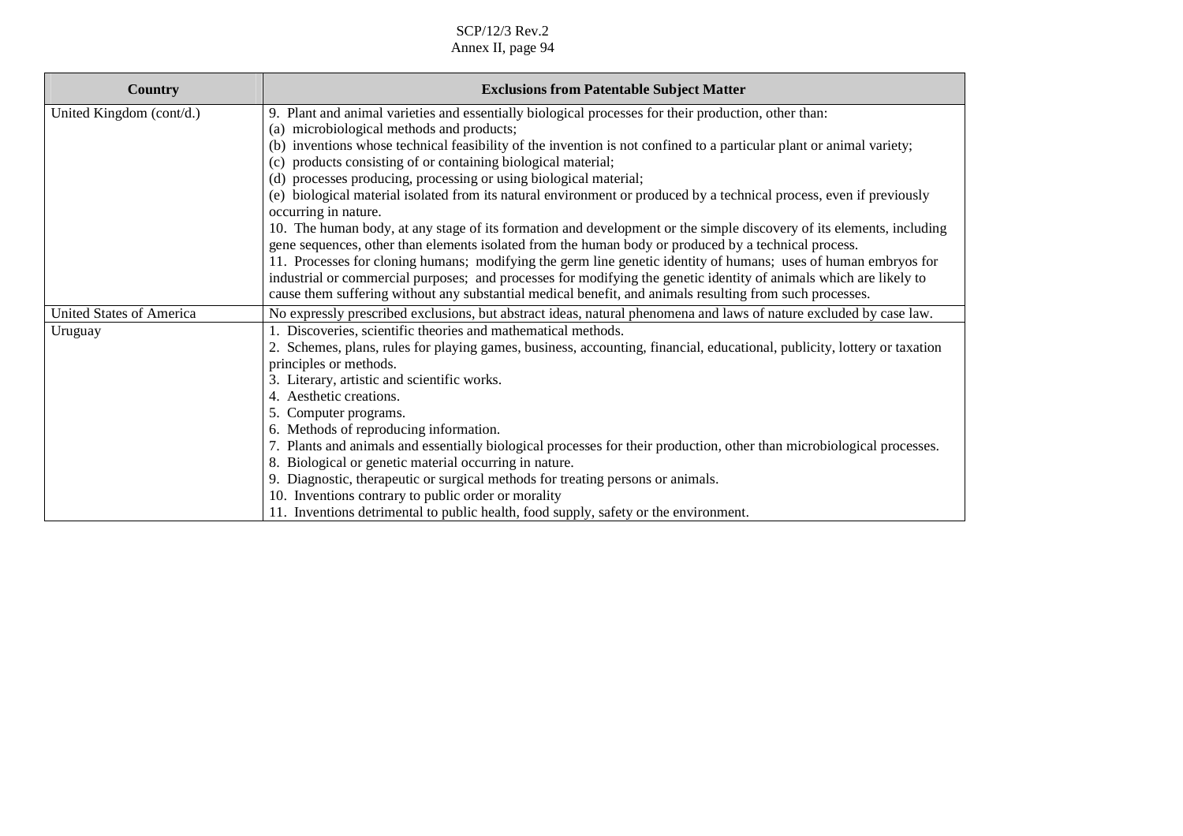| Country | Exclusions from Patentable Subject Matter |
|---|---|
| United Kingdom (cont/d.) | 9. Plant and animal varieties and essentially biological processes for their production, other than:<br>(a) microbiological methods and products;<br>(b) inventions whose technical feasibility of the invention is not confined to a particular plant or animal variety;<br>(c) products consisting of or containing biological material;<br>(d) processes producing, processing or using biological material;<br>(e) biological material isolated from its natural environment or produced by a technical process, even if previously occurring in nature.<br>10. The human body, at any stage of its formation and development or the simple discovery of its elements, including gene sequences, other than elements isolated from the human body or produced by a technical process.<br>11. Processes for cloning humans; modifying the germ line genetic identity of humans; uses of human embryos for industrial or commercial purposes; and processes for modifying the genetic identity of animals which are likely to cause them suffering without any substantial medical benefit, and animals resulting from such processes. |
| United States of America | No expressly prescribed exclusions, but abstract ideas, natural phenomena and laws of nature excluded by case law. |
| Uruguay | 1. Discoveries, scientific theories and mathematical methods.<br>2. Schemes, plans, rules for playing games, business, accounting, financial, educational, publicity, lottery or taxation principles or methods.<br>3. Literary, artistic and scientific works.<br>4. Aesthetic creations.<br>5. Computer programs.<br>6. Methods of reproducing information.<br>7. Plants and animals and essentially biological processes for their production, other than microbiological processes.<br>8. Biological or genetic material occurring in nature.<br>9. Diagnostic, therapeutic or surgical methods for treating persons or animals.<br>10. Inventions contrary to public order or morality<br>11. Inventions detrimental to public health, food supply, safety or the environment. |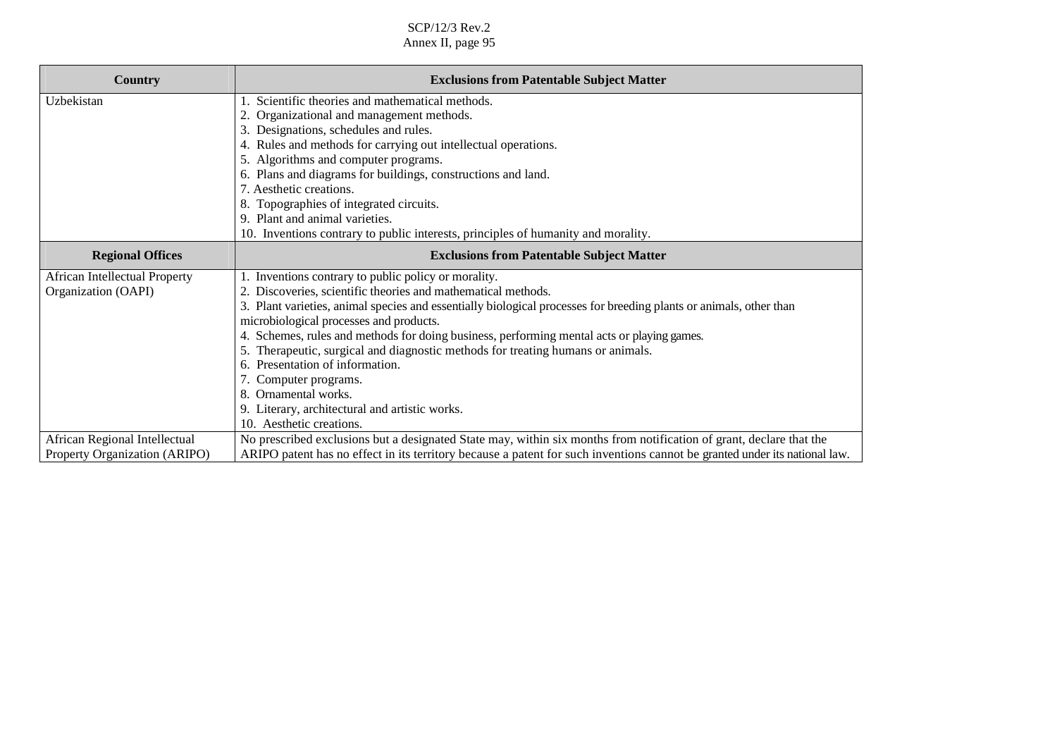| Country | Exclusions from Patentable Subject Matter |
|---|---|
| Uzbekistan | 1. Scientific theories and mathematical methods.<br>2. Organizational and management methods.<br>3. Designations, schedules and rules.<br>4. Rules and methods for carrying out intellectual operations.<br>5. Algorithms and computer programs.<br>6. Plans and diagrams for buildings, constructions and land.<br>7. Aesthetic creations.<br>8. Topographies of integrated circuits.<br>9. Plant and animal varieties.<br>10. Inventions contrary to public interests, principles of humanity and morality. |
| **Regional Offices** | **Exclusions from Patentable Subject Matter** |
| African Intellectual Property Organization (OAPI) | 1. Inventions contrary to public policy or morality.<br>2. Discoveries, scientific theories and mathematical methods.<br>3. Plant varieties, animal species and essentially biological processes for breeding plants or animals, other than microbiological processes and products.<br>4. Schemes, rules and methods for doing business, performing mental acts or playing games.<br>5. Therapeutic, surgical and diagnostic methods for treating humans or animals.<br>6. Presentation of information.<br>7. Computer programs.<br>8. Ornamental works.<br>9. Literary, architectural and artistic works.<br>10. Aesthetic creations. |
| African Regional Intellectual Property Organization (ARIPO) | No prescribed exclusions but a designated State may, within six months from notification of grant, declare that the ARIPO patent has no effect in its territory because a patent for such inventions cannot be granted under its national law. |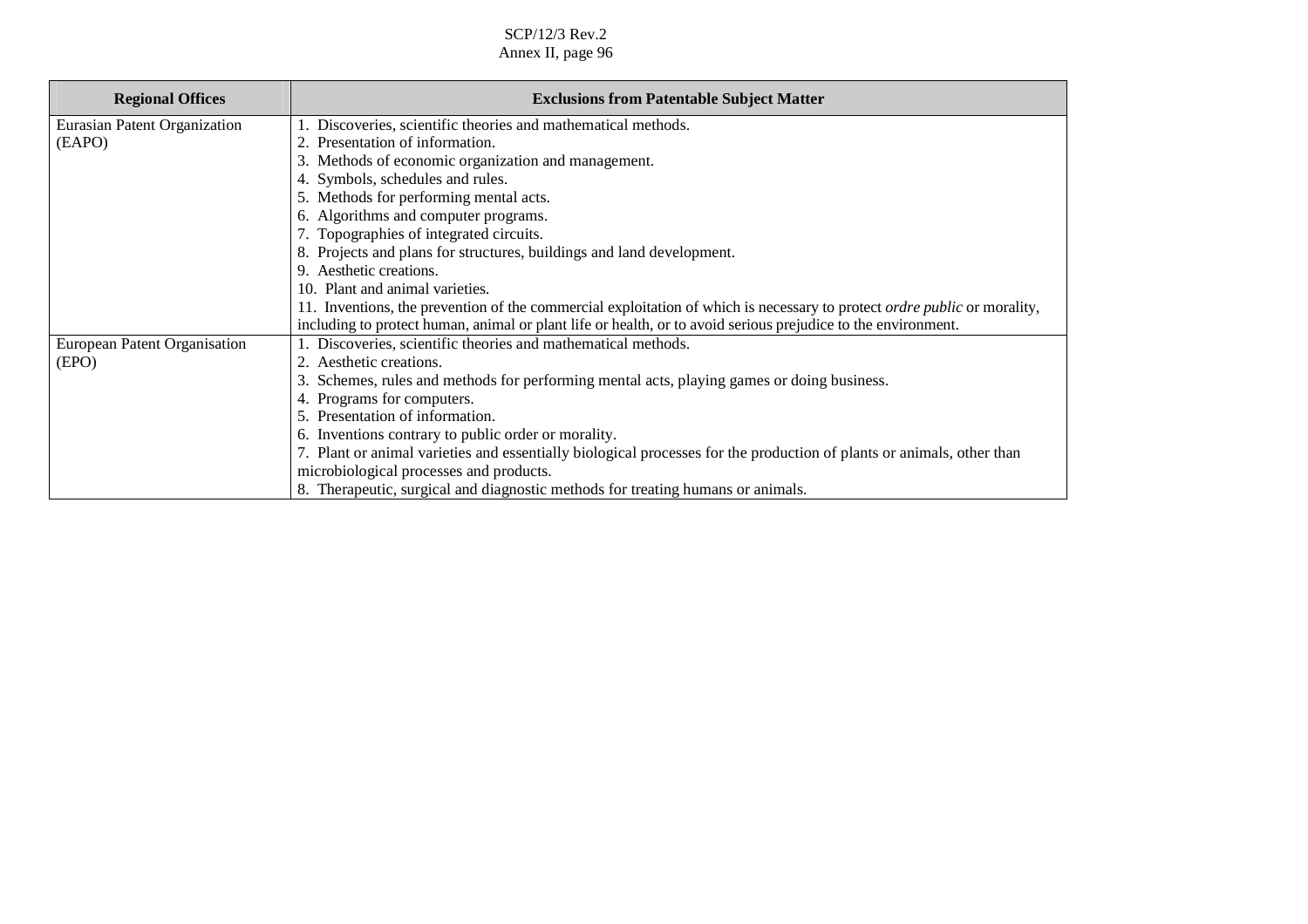| Regional Offices | Exclusions from Patentable Subject Matter |
| --- | --- |
| Eurasian Patent Organization (EAPO) | 1. Discoveries, scientific theories and mathematical methods.<br>2. Presentation of information.<br>3. Methods of economic organization and management.<br>4. Symbols, schedules and rules.<br>5. Methods for performing mental acts.<br>6. Algorithms and computer programs.<br>7. Topographies of integrated circuits.<br>8. Projects and plans for structures, buildings and land development.<br>9. Aesthetic creations.<br>10. Plant and animal varieties.<br>11. Inventions, the prevention of the commercial exploitation of which is necessary to protect *ordre public* or morality, including to protect human, animal or plant life or health, or to avoid serious prejudice to the environment. |
| European Patent Organisation (EPO) | 1. Discoveries, scientific theories and mathematical methods.<br>2. Aesthetic creations.<br>3. Schemes, rules and methods for performing mental acts, playing games or doing business.<br>4. Programs for computers.<br>5. Presentation of information.<br>6. Inventions contrary to public order or morality.<br>7. Plant or animal varieties and essentially biological processes for the production of plants or animals, other than microbiological processes and products.<br>8. Therapeutic, surgical and diagnostic methods for treating humans or animals. |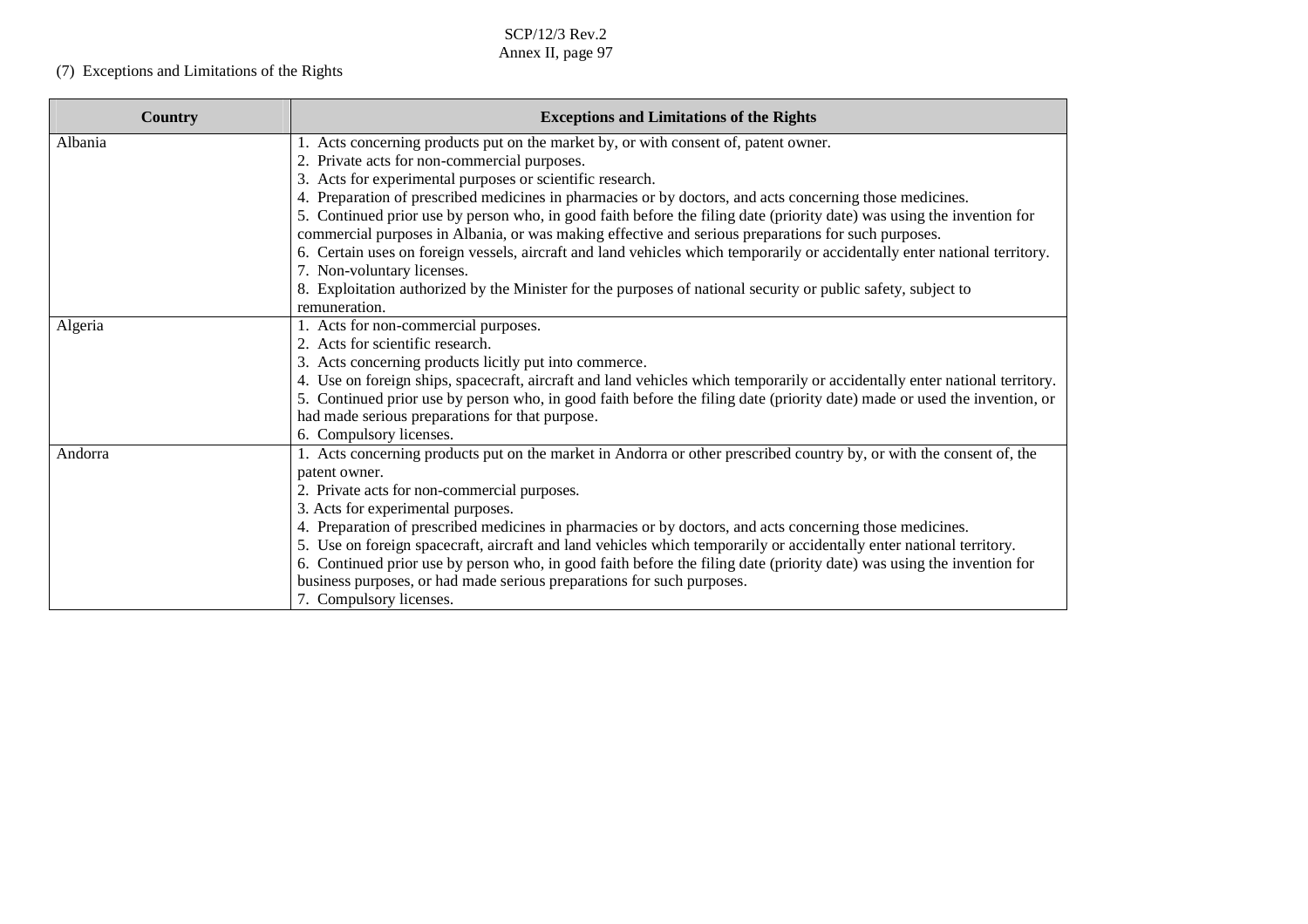(7) Exceptions and Limitations of the Rights

| Country | Exceptions and Limitations of the Rights |
|---|---|
| Albania | 1. Acts concerning products put on the market by, or with consent of, patent owner.<br>2. Private acts for non-commercial purposes.<br>3. Acts for experimental purposes or scientific research.<br>4. Preparation of prescribed medicines in pharmacies or by doctors, and acts concerning those medicines.<br>5. Continued prior use by person who, in good faith before the filing date (priority date) was using the invention for commercial purposes in Albania, or was making effective and serious preparations for such purposes.<br>6. Certain uses on foreign vessels, aircraft and land vehicles which temporarily or accidentally enter national territory.<br>7. Non-voluntary licenses.<br>8. Exploitation authorized by the Minister for the purposes of national security or public safety, subject to remuneration. |
| Algeria | 1. Acts for non-commercial purposes.<br>2. Acts for scientific research.<br>3. Acts concerning products licitly put into commerce.<br>4. Use on foreign ships, spacecraft, aircraft and land vehicles which temporarily or accidentally enter national territory.<br>5. Continued prior use by person who, in good faith before the filing date (priority date) made or used the invention, or had made serious preparations for that purpose.<br>6. Compulsory licenses. |
| Andorra | 1. Acts concerning products put on the market in Andorra or other prescribed country by, or with the consent of, the patent owner.<br>2. Private acts for non-commercial purposes.<br>3. Acts for experimental purposes.<br>4. Preparation of prescribed medicines in pharmacies or by doctors, and acts concerning those medicines.<br>5. Use on foreign spacecraft, aircraft and land vehicles which temporarily or accidentally enter national territory.<br>6. Continued prior use by person who, in good faith before the filing date (priority date) was using the invention for business purposes, or had made serious preparations for such purposes.<br>7. Compulsory licenses. |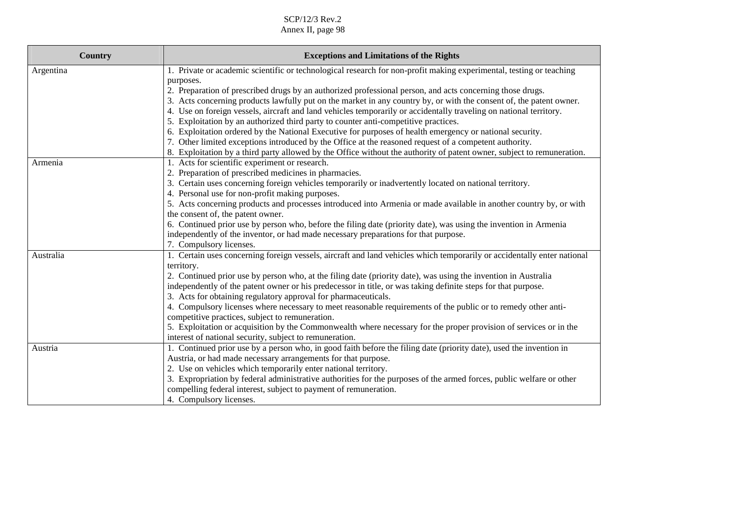| Country | Exceptions and Limitations of the Rights |
|---|---|
| Argentina | 1. Private or academic scientific or technological research for non-profit making experimental, testing or teaching purposes.<br>2. Preparation of prescribed drugs by an authorized professional person, and acts concerning those drugs.<br>3. Acts concerning products lawfully put on the market in any country by, or with the consent of, the patent owner.<br>4. Use on foreign vessels, aircraft and land vehicles temporarily or accidentally traveling on national territory.<br>5. Exploitation by an authorized third party to counter anti-competitive practices.<br>6. Exploitation ordered by the National Executive for purposes of health emergency or national security.<br>7. Other limited exceptions introduced by the Office at the reasoned request of a competent authority.<br>8. Exploitation by a third party allowed by the Office without the authority of patent owner, subject to remuneration. |
| Armenia | 1. Acts for scientific experiment or research.<br>2. Preparation of prescribed medicines in pharmacies.<br>3. Certain uses concerning foreign vehicles temporarily or inadvertently located on national territory.<br>4. Personal use for non-profit making purposes.<br>5. Acts concerning products and processes introduced into Armenia or made available in another country by, or with the consent of, the patent owner.<br>6. Continued prior use by person who, before the filing date (priority date), was using the invention in Armenia independently of the inventor, or had made necessary preparations for that purpose.<br>7. Compulsory licenses. |
| Australia | 1. Certain uses concerning foreign vessels, aircraft and land vehicles which temporarily or accidentally enter national territory.<br>2. Continued prior use by person who, at the filing date (priority date), was using the invention in Australia independently of the patent owner or his predecessor in title, or was taking definite steps for that purpose.<br>3. Acts for obtaining regulatory approval for pharmaceuticals.<br>4. Compulsory licenses where necessary to meet reasonable requirements of the public or to remedy other anti-competitive practices, subject to remuneration.<br>5. Exploitation or acquisition by the Commonwealth where necessary for the proper provision of services or in the interest of national security, subject to remuneration. |
| Austria | 1. Continued prior use by a person who, in good faith before the filing date (priority date), used the invention in Austria, or had made necessary arrangements for that purpose.<br>2. Use on vehicles which temporarily enter national territory.<br>3. Expropriation by federal administrative authorities for the purposes of the armed forces, public welfare or other compelling federal interest, subject to payment of remuneration.<br>4. Compulsory licenses. |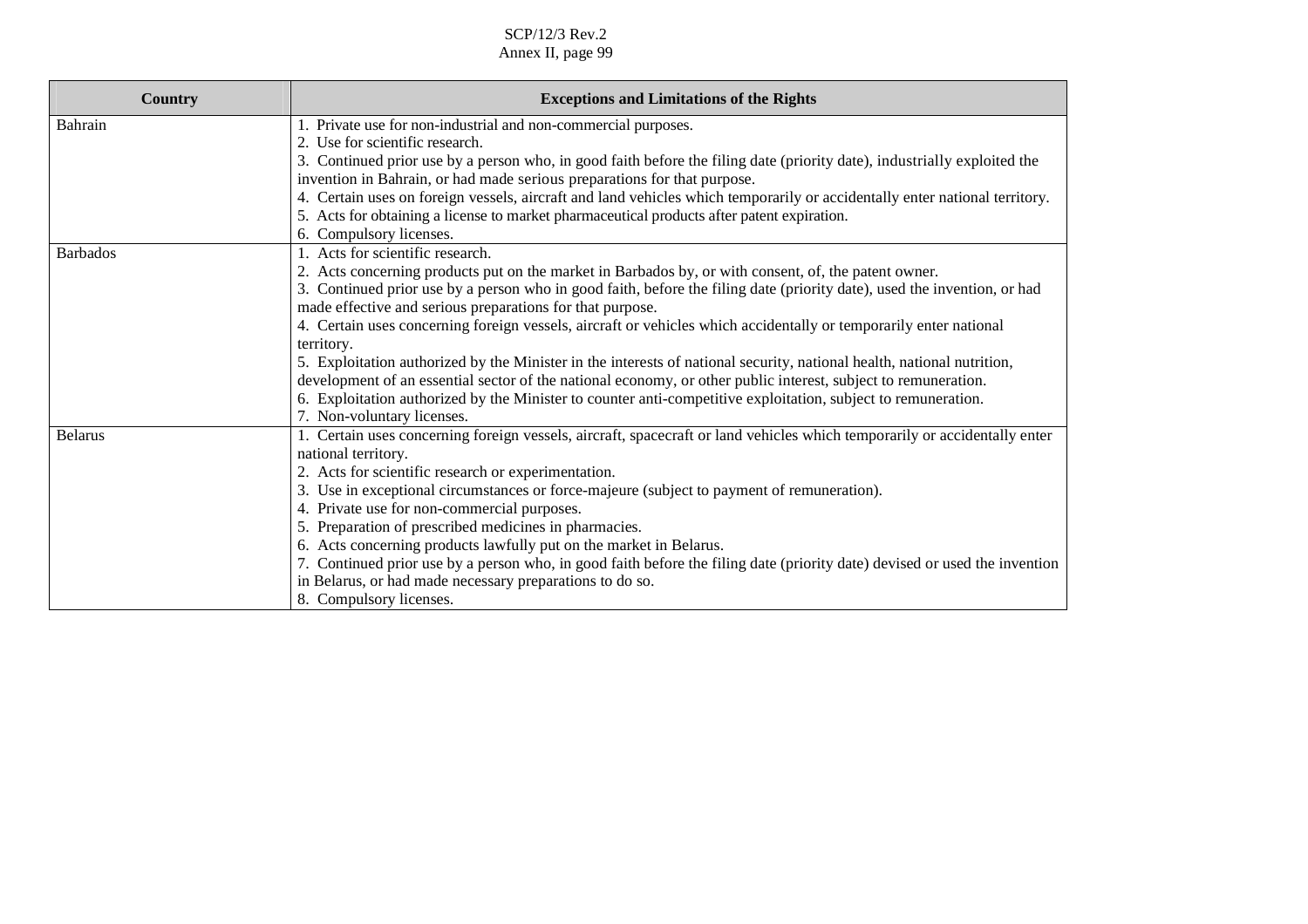| Country | Exceptions and Limitations of the Rights |
|---|---|
| Bahrain | 1. Private use for non-industrial and non-commercial purposes.<br>2. Use for scientific research.<br>3. Continued prior use by a person who, in good faith before the filing date (priority date), industrially exploited the invention in Bahrain, or had made serious preparations for that purpose.<br>4. Certain uses on foreign vessels, aircraft and land vehicles which temporarily or accidentally enter national territory.<br>5. Acts for obtaining a license to market pharmaceutical products after patent expiration.<br>6. Compulsory licenses. |
| Barbados | 1. Acts for scientific research.<br>2. Acts concerning products put on the market in Barbados by, or with consent, of, the patent owner.<br>3. Continued prior use by a person who in good faith, before the filing date (priority date), used the invention, or had made effective and serious preparations for that purpose.<br>4. Certain uses concerning foreign vessels, aircraft or vehicles which accidentally or temporarily enter national territory.<br>5. Exploitation authorized by the Minister in the interests of national security, national health, national nutrition, development of an essential sector of the national economy, or other public interest, subject to remuneration.<br>6. Exploitation authorized by the Minister to counter anti-competitive exploitation, subject to remuneration.<br>7. Non-voluntary licenses. |
| Belarus | 1. Certain uses concerning foreign vessels, aircraft, spacecraft or land vehicles which temporarily or accidentally enter national territory.<br>2. Acts for scientific research or experimentation.<br>3. Use in exceptional circumstances or force-majeure (subject to payment of remuneration).<br>4. Private use for non-commercial purposes.<br>5. Preparation of prescribed medicines in pharmacies.<br>6. Acts concerning products lawfully put on the market in Belarus.<br>7. Continued prior use by a person who, in good faith before the filing date (priority date) devised or used the invention in Belarus, or had made necessary preparations to do so.<br>8. Compulsory licenses. |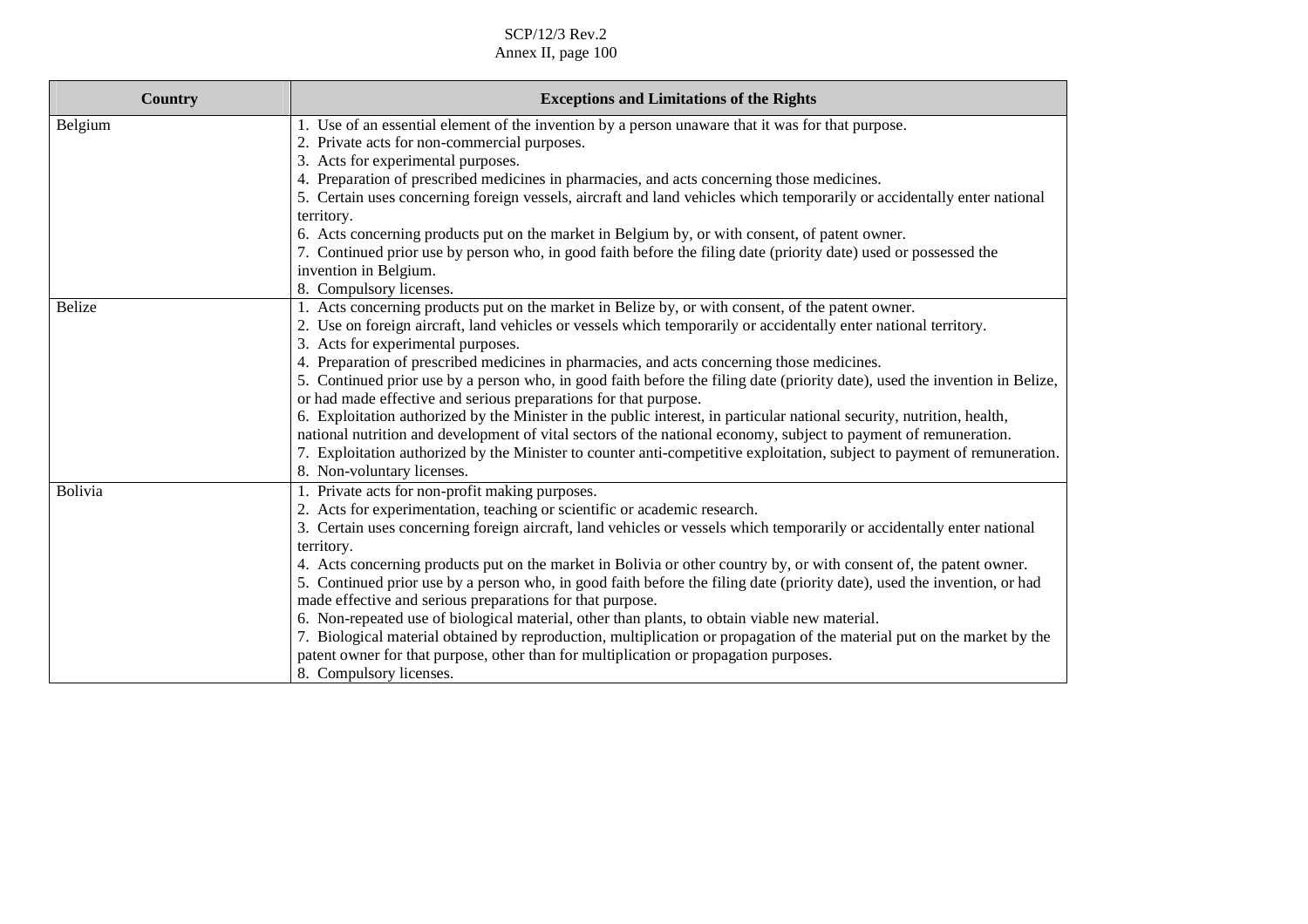| Country | Exceptions and Limitations of the Rights |
|---|---|
| Belgium | 1. Use of an essential element of the invention by a person unaware that it was for that purpose.<br>2. Private acts for non-commercial purposes.<br>3. Acts for experimental purposes.<br>4. Preparation of prescribed medicines in pharmacies, and acts concerning those medicines.<br>5. Certain uses concerning foreign vessels, aircraft and land vehicles which temporarily or accidentally enter national territory.<br>6. Acts concerning products put on the market in Belgium by, or with consent, of patent owner.<br>7. Continued prior use by person who, in good faith before the filing date (priority date) used or possessed the invention in Belgium.<br>8. Compulsory licenses. |
| Belize | 1. Acts concerning products put on the market in Belize by, or with consent, of the patent owner.<br>2. Use on foreign aircraft, land vehicles or vessels which temporarily or accidentally enter national territory.<br>3. Acts for experimental purposes.<br>4. Preparation of prescribed medicines in pharmacies, and acts concerning those medicines.<br>5. Continued prior use by a person who, in good faith before the filing date (priority date), used the invention in Belize, or had made effective and serious preparations for that purpose.<br>6. Exploitation authorized by the Minister in the public interest, in particular national security, nutrition, health, national nutrition and development of vital sectors of the national economy, subject to payment of remuneration.<br>7. Exploitation authorized by the Minister to counter anti-competitive exploitation, subject to payment of remuneration.<br>8. Non-voluntary licenses. |
| Bolivia | 1. Private acts for non-profit making purposes.<br>2. Acts for experimentation, teaching or scientific or academic research.<br>3. Certain uses concerning foreign aircraft, land vehicles or vessels which temporarily or accidentally enter national territory.<br>4. Acts concerning products put on the market in Bolivia or other country by, or with consent of, the patent owner.<br>5. Continued prior use by a person who, in good faith before the filing date (priority date), used the invention, or had made effective and serious preparations for that purpose.<br>6. Non-repeated use of biological material, other than plants, to obtain viable new material.<br>7. Biological material obtained by reproduction, multiplication or propagation of the material put on the market by the patent owner for that purpose, other than for multiplication or propagation purposes.<br>8. Compulsory licenses. |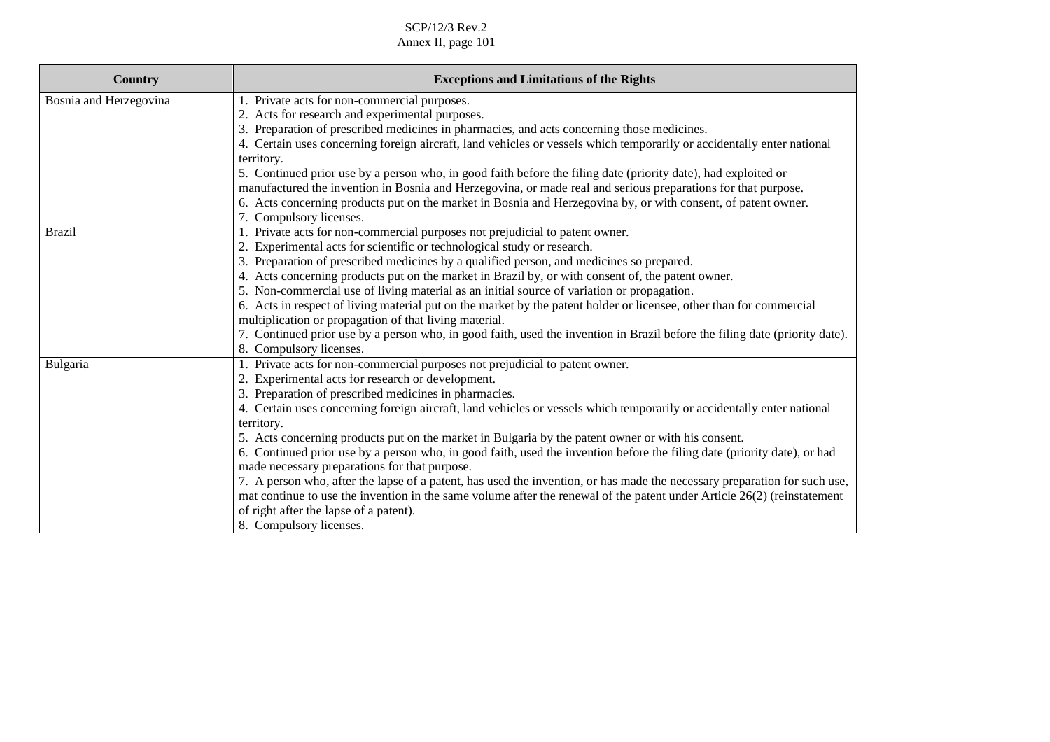| Country | Exceptions and Limitations of the Rights |
|---|---|
| Bosnia and Herzegovina | 1. Private acts for non-commercial purposes.<br>2. Acts for research and experimental purposes.<br>3. Preparation of prescribed medicines in pharmacies, and acts concerning those medicines.<br>4. Certain uses concerning foreign aircraft, land vehicles or vessels which temporarily or accidentally enter national territory.<br>5. Continued prior use by a person who, in good faith before the filing date (priority date), had exploited or manufactured the invention in Bosnia and Herzegovina, or made real and serious preparations for that purpose.<br>6. Acts concerning products put on the market in Bosnia and Herzegovina by, or with consent, of patent owner.<br>7. Compulsory licenses. |
| Brazil | 1. Private acts for non-commercial purposes not prejudicial to patent owner.<br>2. Experimental acts for scientific or technological study or research.<br>3. Preparation of prescribed medicines by a qualified person, and medicines so prepared.<br>4. Acts concerning products put on the market in Brazil by, or with consent of, the patent owner.<br>5. Non-commercial use of living material as an initial source of variation or propagation.<br>6. Acts in respect of living material put on the market by the patent holder or licensee, other than for commercial multiplication or propagation of that living material.<br>7. Continued prior use by a person who, in good faith, used the invention in Brazil before the filing date (priority date).<br>8. Compulsory licenses. |
| Bulgaria | 1. Private acts for non-commercial purposes not prejudicial to patent owner.<br>2. Experimental acts for research or development.<br>3. Preparation of prescribed medicines in pharmacies.<br>4. Certain uses concerning foreign aircraft, land vehicles or vessels which temporarily or accidentally enter national territory.<br>5. Acts concerning products put on the market in Bulgaria by the patent owner or with his consent.<br>6. Continued prior use by a person who, in good faith, used the invention before the filing date (priority date), or had made necessary preparations for that purpose.<br>7. A person who, after the lapse of a patent, has used the invention, or has made the necessary preparation for such use, mat continue to use the invention in the same volume after the renewal of the patent under Article 26(2) (reinstatement of right after the lapse of a patent).<br>8. Compulsory licenses. |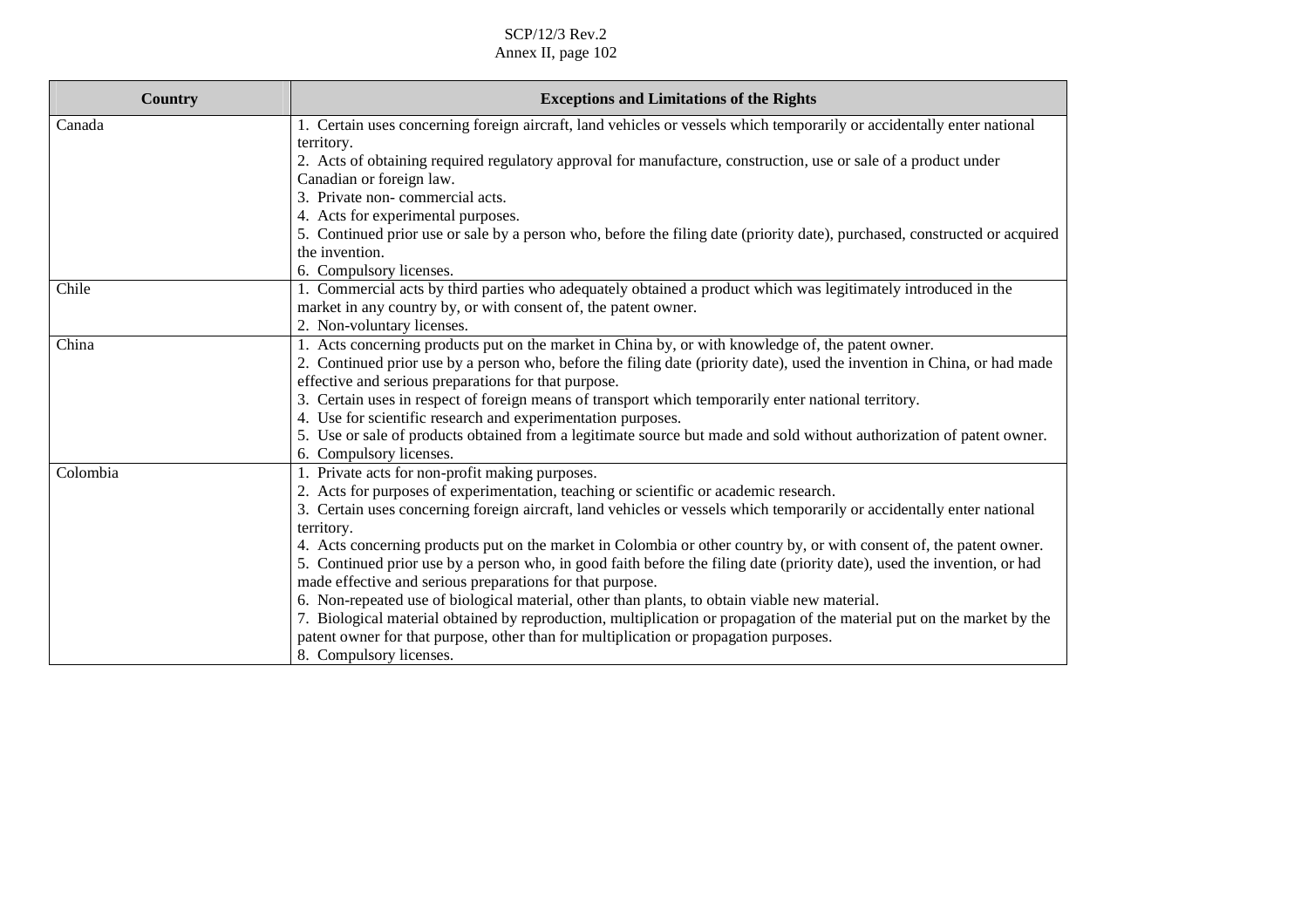| Country | Exceptions and Limitations of the Rights |
|---|---|
| Canada | 1. Certain uses concerning foreign aircraft, land vehicles or vessels which temporarily or accidentally enter national territory.<br>2. Acts of obtaining required regulatory approval for manufacture, construction, use or sale of a product under Canadian or foreign law.<br>3. Private non- commercial acts.<br>4. Acts for experimental purposes.<br>5. Continued prior use or sale by a person who, before the filing date (priority date), purchased, constructed or acquired the invention.<br>6. Compulsory licenses. |
| Chile | 1. Commercial acts by third parties who adequately obtained a product which was legitimately introduced in the market in any country by, or with consent of, the patent owner.<br>2. Non-voluntary licenses. |
| China | 1. Acts concerning products put on the market in China by, or with knowledge of, the patent owner.<br>2. Continued prior use by a person who, before the filing date (priority date), used the invention in China, or had made effective and serious preparations for that purpose.<br>3. Certain uses in respect of foreign means of transport which temporarily enter national territory.<br>4. Use for scientific research and experimentation purposes.<br>5. Use or sale of products obtained from a legitimate source but made and sold without authorization of patent owner.<br>6. Compulsory licenses. |
| Colombia | 1. Private acts for non-profit making purposes.<br>2. Acts for purposes of experimentation, teaching or scientific or academic research.<br>3. Certain uses concerning foreign aircraft, land vehicles or vessels which temporarily or accidentally enter national territory.<br>4. Acts concerning products put on the market in Colombia or other country by, or with consent of, the patent owner.<br>5. Continued prior use by a person who, in good faith before the filing date (priority date), used the invention, or had made effective and serious preparations for that purpose.<br>6. Non-repeated use of biological material, other than plants, to obtain viable new material.<br>7. Biological material obtained by reproduction, multiplication or propagation of the material put on the market by the patent owner for that purpose, other than for multiplication or propagation purposes.<br>8. Compulsory licenses. |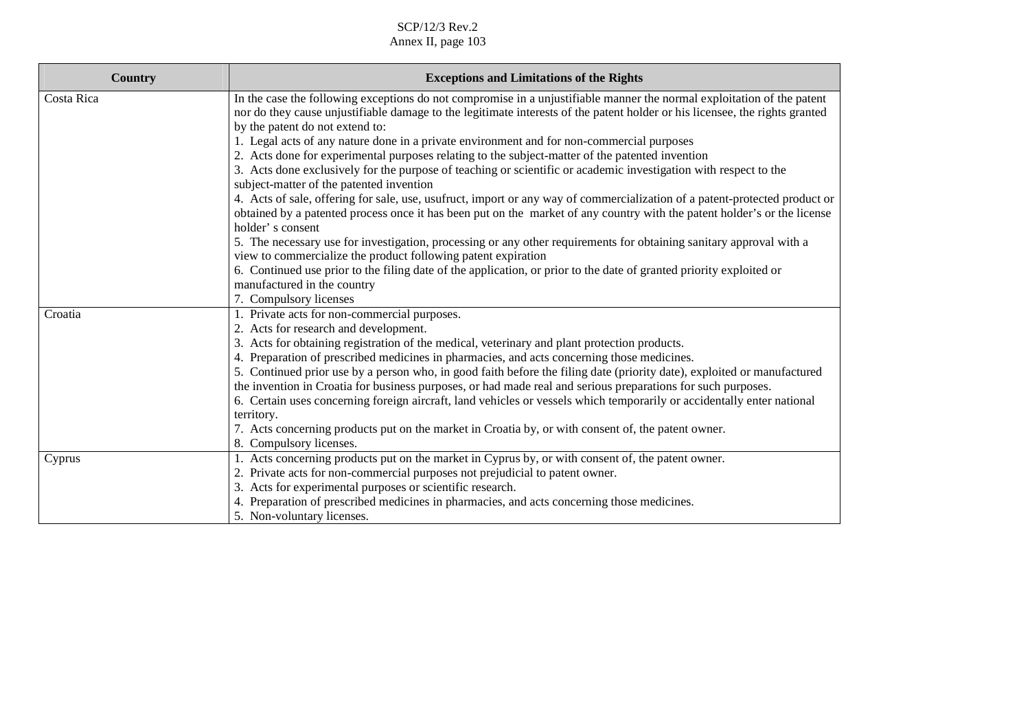| Country | Exceptions and Limitations of the Rights |
| --- | --- |
| Costa Rica | In the case the following exceptions do not compromise in a unjustifiable manner the normal exploitation of the patent nor do they cause unjustifiable damage to the legitimate interests of the patent holder or his licensee, the rights granted by the patent do not extend to:<br>1. Legal acts of any nature done in a private environment and for non-commercial purposes<br>2. Acts done for experimental purposes relating to the subject-matter of the patented invention<br>3. Acts done exclusively for the purpose of teaching or scientific or academic investigation with respect to the subject-matter of the patented invention<br>4. Acts of sale, offering for sale, use, usufruct, import or any way of commercialization of a patent-protected product or obtained by a patented process once it has been put on the market of any country with the patent holder's or the license holder' s consent<br>5. The necessary use for investigation, processing or any other requirements for obtaining sanitary approval with a view to commercialize the product following patent expiration<br>6. Continued use prior to the filing date of the application, or prior to the date of granted priority exploited or manufactured in the country<br>7. Compulsory licenses |
| Croatia | 1. Private acts for non-commercial purposes.<br>2. Acts for research and development.<br>3. Acts for obtaining registration of the medical, veterinary and plant protection products.<br>4. Preparation of prescribed medicines in pharmacies, and acts concerning those medicines.<br>5. Continued prior use by a person who, in good faith before the filing date (priority date), exploited or manufactured the invention in Croatia for business purposes, or had made real and serious preparations for such purposes.<br>6. Certain uses concerning foreign aircraft, land vehicles or vessels which temporarily or accidentally enter national territory.<br>7. Acts concerning products put on the market in Croatia by, or with consent of, the patent owner.<br>8. Compulsory licenses. |
| Cyprus | 1. Acts concerning products put on the market in Cyprus by, or with consent of, the patent owner.<br>2. Private acts for non-commercial purposes not prejudicial to patent owner.<br>3. Acts for experimental purposes or scientific research.<br>4. Preparation of prescribed medicines in pharmacies, and acts concerning those medicines.<br>5. Non-voluntary licenses. |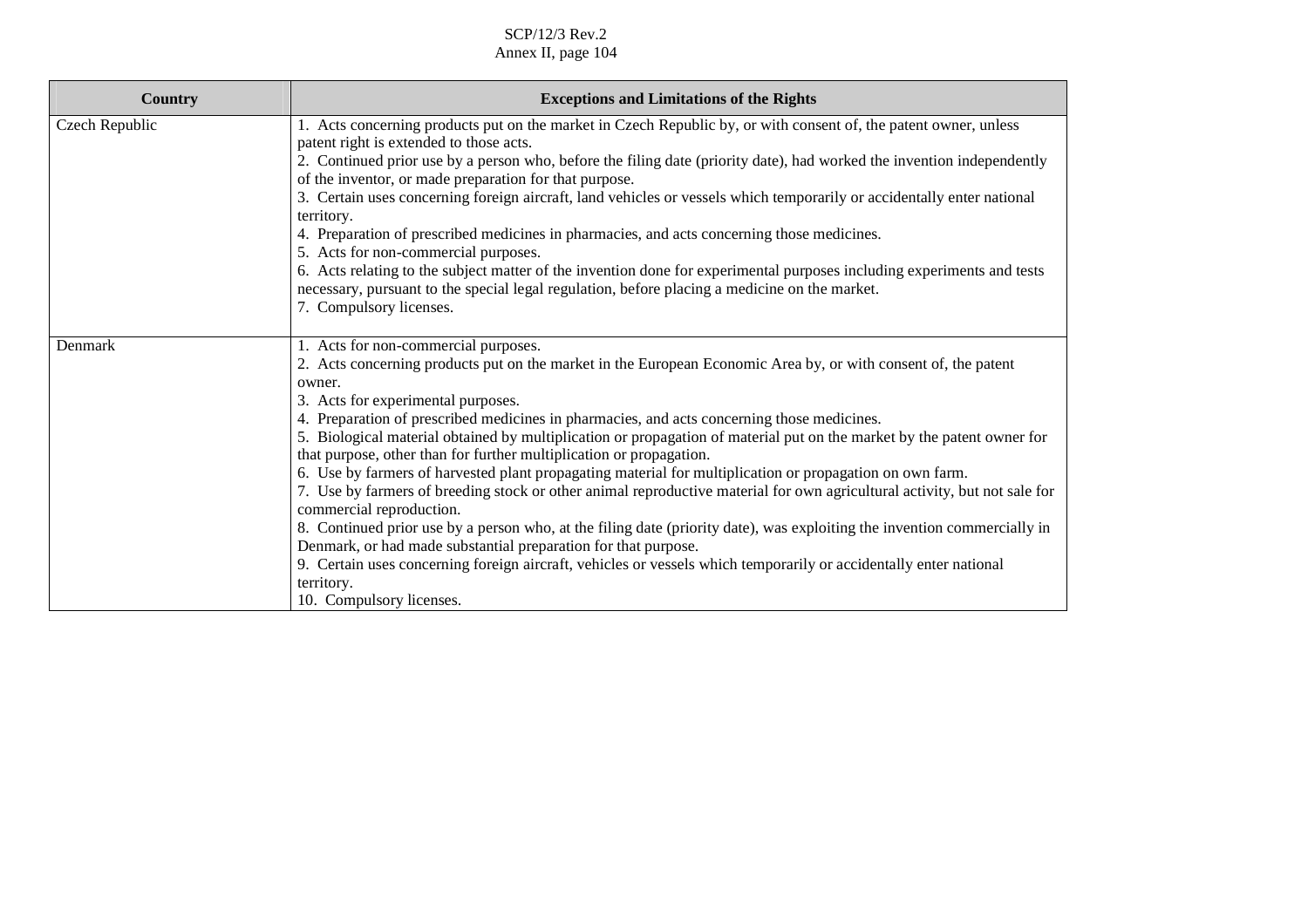| Country | Exceptions and Limitations of the Rights |
|---|---|
| Czech Republic | 1. Acts concerning products put on the market in Czech Republic by, or with consent of, the patent owner, unless patent right is extended to those acts.<br>2. Continued prior use by a person who, before the filing date (priority date), had worked the invention independently of the inventor, or made preparation for that purpose.<br>3. Certain uses concerning foreign aircraft, land vehicles or vessels which temporarily or accidentally enter national territory.<br>4. Preparation of prescribed medicines in pharmacies, and acts concerning those medicines.<br>5. Acts for non-commercial purposes.<br>6. Acts relating to the subject matter of the invention done for experimental purposes including experiments and tests necessary, pursuant to the special legal regulation, before placing a medicine on the market.<br>7. Compulsory licenses. |
| Denmark | 1. Acts for non-commercial purposes.<br>2. Acts concerning products put on the market in the European Economic Area by, or with consent of, the patent owner.<br>3. Acts for experimental purposes.<br>4. Preparation of prescribed medicines in pharmacies, and acts concerning those medicines.<br>5. Biological material obtained by multiplication or propagation of material put on the market by the patent owner for that purpose, other than for further multiplication or propagation.<br>6. Use by farmers of harvested plant propagating material for multiplication or propagation on own farm.<br>7. Use by farmers of breeding stock or other animal reproductive material for own agricultural activity, but not sale for commercial reproduction.<br>8. Continued prior use by a person who, at the filing date (priority date), was exploiting the invention commercially in Denmark, or had made substantial preparation for that purpose.<br>9. Certain uses concerning foreign aircraft, vehicles or vessels which temporarily or accidentally enter national territory.<br>10. Compulsory licenses. |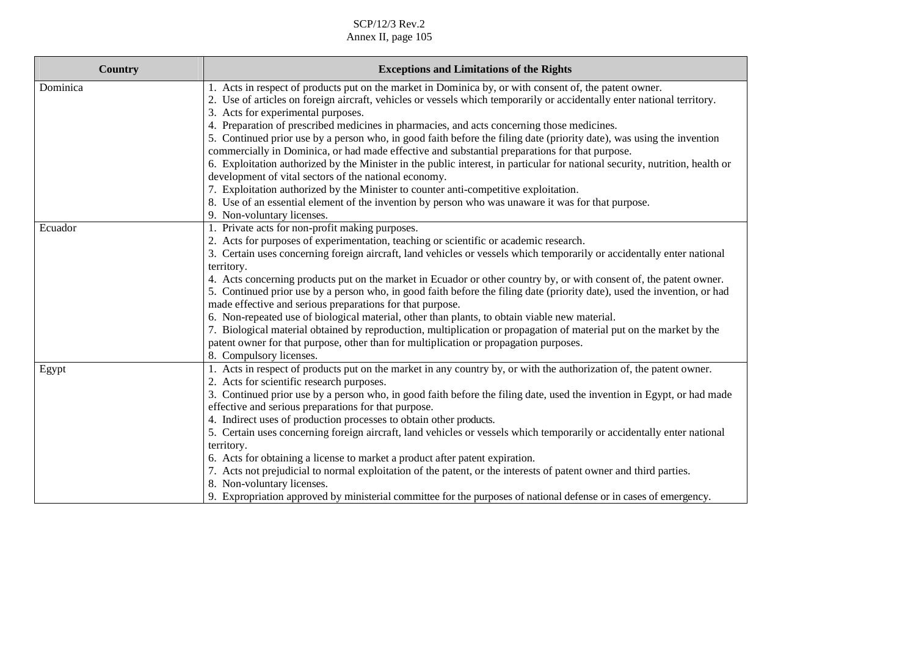| Country | Exceptions and Limitations of the Rights |
|---|---|
| Dominica | 1. Acts in respect of products put on the market in Dominica by, or with consent of, the patent owner.<br>2. Use of articles on foreign aircraft, vehicles or vessels which temporarily or accidentally enter national territory.<br>3. Acts for experimental purposes.<br>4. Preparation of prescribed medicines in pharmacies, and acts concerning those medicines.<br>5. Continued prior use by a person who, in good faith before the filing date (priority date), was using the invention commercially in Dominica, or had made effective and substantial preparations for that purpose.<br>6. Exploitation authorized by the Minister in the public interest, in particular for national security, nutrition, health or development of vital sectors of the national economy.<br>7. Exploitation authorized by the Minister to counter anti-competitive exploitation.<br>8. Use of an essential element of the invention by person who was unaware it was for that purpose.<br>9. Non-voluntary licenses. |
| Ecuador | 1. Private acts for non-profit making purposes.<br>2. Acts for purposes of experimentation, teaching or scientific or academic research.<br>3. Certain uses concerning foreign aircraft, land vehicles or vessels which temporarily or accidentally enter national territory.<br>4. Acts concerning products put on the market in Ecuador or other country by, or with consent of, the patent owner.<br>5. Continued prior use by a person who, in good faith before the filing date (priority date), used the invention, or had made effective and serious preparations for that purpose.<br>6. Non-repeated use of biological material, other than plants, to obtain viable new material.<br>7. Biological material obtained by reproduction, multiplication or propagation of material put on the market by the patent owner for that purpose, other than for multiplication or propagation purposes.<br>8. Compulsory licenses. |
| Egypt | 1. Acts in respect of products put on the market in any country by, or with the authorization of, the patent owner.<br>2. Acts for scientific research purposes.<br>3. Continued prior use by a person who, in good faith before the filing date, used the invention in Egypt, or had made effective and serious preparations for that purpose.<br>4. Indirect uses of production processes to obtain other products.<br>5. Certain uses concerning foreign aircraft, land vehicles or vessels which temporarily or accidentally enter national territory.<br>6. Acts for obtaining a license to market a product after patent expiration.<br>7. Acts not prejudicial to normal exploitation of the patent, or the interests of patent owner and third parties.<br>8. Non-voluntary licenses.<br>9. Expropriation approved by ministerial committee for the purposes of national defense or in cases of emergency. |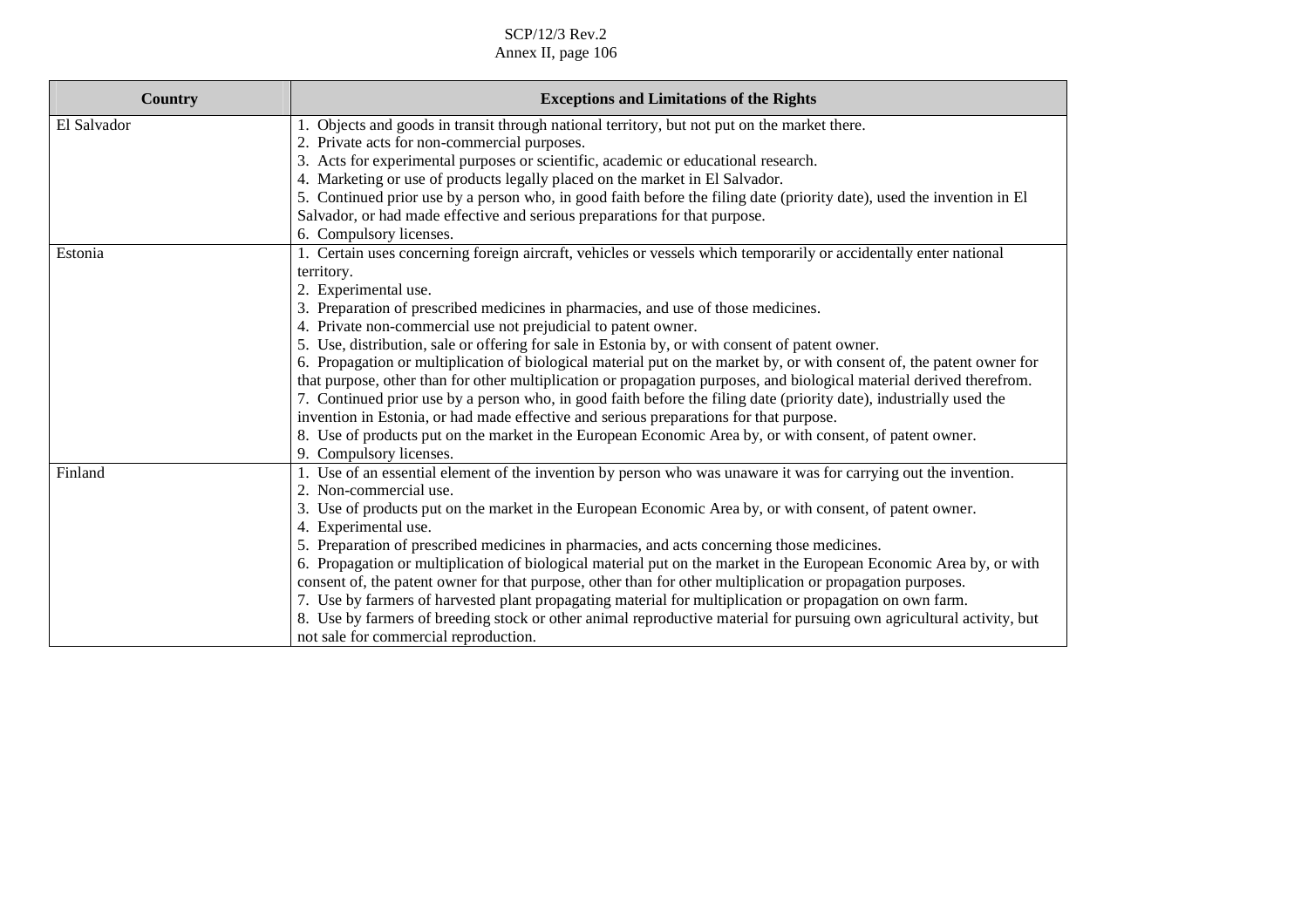| Country | Exceptions and Limitations of the Rights |
|---|---|
| El Salvador | 1. Objects and goods in transit through national territory, but not put on the market there.<br>2. Private acts for non-commercial purposes.<br>3. Acts for experimental purposes or scientific, academic or educational research.<br>4. Marketing or use of products legally placed on the market in El Salvador.<br>5. Continued prior use by a person who, in good faith before the filing date (priority date), used the invention in El Salvador, or had made effective and serious preparations for that purpose.<br>6. Compulsory licenses. |
| Estonia | 1. Certain uses concerning foreign aircraft, vehicles or vessels which temporarily or accidentally enter national territory.<br>2. Experimental use.<br>3. Preparation of prescribed medicines in pharmacies, and use of those medicines.<br>4. Private non-commercial use not prejudicial to patent owner.<br>5. Use, distribution, sale or offering for sale in Estonia by, or with consent of patent owner.<br>6. Propagation or multiplication of biological material put on the market by, or with consent of, the patent owner for that purpose, other than for other multiplication or propagation purposes, and biological material derived therefrom.<br>7. Continued prior use by a person who, in good faith before the filing date (priority date), industrially used the invention in Estonia, or had made effective and serious preparations for that purpose.<br>8. Use of products put on the market in the European Economic Area by, or with consent, of patent owner.<br>9. Compulsory licenses. |
| Finland | 1. Use of an essential element of the invention by person who was unaware it was for carrying out the invention.<br>2. Non-commercial use.<br>3. Use of products put on the market in the European Economic Area by, or with consent, of patent owner.<br>4. Experimental use.<br>5. Preparation of prescribed medicines in pharmacies, and acts concerning those medicines.<br>6. Propagation or multiplication of biological material put on the market in the European Economic Area by, or with consent of, the patent owner for that purpose, other than for other multiplication or propagation purposes.<br>7. Use by farmers of harvested plant propagating material for multiplication or propagation on own farm.<br>8. Use by farmers of breeding stock or other animal reproductive material for pursuing own agricultural activity, but not sale for commercial reproduction. |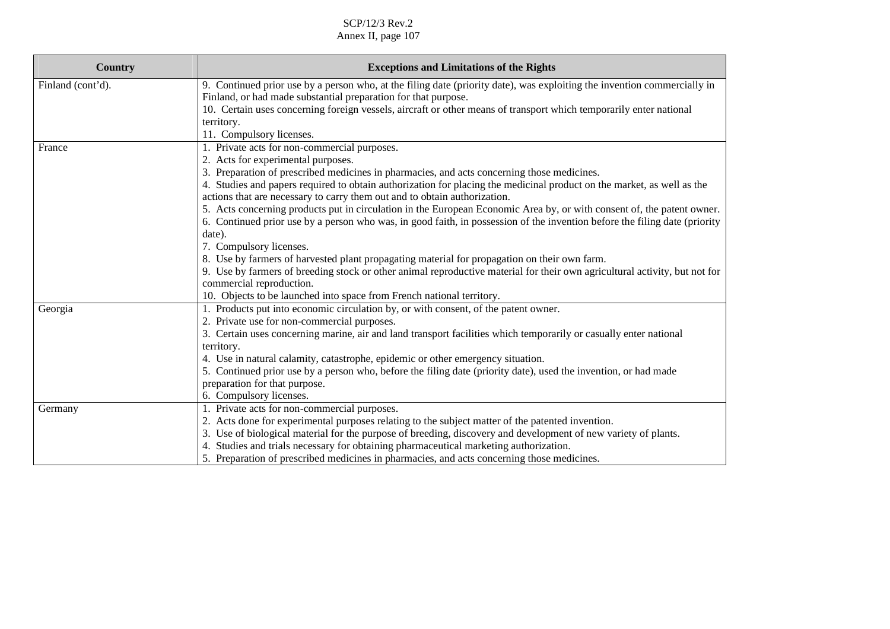| Country | Exceptions and Limitations of the Rights |
|---|---|
| Finland (cont'd). | 9. Continued prior use by a person who, at the filing date (priority date), was exploiting the invention commercially in Finland, or had made substantial preparation for that purpose.<br>10. Certain uses concerning foreign vessels, aircraft or other means of transport which temporarily enter national territory.<br>11. Compulsory licenses. |
| France | 1. Private acts for non-commercial purposes.<br>2. Acts for experimental purposes.<br>3. Preparation of prescribed medicines in pharmacies, and acts concerning those medicines.<br>4. Studies and papers required to obtain authorization for placing the medicinal product on the market, as well as the actions that are necessary to carry them out and to obtain authorization.<br>5. Acts concerning products put in circulation in the European Economic Area by, or with consent of, the patent owner.<br>6. Continued prior use by a person who was, in good faith, in possession of the invention before the filing date (priority date).<br>7. Compulsory licenses.<br>8. Use by farmers of harvested plant propagating material for propagation on their own farm.<br>9. Use by farmers of breeding stock or other animal reproductive material for their own agricultural activity, but not for commercial reproduction.<br>10. Objects to be launched into space from French national territory. |
| Georgia | 1. Products put into economic circulation by, or with consent, of the patent owner.<br>2. Private use for non-commercial purposes.<br>3. Certain uses concerning marine, air and land transport facilities which temporarily or casually enter national territory.<br>4. Use in natural calamity, catastrophe, epidemic or other emergency situation.<br>5. Continued prior use by a person who, before the filing date (priority date), used the invention, or had made preparation for that purpose.<br>6. Compulsory licenses. |
| Germany | 1. Private acts for non-commercial purposes.<br>2. Acts done for experimental purposes relating to the subject matter of the patented invention.<br>3. Use of biological material for the purpose of breeding, discovery and development of new variety of plants.<br>4. Studies and trials necessary for obtaining pharmaceutical marketing authorization.<br>5. Preparation of prescribed medicines in pharmacies, and acts concerning those medicines. |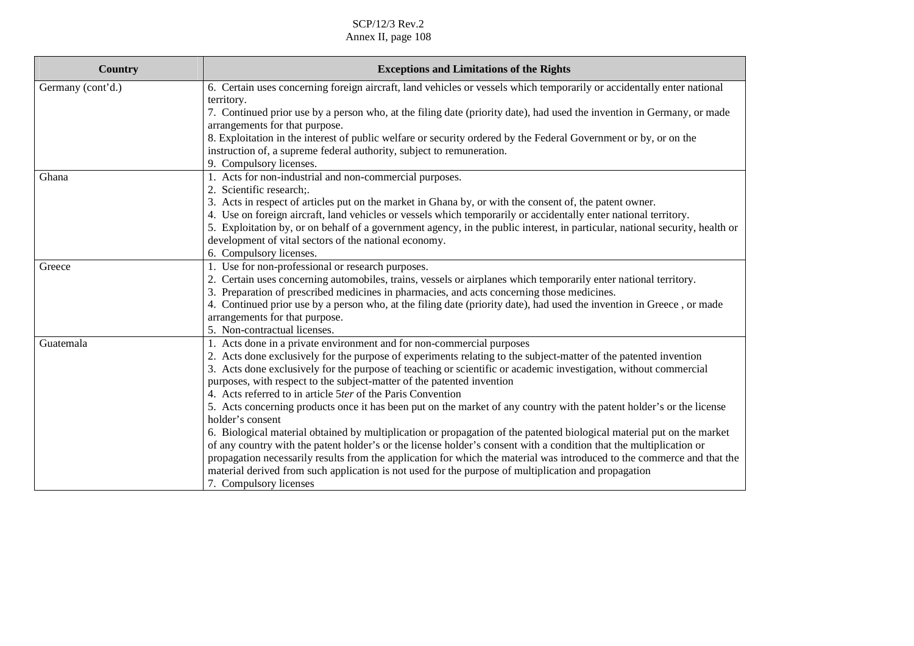| Country | Exceptions and Limitations of the Rights |
|---|---|
| Germany (cont'd.) | 6. Certain uses concerning foreign aircraft, land vehicles or vessels which temporarily or accidentally enter national territory.<br>7. Continued prior use by a person who, at the filing date (priority date), had used the invention in Germany, or made arrangements for that purpose.<br>8. Exploitation in the interest of public welfare or security ordered by the Federal Government or by, or on the instruction of, a supreme federal authority, subject to remuneration.<br>9. Compulsory licenses. |
| Ghana | 1. Acts for non-industrial and non-commercial purposes.<br>2. Scientific research;.<br>3. Acts in respect of articles put on the market in Ghana by, or with the consent of, the patent owner.<br>4. Use on foreign aircraft, land vehicles or vessels which temporarily or accidentally enter national territory.<br>5. Exploitation by, or on behalf of a government agency, in the public interest, in particular, national security, health or development of vital sectors of the national economy.<br>6. Compulsory licenses. |
| Greece | 1. Use for non-professional or research purposes.<br>2. Certain uses concerning automobiles, trains, vessels or airplanes which temporarily enter national territory.<br>3. Preparation of prescribed medicines in pharmacies, and acts concerning those medicines.<br>4. Continued prior use by a person who, at the filing date (priority date), had used the invention in Greece , or made arrangements for that purpose.<br>5. Non-contractual licenses. |
| Guatemala | 1. Acts done in a private environment and for non-commercial purposes<br>2. Acts done exclusively for the purpose of experiments relating to the subject-matter of the patented invention<br>3. Acts done exclusively for the purpose of teaching or scientific or academic investigation, without commercial purposes, with respect to the subject-matter of the patented invention<br>4. Acts referred to in article 5*ter* of the Paris Convention<br>5. Acts concerning products once it has been put on the market of any country with the patent holder's or the license holder's consent<br>6. Biological material obtained by multiplication or propagation of the patented biological material put on the market of any country with the patent holder's or the license holder's consent with a condition that the multiplication or propagation necessarily results from the application for which the material was introduced to the commerce and that the material derived from such application is not used for the purpose of multiplication and propagation<br>7. Compulsory licenses |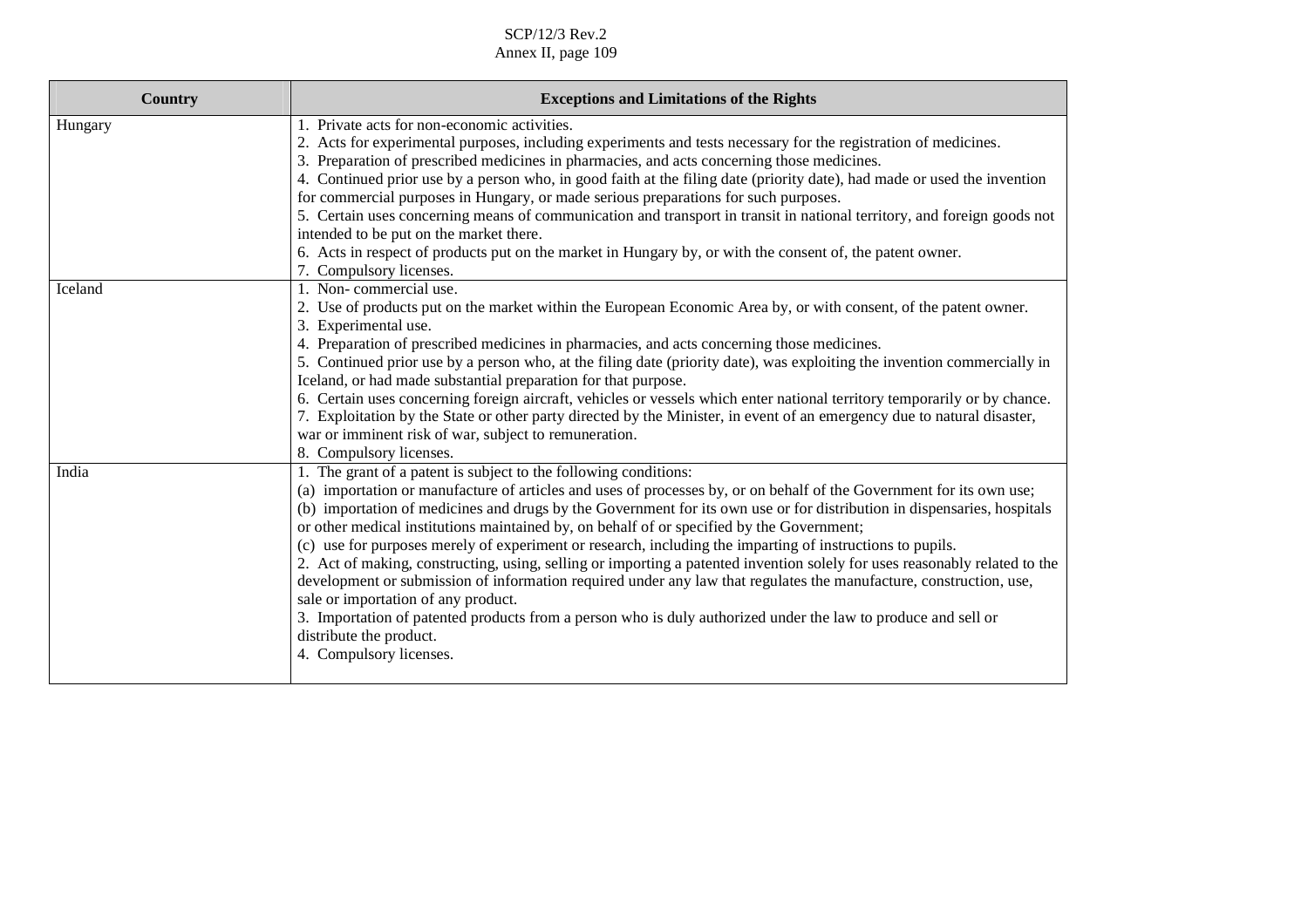| Country | Exceptions and Limitations of the Rights |
|---|---|
| Hungary | 1. Private acts for non-economic activities.<br>2. Acts for experimental purposes, including experiments and tests necessary for the registration of medicines.<br>3. Preparation of prescribed medicines in pharmacies, and acts concerning those medicines.<br>4. Continued prior use by a person who, in good faith at the filing date (priority date), had made or used the invention for commercial purposes in Hungary, or made serious preparations for such purposes.<br>5. Certain uses concerning means of communication and transport in transit in national territory, and foreign goods not intended to be put on the market there.<br>6. Acts in respect of products put on the market in Hungary by, or with the consent of, the patent owner.<br>7. Compulsory licenses. |
| Iceland | 1. Non- commercial use.<br>2. Use of products put on the market within the European Economic Area by, or with consent, of the patent owner.<br>3. Experimental use.<br>4. Preparation of prescribed medicines in pharmacies, and acts concerning those medicines.<br>5. Continued prior use by a person who, at the filing date (priority date), was exploiting the invention commercially in Iceland, or had made substantial preparation for that purpose.<br>6. Certain uses concerning foreign aircraft, vehicles or vessels which enter national territory temporarily or by chance.<br>7. Exploitation by the State or other party directed by the Minister, in event of an emergency due to natural disaster, war or imminent risk of war, subject to remuneration.<br>8. Compulsory licenses. |
| India | 1. The grant of a patent is subject to the following conditions:<br>(a) importation or manufacture of articles and uses of processes by, or on behalf of the Government for its own use;<br>(b) importation of medicines and drugs by the Government for its own use or for distribution in dispensaries, hospitals or other medical institutions maintained by, on behalf of or specified by the Government;<br>(c) use for purposes merely of experiment or research, including the imparting of instructions to pupils.<br>2. Act of making, constructing, using, selling or importing a patented invention solely for uses reasonably related to the development or submission of information required under any law that regulates the manufacture, construction, use, sale or importation of any product.<br>3. Importation of patented products from a person who is duly authorized under the law to produce and sell or distribute the product.<br>4. Compulsory licenses. |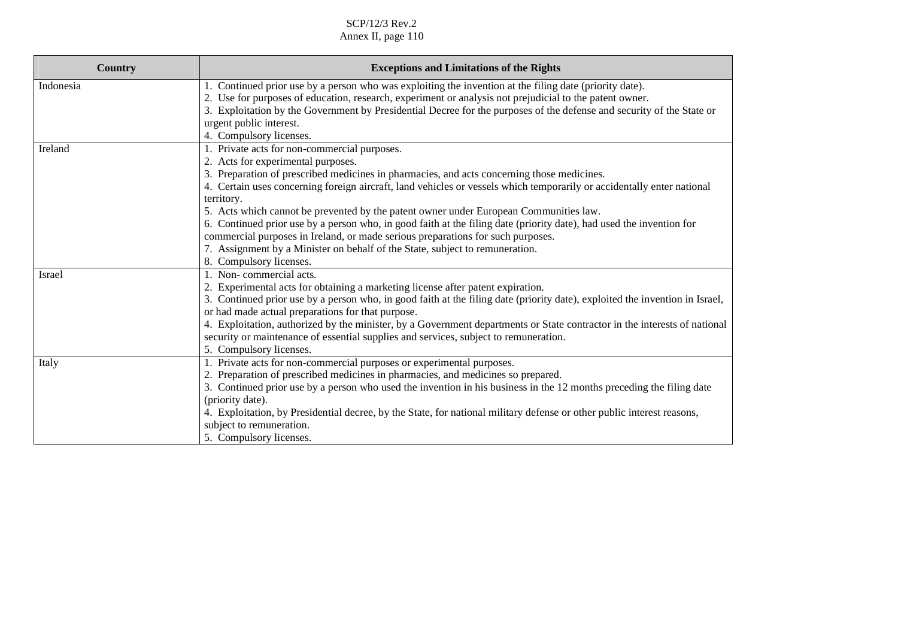| Country | Exceptions and Limitations of the Rights |
|---|---|
| Indonesia | 1. Continued prior use by a person who was exploiting the invention at the filing date (priority date).<br>2. Use for purposes of education, research, experiment or analysis not prejudicial to the patent owner.<br>3. Exploitation by the Government by Presidential Decree for the purposes of the defense and security of the State or urgent public interest.<br>4. Compulsory licenses. |
| Ireland | 1. Private acts for non-commercial purposes.<br>2. Acts for experimental purposes.<br>3. Preparation of prescribed medicines in pharmacies, and acts concerning those medicines.<br>4. Certain uses concerning foreign aircraft, land vehicles or vessels which temporarily or accidentally enter national territory.<br>5. Acts which cannot be prevented by the patent owner under European Communities law.<br>6. Continued prior use by a person who, in good faith at the filing date (priority date), had used the invention for commercial purposes in Ireland, or made serious preparations for such purposes.<br>7. Assignment by a Minister on behalf of the State, subject to remuneration.<br>8. Compulsory licenses. |
| Israel | 1. Non- commercial acts.<br>2. Experimental acts for obtaining a marketing license after patent expiration.<br>3. Continued prior use by a person who, in good faith at the filing date (priority date), exploited the invention in Israel, or had made actual preparations for that purpose.<br>4. Exploitation, authorized by the minister, by a Government departments or State contractor in the interests of national security or maintenance of essential supplies and services, subject to remuneration.<br>5. Compulsory licenses. |
| Italy | 1. Private acts for non-commercial purposes or experimental purposes.<br>2. Preparation of prescribed medicines in pharmacies, and medicines so prepared.<br>3. Continued prior use by a person who used the invention in his business in the 12 months preceding the filing date (priority date).<br>4. Exploitation, by Presidential decree, by the State, for national military defense or other public interest reasons, subject to remuneration.<br>5. Compulsory licenses. |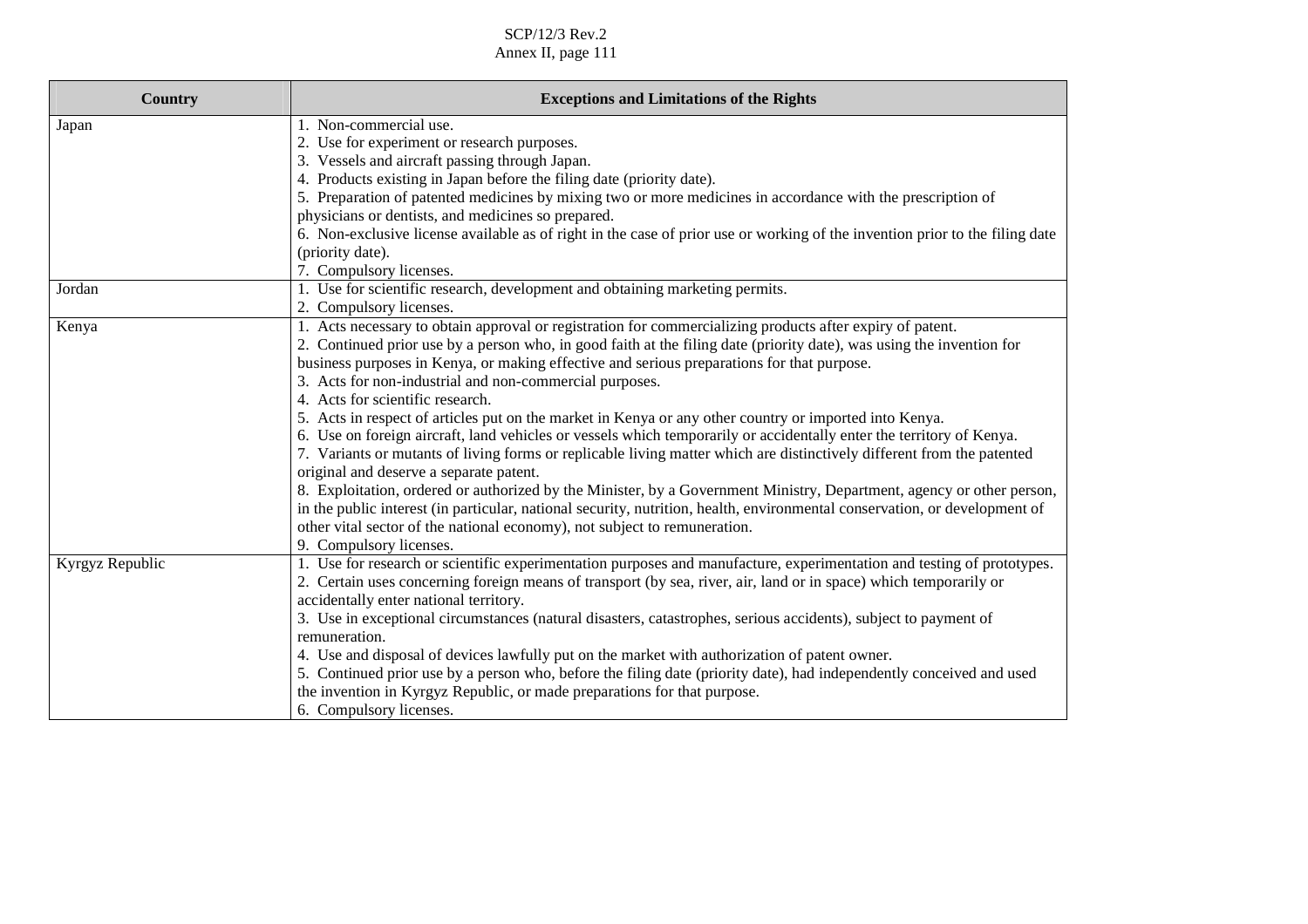| Country | Exceptions and Limitations of the Rights |
|---|---|
| Japan | 1. Non-commercial use.<br>2. Use for experiment or research purposes.<br>3. Vessels and aircraft passing through Japan.<br>4. Products existing in Japan before the filing date (priority date).<br>5. Preparation of patented medicines by mixing two or more medicines in accordance with the prescription of physicians or dentists, and medicines so prepared.<br>6. Non-exclusive license available as of right in the case of prior use or working of the invention prior to the filing date (priority date).<br>7. Compulsory licenses. |
| Jordan | 1. Use for scientific research, development and obtaining marketing permits.<br>2. Compulsory licenses. |
| Kenya | 1. Acts necessary to obtain approval or registration for commercializing products after expiry of patent.<br>2. Continued prior use by a person who, in good faith at the filing date (priority date), was using the invention for business purposes in Kenya, or making effective and serious preparations for that purpose.<br>3. Acts for non-industrial and non-commercial purposes.<br>4. Acts for scientific research.<br>5. Acts in respect of articles put on the market in Kenya or any other country or imported into Kenya.<br>6. Use on foreign aircraft, land vehicles or vessels which temporarily or accidentally enter the territory of Kenya.<br>7. Variants or mutants of living forms or replicable living matter which are distinctively different from the patented original and deserve a separate patent.<br>8. Exploitation, ordered or authorized by the Minister, by a Government Ministry, Department, agency or other person, in the public interest (in particular, national security, nutrition, health, environmental conservation, or development of other vital sector of the national economy), not subject to remuneration.<br>9. Compulsory licenses. |
| Kyrgyz Republic | 1. Use for research or scientific experimentation purposes and manufacture, experimentation and testing of prototypes.<br>2. Certain uses concerning foreign means of transport (by sea, river, air, land or in space) which temporarily or accidentally enter national territory.<br>3. Use in exceptional circumstances (natural disasters, catastrophes, serious accidents), subject to payment of remuneration.<br>4. Use and disposal of devices lawfully put on the market with authorization of patent owner.<br>5. Continued prior use by a person who, before the filing date (priority date), had independently conceived and used the invention in Kyrgyz Republic, or made preparations for that purpose.<br>6. Compulsory licenses. |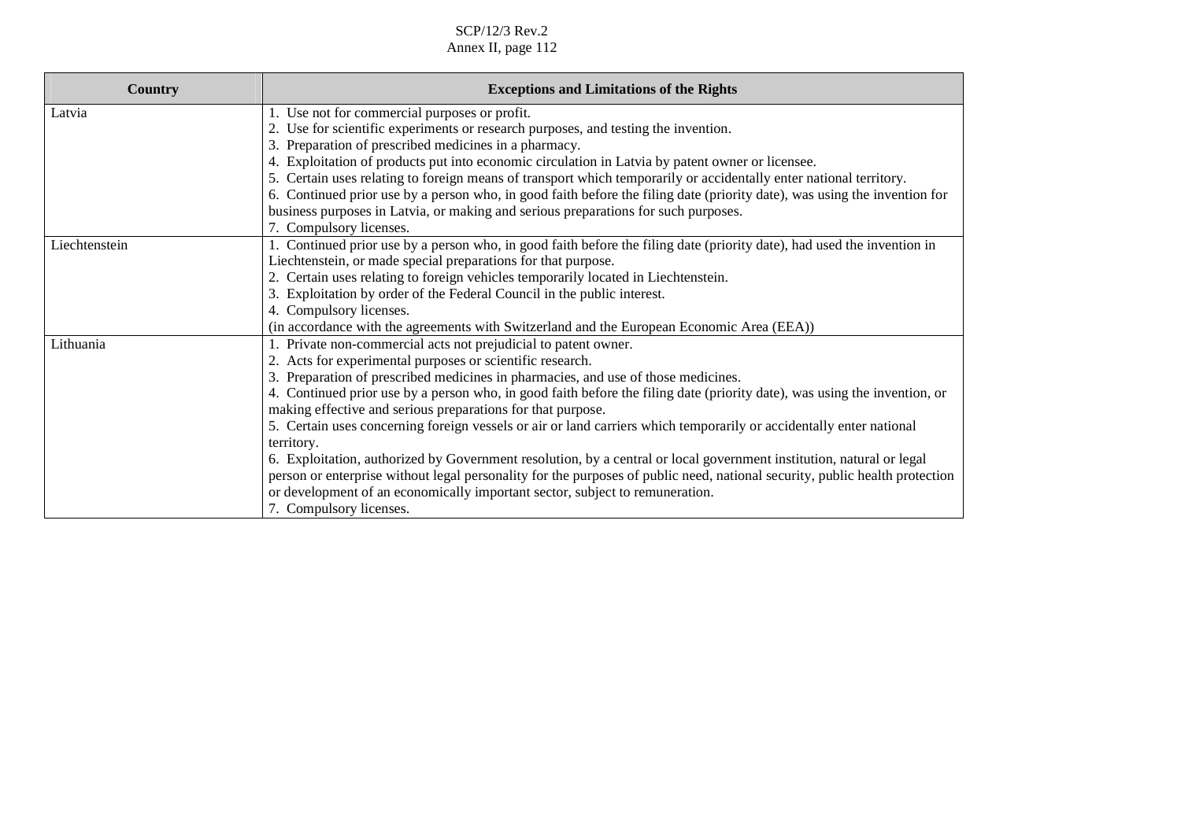| Country | Exceptions and Limitations of the Rights |
|---|---|
| Latvia | 1. Use not for commercial purposes or profit.<br>2. Use for scientific experiments or research purposes, and testing the invention.<br>3. Preparation of prescribed medicines in a pharmacy.<br>4. Exploitation of products put into economic circulation in Latvia by patent owner or licensee.<br>5. Certain uses relating to foreign means of transport which temporarily or accidentally enter national territory.<br>6. Continued prior use by a person who, in good faith before the filing date (priority date), was using the invention for business purposes in Latvia, or making and serious preparations for such purposes.<br>7. Compulsory licenses. |
| Liechtenstein | 1. Continued prior use by a person who, in good faith before the filing date (priority date), had used the invention in Liechtenstein, or made special preparations for that purpose.<br>2. Certain uses relating to foreign vehicles temporarily located in Liechtenstein.<br>3. Exploitation by order of the Federal Council in the public interest.<br>4. Compulsory licenses.<br>(in accordance with the agreements with Switzerland and the European Economic Area (EEA)) |
| Lithuania | 1. Private non-commercial acts not prejudicial to patent owner.<br>2. Acts for experimental purposes or scientific research.<br>3. Preparation of prescribed medicines in pharmacies, and use of those medicines.<br>4. Continued prior use by a person who, in good faith before the filing date (priority date), was using the invention, or making effective and serious preparations for that purpose.<br>5. Certain uses concerning foreign vessels or air or land carriers which temporarily or accidentally enter national territory.<br>6. Exploitation, authorized by Government resolution, by a central or local government institution, natural or legal person or enterprise without legal personality for the purposes of public need, national security, public health protection or development of an economically important sector, subject to remuneration.<br>7. Compulsory licenses. |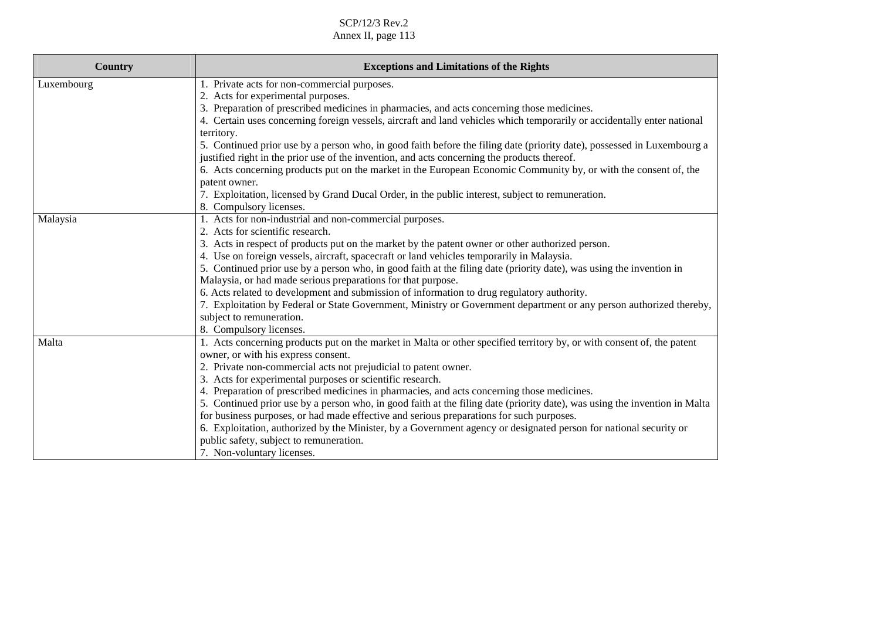| Country | Exceptions and Limitations of the Rights |
|---|---|
| Luxembourg | 1. Private acts for non-commercial purposes.<br>2. Acts for experimental purposes.<br>3. Preparation of prescribed medicines in pharmacies, and acts concerning those medicines.<br>4. Certain uses concerning foreign vessels, aircraft and land vehicles which temporarily or accidentally enter national territory.<br>5. Continued prior use by a person who, in good faith before the filing date (priority date), possessed in Luxembourg a justified right in the prior use of the invention, and acts concerning the products thereof.<br>6. Acts concerning products put on the market in the European Economic Community by, or with the consent of, the patent owner.<br>7. Exploitation, licensed by Grand Ducal Order, in the public interest, subject to remuneration.<br>8. Compulsory licenses. |
| Malaysia | 1. Acts for non-industrial and non-commercial purposes.<br>2. Acts for scientific research.<br>3. Acts in respect of products put on the market by the patent owner or other authorized person.<br>4. Use on foreign vessels, aircraft, spacecraft or land vehicles temporarily in Malaysia.<br>5. Continued prior use by a person who, in good faith at the filing date (priority date), was using the invention in Malaysia, or had made serious preparations for that purpose.<br>6. Acts related to development and submission of information to drug regulatory authority.<br>7. Exploitation by Federal or State Government, Ministry or Government department or any person authorized thereby, subject to remuneration.<br>8. Compulsory licenses. |
| Malta | 1. Acts concerning products put on the market in Malta or other specified territory by, or with consent of, the patent owner, or with his express consent.<br>2. Private non-commercial acts not prejudicial to patent owner.<br>3. Acts for experimental purposes or scientific research.<br>4. Preparation of prescribed medicines in pharmacies, and acts concerning those medicines.<br>5. Continued prior use by a person who, in good faith at the filing date (priority date), was using the invention in Malta for business purposes, or had made effective and serious preparations for such purposes.<br>6. Exploitation, authorized by the Minister, by a Government agency or designated person for national security or public safety, subject to remuneration.<br>7. Non-voluntary licenses. |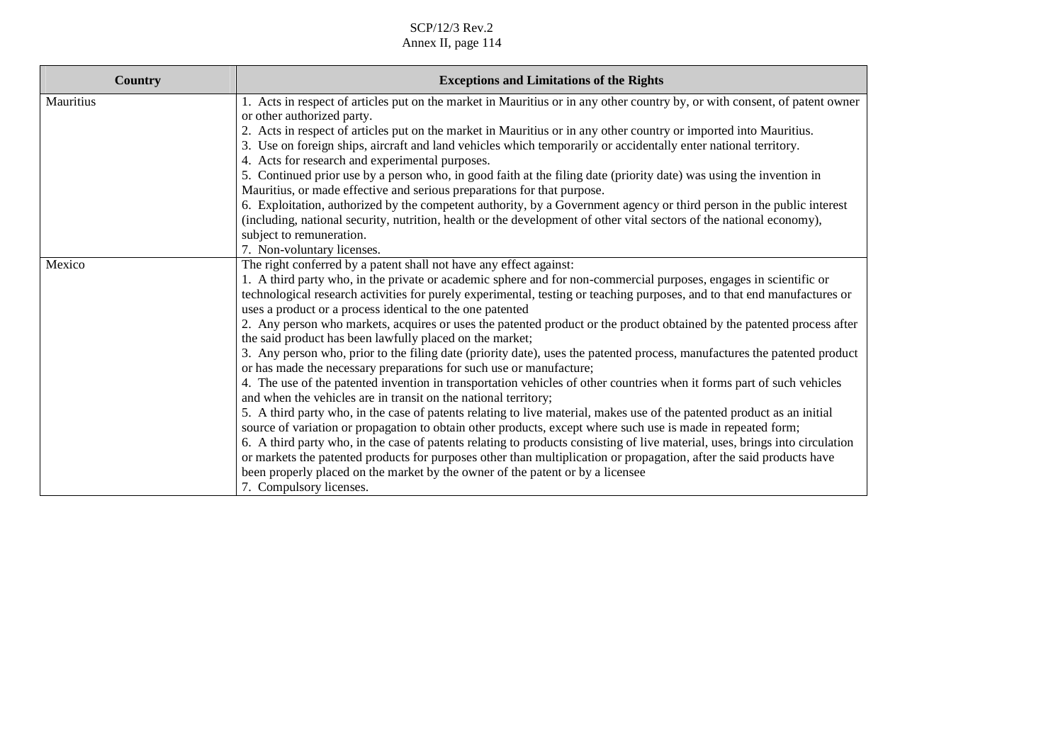| Country | Exceptions and Limitations of the Rights |
|---|---|
| Mauritius | 1. Acts in respect of articles put on the market in Mauritius or in any other country by, or with consent, of patent owner or other authorized party.<br>2. Acts in respect of articles put on the market in Mauritius or in any other country or imported into Mauritius.<br>3. Use on foreign ships, aircraft and land vehicles which temporarily or accidentally enter national territory.<br>4. Acts for research and experimental purposes.<br>5. Continued prior use by a person who, in good faith at the filing date (priority date) was using the invention in Mauritius, or made effective and serious preparations for that purpose.<br>6. Exploitation, authorized by the competent authority, by a Government agency or third person in the public interest (including, national security, nutrition, health or the development of other vital sectors of the national economy), subject to remuneration.<br>7. Non-voluntary licenses. |
| Mexico | The right conferred by a patent shall not have any effect against:<br>1. A third party who, in the private or academic sphere and for non-commercial purposes, engages in scientific or technological research activities for purely experimental, testing or teaching purposes, and to that end manufactures or uses a product or a process identical to the one patented<br>2. Any person who markets, acquires or uses the patented product or the product obtained by the patented process after the said product has been lawfully placed on the market;<br>3. Any person who, prior to the filing date (priority date), uses the patented process, manufactures the patented product or has made the necessary preparations for such use or manufacture;<br>4. The use of the patented invention in transportation vehicles of other countries when it forms part of such vehicles and when the vehicles are in transit on the national territory;<br>5. A third party who, in the case of patents relating to live material, makes use of the patented product as an initial source of variation or propagation to obtain other products, except where such use is made in repeated form;<br>6. A third party who, in the case of patents relating to products consisting of live material, uses, brings into circulation or markets the patented products for purposes other than multiplication or propagation, after the said products have been properly placed on the market by the owner of the patent or by a licensee<br>7. Compulsory licenses. |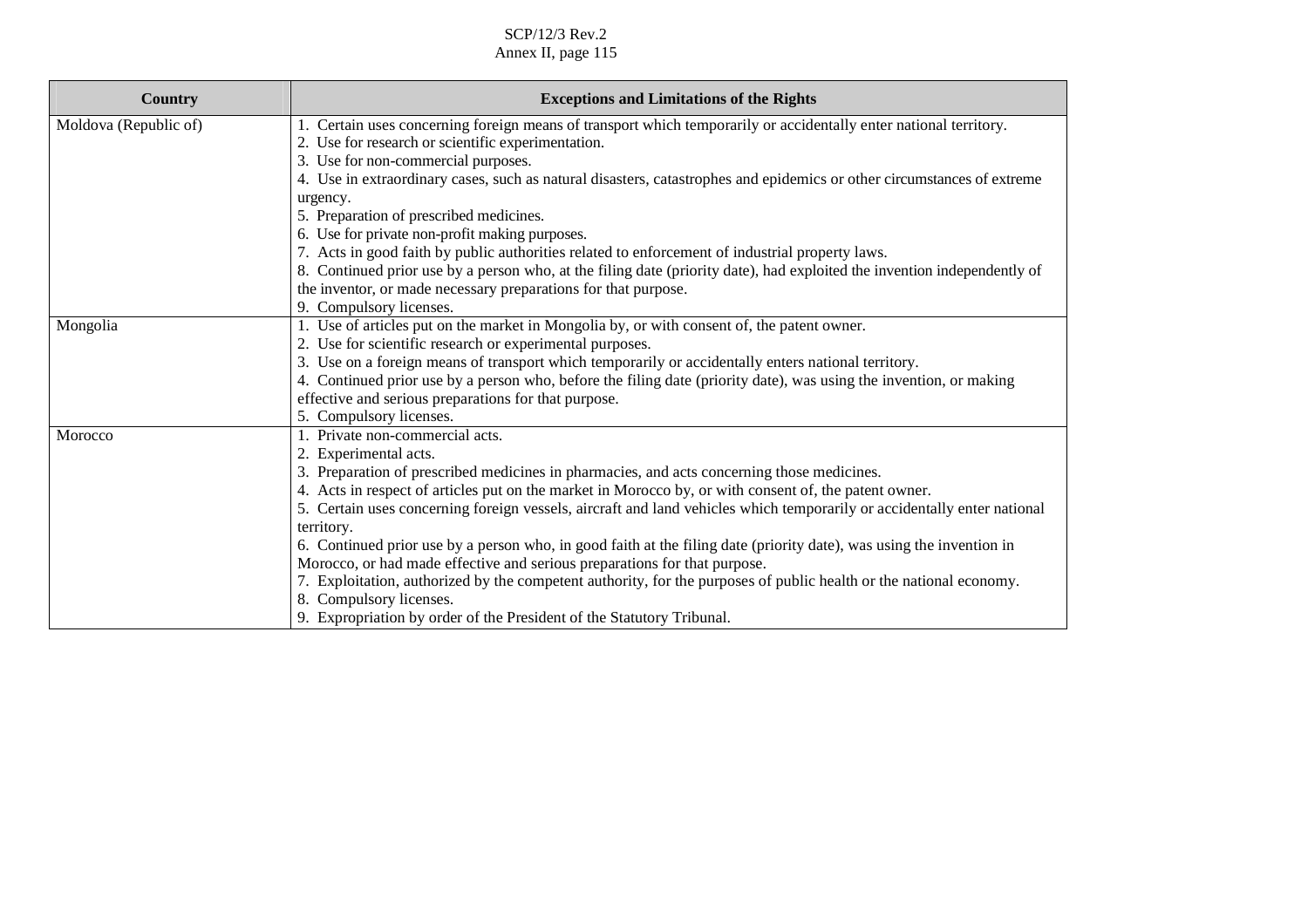| Country | Exceptions and Limitations of the Rights |
|---|---|
| Moldova (Republic of) | 1. Certain uses concerning foreign means of transport which temporarily or accidentally enter national territory.<br>2. Use for research or scientific experimentation.<br>3. Use for non-commercial purposes.<br>4. Use in extraordinary cases, such as natural disasters, catastrophes and epidemics or other circumstances of extreme urgency.<br>5. Preparation of prescribed medicines.<br>6. Use for private non-profit making purposes.<br>7. Acts in good faith by public authorities related to enforcement of industrial property laws.<br>8. Continued prior use by a person who, at the filing date (priority date), had exploited the invention independently of the inventor, or made necessary preparations for that purpose.<br>9. Compulsory licenses. |
| Mongolia | 1. Use of articles put on the market in Mongolia by, or with consent of, the patent owner.<br>2. Use for scientific research or experimental purposes.<br>3. Use on a foreign means of transport which temporarily or accidentally enters national territory.<br>4. Continued prior use by a person who, before the filing date (priority date), was using the invention, or making effective and serious preparations for that purpose.<br>5. Compulsory licenses. |
| Morocco | 1. Private non-commercial acts.<br>2. Experimental acts.<br>3. Preparation of prescribed medicines in pharmacies, and acts concerning those medicines.<br>4. Acts in respect of articles put on the market in Morocco by, or with consent of, the patent owner.<br>5. Certain uses concerning foreign vessels, aircraft and land vehicles which temporarily or accidentally enter national territory.<br>6. Continued prior use by a person who, in good faith at the filing date (priority date), was using the invention in Morocco, or had made effective and serious preparations for that purpose.<br>7. Exploitation, authorized by the competent authority, for the purposes of public health or the national economy.<br>8. Compulsory licenses.<br>9. Expropriation by order of the President of the Statutory Tribunal. |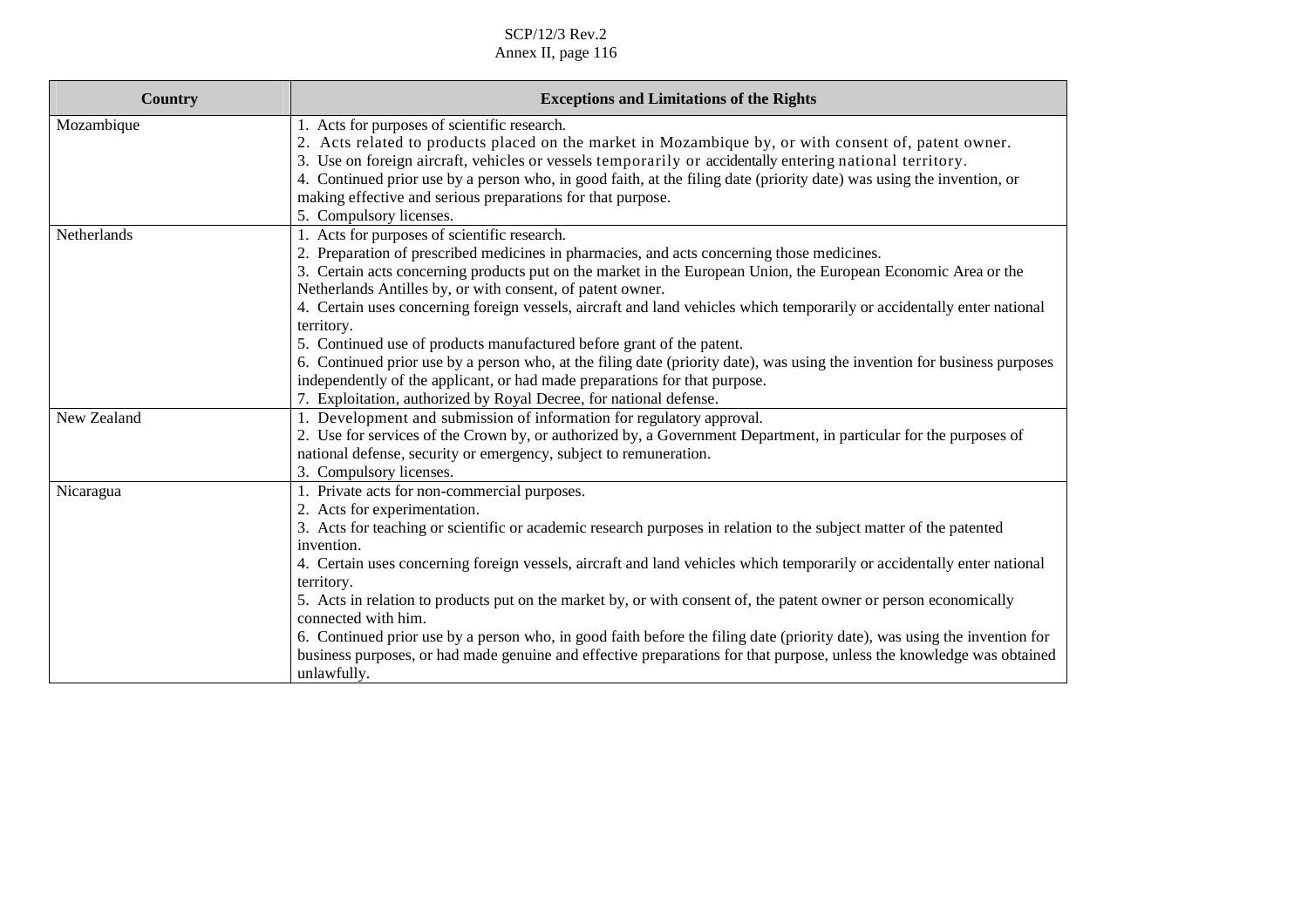| Country | Exceptions and Limitations of the Rights |
|---|---|
| Mozambique | 1. Acts for purposes of scientific research.<br>2. Acts related to products placed on the market in Mozambique by, or with consent of, patent owner.<br>3. Use on foreign aircraft, vehicles or vessels temporarily or accidentally entering national territory.<br>4. Continued prior use by a person who, in good faith, at the filing date (priority date) was using the invention, or making effective and serious preparations for that purpose.<br>5. Compulsory licenses. |
| Netherlands | 1. Acts for purposes of scientific research.<br>2. Preparation of prescribed medicines in pharmacies, and acts concerning those medicines.<br>3. Certain acts concerning products put on the market in the European Union, the European Economic Area or the Netherlands Antilles by, or with consent, of patent owner.<br>4. Certain uses concerning foreign vessels, aircraft and land vehicles which temporarily or accidentally enter national territory.<br>5. Continued use of products manufactured before grant of the patent.<br>6. Continued prior use by a person who, at the filing date (priority date), was using the invention for business purposes independently of the applicant, or had made preparations for that purpose.<br>7. Exploitation, authorized by Royal Decree, for national defense. |
| New Zealand | 1. Development and submission of information for regulatory approval.<br>2. Use for services of the Crown by, or authorized by, a Government Department, in particular for the purposes of national defense, security or emergency, subject to remuneration.<br>3. Compulsory licenses. |
| Nicaragua | 1. Private acts for non-commercial purposes.<br>2. Acts for experimentation.<br>3. Acts for teaching or scientific or academic research purposes in relation to the subject matter of the patented invention.<br>4. Certain uses concerning foreign vessels, aircraft and land vehicles which temporarily or accidentally enter national territory.<br>5. Acts in relation to products put on the market by, or with consent of, the patent owner or person economically connected with him.<br>6. Continued prior use by a person who, in good faith before the filing date (priority date), was using the invention for business purposes, or had made genuine and effective preparations for that purpose, unless the knowledge was obtained unlawfully. |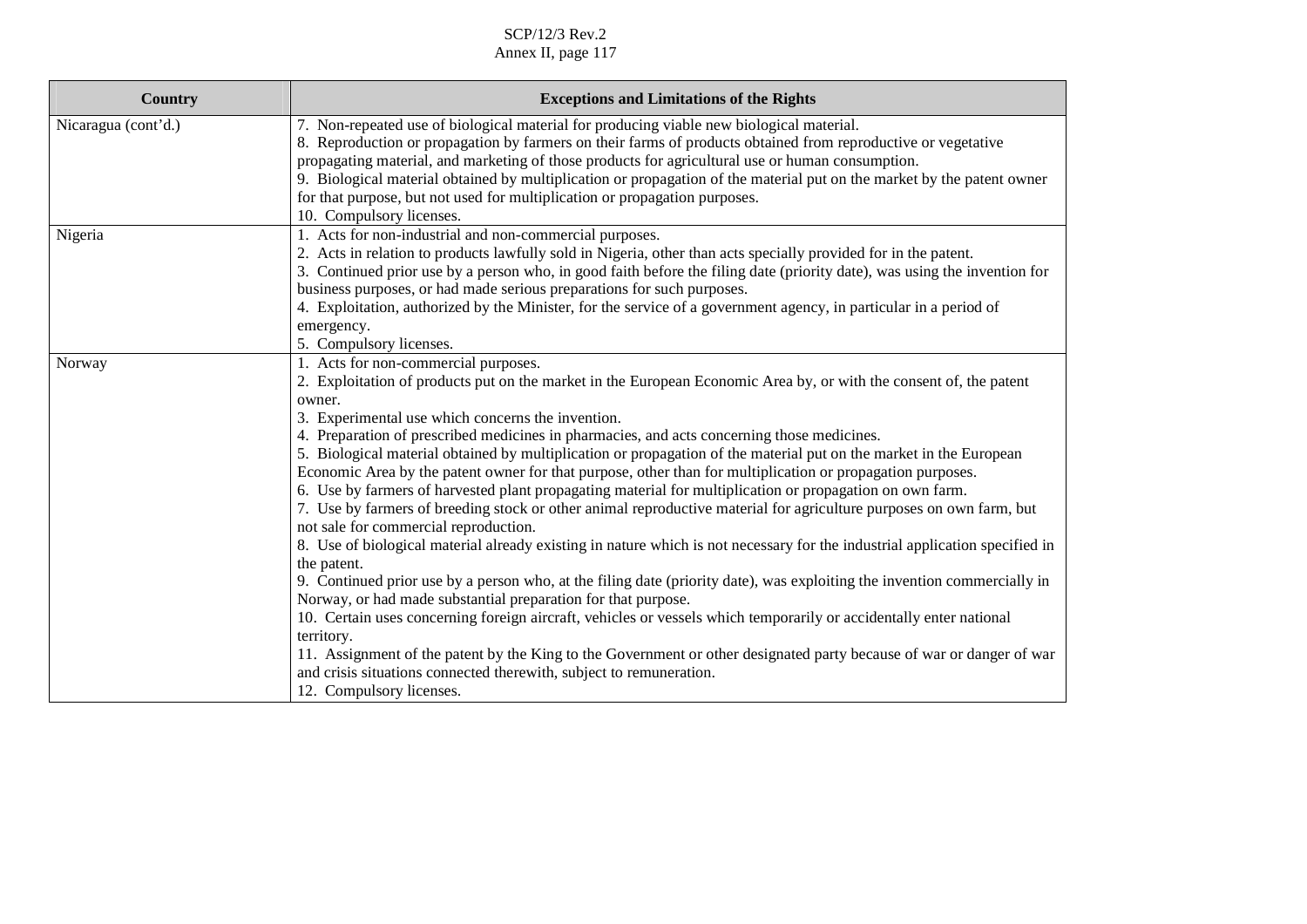| Country | Exceptions and Limitations of the Rights |
|---|---|
| Nicaragua (cont'd.) | 7. Non-repeated use of biological material for producing viable new biological material.<br>8. Reproduction or propagation by farmers on their farms of products obtained from reproductive or vegetative propagating material, and marketing of those products for agricultural use or human consumption.<br>9. Biological material obtained by multiplication or propagation of the material put on the market by the patent owner for that purpose, but not used for multiplication or propagation purposes.<br>10. Compulsory licenses. |
| Nigeria | 1. Acts for non-industrial and non-commercial purposes.<br>2. Acts in relation to products lawfully sold in Nigeria, other than acts specially provided for in the patent.<br>3. Continued prior use by a person who, in good faith before the filing date (priority date), was using the invention for business purposes, or had made serious preparations for such purposes.<br>4. Exploitation, authorized by the Minister, for the service of a government agency, in particular in a period of emergency.<br>5. Compulsory licenses. |
| Norway | 1. Acts for non-commercial purposes.<br>2. Exploitation of products put on the market in the European Economic Area by, or with the consent of, the patent owner.<br>3. Experimental use which concerns the invention.<br>4. Preparation of prescribed medicines in pharmacies, and acts concerning those medicines.<br>5. Biological material obtained by multiplication or propagation of the material put on the market in the European Economic Area by the patent owner for that purpose, other than for multiplication or propagation purposes.<br>6. Use by farmers of harvested plant propagating material for multiplication or propagation on own farm.<br>7. Use by farmers of breeding stock or other animal reproductive material for agriculture purposes on own farm, but not sale for commercial reproduction.<br>8. Use of biological material already existing in nature which is not necessary for the industrial application specified in the patent.<br>9. Continued prior use by a person who, at the filing date (priority date), was exploiting the invention commercially in Norway, or had made substantial preparation for that purpose.<br>10. Certain uses concerning foreign aircraft, vehicles or vessels which temporarily or accidentally enter national territory.<br>11. Assignment of the patent by the King to the Government or other designated party because of war or danger of war and crisis situations connected therewith, subject to remuneration.<br>12. Compulsory licenses. |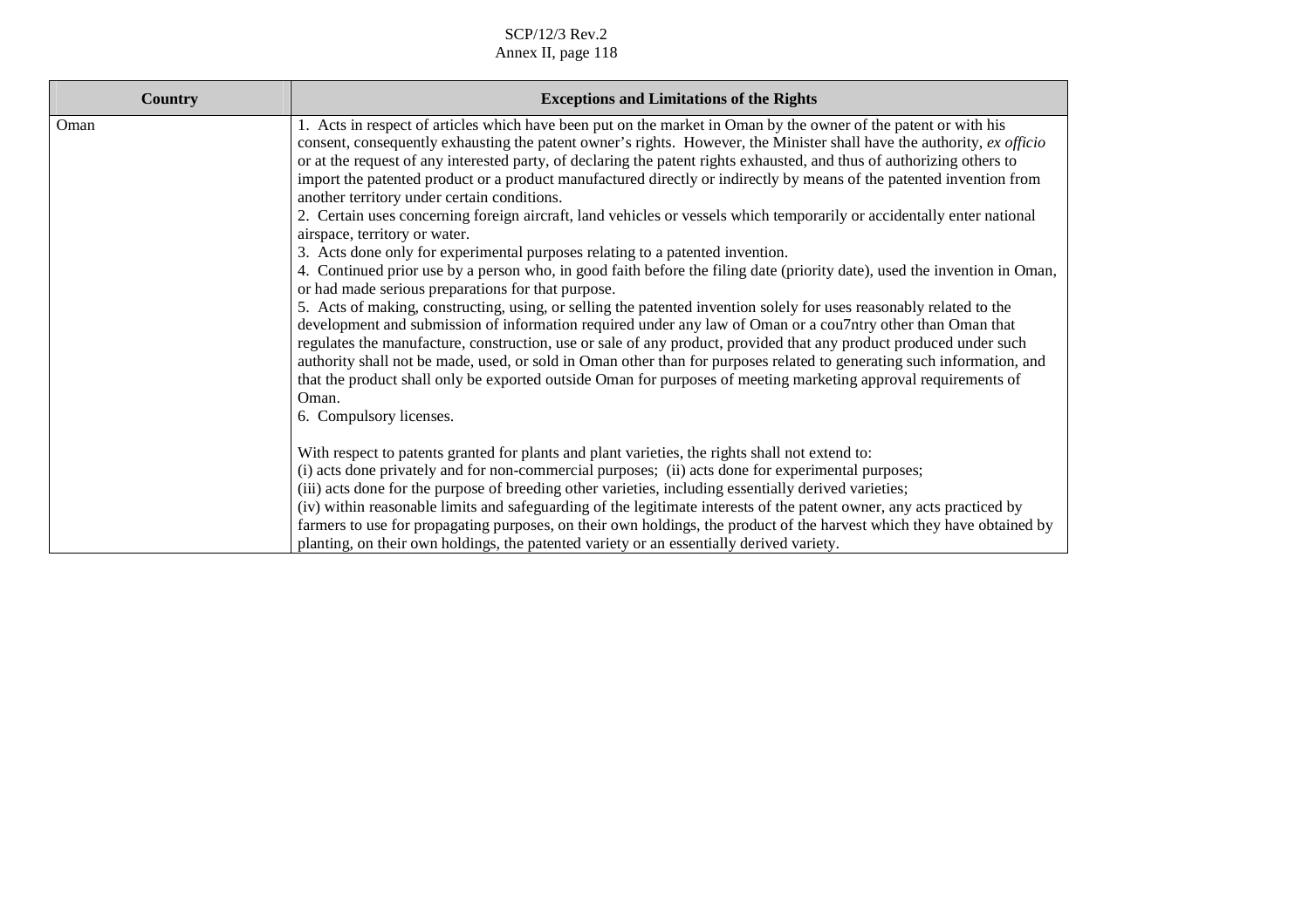| Country | Exceptions and Limitations of the Rights |
| --- | --- |
| Oman | 1. Acts in respect of articles which have been put on the market in Oman by the owner of the patent or with his consent, consequently exhausting the patent owner's rights. However, the Minister shall have the authority, *ex officio* or at the request of any interested party, of declaring the patent rights exhausted, and thus of authorizing others to import the patented product or a product manufactured directly or indirectly by means of the patented invention from another territory under certain conditions.<br>2. Certain uses concerning foreign aircraft, land vehicles or vessels which temporarily or accidentally enter national airspace, territory or water.<br>3. Acts done only for experimental purposes relating to a patented invention.<br>4. Continued prior use by a person who, in good faith before the filing date (priority date), used the invention in Oman, or had made serious preparations for that purpose.<br>5. Acts of making, constructing, using, or selling the patented invention solely for uses reasonably related to the development and submission of information required under any law of Oman or a cou7ntry other than Oman that regulates the manufacture, construction, use or sale of any product, provided that any product produced under such authority shall not be made, used, or sold in Oman other than for purposes related to generating such information, and that the product shall only be exported outside Oman for purposes of meeting marketing approval requirements of Oman.<br>6. Compulsory licenses.<br><br>With respect to patents granted for plants and plant varieties, the rights shall not extend to:<br>(i) acts done privately and for non-commercial purposes; (ii) acts done for experimental purposes;<br>(iii) acts done for the purpose of breeding other varieties, including essentially derived varieties;<br>(iv) within reasonable limits and safeguarding of the legitimate interests of the patent owner, any acts practiced by farmers to use for propagating purposes, on their own holdings, the product of the harvest which they have obtained by planting, on their own holdings, the patented variety or an essentially derived variety. |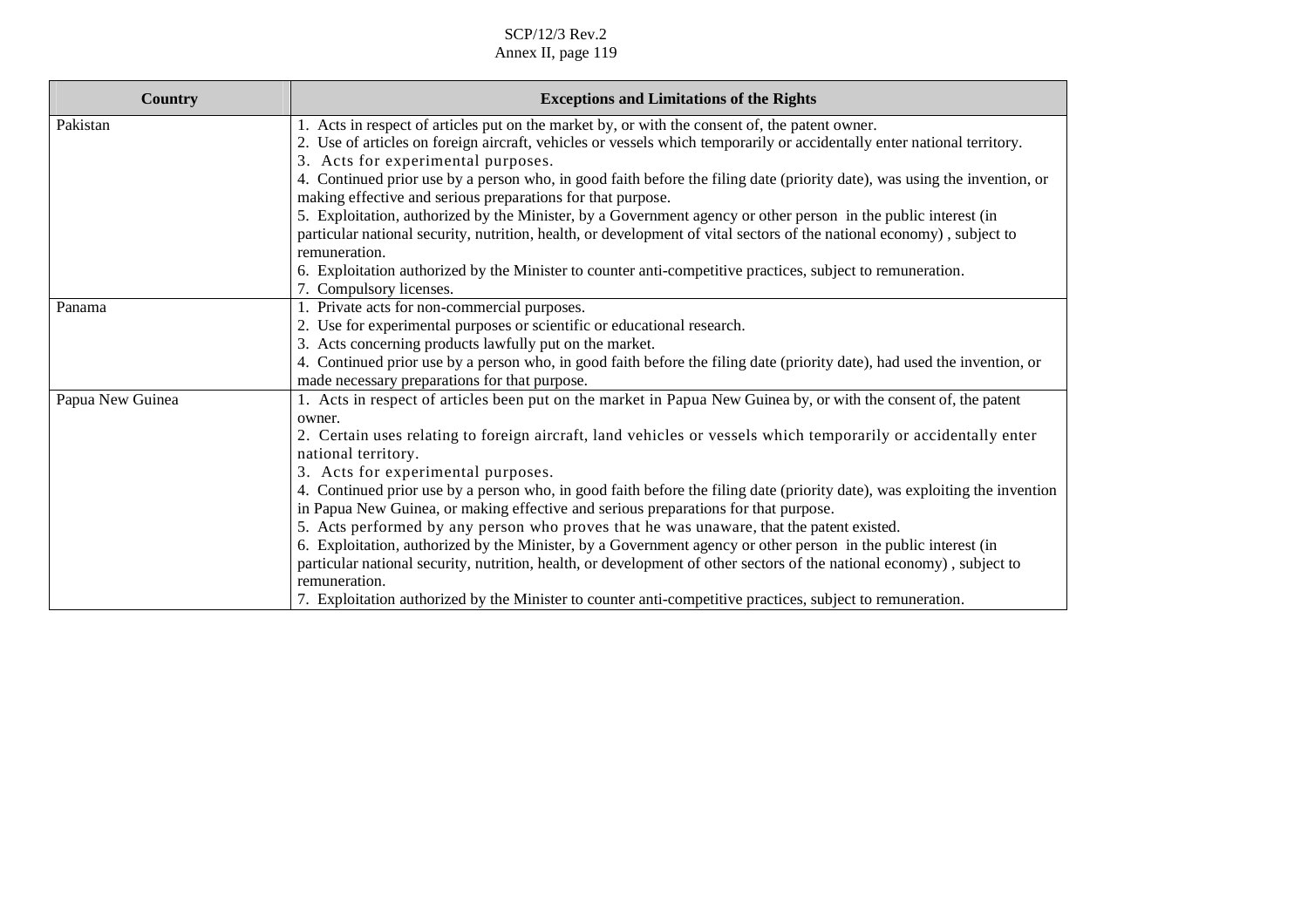| Country | Exceptions and Limitations of the Rights |
|---|---|
| Pakistan | 1. Acts in respect of articles put on the market by, or with the consent of, the patent owner.<br>2. Use of articles on foreign aircraft, vehicles or vessels which temporarily or accidentally enter national territory.<br>3. Acts for experimental purposes.<br>4. Continued prior use by a person who, in good faith before the filing date (priority date), was using the invention, or making effective and serious preparations for that purpose.<br>5. Exploitation, authorized by the Minister, by a Government agency or other person in the public interest (in particular national security, nutrition, health, or development of vital sectors of the national economy) , subject to remuneration.<br>6. Exploitation authorized by the Minister to counter anti-competitive practices, subject to remuneration.<br>7. Compulsory licenses. |
| Panama | 1. Private acts for non-commercial purposes.<br>2. Use for experimental purposes or scientific or educational research.<br>3. Acts concerning products lawfully put on the market.<br>4. Continued prior use by a person who, in good faith before the filing date (priority date), had used the invention, or made necessary preparations for that purpose. |
| Papua New Guinea | 1. Acts in respect of articles been put on the market in Papua New Guinea by, or with the consent of, the patent owner.<br>2. Certain uses relating to foreign aircraft, land vehicles or vessels which temporarily or accidentally enter national territory.<br>3. Acts for experimental purposes.<br>4. Continued prior use by a person who, in good faith before the filing date (priority date), was exploiting the invention in Papua New Guinea, or making effective and serious preparations for that purpose.<br>5. Acts performed by any person who proves that he was unaware, that the patent existed.<br>6. Exploitation, authorized by the Minister, by a Government agency or other person in the public interest (in particular national security, nutrition, health, or development of other sectors of the national economy) , subject to remuneration.<br>7. Exploitation authorized by the Minister to counter anti-competitive practices, subject to remuneration. |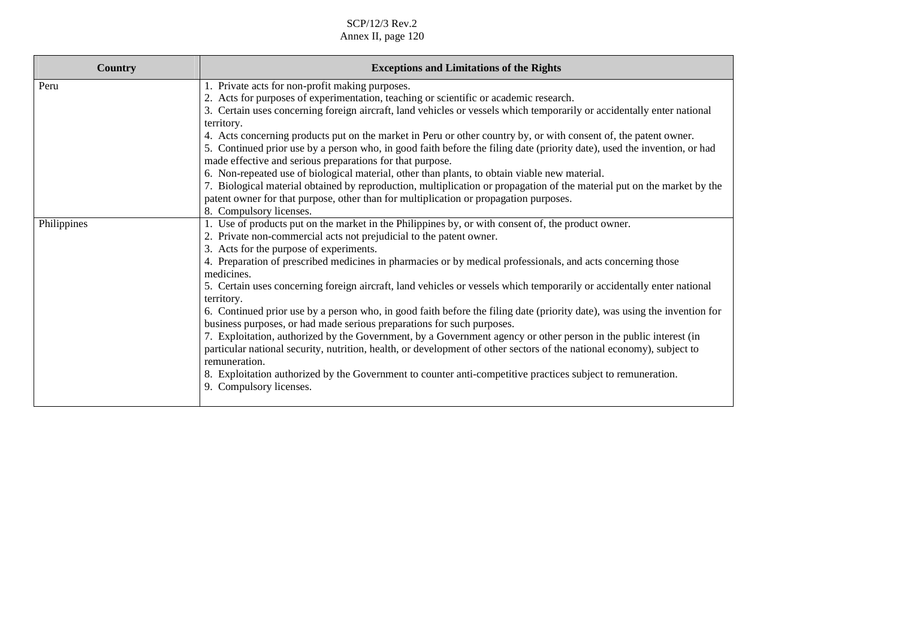| Country | Exceptions and Limitations of the Rights |
|---|---|
| Peru | 1. Private acts for non-profit making purposes.<br>2. Acts for purposes of experimentation, teaching or scientific or academic research.<br>3. Certain uses concerning foreign aircraft, land vehicles or vessels which temporarily or accidentally enter national territory.<br>4. Acts concerning products put on the market in Peru or other country by, or with consent of, the patent owner.<br>5. Continued prior use by a person who, in good faith before the filing date (priority date), used the invention, or had made effective and serious preparations for that purpose.<br>6. Non-repeated use of biological material, other than plants, to obtain viable new material.<br>7. Biological material obtained by reproduction, multiplication or propagation of the material put on the market by the patent owner for that purpose, other than for multiplication or propagation purposes.<br>8. Compulsory licenses. |
| Philippines | 1. Use of products put on the market in the Philippines by, or with consent of, the product owner.<br>2. Private non-commercial acts not prejudicial to the patent owner.<br>3. Acts for the purpose of experiments.<br>4. Preparation of prescribed medicines in pharmacies or by medical professionals, and acts concerning those medicines.<br>5. Certain uses concerning foreign aircraft, land vehicles or vessels which temporarily or accidentally enter national territory.<br>6. Continued prior use by a person who, in good faith before the filing date (priority date), was using the invention for business purposes, or had made serious preparations for such purposes.<br>7. Exploitation, authorized by the Government, by a Government agency or other person in the public interest (in particular national security, nutrition, health, or development of other sectors of the national economy), subject to remuneration.<br>8. Exploitation authorized by the Government to counter anti-competitive practices subject to remuneration.<br>9. Compulsory licenses. |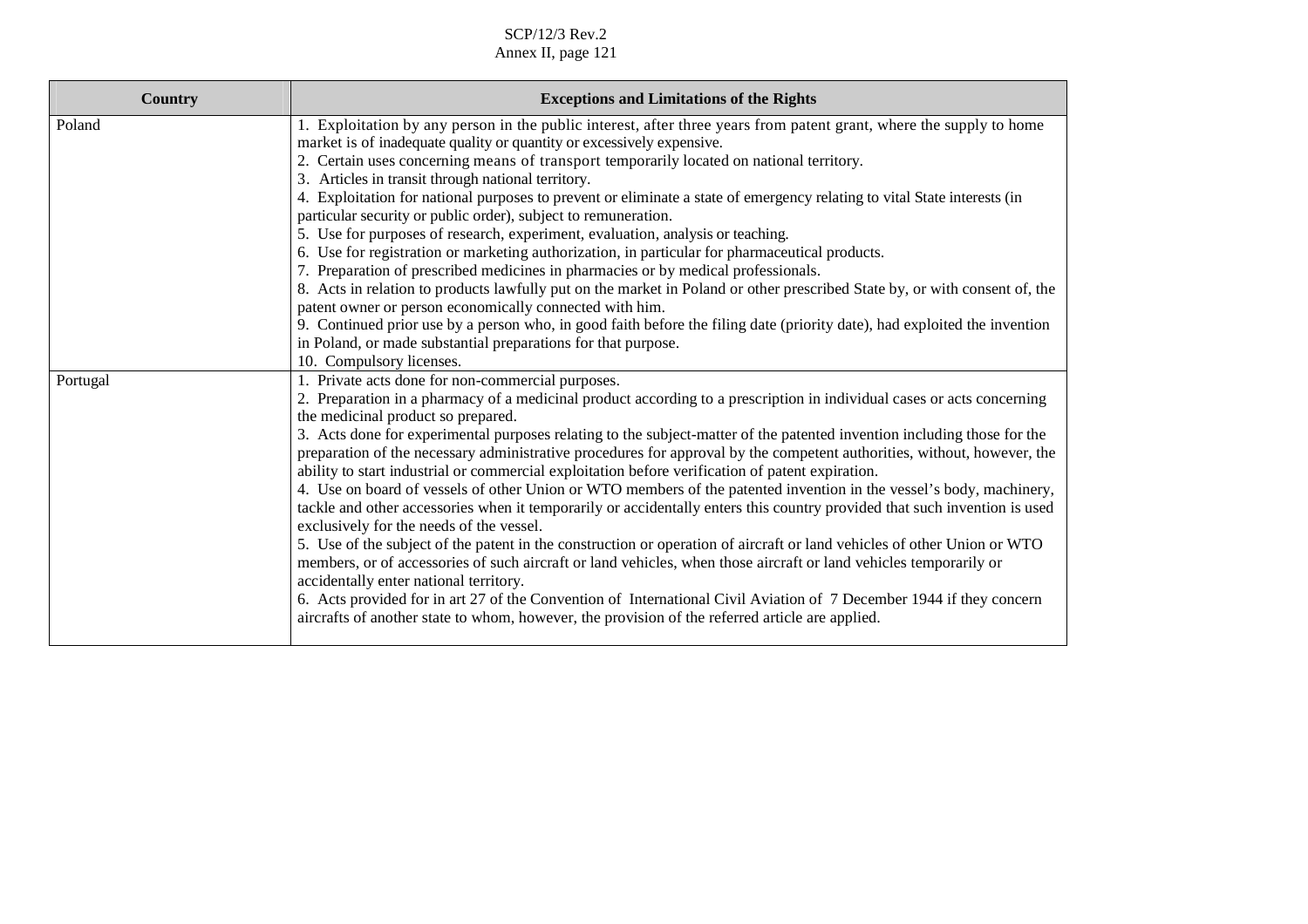| Country | Exceptions and Limitations of the Rights |
|---|---|
| Poland | 1. Exploitation by any person in the public interest, after three years from patent grant, where the supply to home market is of inadequate quality or quantity or excessively expensive.<br>2. Certain uses concerning means of transport temporarily located on national territory.<br>3. Articles in transit through national territory.<br>4. Exploitation for national purposes to prevent or eliminate a state of emergency relating to vital State interests (in particular security or public order), subject to remuneration.<br>5. Use for purposes of research, experiment, evaluation, analysis or teaching.<br>6. Use for registration or marketing authorization, in particular for pharmaceutical products.<br>7. Preparation of prescribed medicines in pharmacies or by medical professionals.<br>8. Acts in relation to products lawfully put on the market in Poland or other prescribed State by, or with consent of, the patent owner or person economically connected with him.<br>9. Continued prior use by a person who, in good faith before the filing date (priority date), had exploited the invention in Poland, or made substantial preparations for that purpose.<br>10. Compulsory licenses. |
| Portugal | 1. Private acts done for non-commercial purposes.<br>2. Preparation in a pharmacy of a medicinal product according to a prescription in individual cases or acts concerning the medicinal product so prepared.<br>3. Acts done for experimental purposes relating to the subject-matter of the patented invention including those for the preparation of the necessary administrative procedures for approval by the competent authorities, without, however, the ability to start industrial or commercial exploitation before verification of patent expiration.<br>4. Use on board of vessels of other Union or WTO members of the patented invention in the vessel's body, machinery, tackle and other accessories when it temporarily or accidentally enters this country provided that such invention is used exclusively for the needs of the vessel.<br>5. Use of the subject of the patent in the construction or operation of aircraft or land vehicles of other Union or WTO members, or of accessories of such aircraft or land vehicles, when those aircraft or land vehicles temporarily or accidentally enter national territory.<br>6. Acts provided for in art 27 of the Convention of International Civil Aviation of 7 December 1944 if they concern aircrafts of another state to whom, however, the provision of the referred article are applied. |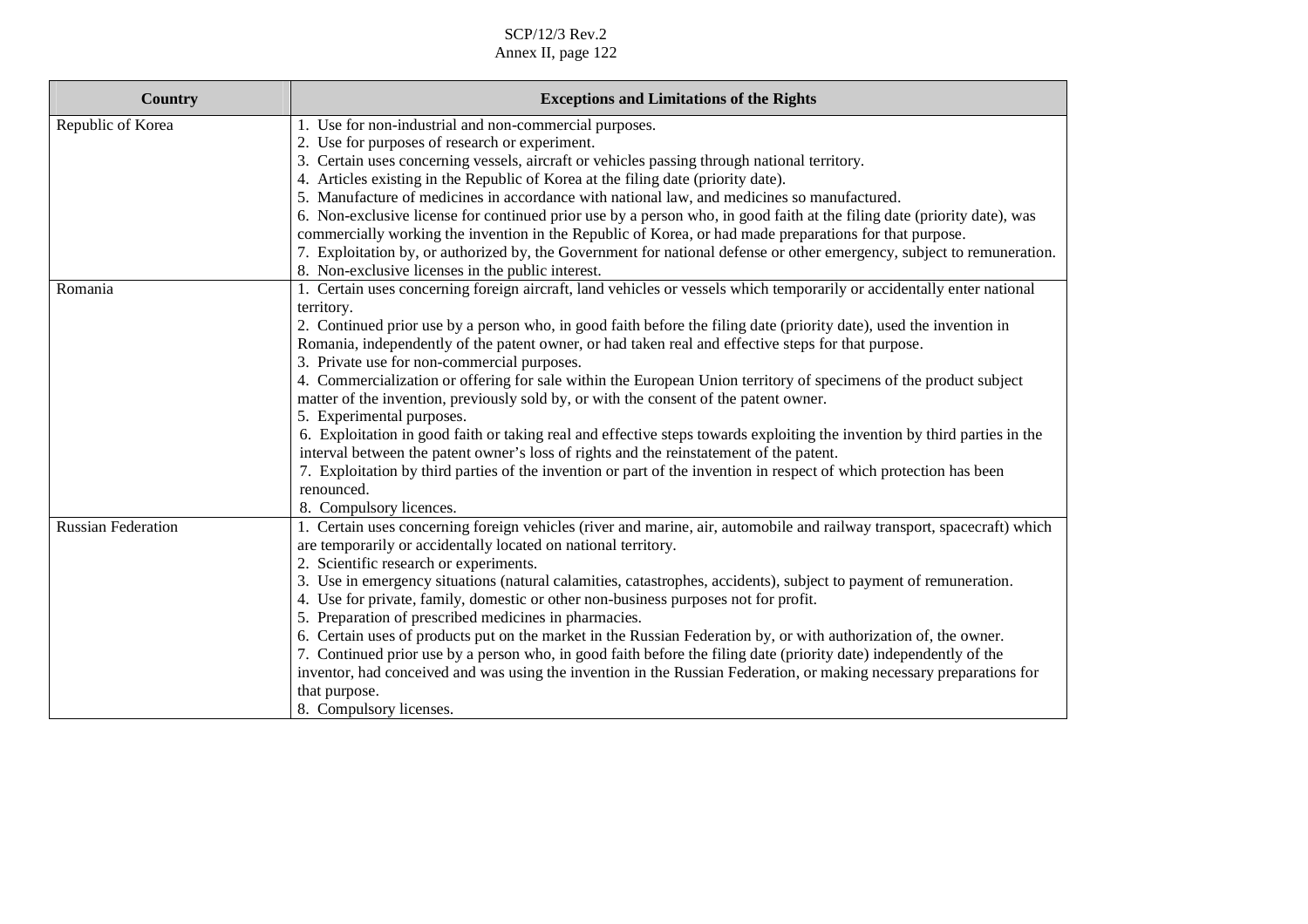| Country | Exceptions and Limitations of the Rights |
|---|---|
| Republic of Korea | 1. Use for non-industrial and non-commercial purposes.<br>2. Use for purposes of research or experiment.<br>3. Certain uses concerning vessels, aircraft or vehicles passing through national territory.<br>4. Articles existing in the Republic of Korea at the filing date (priority date).<br>5. Manufacture of medicines in accordance with national law, and medicines so manufactured.<br>6. Non-exclusive license for continued prior use by a person who, in good faith at the filing date (priority date), was commercially working the invention in the Republic of Korea, or had made preparations for that purpose.<br>7. Exploitation by, or authorized by, the Government for national defense or other emergency, subject to remuneration.<br>8. Non-exclusive licenses in the public interest. |
| Romania | 1. Certain uses concerning foreign aircraft, land vehicles or vessels which temporarily or accidentally enter national territory.<br>2. Continued prior use by a person who, in good faith before the filing date (priority date), used the invention in Romania, independently of the patent owner, or had taken real and effective steps for that purpose.<br>3. Private use for non-commercial purposes.<br>4. Commercialization or offering for sale within the European Union territory of specimens of the product subject matter of the invention, previously sold by, or with the consent of the patent owner.<br>5. Experimental purposes.<br>6. Exploitation in good faith or taking real and effective steps towards exploiting the invention by third parties in the interval between the patent owner's loss of rights and the reinstatement of the patent.<br>7. Exploitation by third parties of the invention or part of the invention in respect of which protection has been renounced.<br>8. Compulsory licences. |
| Russian Federation | 1. Certain uses concerning foreign vehicles (river and marine, air, automobile and railway transport, spacecraft) which are temporarily or accidentally located on national territory.<br>2. Scientific research or experiments.<br>3. Use in emergency situations (natural calamities, catastrophes, accidents), subject to payment of remuneration.<br>4. Use for private, family, domestic or other non-business purposes not for profit.<br>5. Preparation of prescribed medicines in pharmacies.<br>6. Certain uses of products put on the market in the Russian Federation by, or with authorization of, the owner.<br>7. Continued prior use by a person who, in good faith before the filing date (priority date) independently of the inventor, had conceived and was using the invention in the Russian Federation, or making necessary preparations for that purpose.<br>8. Compulsory licenses. |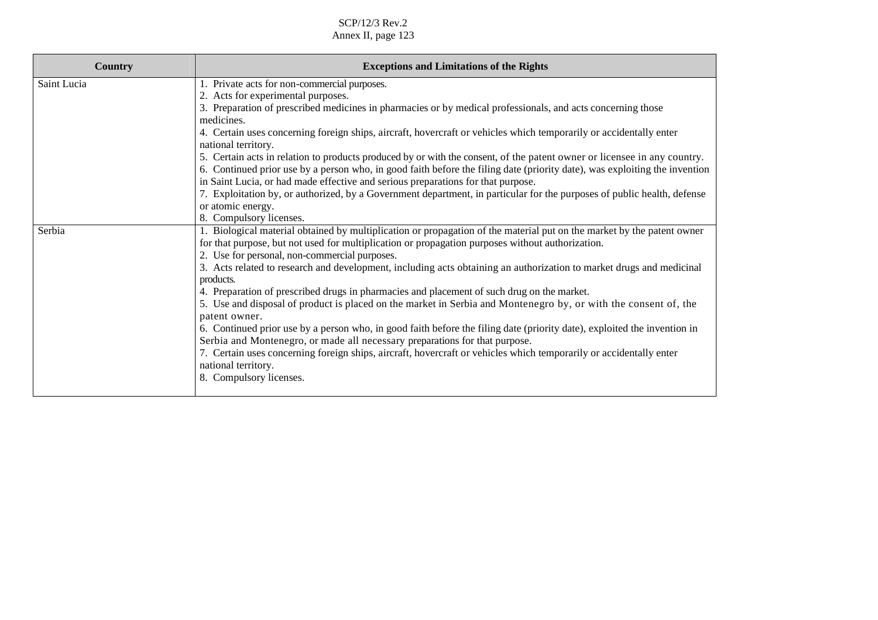| Country | Exceptions and Limitations of the Rights |
|---|---|
| Saint Lucia | 1. Private acts for non-commercial purposes.<br>2. Acts for experimental purposes.<br>3. Preparation of prescribed medicines in pharmacies or by medical professionals, and acts concerning those medicines.<br>4. Certain uses concerning foreign ships, aircraft, hovercraft or vehicles which temporarily or accidentally enter national territory.<br>5. Certain acts in relation to products produced by or with the consent, of the patent owner or licensee in any country.<br>6. Continued prior use by a person who, in good faith before the filing date (priority date), was exploiting the invention in Saint Lucia, or had made effective and serious preparations for that purpose.<br>7. Exploitation by, or authorized, by a Government department, in particular for the purposes of public health, defense or atomic energy.<br>8. Compulsory licenses. |
| Serbia | 1. Biological material obtained by multiplication or propagation of the material put on the market by the patent owner for that purpose, but not used for multiplication or propagation purposes without authorization.<br>2. Use for personal, non-commercial purposes.<br>3. Acts related to research and development, including acts obtaining an authorization to market drugs and medicinal products.<br>4. Preparation of prescribed drugs in pharmacies and placement of such drug on the market.<br>5. Use and disposal of product is placed on the market in Serbia and Montenegro by, or with the consent of, the patent owner.<br>6. Continued prior use by a person who, in good faith before the filing date (priority date), exploited the invention in Serbia and Montenegro, or made all necessary preparations for that purpose.<br>7. Certain uses concerning foreign ships, aircraft, hovercraft or vehicles which temporarily or accidentally enter national territory.<br>8. Compulsory licenses. |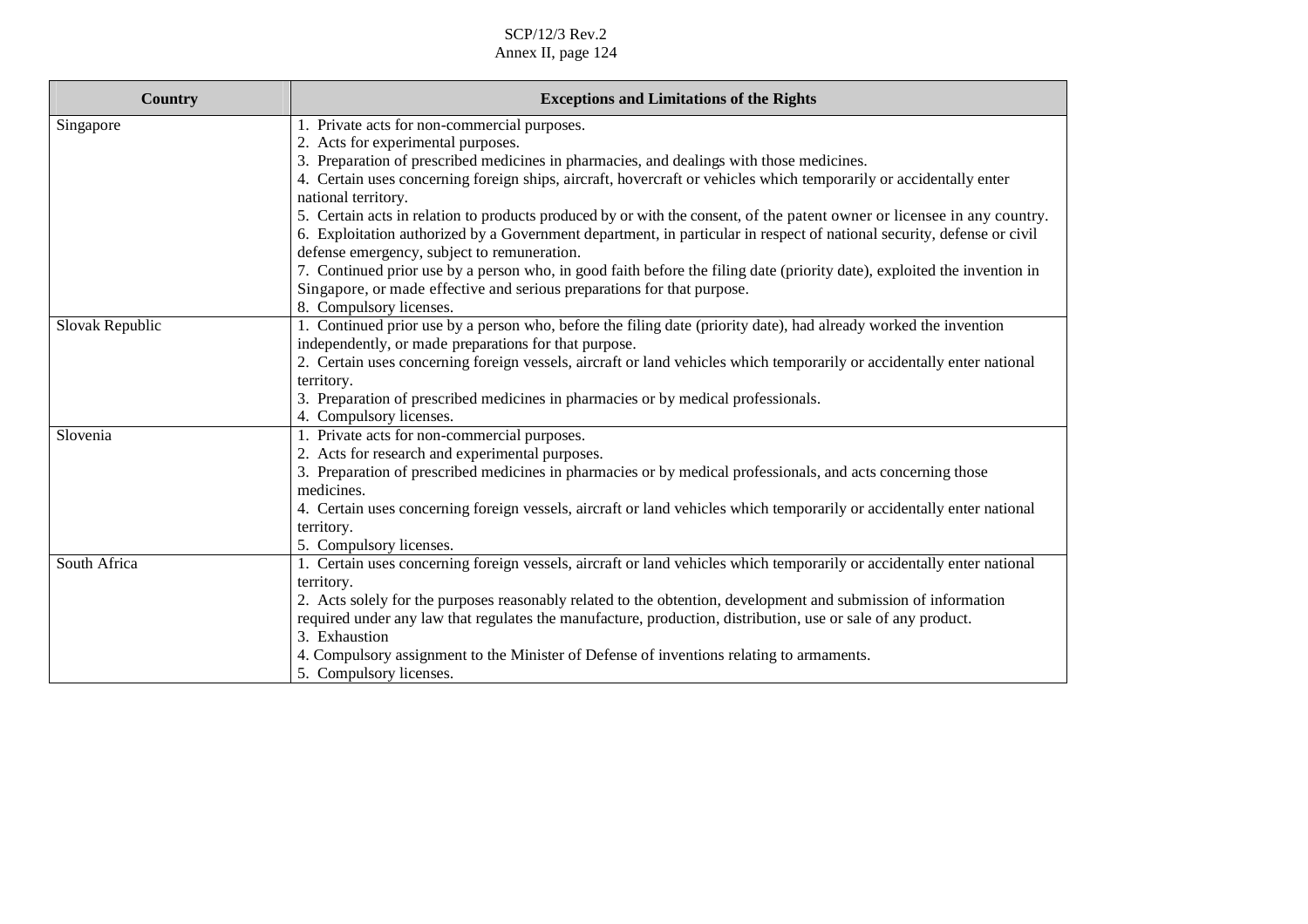| Country | Exceptions and Limitations of the Rights |
|---|---|
| Singapore | 1. Private acts for non-commercial purposes.<br>2. Acts for experimental purposes.<br>3. Preparation of prescribed medicines in pharmacies, and dealings with those medicines.<br>4. Certain uses concerning foreign ships, aircraft, hovercraft or vehicles which temporarily or accidentally enter national territory.<br>5. Certain acts in relation to products produced by or with the consent, of the patent owner or licensee in any country.<br>6. Exploitation authorized by a Government department, in particular in respect of national security, defense or civil defense emergency, subject to remuneration.<br>7. Continued prior use by a person who, in good faith before the filing date (priority date), exploited the invention in Singapore, or made effective and serious preparations for that purpose.<br>8. Compulsory licenses. |
| Slovak Republic | 1. Continued prior use by a person who, before the filing date (priority date), had already worked the invention independently, or made preparations for that purpose.<br>2. Certain uses concerning foreign vessels, aircraft or land vehicles which temporarily or accidentally enter national territory.<br>3. Preparation of prescribed medicines in pharmacies or by medical professionals.<br>4. Compulsory licenses. |
| Slovenia | 1. Private acts for non-commercial purposes.<br>2. Acts for research and experimental purposes.<br>3. Preparation of prescribed medicines in pharmacies or by medical professionals, and acts concerning those medicines.<br>4. Certain uses concerning foreign vessels, aircraft or land vehicles which temporarily or accidentally enter national territory.<br>5. Compulsory licenses. |
| South Africa | 1. Certain uses concerning foreign vessels, aircraft or land vehicles which temporarily or accidentally enter national territory.<br>2. Acts solely for the purposes reasonably related to the obtention, development and submission of information required under any law that regulates the manufacture, production, distribution, use or sale of any product.<br>3. Exhaustion<br>4. Compulsory assignment to the Minister of Defense of inventions relating to armaments.<br>5. Compulsory licenses. |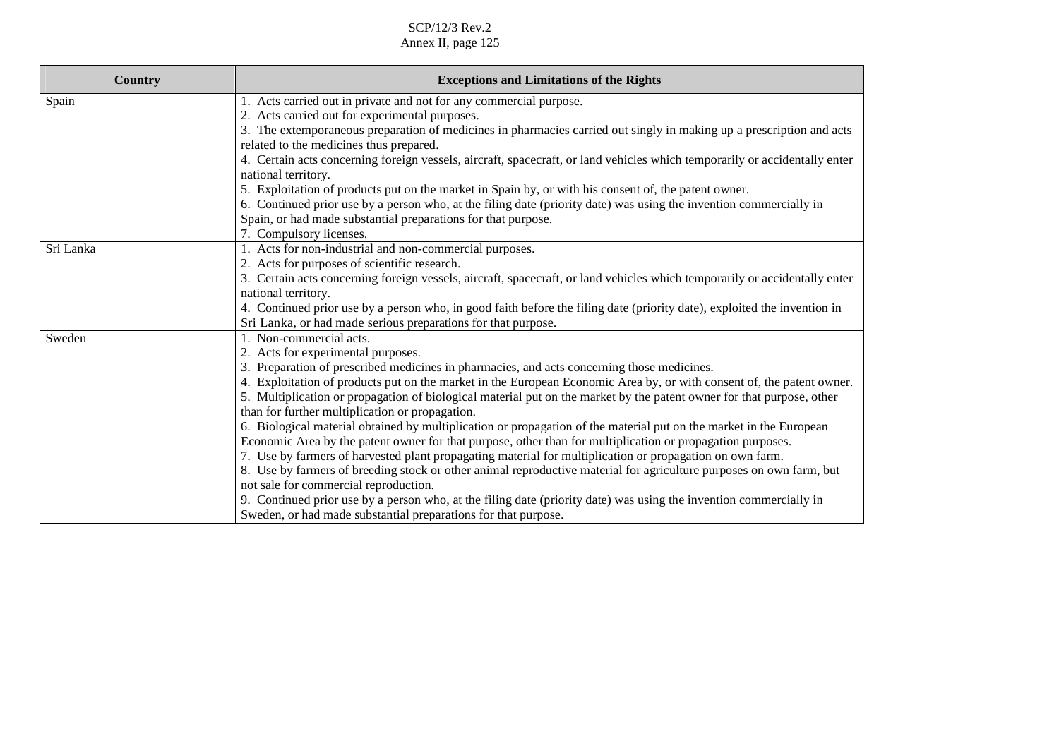| Country | Exceptions and Limitations of the Rights |
|---|---|
| Spain | 1. Acts carried out in private and not for any commercial purpose.<br>2. Acts carried out for experimental purposes.<br>3. The extemporaneous preparation of medicines in pharmacies carried out singly in making up a prescription and acts related to the medicines thus prepared.<br>4. Certain acts concerning foreign vessels, aircraft, spacecraft, or land vehicles which temporarily or accidentally enter national territory.<br>5. Exploitation of products put on the market in Spain by, or with his consent of, the patent owner.<br>6. Continued prior use by a person who, at the filing date (priority date) was using the invention commercially in Spain, or had made substantial preparations for that purpose.<br>7. Compulsory licenses. |
| Sri Lanka | 1. Acts for non-industrial and non-commercial purposes.<br>2. Acts for purposes of scientific research.<br>3. Certain acts concerning foreign vessels, aircraft, spacecraft, or land vehicles which temporarily or accidentally enter national territory.<br>4. Continued prior use by a person who, in good faith before the filing date (priority date), exploited the invention in Sri Lanka, or had made serious preparations for that purpose. |
| Sweden | 1. Non-commercial acts.<br>2. Acts for experimental purposes.<br>3. Preparation of prescribed medicines in pharmacies, and acts concerning those medicines.<br>4. Exploitation of products put on the market in the European Economic Area by, or with consent of, the patent owner.<br>5. Multiplication or propagation of biological material put on the market by the patent owner for that purpose, other than for further multiplication or propagation.<br>6. Biological material obtained by multiplication or propagation of the material put on the market in the European Economic Area by the patent owner for that purpose, other than for multiplication or propagation purposes.<br>7. Use by farmers of harvested plant propagating material for multiplication or propagation on own farm.<br>8. Use by farmers of breeding stock or other animal reproductive material for agriculture purposes on own farm, but not sale for commercial reproduction.<br>9. Continued prior use by a person who, at the filing date (priority date) was using the invention commercially in Sweden, or had made substantial preparations for that purpose. |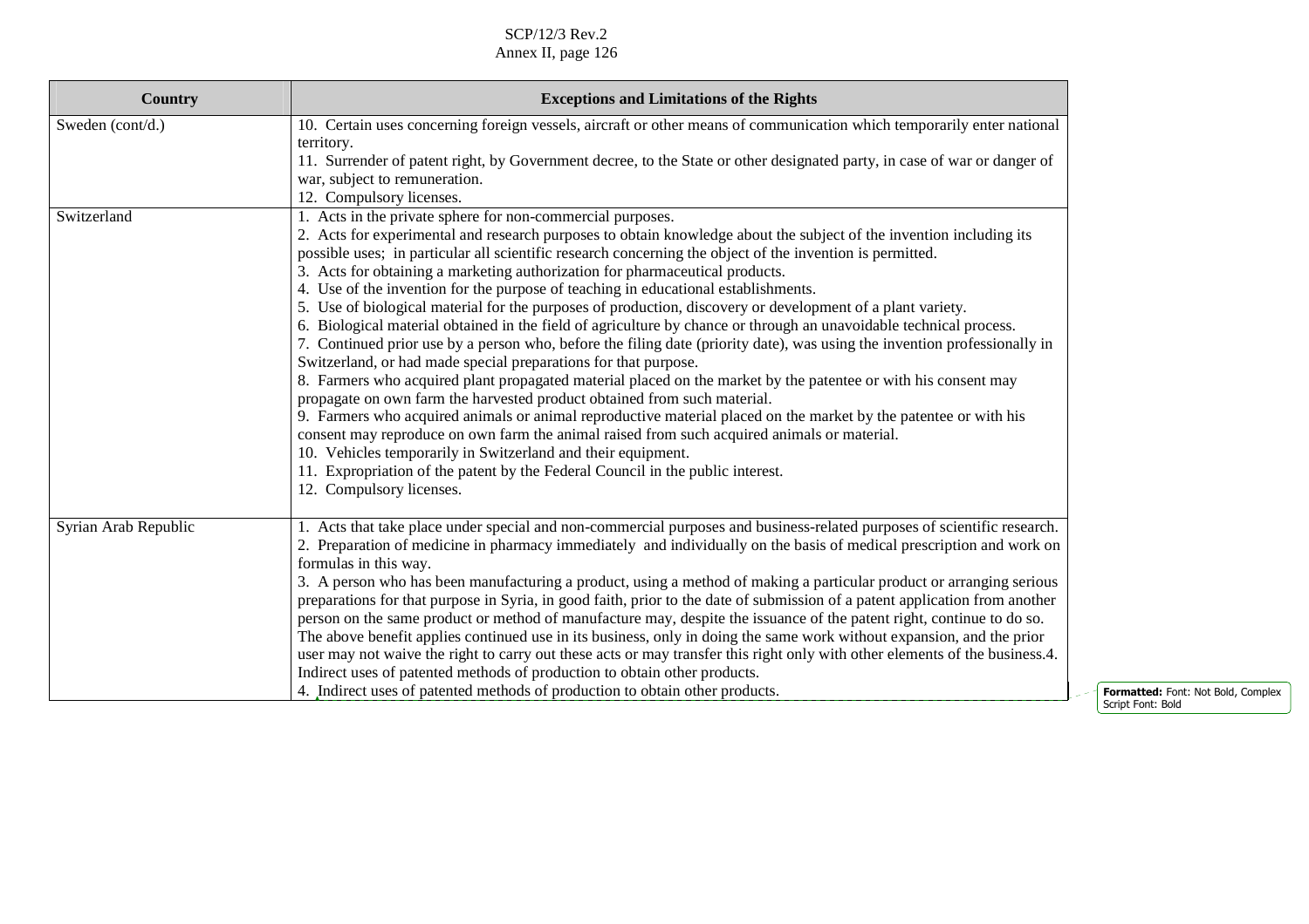| Country | Exceptions and Limitations of the Rights |
|---|---|
| Sweden (cont/d.) | 10. Certain uses concerning foreign vessels, aircraft or other means of communication which temporarily enter national territory.<br>11. Surrender of patent right, by Government decree, to the State or other designated party, in case of war or danger of war, subject to remuneration.<br>12. Compulsory licenses. |
| Switzerland | 1. Acts in the private sphere for non-commercial purposes.<br>2. Acts for experimental and research purposes to obtain knowledge about the subject of the invention including its possible uses; in particular all scientific research concerning the object of the invention is permitted.<br>3. Acts for obtaining a marketing authorization for pharmaceutical products.<br>4. Use of the invention for the purpose of teaching in educational establishments.<br>5. Use of biological material for the purposes of production, discovery or development of a plant variety.<br>6. Biological material obtained in the field of agriculture by chance or through an unavoidable technical process.<br>7. Continued prior use by a person who, before the filing date (priority date), was using the invention professionally in Switzerland, or had made special preparations for that purpose.<br>8. Farmers who acquired plant propagated material placed on the market by the patentee or with his consent may propagate on own farm the harvested product obtained from such material.<br>9. Farmers who acquired animals or animal reproductive material placed on the market by the patentee or with his consent may reproduce on own farm the animal raised from such acquired animals or material.<br>10. Vehicles temporarily in Switzerland and their equipment.<br>11. Expropriation of the patent by the Federal Council in the public interest.<br>12. Compulsory licenses. |
| Syrian Arab Republic | 1. Acts that take place under special and non-commercial purposes and business-related purposes of scientific research.<br>2. Preparation of medicine in pharmacy immediately and individually on the basis of medical prescription and work on formulas in this way.<br>3. A person who has been manufacturing a product, using a method of making a particular product or arranging serious preparations for that purpose in Syria, in good faith, prior to the date of submission of a patent application from another person on the same product or method of manufacture may, despite the issuance of the patent right, continue to do so. The above benefit applies continued use in its business, only in doing the same work without expansion, and the prior user may not waive the right to carry out these acts or may transfer this right only with other elements of the business.4. Indirect uses of patented methods of production to obtain other products.<br>4. Indirect uses of patented methods of production to obtain other products. |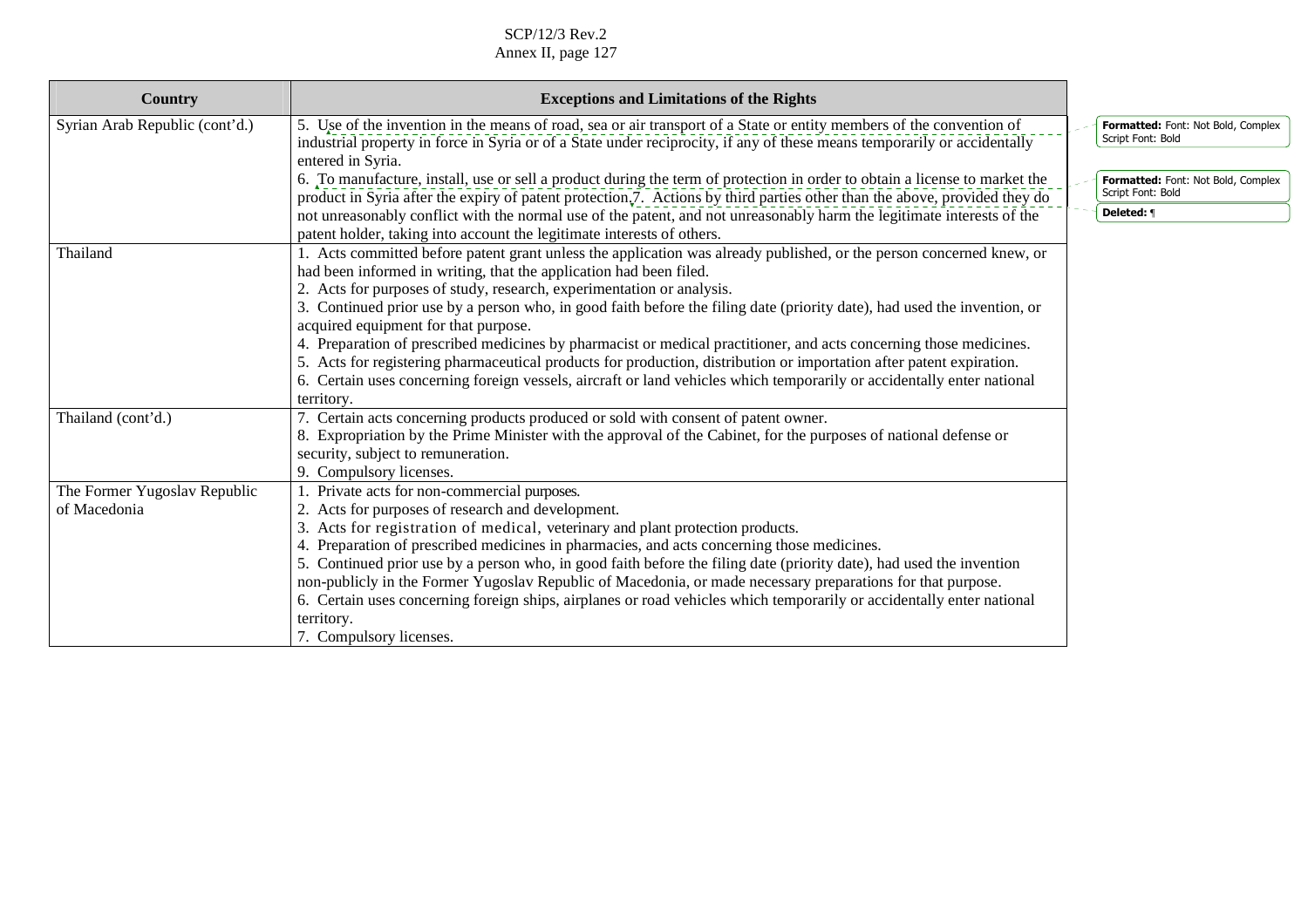| Country | Exceptions and Limitations of the Rights |
|---|---|
| Syrian Arab Republic (cont'd.) | 5. Use of the invention in the means of road, sea or air transport of a State or entity members of the convention of industrial property in force in Syria or of a State under reciprocity, if any of these means temporarily or accidentally entered in Syria.<br>6. To manufacture, install, use or sell a product during the term of protection in order to obtain a license to market the product in Syria after the expiry of patent protection.7. Actions by third parties other than the above, provided they do not unreasonably conflict with the normal use of the patent, and not unreasonably harm the legitimate interests of the patent holder, taking into account the legitimate interests of others. |
| Thailand | 1. Acts committed before patent grant unless the application was already published, or the person concerned knew, or had been informed in writing, that the application had been filed.<br>2. Acts for purposes of study, research, experimentation or analysis.<br>3. Continued prior use by a person who, in good faith before the filing date (priority date), had used the invention, or acquired equipment for that purpose.<br>4. Preparation of prescribed medicines by pharmacist or medical practitioner, and acts concerning those medicines.<br>5. Acts for registering pharmaceutical products for production, distribution or importation after patent expiration.<br>6. Certain uses concerning foreign vessels, aircraft or land vehicles which temporarily or accidentally enter national territory. |
| Thailand (cont'd.) | 7. Certain acts concerning products produced or sold with consent of patent owner.<br>8. Expropriation by the Prime Minister with the approval of the Cabinet, for the purposes of national defense or security, subject to remuneration.<br>9. Compulsory licenses. |
| The Former Yugoslav Republic of Macedonia | 1. Private acts for non-commercial purposes.<br>2. Acts for purposes of research and development.<br>3. Acts for registration of medical, veterinary and plant protection products.<br>4. Preparation of prescribed medicines in pharmacies, and acts concerning those medicines.<br>5. Continued prior use by a person who, in good faith before the filing date (priority date), had used the invention non-publicly in the Former Yugoslav Republic of Macedonia, or made necessary preparations for that purpose.<br>6. Certain uses concerning foreign ships, airplanes or road vehicles which temporarily or accidentally enter national territory.<br>7. Compulsory licenses. |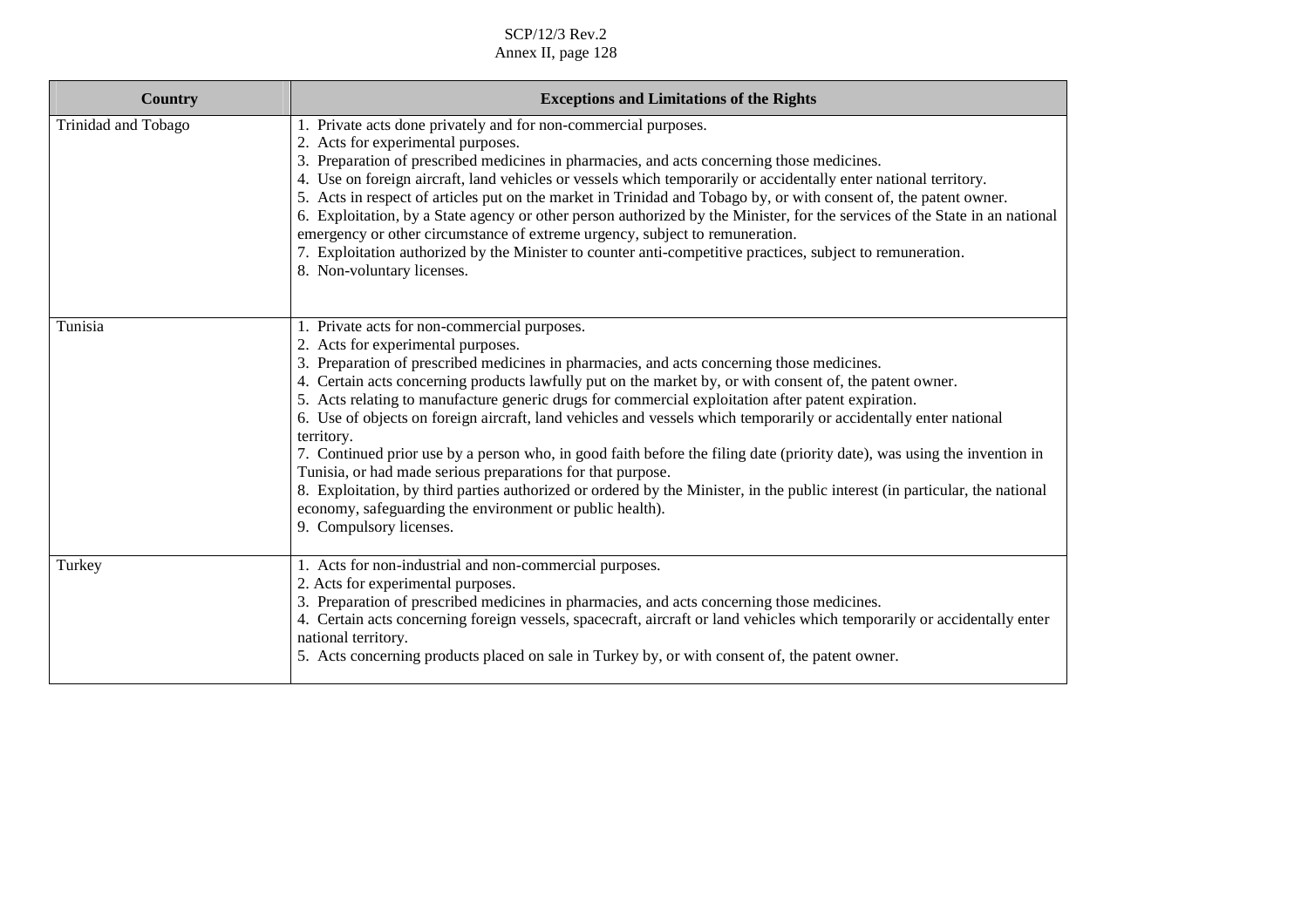| Country | Exceptions and Limitations of the Rights |
|---|---|
| Trinidad and Tobago | 1. Private acts done privately and for non-commercial purposes.<br>2. Acts for experimental purposes.<br>3. Preparation of prescribed medicines in pharmacies, and acts concerning those medicines.<br>4. Use on foreign aircraft, land vehicles or vessels which temporarily or accidentally enter national territory.<br>5. Acts in respect of articles put on the market in Trinidad and Tobago by, or with consent of, the patent owner.<br>6. Exploitation, by a State agency or other person authorized by the Minister, for the services of the State in an national emergency or other circumstance of extreme urgency, subject to remuneration.<br>7. Exploitation authorized by the Minister to counter anti-competitive practices, subject to remuneration.<br>8. Non-voluntary licenses. |
| Tunisia | 1. Private acts for non-commercial purposes.<br>2. Acts for experimental purposes.<br>3. Preparation of prescribed medicines in pharmacies, and acts concerning those medicines.<br>4. Certain acts concerning products lawfully put on the market by, or with consent of, the patent owner.<br>5. Acts relating to manufacture generic drugs for commercial exploitation after patent expiration.<br>6. Use of objects on foreign aircraft, land vehicles and vessels which temporarily or accidentally enter national territory.<br>7. Continued prior use by a person who, in good faith before the filing date (priority date), was using the invention in Tunisia, or had made serious preparations for that purpose.<br>8. Exploitation, by third parties authorized or ordered by the Minister, in the public interest (in particular, the national economy, safeguarding the environment or public health).<br>9. Compulsory licenses. |
| Turkey | 1. Acts for non-industrial and non-commercial purposes.<br>2. Acts for experimental purposes.<br>3. Preparation of prescribed medicines in pharmacies, and acts concerning those medicines.<br>4. Certain acts concerning foreign vessels, spacecraft, aircraft or land vehicles which temporarily or accidentally enter national territory.<br>5. Acts concerning products placed on sale in Turkey by, or with consent of, the patent owner. |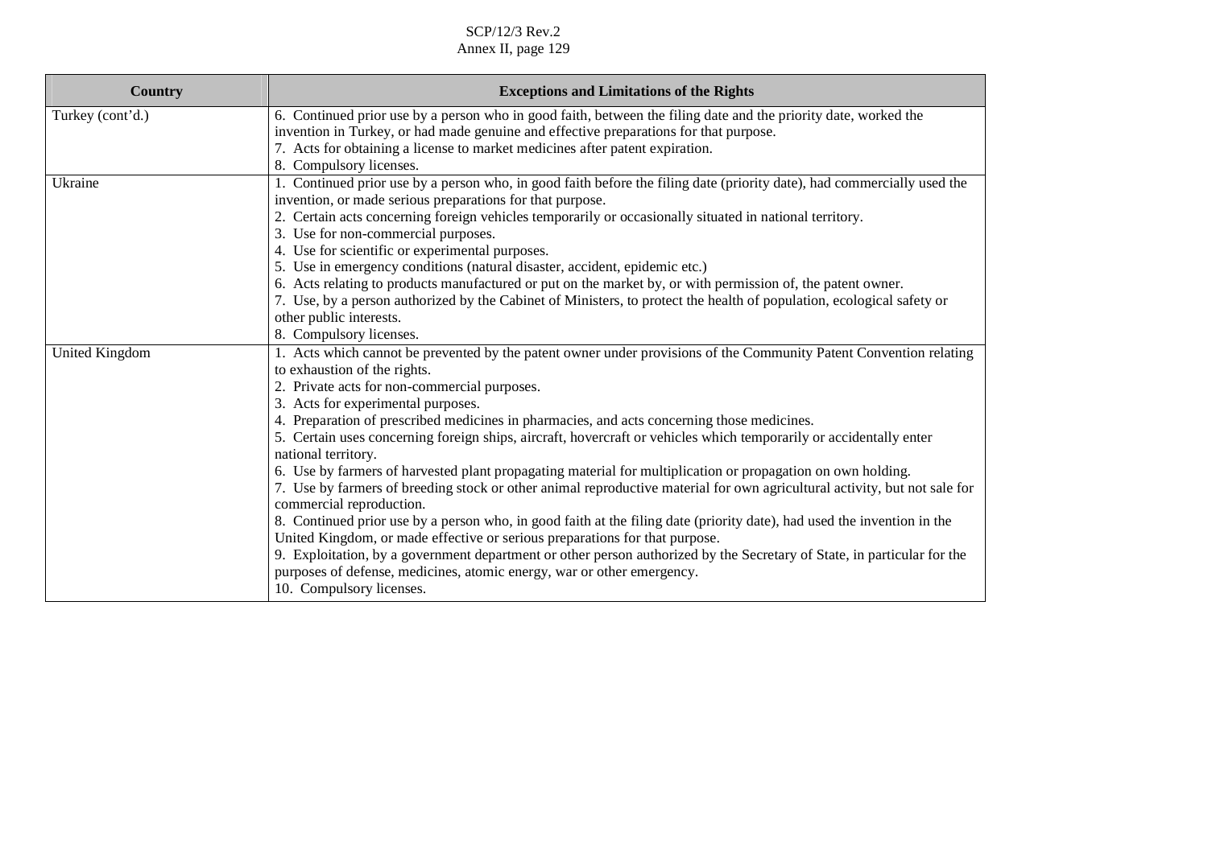| Country | Exceptions and Limitations of the Rights |
|---|---|
| Turkey (cont'd.) | 6. Continued prior use by a person who in good faith, between the filing date and the priority date, worked the invention in Turkey, or had made genuine and effective preparations for that purpose.<br>7. Acts for obtaining a license to market medicines after patent expiration.<br>8. Compulsory licenses. |
| Ukraine | 1. Continued prior use by a person who, in good faith before the filing date (priority date), had commercially used the invention, or made serious preparations for that purpose.<br>2. Certain acts concerning foreign vehicles temporarily or occasionally situated in national territory.<br>3. Use for non-commercial purposes.<br>4. Use for scientific or experimental purposes.<br>5. Use in emergency conditions (natural disaster, accident, epidemic etc.)<br>6. Acts relating to products manufactured or put on the market by, or with permission of, the patent owner.<br>7. Use, by a person authorized by the Cabinet of Ministers, to protect the health of population, ecological safety or other public interests.<br>8. Compulsory licenses. |
| United Kingdom | 1. Acts which cannot be prevented by the patent owner under provisions of the Community Patent Convention relating to exhaustion of the rights.<br>2. Private acts for non-commercial purposes.<br>3. Acts for experimental purposes.<br>4. Preparation of prescribed medicines in pharmacies, and acts concerning those medicines.<br>5. Certain uses concerning foreign ships, aircraft, hovercraft or vehicles which temporarily or accidentally enter national territory.<br>6. Use by farmers of harvested plant propagating material for multiplication or propagation on own holding.<br>7. Use by farmers of breeding stock or other animal reproductive material for own agricultural activity, but not sale for commercial reproduction.<br>8. Continued prior use by a person who, in good faith at the filing date (priority date), had used the invention in the United Kingdom, or made effective or serious preparations for that purpose.<br>9. Exploitation, by a government department or other person authorized by the Secretary of State, in particular for the purposes of defense, medicines, atomic energy, war or other emergency.<br>10. Compulsory licenses. |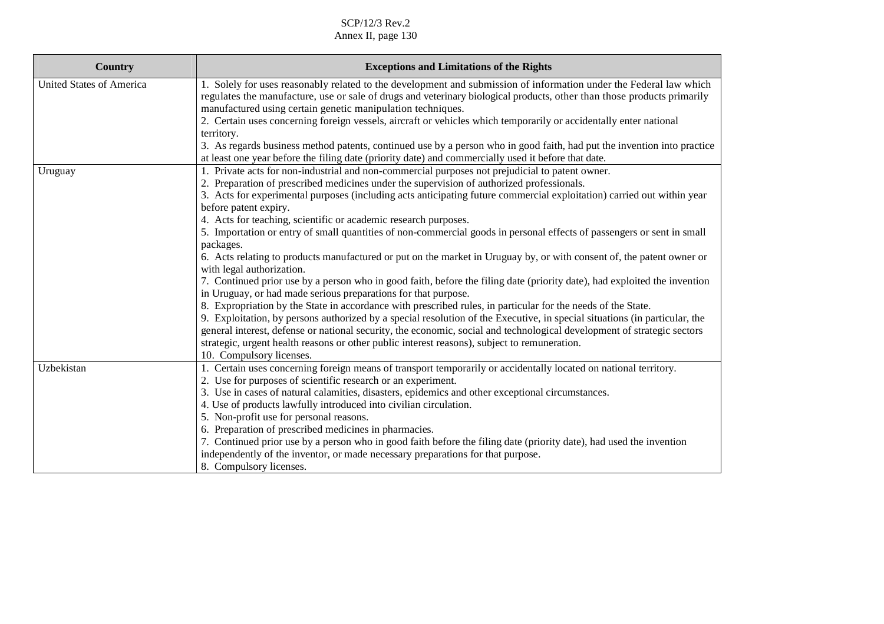| Country | Exceptions and Limitations of the Rights |
| --- | --- |
| United States of America | 1. Solely for uses reasonably related to the development and submission of information under the Federal law which regulates the manufacture, use or sale of drugs and veterinary biological products, other than those products primarily manufactured using certain genetic manipulation techniques.<br>2. Certain uses concerning foreign vessels, aircraft or vehicles which temporarily or accidentally enter national territory.<br>3. As regards business method patents, continued use by a person who in good faith, had put the invention into practice at least one year before the filing date (priority date) and commercially used it before that date. |
| Uruguay | 1. Private acts for non-industrial and non-commercial purposes not prejudicial to patent owner.<br>2. Preparation of prescribed medicines under the supervision of authorized professionals.<br>3. Acts for experimental purposes (including acts anticipating future commercial exploitation) carried out within year before patent expiry.<br>4. Acts for teaching, scientific or academic research purposes.<br>5. Importation or entry of small quantities of non-commercial goods in personal effects of passengers or sent in small packages.<br>6. Acts relating to products manufactured or put on the market in Uruguay by, or with consent of, the patent owner or with legal authorization.<br>7. Continued prior use by a person who in good faith, before the filing date (priority date), had exploited the invention in Uruguay, or had made serious preparations for that purpose.<br>8. Expropriation by the State in accordance with prescribed rules, in particular for the needs of the State.<br>9. Exploitation, by persons authorized by a special resolution of the Executive, in special situations (in particular, the general interest, defense or national security, the economic, social and technological development of strategic sectors strategic, urgent health reasons or other public interest reasons), subject to remuneration.<br>10. Compulsory licenses. |
| Uzbekistan | 1. Certain uses concerning foreign means of transport temporarily or accidentally located on national territory.<br>2. Use for purposes of scientific research or an experiment.<br>3. Use in cases of natural calamities, disasters, epidemics and other exceptional circumstances.<br>4. Use of products lawfully introduced into civilian circulation.<br>5. Non-profit use for personal reasons.<br>6. Preparation of prescribed medicines in pharmacies.<br>7. Continued prior use by a person who in good faith before the filing date (priority date), had used the invention independently of the inventor, or made necessary preparations for that purpose.<br>8. Compulsory licenses. |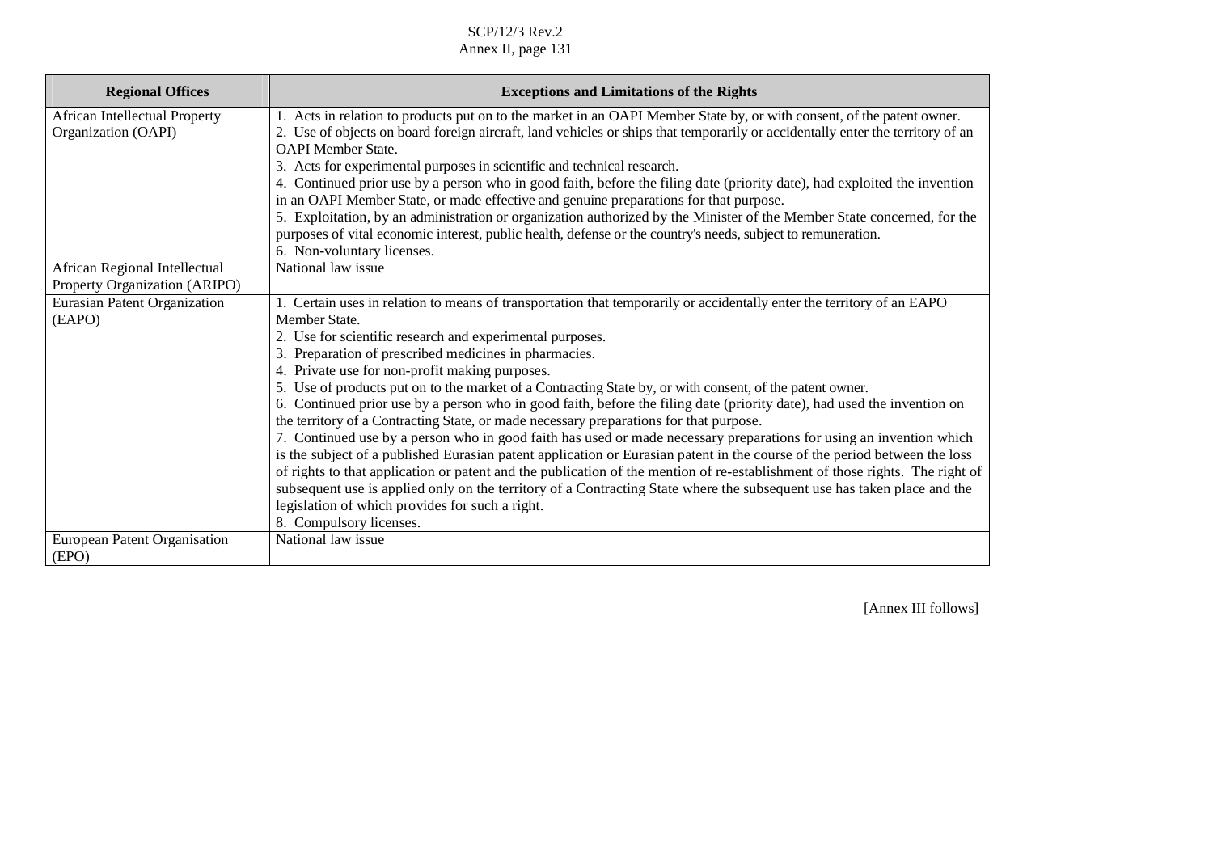| Regional Offices | Exceptions and Limitations of the Rights |
|---|---|
| African Intellectual Property Organization (OAPI) | 1. Acts in relation to products put on to the market in an OAPI Member State by, or with consent, of the patent owner.<br>2. Use of objects on board foreign aircraft, land vehicles or ships that temporarily or accidentally enter the territory of an OAPI Member State.<br>3. Acts for experimental purposes in scientific and technical research.<br>4. Continued prior use by a person who in good faith, before the filing date (priority date), had exploited the invention in an OAPI Member State, or made effective and genuine preparations for that purpose.<br>5. Exploitation, by an administration or organization authorized by the Minister of the Member State concerned, for the purposes of vital economic interest, public health, defense or the country's needs, subject to remuneration.<br>6. Non-voluntary licenses. |
| African Regional Intellectual Property Organization (ARIPO) | National law issue |
| Eurasian Patent Organization (EAPO) | 1. Certain uses in relation to means of transportation that temporarily or accidentally enter the territory of an EAPO Member State.<br>2. Use for scientific research and experimental purposes.<br>3. Preparation of prescribed medicines in pharmacies.<br>4. Private use for non-profit making purposes.<br>5. Use of products put on to the market of a Contracting State by, or with consent, of the patent owner.<br>6. Continued prior use by a person who in good faith, before the filing date (priority date), had used the invention on the territory of a Contracting State, or made necessary preparations for that purpose.<br>7. Continued use by a person who in good faith has used or made necessary preparations for using an invention which is the subject of a published Eurasian patent application or Eurasian patent in the course of the period between the loss of rights to that application or patent and the publication of the mention of re-establishment of those rights. The right of subsequent use is applied only on the territory of a Contracting State where the subsequent use has taken place and the legislation of which provides for such a right.<br>8. Compulsory licenses. |
| European Patent Organisation (EPO) | National law issue |

[Annex III follows]